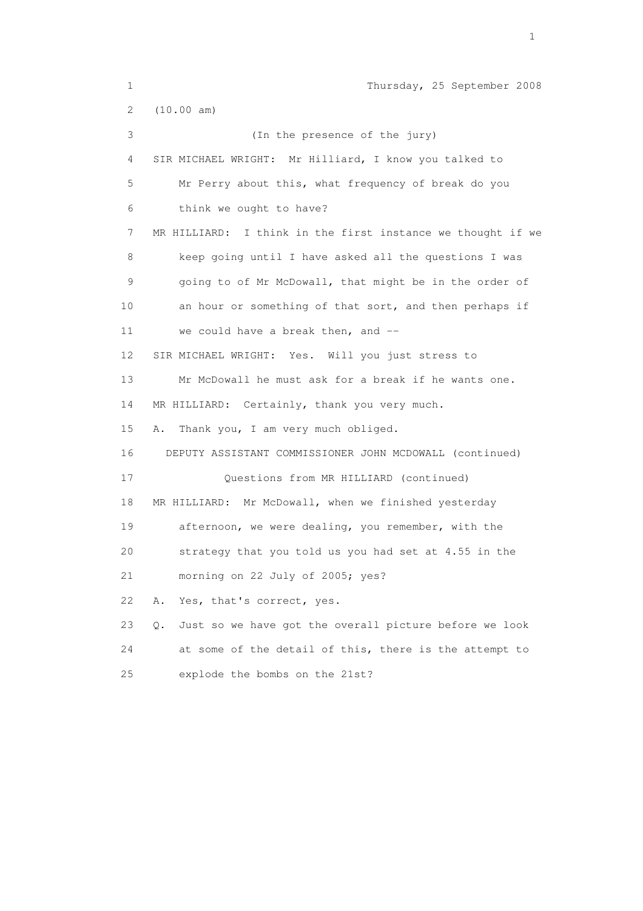Thursday, 25 September 2008

(10.00 am)

(In the presence of the jury)

SIR MICHAEL WRIGHT: Mr Hilliard, I know you talked to Mr Perry about this, what frequency of break do you think we ought to have?

MR HILLIARD: I think in the first instance we thought if we keep going until I have asked all the questions I was going to of Mr McDowall, that might be in the order of an hour or something of that sort, and then perhaps if we could have a break then, and --

SIR MICHAEL WRIGHT: Yes. Will you just stress to Mr McDowall he must ask for a break if he wants one.

MR HILLIARD: Certainly, thank you very much.

A. Thank you, I am very much obliged.

DEPUTY ASSISTANT COMMISSIONER JOHN MCDOWALL (continued)

Questions from MR HILLIARD (continued)

MR HILLIARD: Mr McDowall, when we finished yesterday afternoon, we were dealing, you remember, with the strategy that you told us you had set at 4.55 in the morning on 22 July of 2005; yes?

A. Yes, that's correct, yes.

Q. Just so we have got the overall picture before we look at some of the detail of this, there is the attempt to explode the bombs on the 21st?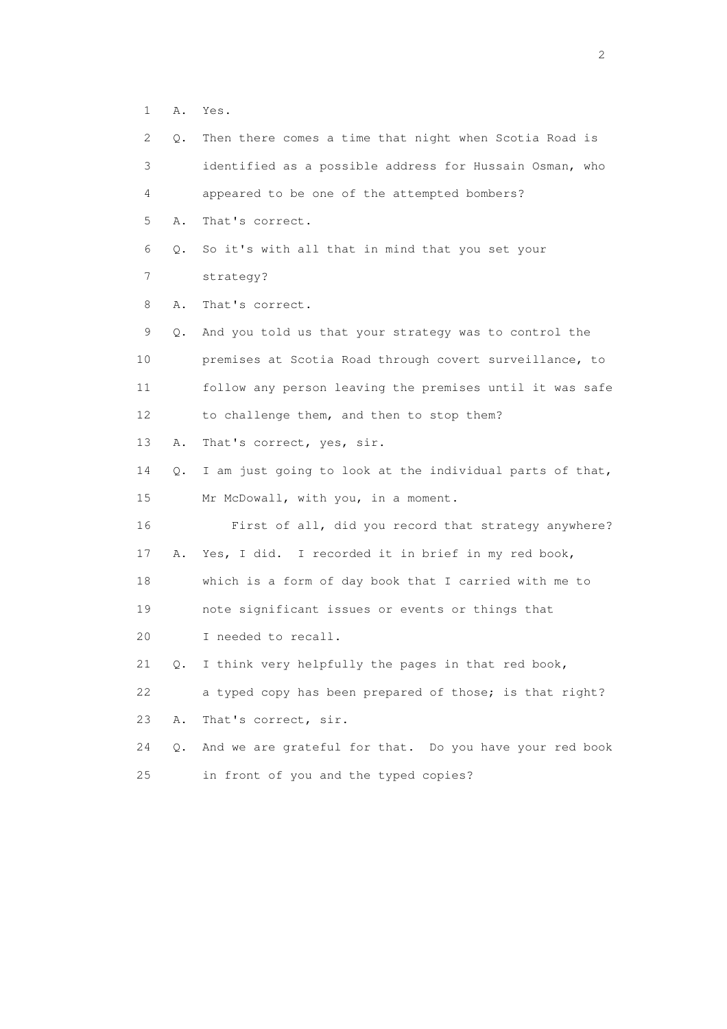1 A. Yes.

2 Q. Then there comes a time that night when Scotia Road is

3 identified as a possible address for Hussain Osman, who

4 appeared to be one of the attempted bombers?

5 A. That's correct.

6 Q. So it's with all that in mind that you set your

7 strategy?

8 A. That's correct.

9 Q. And you told us that your strategy was to control the

10 premises at Scotia Road through covert surveillance, to

11 follow any person leaving the premises until it was safe

12 to challenge them, and then to stop them?

13 A. That's correct, yes, sir.

14 Q. I am just going to look at the individual parts of that,

15 Mr McDowall, with you, in a moment.

16 First of all, did you record that strategy anywhere?

17 A. Yes, I did. I recorded it in brief in my red book,

18 which is a form of day book that I carried with me to

19 note significant issues or events or things that

20 I needed to recall.

21 Q. I think very helpfully the pages in that red book,

22 a typed copy has been prepared of those; is that right?

23 A. That's correct, sir.

24 Q. And we are grateful for that. Do you have your red book

25 in front of you and the typed copies?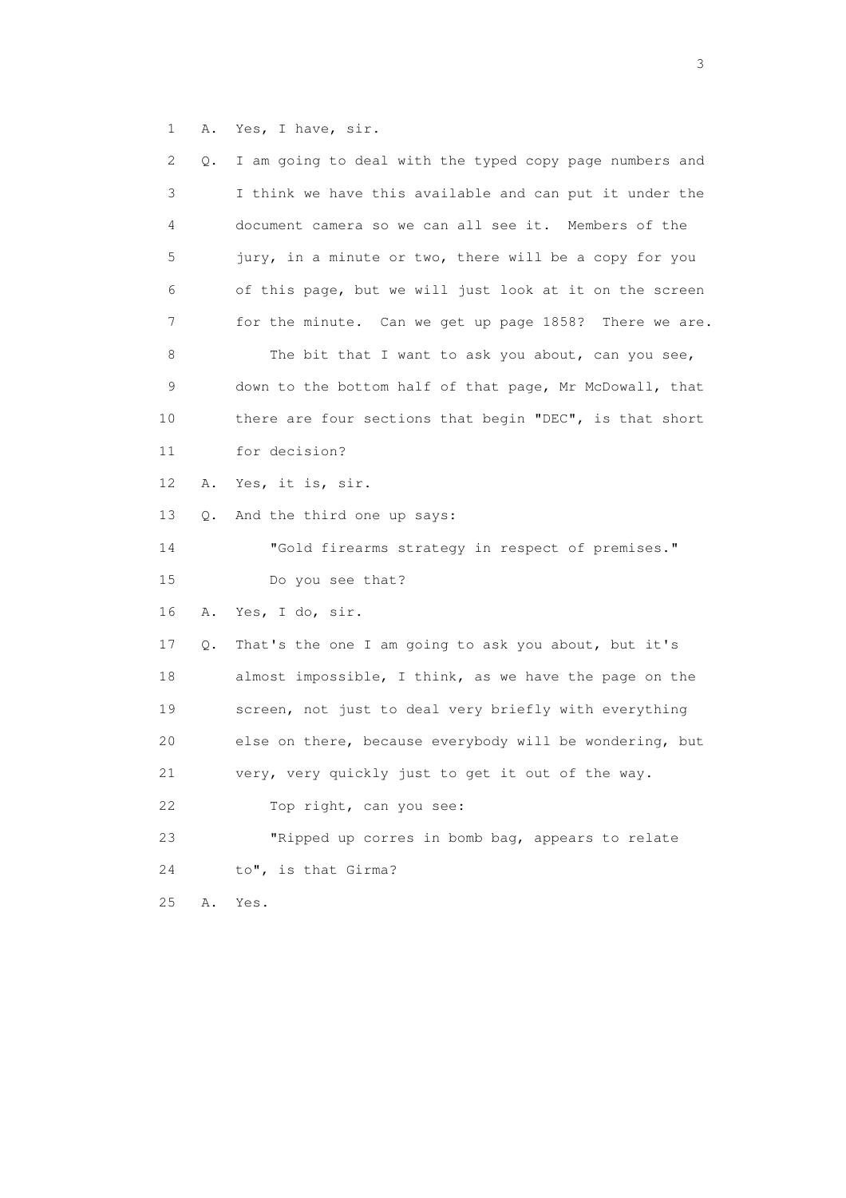1 A. Yes, I have, sir.

2 Q. I am going to deal with the typed copy page numbers and

3 I think we have this available and can put it under the

4 document camera so we can all see it. Members of the

5 jury, in a minute or two, there will be a copy for you

6 of this page, but we will just look at it on the screen

7 for the minute. Can we get up page 1858? There we are.

8 The bit that I want to ask you about, can you see,

9 down to the bottom half of that page, Mr McDowall, that

10 there are four sections that begin "DEC", is that short

11 for decision?

12 A. Yes, it is, sir.

13 Q. And the third one up says:

14 "Gold firearms strategy in respect of premises."

15 Do you see that?

16 A. Yes, I do, sir.

17 Q. That's the one I am going to ask you about, but it's

18 almost impossible, I think, as we have the page on the

19 screen, not just to deal very briefly with everything

20 else on there, because everybody will be wondering, but

21 very, very quickly just to get it out of the way.

22 Top right, can you see:

23 "Ripped up corres in bomb bag, appears to relate

24 to", is that Girma?

25 A. Yes.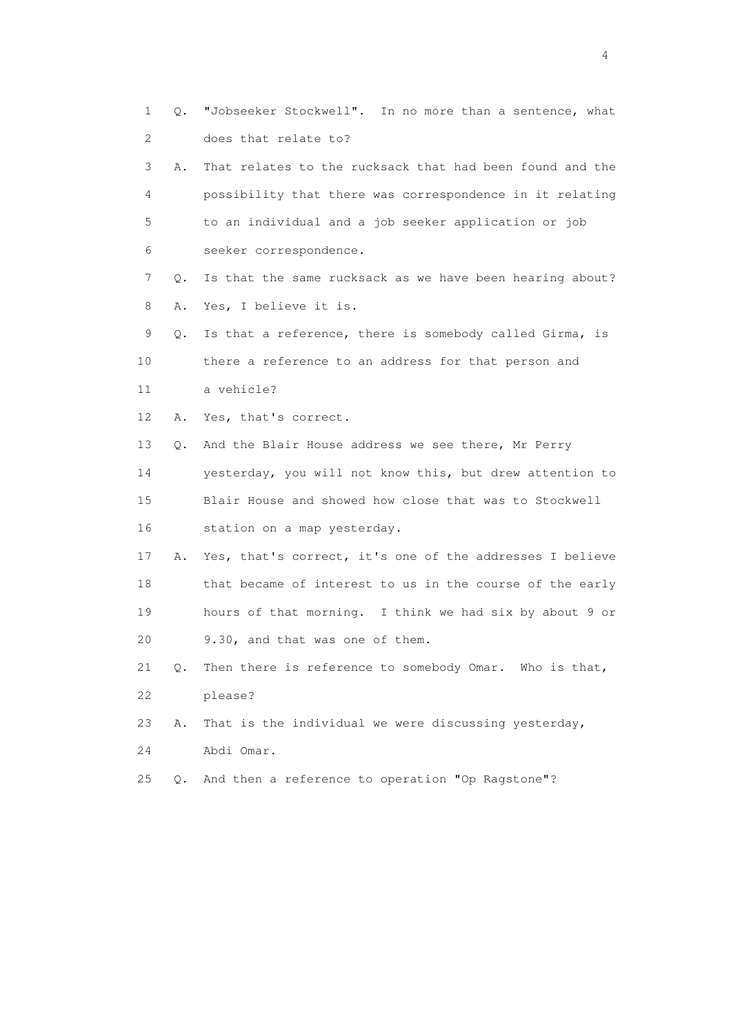1 Q. "Jobseeker Stockwell". In no more than a sentence, what
2 does that relate to?

3 A. That relates to the rucksack that had been found and the
4 possibility that there was correspondence in it relating
5 to an individual and a job seeker application or job
6 seeker correspondence.

7 Q. Is that the same rucksack as we have been hearing about?

8 A. Yes, I believe it is.

9 Q. Is that a reference, there is somebody called Girma, is
10 there a reference to an address for that person and
11 a vehicle?

12 A. Yes, that's correct.

13 Q. And the Blair House address we see there, Mr Perry
14 yesterday, you will not know this, but drew attention to
15 Blair House and showed how close that was to Stockwell
16 station on a map yesterday.

17 A. Yes, that's correct, it's one of the addresses I believe
18 that became of interest to us in the course of the early
19 hours of that morning. I think we had six by about 9 or
20 9.30, and that was one of them.

21 Q. Then there is reference to somebody Omar. Who is that,
22 please?

23 A. That is the individual we were discussing yesterday,
24 Abdi Omar.

25 Q. And then a reference to operation "Op Ragstone"?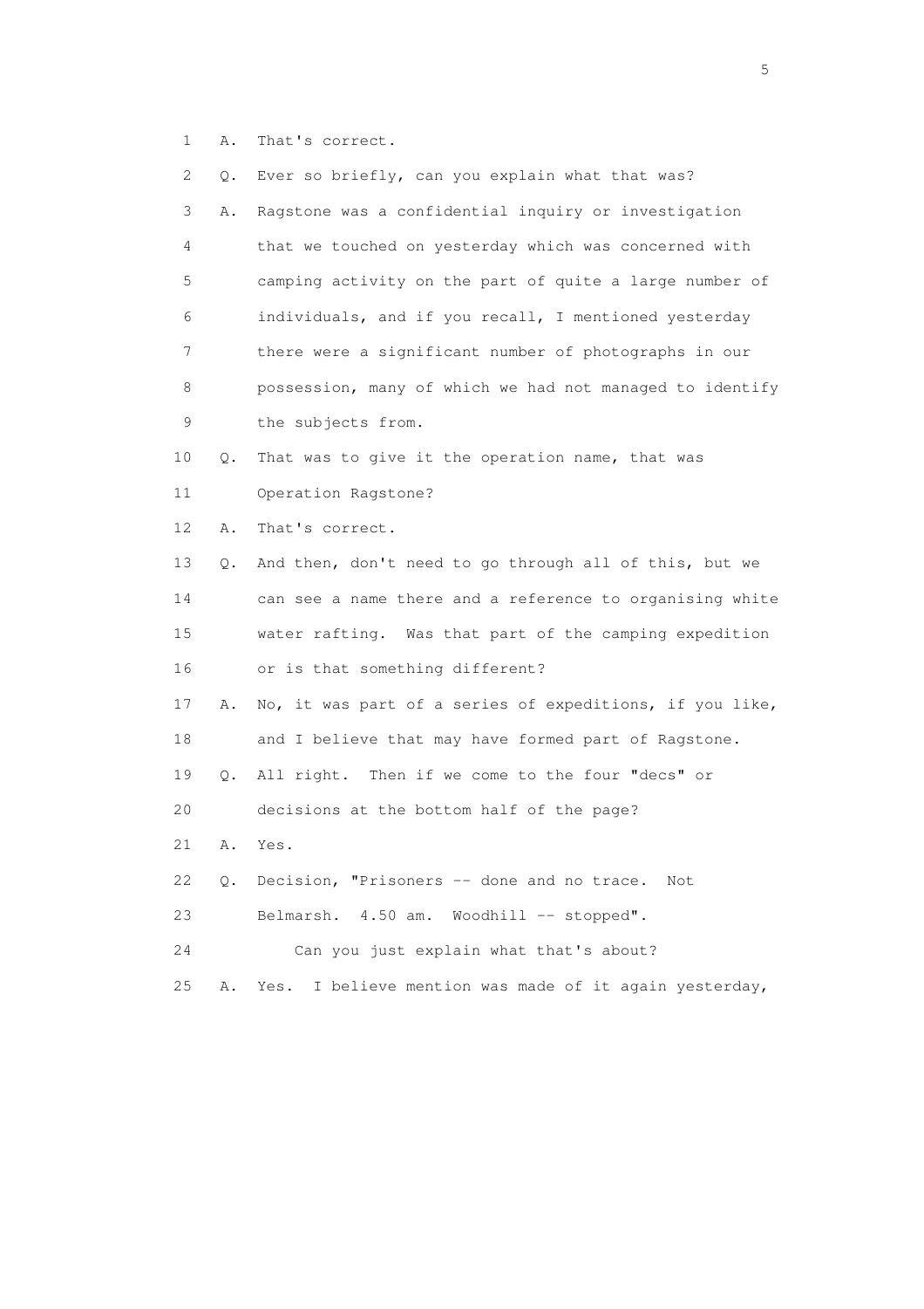1 A. That's correct.

2 Q. Ever so briefly, can you explain what that was?

3 A. Ragstone was a confidential inquiry or investigation
4 that we touched on yesterday which was concerned with
5 camping activity on the part of quite a large number of
6 individuals, and if you recall, I mentioned yesterday
7 there were a significant number of photographs in our
8 possession, many of which we had not managed to identify
9 the subjects from.

10 Q. That was to give it the operation name, that was
11 Operation Ragstone?

12 A. That's correct.

13 Q. And then, don't need to go through all of this, but we
14 can see a name there and a reference to organising white
15 water rafting. Was that part of the camping expedition
16 or is that something different?

17 A. No, it was part of a series of expeditions, if you like,
18 and I believe that may have formed part of Ragstone.

19 Q. All right. Then if we come to the four "decs" or
20 decisions at the bottom half of the page?

21 A. Yes.

22 Q. Decision, "Prisoners -- done and no trace. Not
23 Belmarsh. 4.50 am. Woodhill -- stopped".

24 Can you just explain what that's about?

25 A. Yes. I believe mention was made of it again yesterday,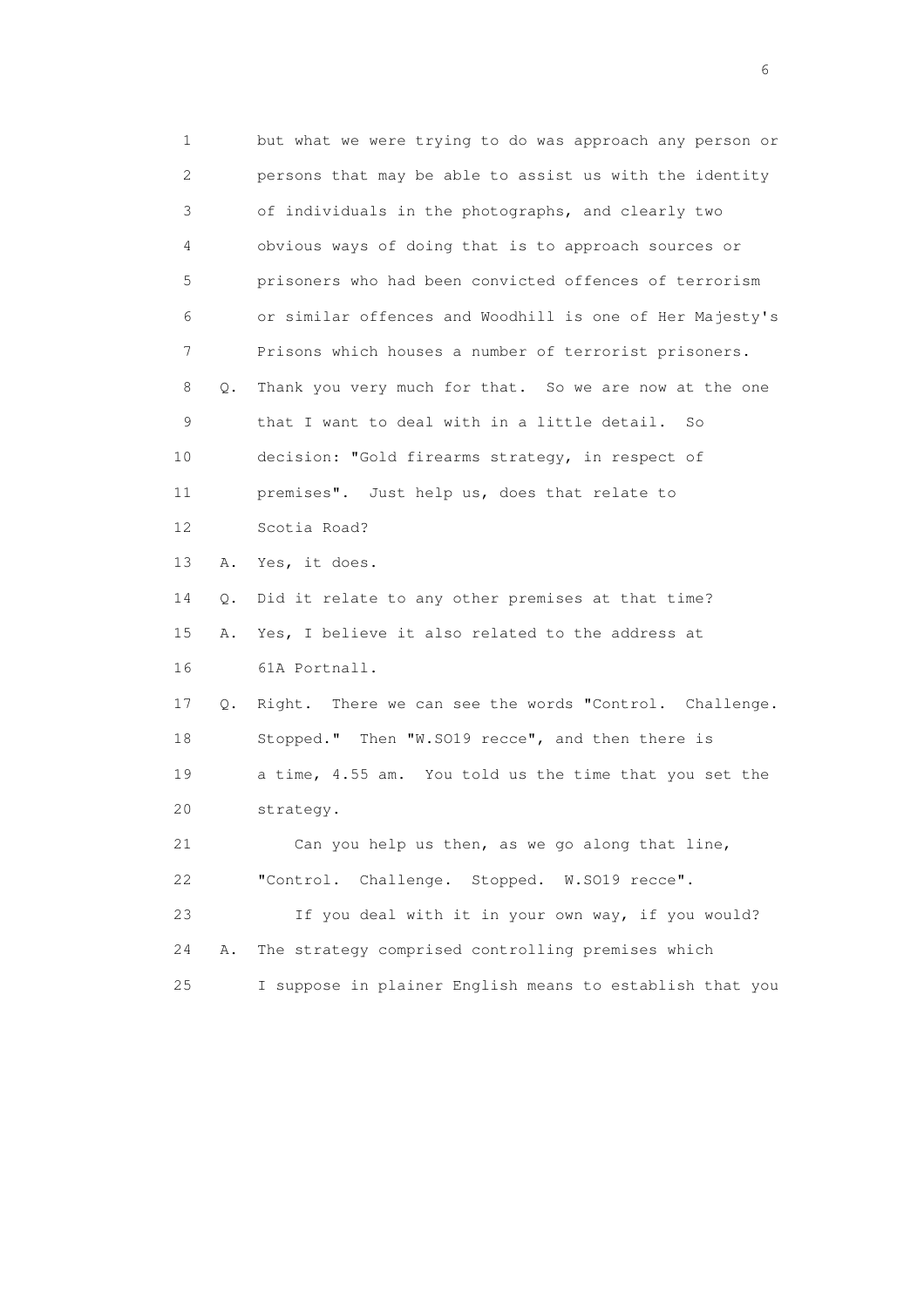1 but what we were trying to do was approach any person or
2 persons that may be able to assist us with the identity
3 of individuals in the photographs, and clearly two
4 obvious ways of doing that is to approach sources or
5 prisoners who had been convicted offences of terrorism
6 or similar offences and Woodhill is one of Her Majesty's
7 Prisons which houses a number of terrorist prisoners.
8 Q. Thank you very much for that. So we are now at the one
9 that I want to deal with in a little detail. So
10 decision: "Gold firearms strategy, in respect of
11 premises". Just help us, does that relate to
12 Scotia Road?
13 A. Yes, it does.
14 Q. Did it relate to any other premises at that time?
15 A. Yes, I believe it also related to the address at
16 61A Portnall.
17 Q. Right. There we can see the words "Control. Challenge.
18 Stopped." Then "W.SO19 recce", and then there is
19 a time, 4.55 am. You told us the time that you set the
20 strategy.
21 Can you help us then, as we go along that line,
22 "Control. Challenge. Stopped. W.SO19 recce".
23 If you deal with it in your own way, if you would?
24 A. The strategy comprised controlling premises which
25 I suppose in plainer English means to establish that you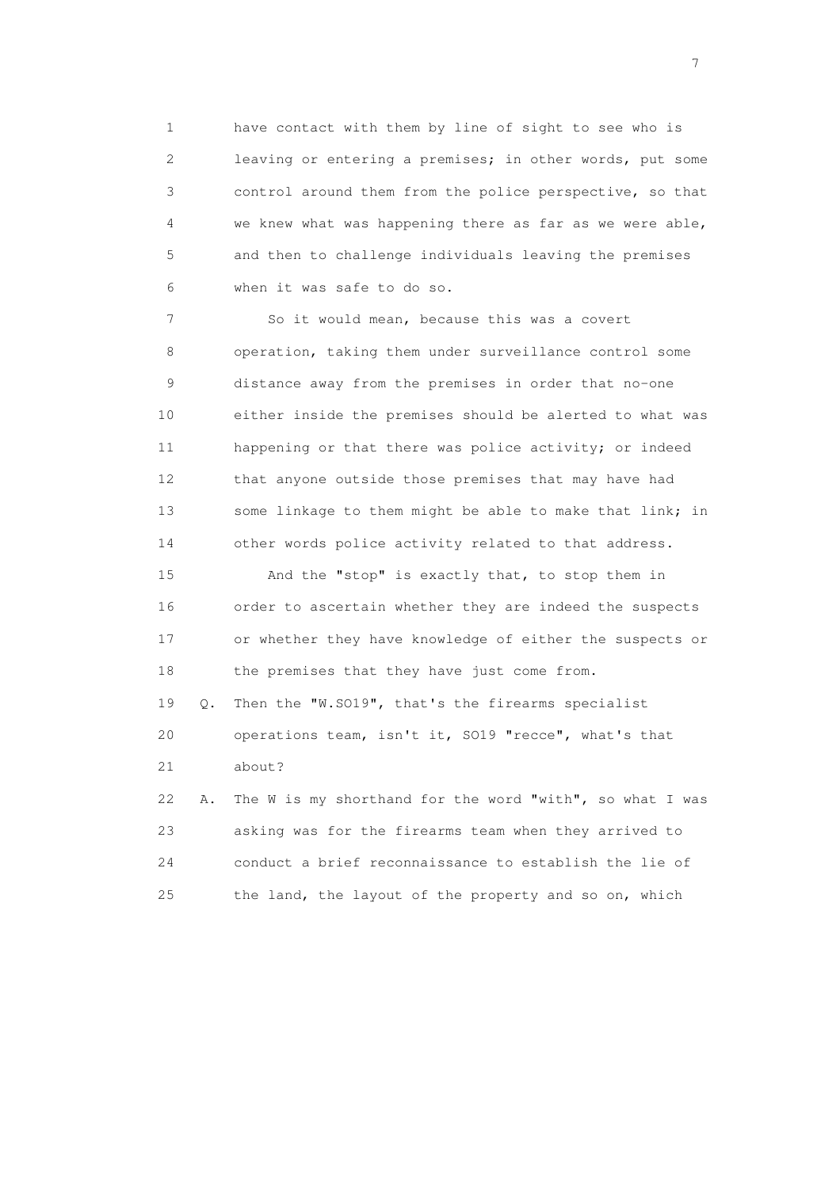1 have contact with them by line of sight to see who is
2 leaving or entering a premises; in other words, put some
3 control around them from the police perspective, so that
4 we knew what was happening there as far as we were able,
5 and then to challenge individuals leaving the premises
6 when it was safe to do so.

7 So it would mean, because this was a covert
8 operation, taking them under surveillance control some
9 distance away from the premises in order that no-one
10 either inside the premises should be alerted to what was
11 happening or that there was police activity; or indeed
12 that anyone outside those premises that may have had
13 some linkage to them might be able to make that link; in
14 other words police activity related to that address.

15 And the "stop" is exactly that, to stop them in
16 order to ascertain whether they are indeed the suspects
17 or whether they have knowledge of either the suspects or
18 the premises that they have just come from.

19 Q. Then the "W.SO19", that's the firearms specialist
20 operations team, isn't it, SO19 "recce", what's that
21 about?

22 A. The W is my shorthand for the word "with", so what I was
23 asking was for the firearms team when they arrived to
24 conduct a brief reconnaissance to establish the lie of
25 the land, the layout of the property and so on, which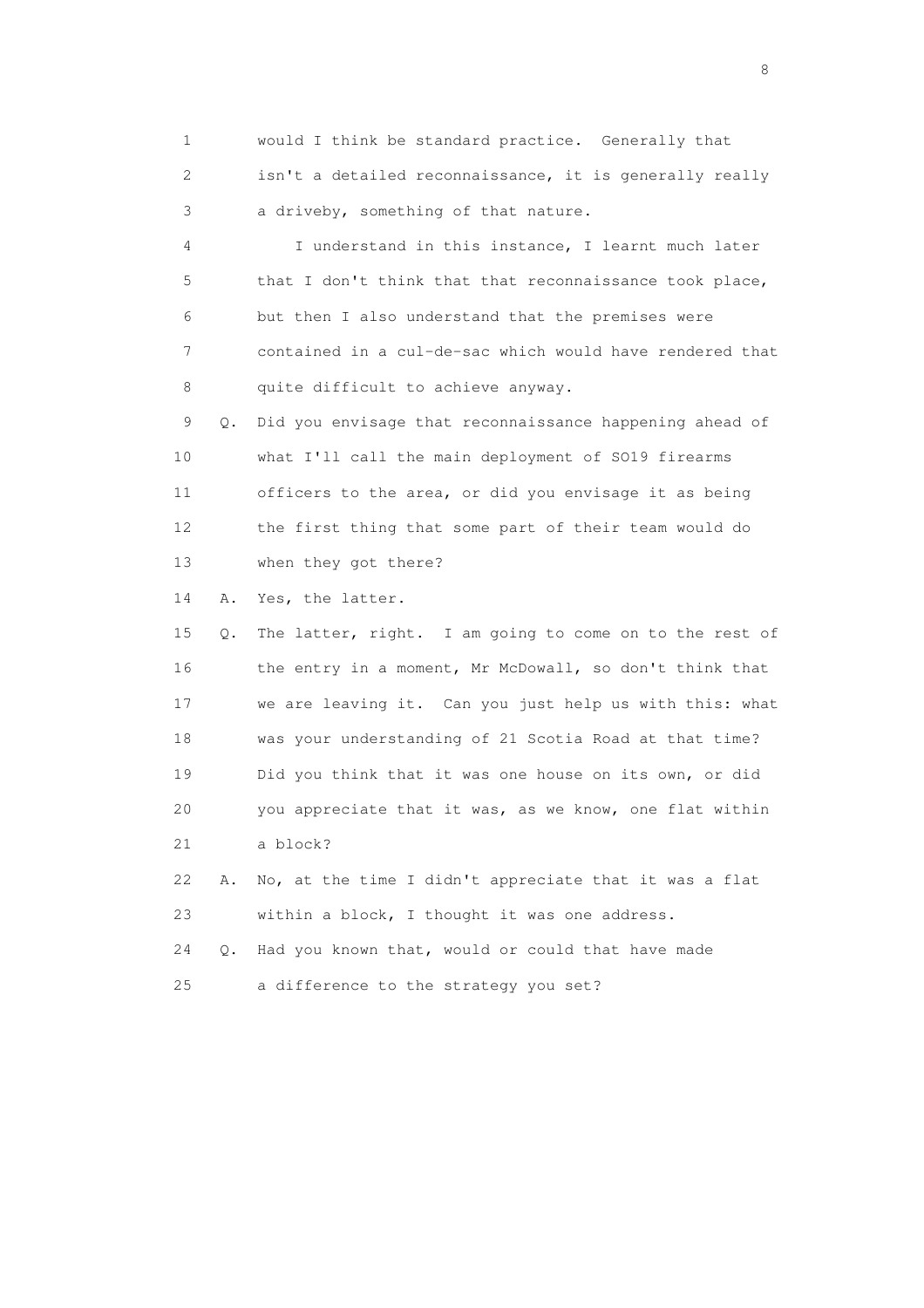1 would I think be standard practice. Generally that
2 isn't a detailed reconnaissance, it is generally really
3 a driveby, something of that nature.

4 I understand in this instance, I learnt much later
5 that I don't think that that reconnaissance took place,
6 but then I also understand that the premises were
7 contained in a cul-de-sac which would have rendered that
8 quite difficult to achieve anyway.

9 Q. Did you envisage that reconnaissance happening ahead of
10 what I'll call the main deployment of SO19 firearms
11 officers to the area, or did you envisage it as being
12 the first thing that some part of their team would do
13 when they got there?

14 A. Yes, the latter.

15 Q. The latter, right. I am going to come on to the rest of
16 the entry in a moment, Mr McDowall, so don't think that
17 we are leaving it. Can you just help us with this: what
18 was your understanding of 21 Scotia Road at that time?
19 Did you think that it was one house on its own, or did
20 you appreciate that it was, as we know, one flat within
21 a block?

22 A. No, at the time I didn't appreciate that it was a flat
23 within a block, I thought it was one address.

24 Q. Had you known that, would or could that have made
25 a difference to the strategy you set?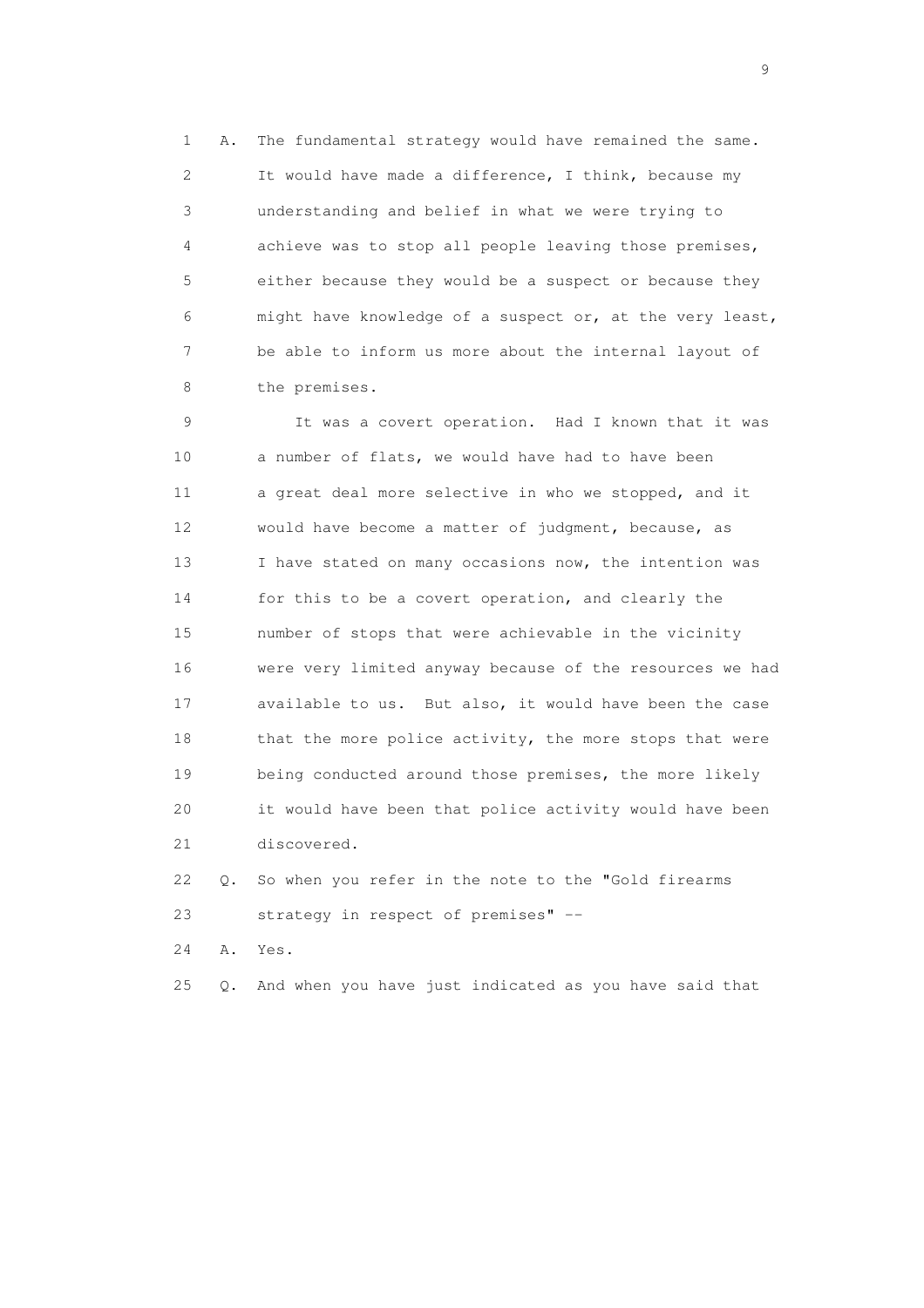1 A. The fundamental strategy would have remained the same.
2 It would have made a difference, I think, because my
3 understanding and belief in what we were trying to
4 achieve was to stop all people leaving those premises,
5 either because they would be a suspect or because they
6 might have knowledge of a suspect or, at the very least,
7 be able to inform us more about the internal layout of
8 the premises.

9 It was a covert operation. Had I known that it was
10 a number of flats, we would have had to have been
11 a great deal more selective in who we stopped, and it
12 would have become a matter of judgment, because, as
13 I have stated on many occasions now, the intention was
14 for this to be a covert operation, and clearly the
15 number of stops that were achievable in the vicinity
16 were very limited anyway because of the resources we had
17 available to us. But also, it would have been the case
18 that the more police activity, the more stops that were
19 being conducted around those premises, the more likely
20 it would have been that police activity would have been
21 discovered.

22 Q. So when you refer in the note to the "Gold firearms
23 strategy in respect of premises" --

24 A. Yes.

25 Q. And when you have just indicated as you have said that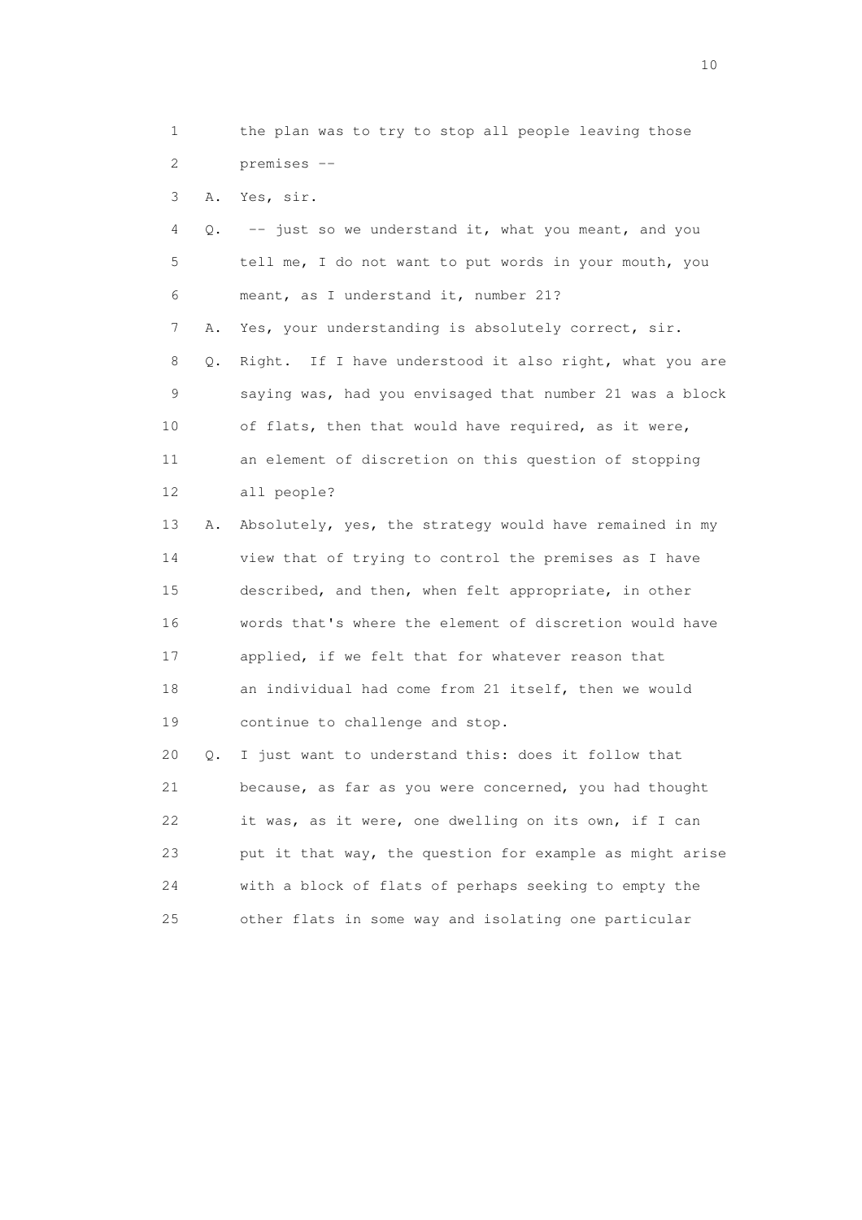1 the plan was to try to stop all people leaving those
2 premises --
3 A. Yes, sir.
4 Q. -- just so we understand it, what you meant, and you
5 tell me, I do not want to put words in your mouth, you
6 meant, as I understand it, number 21?
7 A. Yes, your understanding is absolutely correct, sir.
8 Q. Right. If I have understood it also right, what you are
9 saying was, had you envisaged that number 21 was a block
10 of flats, then that would have required, as it were,
11 an element of discretion on this question of stopping
12 all people?
13 A. Absolutely, yes, the strategy would have remained in my
14 view that of trying to control the premises as I have
15 described, and then, when felt appropriate, in other
16 words that's where the element of discretion would have
17 applied, if we felt that for whatever reason that
18 an individual had come from 21 itself, then we would
19 continue to challenge and stop.
20 Q. I just want to understand this: does it follow that
21 because, as far as you were concerned, you had thought
22 it was, as it were, one dwelling on its own, if I can
23 put it that way, the question for example as might arise
24 with a block of flats of perhaps seeking to empty the
25 other flats in some way and isolating one particular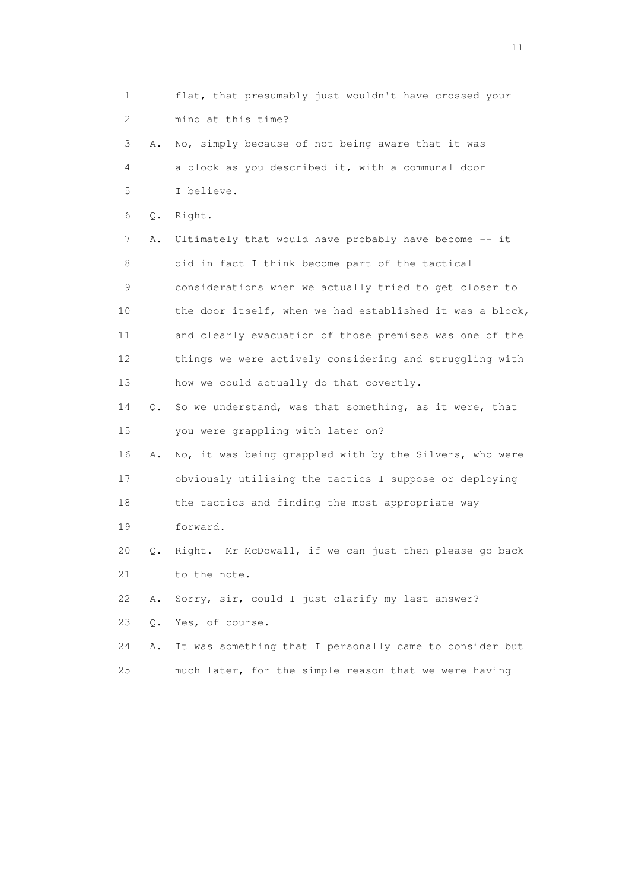1 flat, that presumably just wouldn't have crossed your
2 mind at this time?

3 A. No, simply because of not being aware that it was
4 a block as you described it, with a communal door
5 I believe.

6 Q. Right.

7 A. Ultimately that would have probably have become -- it
8 did in fact I think become part of the tactical
9 considerations when we actually tried to get closer to
10 the door itself, when we had established it was a block,
11 and clearly evacuation of those premises was one of the
12 things we were actively considering and struggling with
13 how we could actually do that covertly.

14 Q. So we understand, was that something, as it were, that
15 you were grappling with later on?

16 A. No, it was being grappled with by the Silvers, who were
17 obviously utilising the tactics I suppose or deploying
18 the tactics and finding the most appropriate way
19 forward.

20 Q. Right. Mr McDowall, if we can just then please go back
21 to the note.

22 A. Sorry, sir, could I just clarify my last answer?

23 Q. Yes, of course.

24 A. It was something that I personally came to consider but
25 much later, for the simple reason that we were having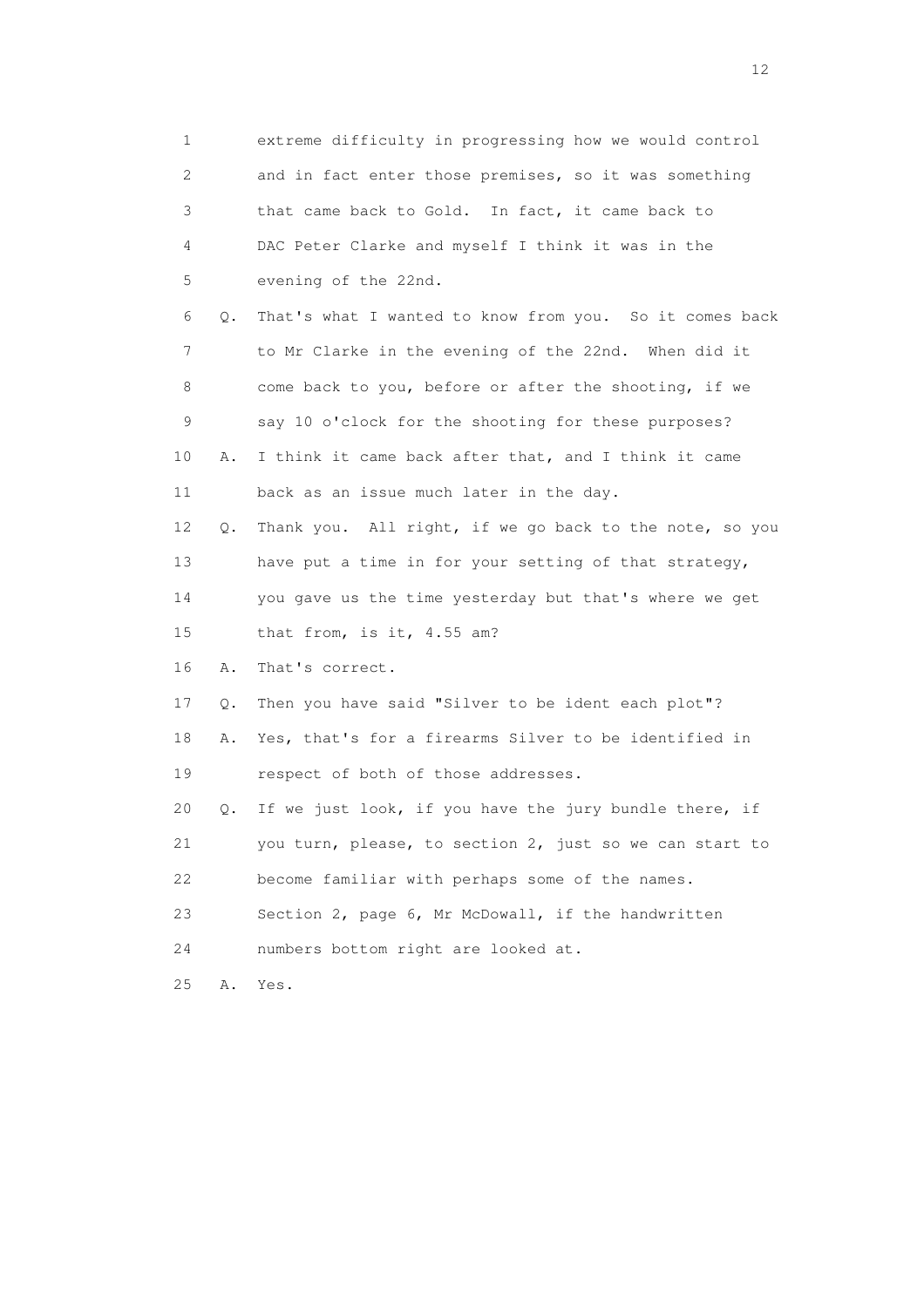1 extreme difficulty in progressing how we would control
2 and in fact enter those premises, so it was something
3 that came back to Gold. In fact, it came back to
4 DAC Peter Clarke and myself I think it was in the
5 evening of the 22nd.
6 Q. That's what I wanted to know from you. So it comes back
7 to Mr Clarke in the evening of the 22nd. When did it
8 come back to you, before or after the shooting, if we
9 say 10 o'clock for the shooting for these purposes?
10 A. I think it came back after that, and I think it came
11 back as an issue much later in the day.
12 Q. Thank you. All right, if we go back to the note, so you
13 have put a time in for your setting of that strategy,
14 you gave us the time yesterday but that's where we get
15 that from, is it, 4.55 am?
16 A. That's correct.
17 Q. Then you have said "Silver to be ident each plot"?
18 A. Yes, that's for a firearms Silver to be identified in
19 respect of both of those addresses.
20 Q. If we just look, if you have the jury bundle there, if
21 you turn, please, to section 2, just so we can start to
22 become familiar with perhaps some of the names.
23 Section 2, page 6, Mr McDowall, if the handwritten
24 numbers bottom right are looked at.
25 A. Yes.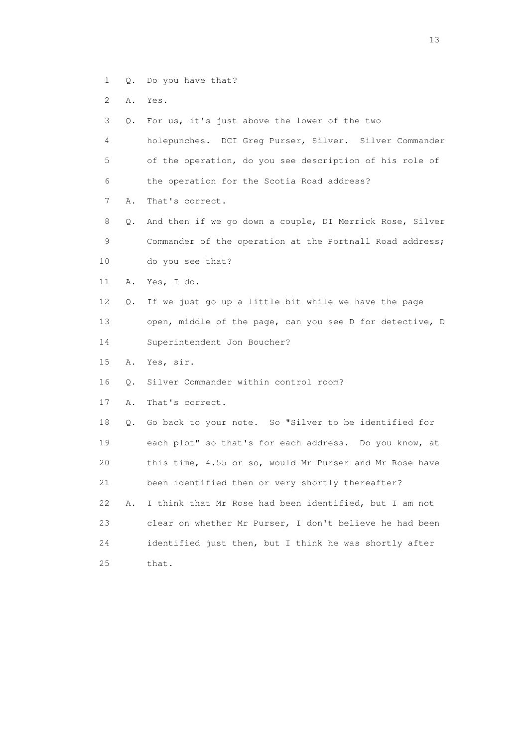1 Q. Do you have that?

2 A. Yes.

3 Q. For us, it's just above the lower of the two

4 holepunches. DCI Greg Purser, Silver. Silver Commander

5 of the operation, do you see description of his role of

6 the operation for the Scotia Road address?

7 A. That's correct.

8 Q. And then if we go down a couple, DI Merrick Rose, Silver

9 Commander of the operation at the Portnall Road address;

10 do you see that?

11 A. Yes, I do.

12 Q. If we just go up a little bit while we have the page

13 open, middle of the page, can you see D for detective, D

14 Superintendent Jon Boucher?

15 A. Yes, sir.

16 Q. Silver Commander within control room?

17 A. That's correct.

18 Q. Go back to your note. So "Silver to be identified for

19 each plot" so that's for each address. Do you know, at

20 this time, 4.55 or so, would Mr Purser and Mr Rose have

21 been identified then or very shortly thereafter?

22 A. I think that Mr Rose had been identified, but I am not

23 clear on whether Mr Purser, I don't believe he had been

24 identified just then, but I think he was shortly after

25 that.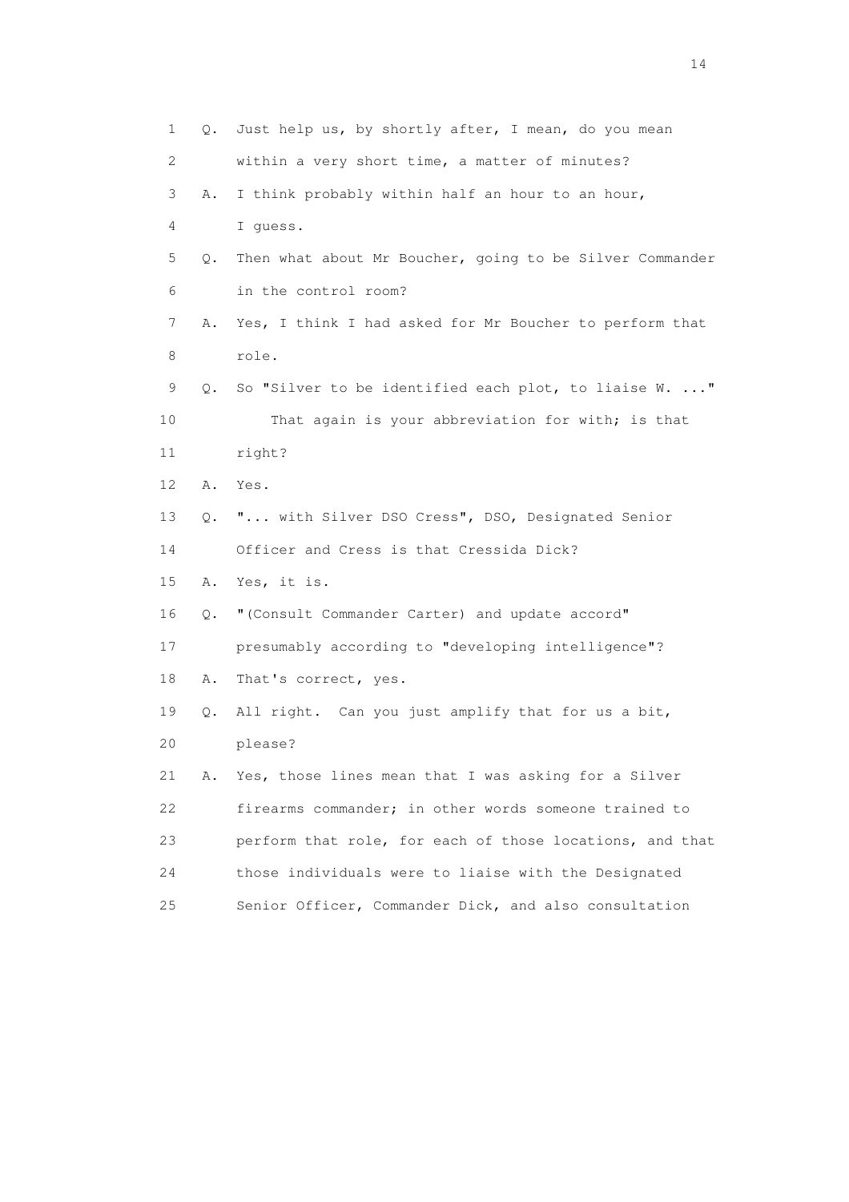1 Q. Just help us, by shortly after, I mean, do you mean
2 within a very short time, a matter of minutes?
3 A. I think probably within half an hour to an hour,
4 I guess.
5 Q. Then what about Mr Boucher, going to be Silver Commander
6 in the control room?
7 A. Yes, I think I had asked for Mr Boucher to perform that
8 role.
9 Q. So "Silver to be identified each plot, to liaise W. ..."
10 That again is your abbreviation for with; is that
11 right?
12 A. Yes.
13 Q. "... with Silver DSO Cress", DSO, Designated Senior
14 Officer and Cress is that Cressida Dick?
15 A. Yes, it is.
16 Q. "(Consult Commander Carter) and update accord"
17 presumably according to "developing intelligence"?
18 A. That's correct, yes.
19 Q. All right. Can you just amplify that for us a bit,
20 please?
21 A. Yes, those lines mean that I was asking for a Silver
22 firearms commander; in other words someone trained to
23 perform that role, for each of those locations, and that
24 those individuals were to liaise with the Designated
25 Senior Officer, Commander Dick, and also consultation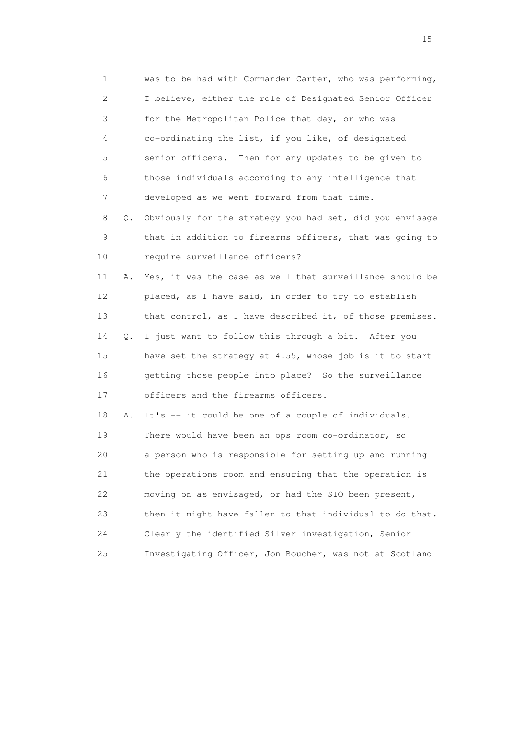1 was to be had with Commander Carter, who was performing,
2 I believe, either the role of Designated Senior Officer
3 for the Metropolitan Police that day, or who was
4 co-ordinating the list, if you like, of designated
5 senior officers. Then for any updates to be given to
6 those individuals according to any intelligence that
7 developed as we went forward from that time.

8 Q. Obviously for the strategy you had set, did you envisage
9 that in addition to firearms officers, that was going to
10 require surveillance officers?

11 A. Yes, it was the case as well that surveillance should be
12 placed, as I have said, in order to try to establish
13 that control, as I have described it, of those premises.

14 Q. I just want to follow this through a bit. After you
15 have set the strategy at 4.55, whose job is it to start
16 getting those people into place? So the surveillance
17 officers and the firearms officers.

18 A. It's -- it could be one of a couple of individuals.
19 There would have been an ops room co-ordinator, so
20 a person who is responsible for setting up and running
21 the operations room and ensuring that the operation is
22 moving on as envisaged, or had the SIO been present,
23 then it might have fallen to that individual to do that.
24 Clearly the identified Silver investigation, Senior
25 Investigating Officer, Jon Boucher, was not at Scotland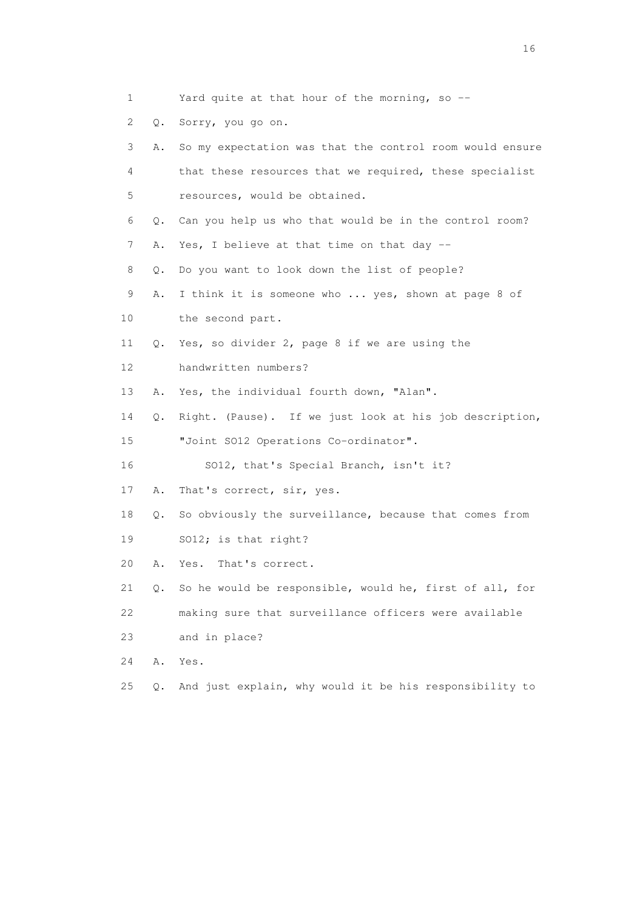1 Yard quite at that hour of the morning, so --

2 Q. Sorry, you go on.

3 A. So my expectation was that the control room would ensure

4 that these resources that we required, these specialist

5 resources, would be obtained.

6 Q. Can you help us who that would be in the control room?

7 A. Yes, I believe at that time on that day --

8 Q. Do you want to look down the list of people?

9 A. I think it is someone who ... yes, shown at page 8 of

10 the second part.

11 Q. Yes, so divider 2, page 8 if we are using the

12 handwritten numbers?

13 A. Yes, the individual fourth down, "Alan".

14 Q. Right. (Pause). If we just look at his job description,

15 "Joint SO12 Operations Co-ordinator".

16 SO12, that's Special Branch, isn't it?

17 A. That's correct, sir, yes.

18 Q. So obviously the surveillance, because that comes from

19 SO12; is that right?

20 A. Yes. That's correct.

21 Q. So he would be responsible, would he, first of all, for

22 making sure that surveillance officers were available

23 and in place?

24 A. Yes.

25 Q. And just explain, why would it be his responsibility to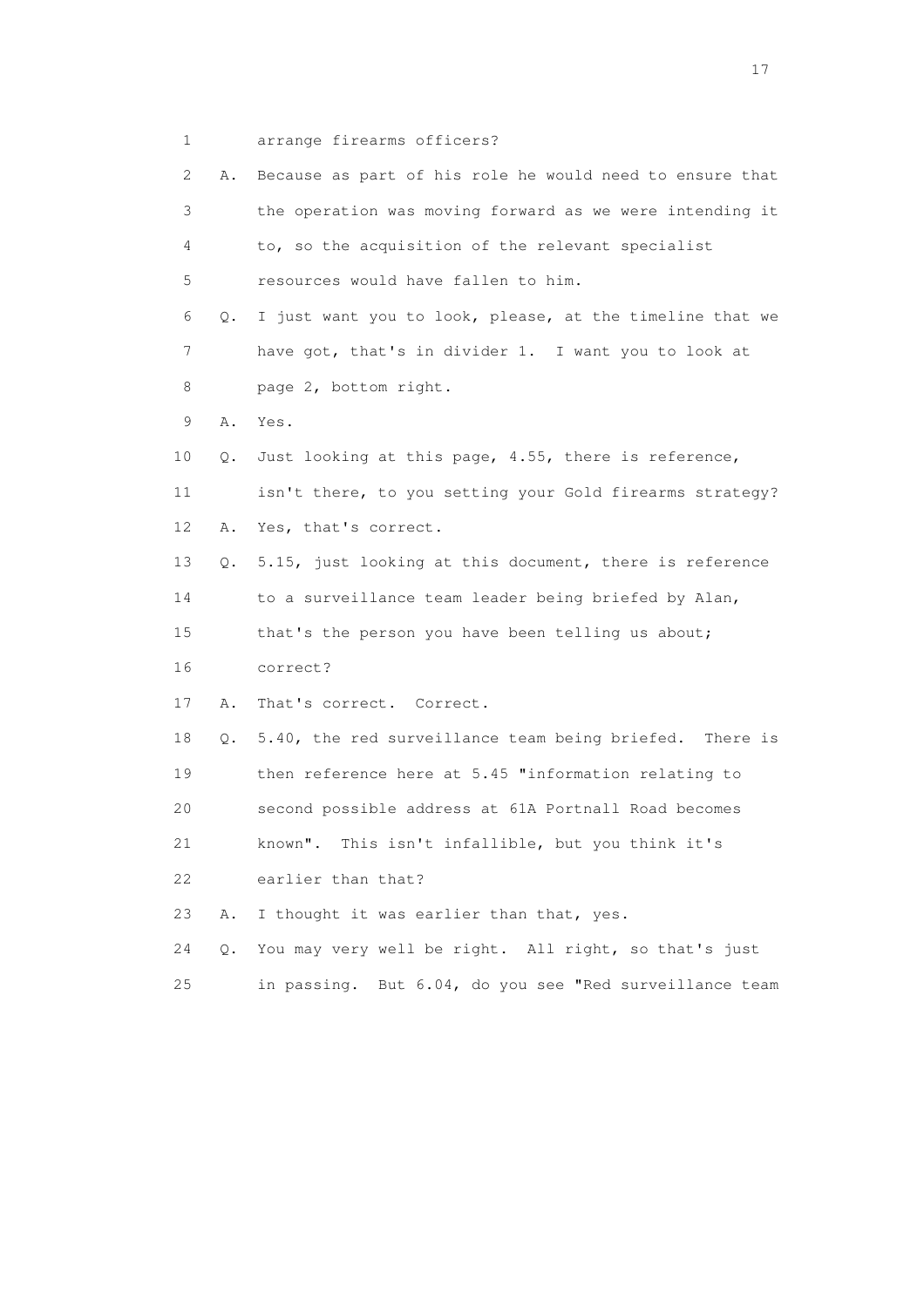1 arrange firearms officers?

2 A. Because as part of his role he would need to ensure that

3 the operation was moving forward as we were intending it

4 to, so the acquisition of the relevant specialist

5 resources would have fallen to him.

6 Q. I just want you to look, please, at the timeline that we

7 have got, that's in divider 1. I want you to look at

8 page 2, bottom right.

9 A. Yes.

10 Q. Just looking at this page, 4.55, there is reference,

11 isn't there, to you setting your Gold firearms strategy?

12 A. Yes, that's correct.

13 Q. 5.15, just looking at this document, there is reference

14 to a surveillance team leader being briefed by Alan,

15 that's the person you have been telling us about;

16 correct?

17 A. That's correct. Correct.

18 Q. 5.40, the red surveillance team being briefed. There is

19 then reference here at 5.45 "information relating to

20 second possible address at 61A Portnall Road becomes

21 known". This isn't infallible, but you think it's

22 earlier than that?

23 A. I thought it was earlier than that, yes.

24 Q. You may very well be right. All right, so that's just

25 in passing. But 6.04, do you see "Red surveillance team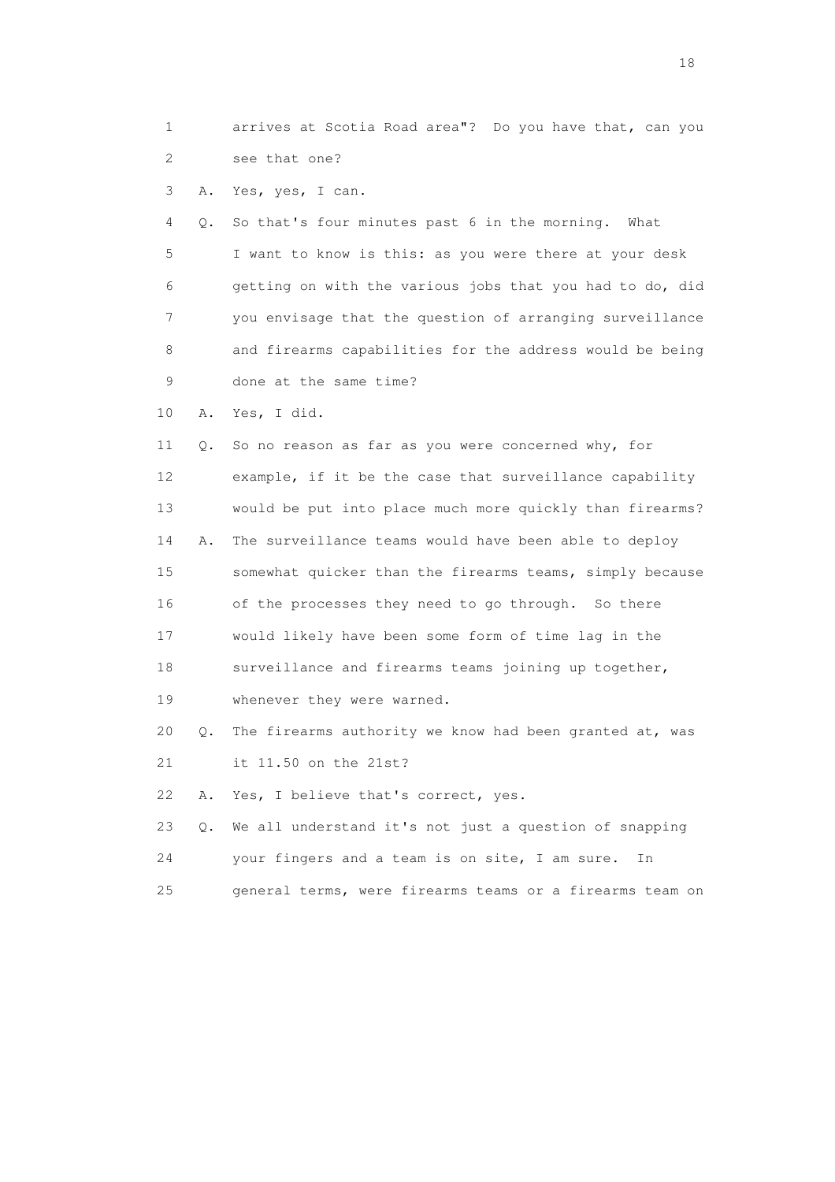1 arrives at Scotia Road area"? Do you have that, can you
2 see that one?

3 A. Yes, yes, I can.

4 Q. So that's four minutes past 6 in the morning. What
5 I want to know is this: as you were there at your desk
6 getting on with the various jobs that you had to do, did
7 you envisage that the question of arranging surveillance
8 and firearms capabilities for the address would be being
9 done at the same time?

10 A. Yes, I did.

11 Q. So no reason as far as you were concerned why, for
12 example, if it be the case that surveillance capability
13 would be put into place much more quickly than firearms?

14 A. The surveillance teams would have been able to deploy
15 somewhat quicker than the firearms teams, simply because
16 of the processes they need to go through. So there
17 would likely have been some form of time lag in the
18 surveillance and firearms teams joining up together,
19 whenever they were warned.

20 Q. The firearms authority we know had been granted at, was
21 it 11.50 on the 21st?

22 A. Yes, I believe that's correct, yes.

23 Q. We all understand it's not just a question of snapping
24 your fingers and a team is on site, I am sure. In
25 general terms, were firearms teams or a firearms team on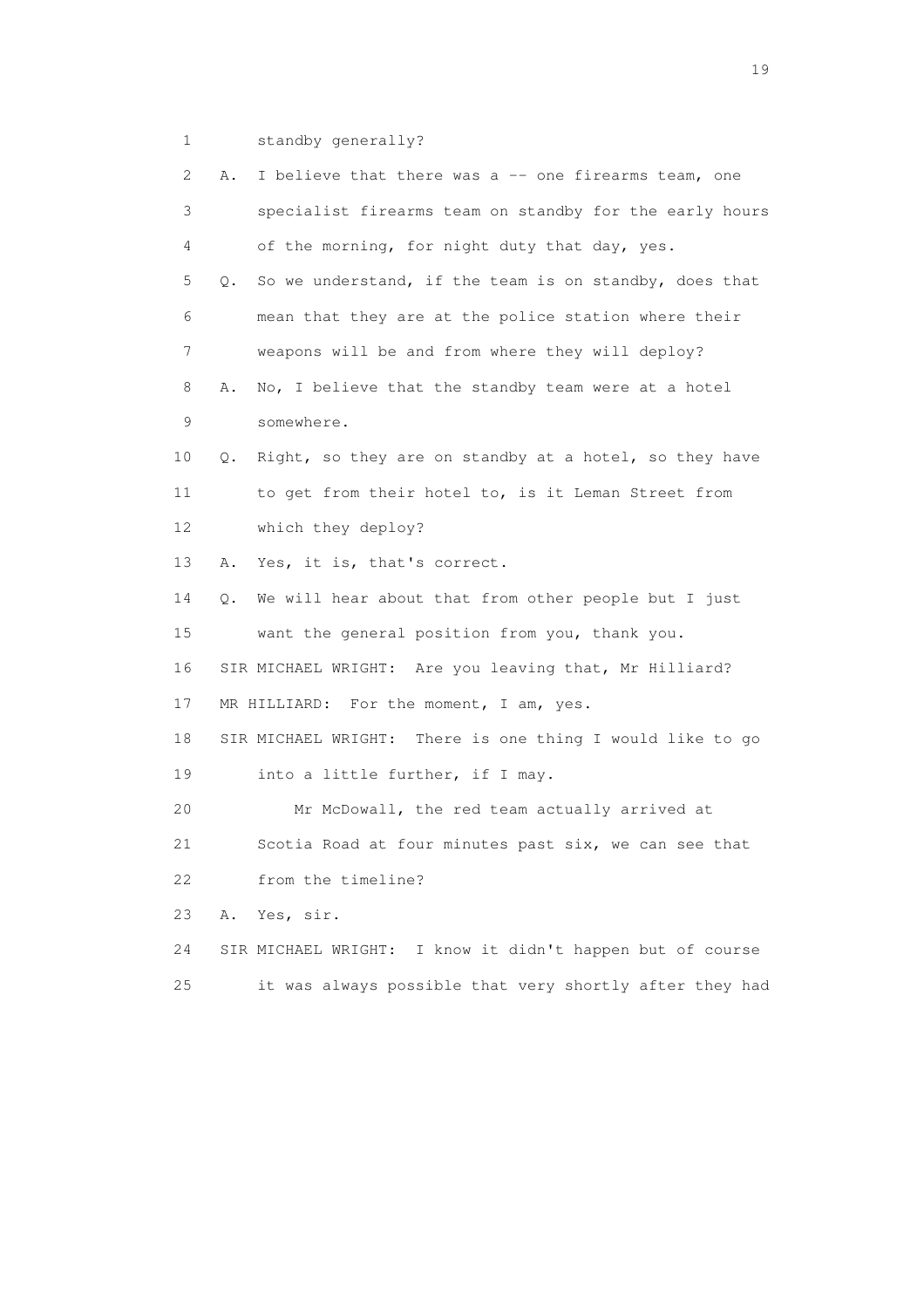1 standby generally?

2 A. I believe that there was a -- one firearms team, one

3 specialist firearms team on standby for the early hours

4 of the morning, for night duty that day, yes.

5 Q. So we understand, if the team is on standby, does that

6 mean that they are at the police station where their

7 weapons will be and from where they will deploy?

8 A. No, I believe that the standby team were at a hotel

9 somewhere.

10 Q. Right, so they are on standby at a hotel, so they have

11 to get from their hotel to, is it Leman Street from

12 which they deploy?

13 A. Yes, it is, that's correct.

14 Q. We will hear about that from other people but I just

15 want the general position from you, thank you.

16 SIR MICHAEL WRIGHT: Are you leaving that, Mr Hilliard?

17 MR HILLIARD: For the moment, I am, yes.

18 SIR MICHAEL WRIGHT: There is one thing I would like to go

19 into a little further, if I may.

20 Mr McDowall, the red team actually arrived at

21 Scotia Road at four minutes past six, we can see that

22 from the timeline?

23 A. Yes, sir.

24 SIR MICHAEL WRIGHT: I know it didn't happen but of course

25 it was always possible that very shortly after they had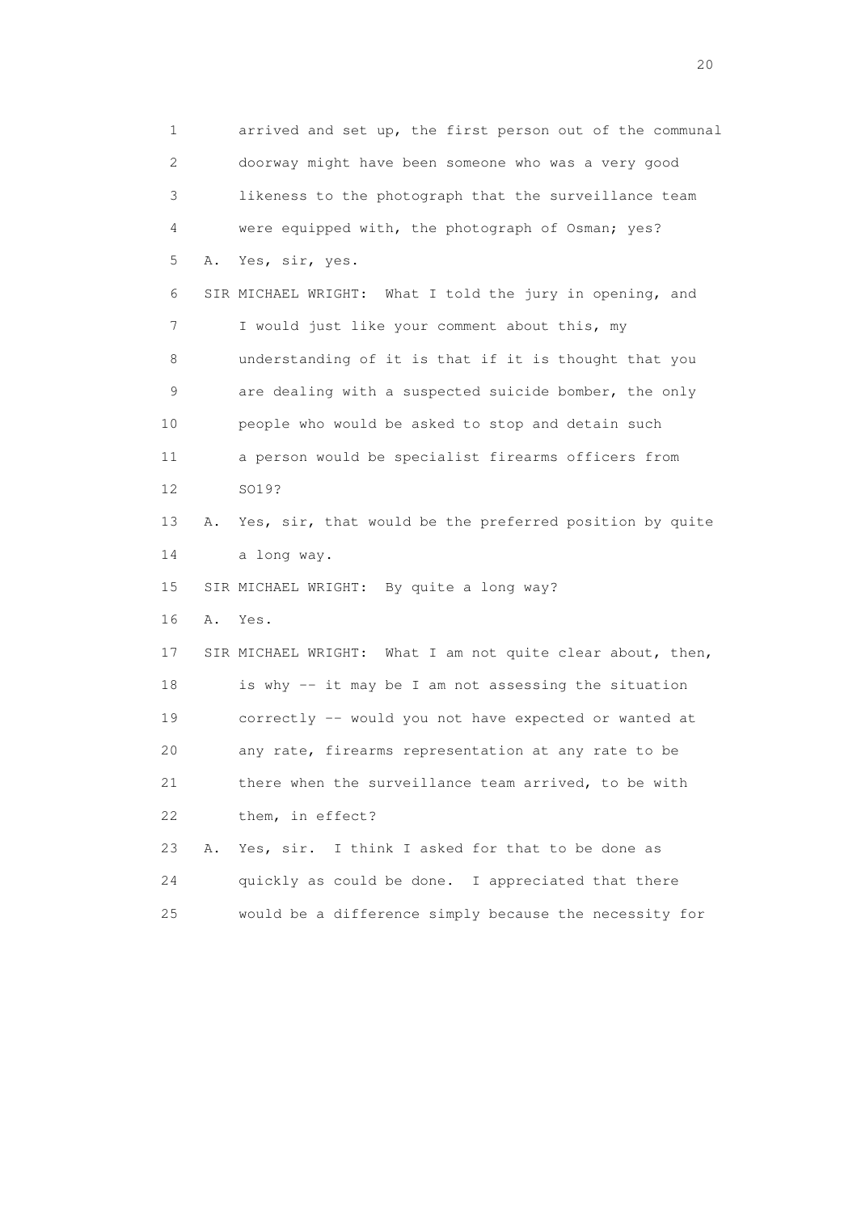1 arrived and set up, the first person out of the communal
2 doorway might have been someone who was a very good
3 likeness to the photograph that the surveillance team
4 were equipped with, the photograph of Osman; yes?
5 A. Yes, sir, yes.
6 SIR MICHAEL WRIGHT: What I told the jury in opening, and
7 I would just like your comment about this, my
8 understanding of it is that if it is thought that you
9 are dealing with a suspected suicide bomber, the only
10 people who would be asked to stop and detain such
11 a person would be specialist firearms officers from
12 SO19?
13 A. Yes, sir, that would be the preferred position by quite
14 a long way.
15 SIR MICHAEL WRIGHT: By quite a long way?
16 A. Yes.
17 SIR MICHAEL WRIGHT: What I am not quite clear about, then,
18 is why -- it may be I am not assessing the situation
19 correctly -- would you not have expected or wanted at
20 any rate, firearms representation at any rate to be
21 there when the surveillance team arrived, to be with
22 them, in effect?
23 A. Yes, sir. I think I asked for that to be done as
24 quickly as could be done. I appreciated that there
25 would be a difference simply because the necessity for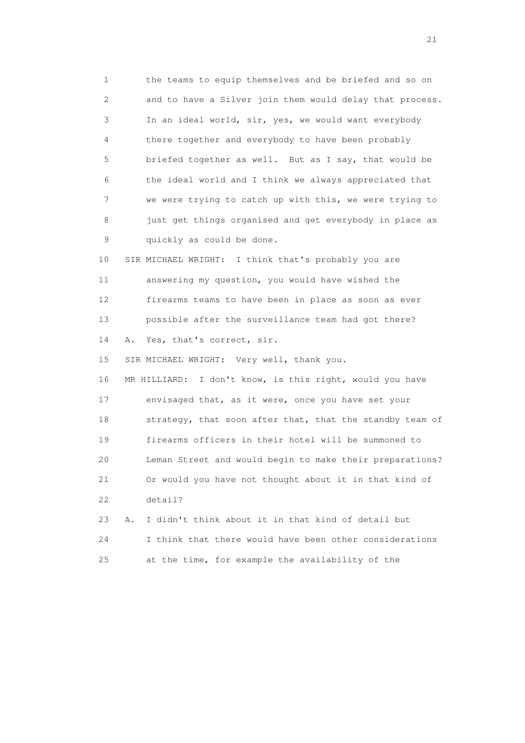1 the teams to equip themselves and be briefed and so on
2 and to have a Silver join them would delay that process.
3 In an ideal world, sir, yes, we would want everybody
4 there together and everybody to have been probably
5 briefed together as well. But as I say, that would be
6 the ideal world and I think we always appreciated that
7 we were trying to catch up with this, we were trying to
8 just get things organised and get everybody in place as
9 quickly as could be done.

10 SIR MICHAEL WRIGHT: I think that's probably you are
11 answering my question, you would have wished the
12 firearms teams to have been in place as soon as ever
13 possible after the surveillance team had got there?

14 A. Yes, that's correct, sir.

15 SIR MICHAEL WRIGHT: Very well, thank you.

16 MR HILLIARD: I don't know, is this right, would you have
17 envisaged that, as it were, once you have set your
18 strategy, that soon after that, that the standby team of
19 firearms officers in their hotel will be summoned to
20 Leman Street and would begin to make their preparations?
21 Or would you have not thought about it in that kind of
22 detail?

23 A. I didn't think about it in that kind of detail but
24 I think that there would have been other considerations
25 at the time, for example the availability of the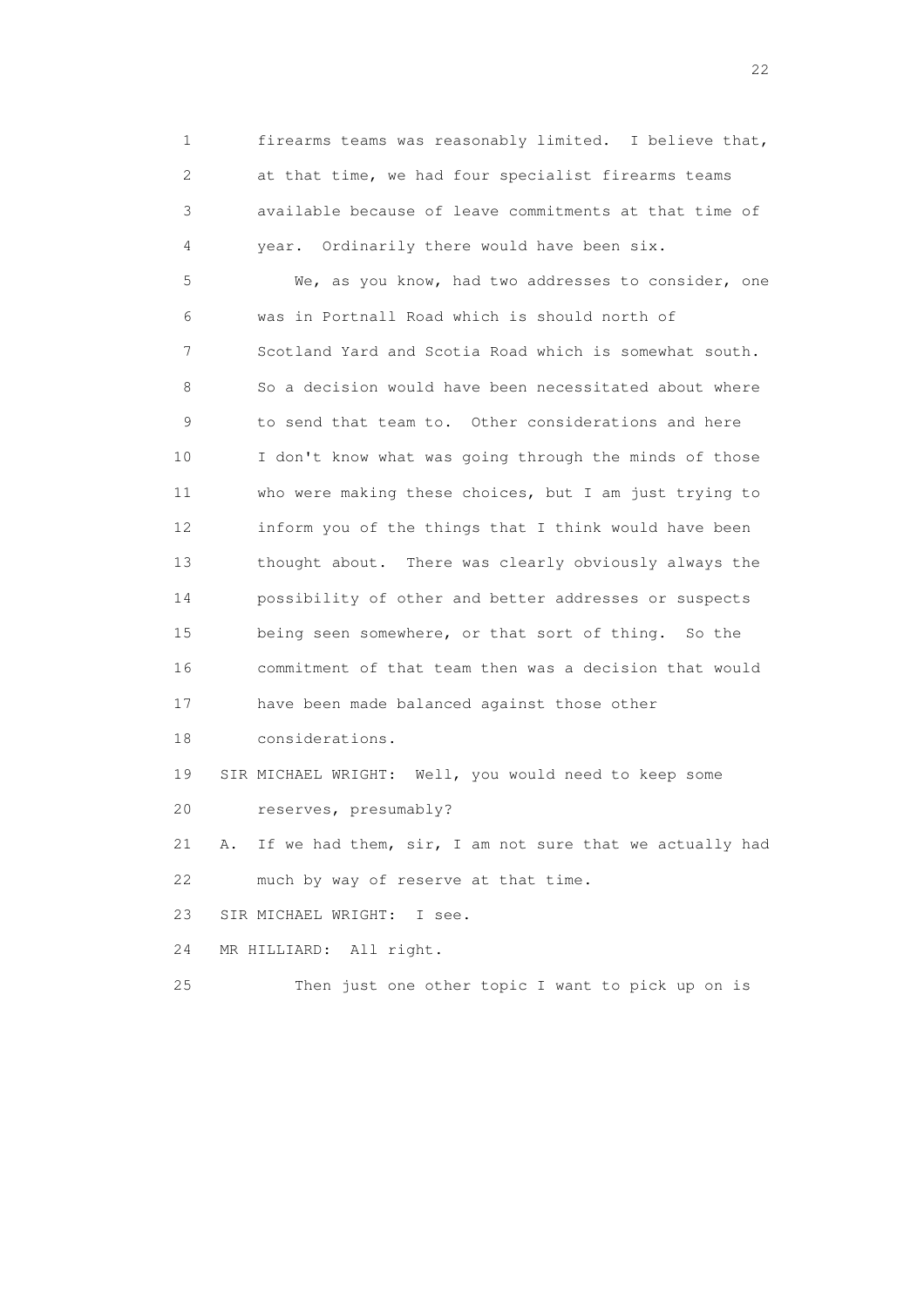firearms teams was reasonably limited. I believe that, at that time, we had four specialist firearms teams available because of leave commitments at that time of year. Ordinarily there would have been six.

We, as you know, had two addresses to consider, one was in Portnall Road which is should north of Scotland Yard and Scotia Road which is somewhat south. So a decision would have been necessitated about where to send that team to. Other considerations and here I don't know what was going through the minds of those who were making these choices, but I am just trying to inform you of the things that I think would have been thought about. There was clearly obviously always the possibility of other and better addresses or suspects being seen somewhere, or that sort of thing. So the commitment of that team then was a decision that would have been made balanced against those other considerations.

SIR MICHAEL WRIGHT: Well, you would need to keep some reserves, presumably?

A. If we had them, sir, I am not sure that we actually had much by way of reserve at that time.

SIR MICHAEL WRIGHT: I see.

MR HILLIARD: All right.

Then just one other topic I want to pick up on is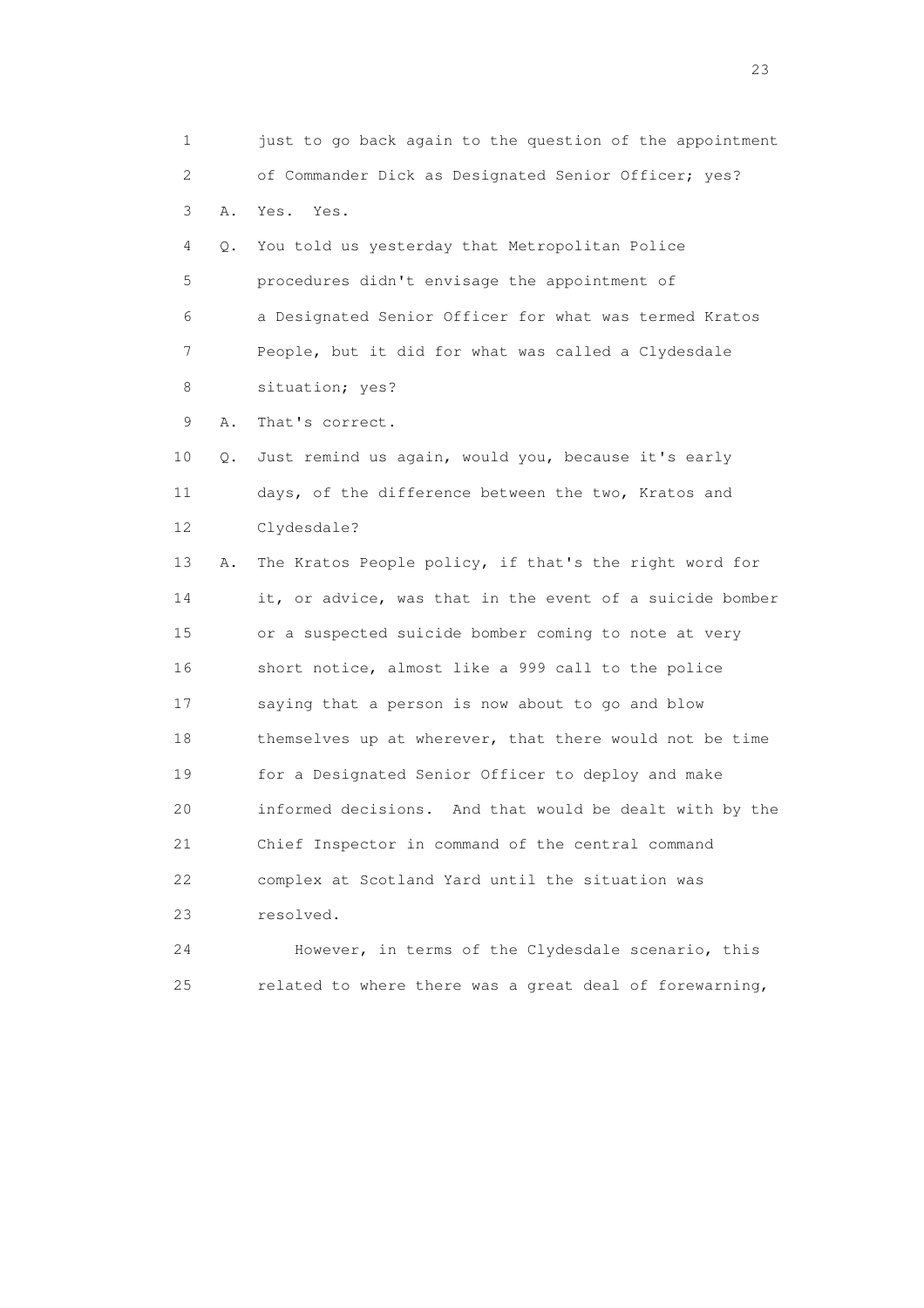1 just to go back again to the question of the appointment
2 of Commander Dick as Designated Senior Officer; yes?
3 A. Yes. Yes.
4 Q. You told us yesterday that Metropolitan Police
5 procedures didn't envisage the appointment of
6 a Designated Senior Officer for what was termed Kratos
7 People, but it did for what was called a Clydesdale
8 situation; yes?
9 A. That's correct.
10 Q. Just remind us again, would you, because it's early
11 days, of the difference between the two, Kratos and
12 Clydesdale?
13 A. The Kratos People policy, if that's the right word for
14 it, or advice, was that in the event of a suicide bomber
15 or a suspected suicide bomber coming to note at very
16 short notice, almost like a 999 call to the police
17 saying that a person is now about to go and blow
18 themselves up at wherever, that there would not be time
19 for a Designated Senior Officer to deploy and make
20 informed decisions. And that would be dealt with by the
21 Chief Inspector in command of the central command
22 complex at Scotland Yard until the situation was
23 resolved.
24 However, in terms of the Clydesdale scenario, this
25 related to where there was a great deal of forewarning,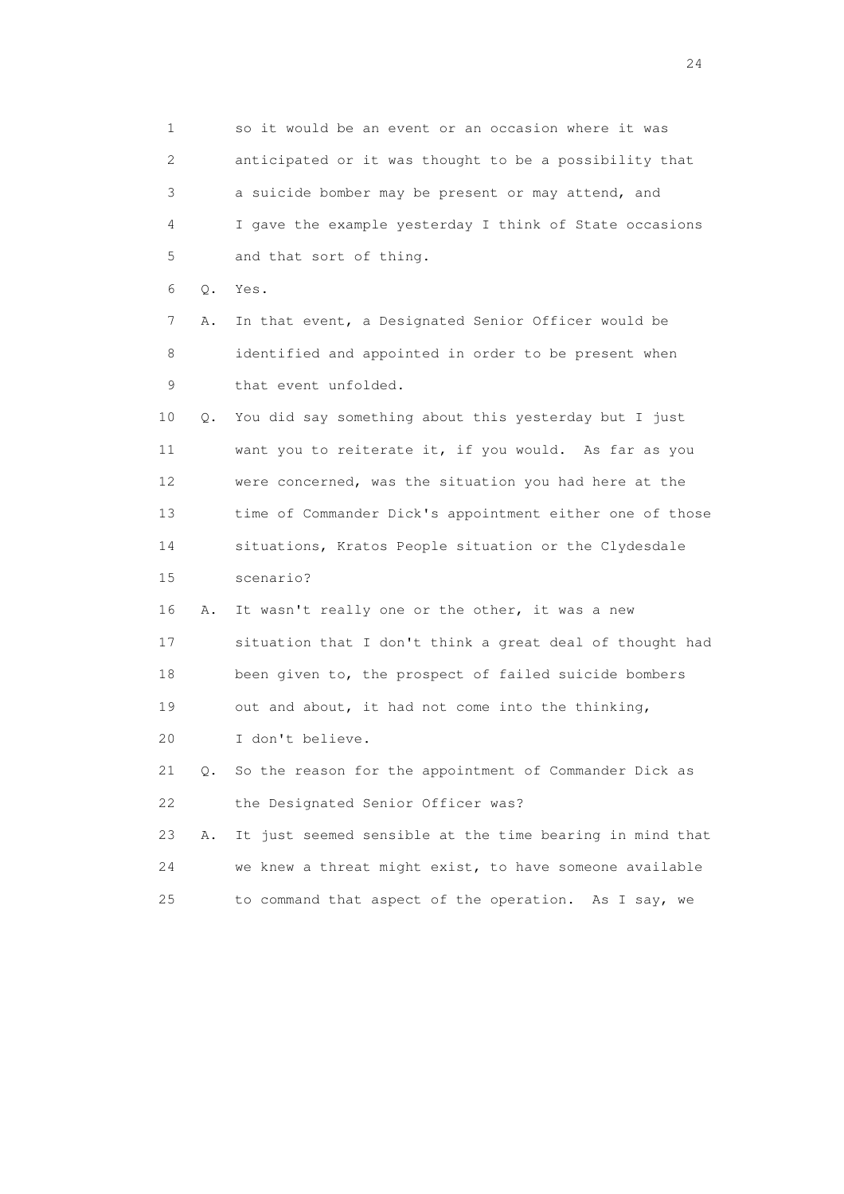1 so it would be an event or an occasion where it was
2 anticipated or it was thought to be a possibility that
3 a suicide bomber may be present or may attend, and
4 I gave the example yesterday I think of State occasions
5 and that sort of thing.

6 Q. Yes.

7 A. In that event, a Designated Senior Officer would be
8 identified and appointed in order to be present when
9 that event unfolded.

10 Q. You did say something about this yesterday but I just
11 want you to reiterate it, if you would. As far as you
12 were concerned, was the situation you had here at the
13 time of Commander Dick's appointment either one of those
14 situations, Kratos People situation or the Clydesdale
15 scenario?

16 A. It wasn't really one or the other, it was a new
17 situation that I don't think a great deal of thought had
18 been given to, the prospect of failed suicide bombers
19 out and about, it had not come into the thinking,
20 I don't believe.

21 Q. So the reason for the appointment of Commander Dick as
22 the Designated Senior Officer was?

23 A. It just seemed sensible at the time bearing in mind that
24 we knew a threat might exist, to have someone available
25 to command that aspect of the operation. As I say, we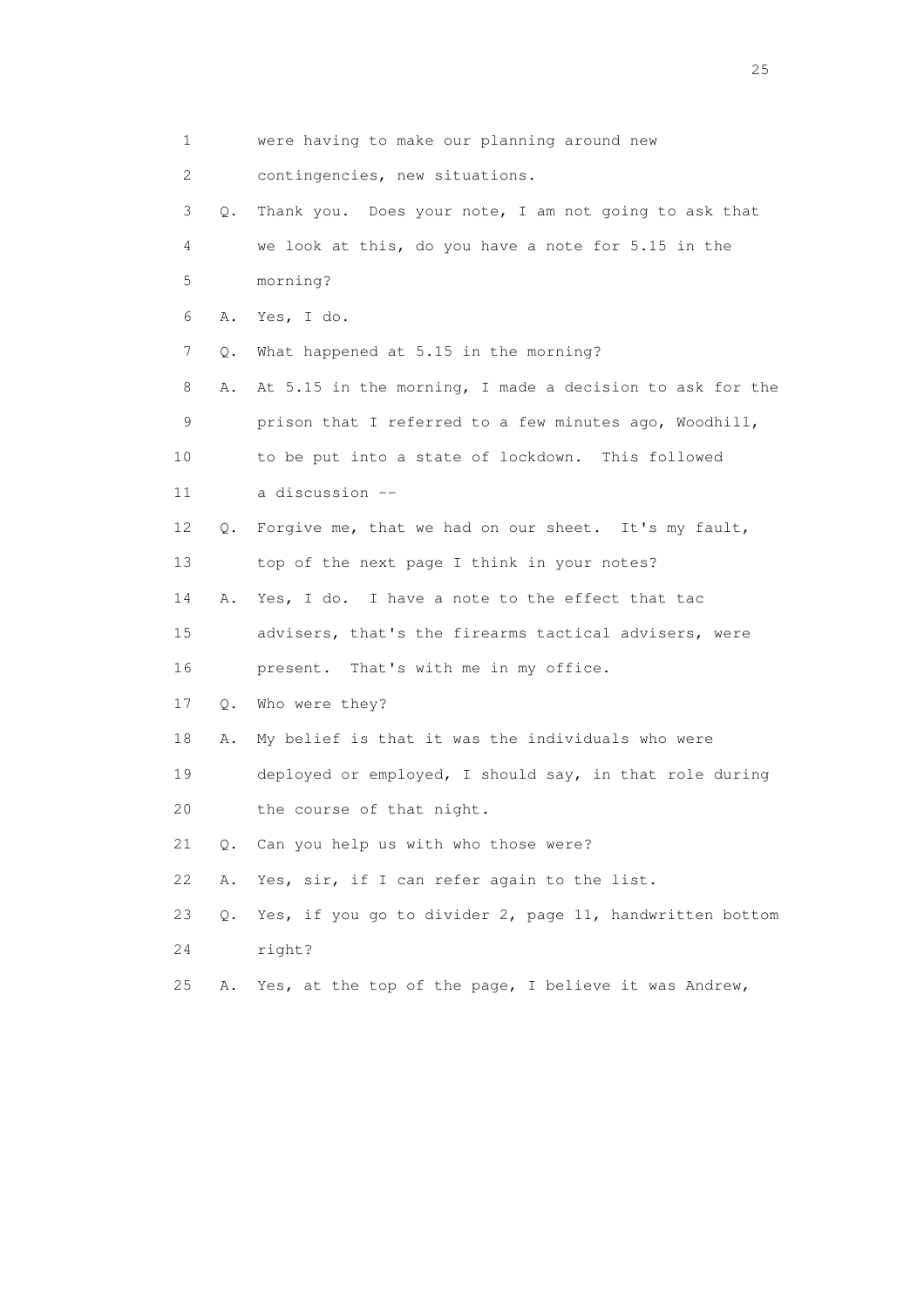1 were having to make our planning around new

2 contingencies, new situations.

3 Q. Thank you. Does your note, I am not going to ask that

4 we look at this, do you have a note for 5.15 in the

5 morning?

6 A. Yes, I do.

7 Q. What happened at 5.15 in the morning?

8 A. At 5.15 in the morning, I made a decision to ask for the

9 prison that I referred to a few minutes ago, Woodhill,

10 to be put into a state of lockdown. This followed

11 a discussion --

12 Q. Forgive me, that we had on our sheet. It's my fault,

13 top of the next page I think in your notes?

14 A. Yes, I do. I have a note to the effect that tac

15 advisers, that's the firearms tactical advisers, were

16 present. That's with me in my office.

17 Q. Who were they?

18 A. My belief is that it was the individuals who were

19 deployed or employed, I should say, in that role during

20 the course of that night.

21 Q. Can you help us with who those were?

22 A. Yes, sir, if I can refer again to the list.

23 Q. Yes, if you go to divider 2, page 11, handwritten bottom

24 right?

25 A. Yes, at the top of the page, I believe it was Andrew,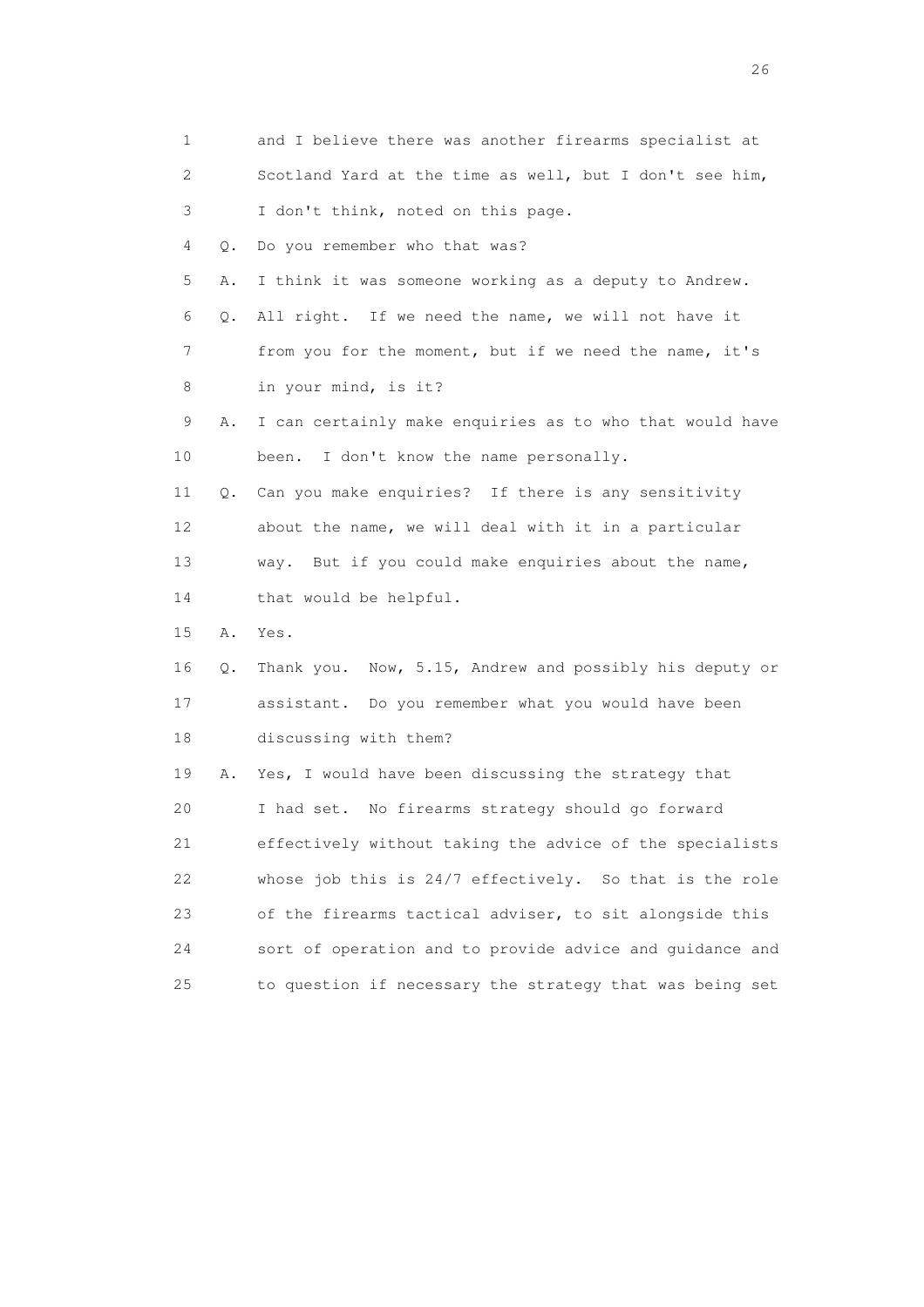1 and I believe there was another firearms specialist at
2 Scotland Yard at the time as well, but I don't see him,
3 I don't think, noted on this page.
4 Q. Do you remember who that was?
5 A. I think it was someone working as a deputy to Andrew.
6 Q. All right. If we need the name, we will not have it
7 from you for the moment, but if we need the name, it's
8 in your mind, is it?
9 A. I can certainly make enquiries as to who that would have
10 been. I don't know the name personally.
11 Q. Can you make enquiries? If there is any sensitivity
12 about the name, we will deal with it in a particular
13 way. But if you could make enquiries about the name,
14 that would be helpful.
15 A. Yes.
16 Q. Thank you. Now, 5.15, Andrew and possibly his deputy or
17 assistant. Do you remember what you would have been
18 discussing with them?
19 A. Yes, I would have been discussing the strategy that
20 I had set. No firearms strategy should go forward
21 effectively without taking the advice of the specialists
22 whose job this is 24/7 effectively. So that is the role
23 of the firearms tactical adviser, to sit alongside this
24 sort of operation and to provide advice and guidance and
25 to question if necessary the strategy that was being set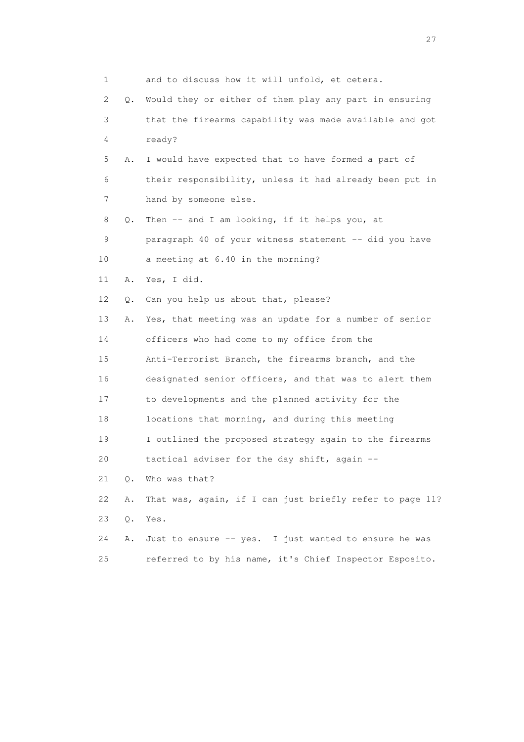1 and to discuss how it will unfold, et cetera.

2 Q. Would they or either of them play any part in ensuring

3 that the firearms capability was made available and got

4 ready?

5 A. I would have expected that to have formed a part of

6 their responsibility, unless it had already been put in

7 hand by someone else.

8 Q. Then -- and I am looking, if it helps you, at

9 paragraph 40 of your witness statement -- did you have

10 a meeting at 6.40 in the morning?

11 A. Yes, I did.

12 Q. Can you help us about that, please?

13 A. Yes, that meeting was an update for a number of senior

14 officers who had come to my office from the

15 Anti-Terrorist Branch, the firearms branch, and the

16 designated senior officers, and that was to alert them

17 to developments and the planned activity for the

18 locations that morning, and during this meeting

19 I outlined the proposed strategy again to the firearms

20 tactical adviser for the day shift, again --

21 Q. Who was that?

22 A. That was, again, if I can just briefly refer to page 11?

23 Q. Yes.

24 A. Just to ensure -- yes. I just wanted to ensure he was

25 referred to by his name, it's Chief Inspector Esposito.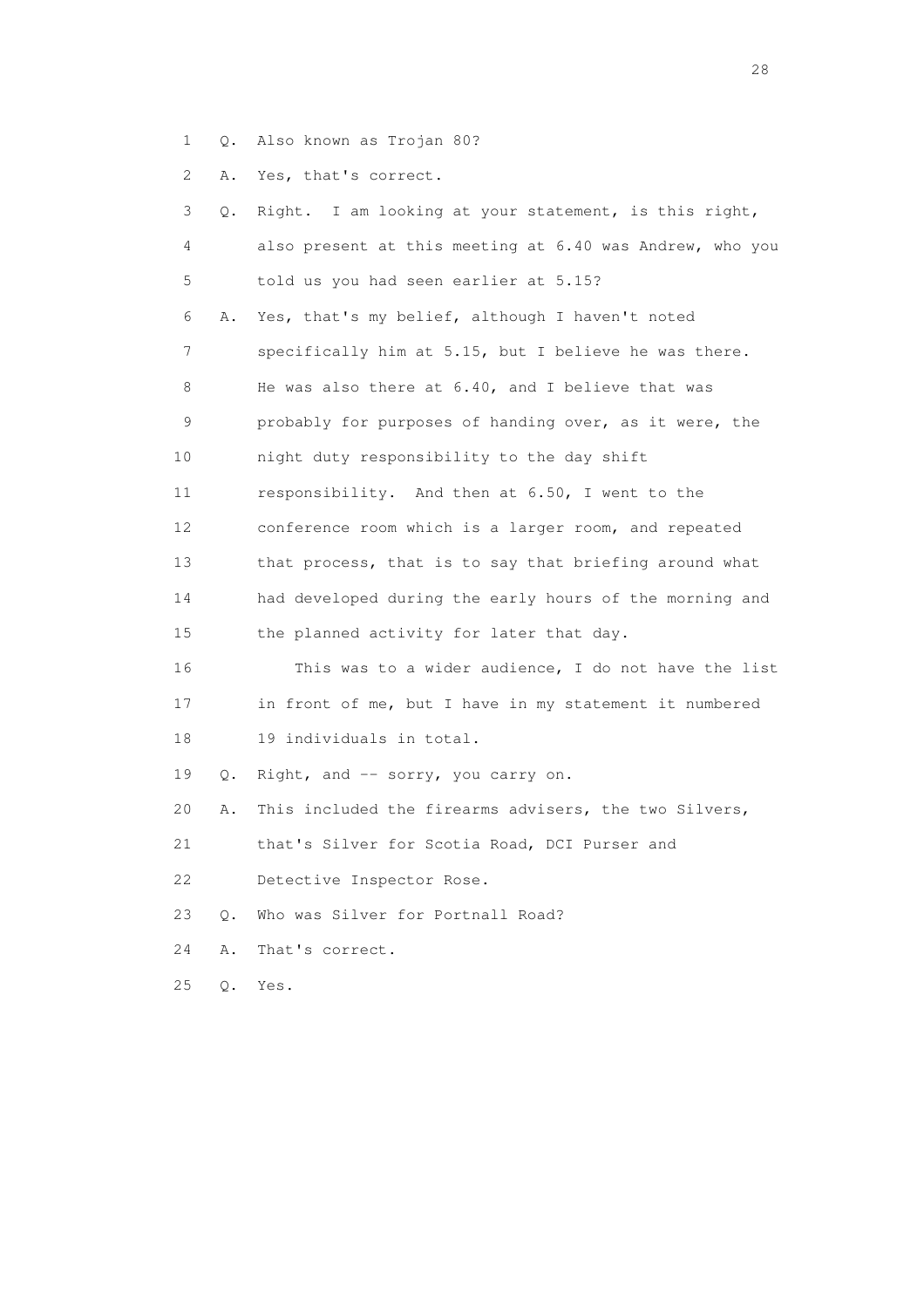1 Q. Also known as Trojan 80?

2 A. Yes, that's correct.

3 Q. Right. I am looking at your statement, is this right,
4 also present at this meeting at 6.40 was Andrew, who you
5 told us you had seen earlier at 5.15?

6 A. Yes, that's my belief, although I haven't noted
7 specifically him at 5.15, but I believe he was there.
8 He was also there at 6.40, and I believe that was
9 probably for purposes of handing over, as it were, the
10 night duty responsibility to the day shift
11 responsibility. And then at 6.50, I went to the
12 conference room which is a larger room, and repeated
13 that process, that is to say that briefing around what
14 had developed during the early hours of the morning and
15 the planned activity for later that day.

16 This was to a wider audience, I do not have the list
17 in front of me, but I have in my statement it numbered
18 19 individuals in total.

19 Q. Right, and -- sorry, you carry on.

20 A. This included the firearms advisers, the two Silvers,
21 that's Silver for Scotia Road, DCI Purser and
22 Detective Inspector Rose.

23 Q. Who was Silver for Portnall Road?

24 A. That's correct.

25 Q. Yes.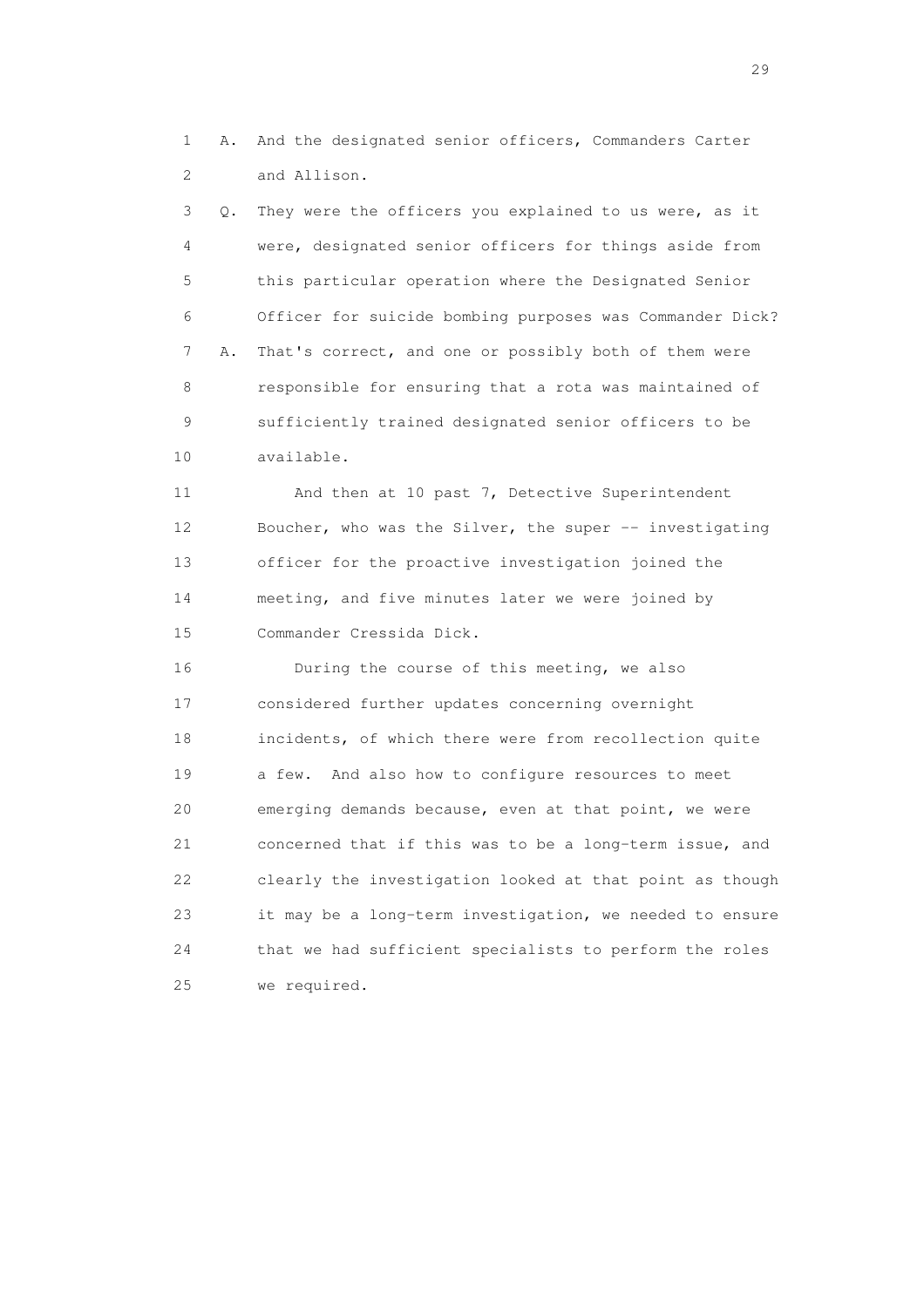1 A. And the designated senior officers, Commanders Carter
2 and Allison.

3 Q. They were the officers you explained to us were, as it
4 were, designated senior officers for things aside from
5 this particular operation where the Designated Senior
6 Officer for suicide bombing purposes was Commander Dick?

7 A. That's correct, and one or possibly both of them were
8 responsible for ensuring that a rota was maintained of
9 sufficiently trained designated senior officers to be
10 available.

11 And then at 10 past 7, Detective Superintendent
12 Boucher, who was the Silver, the super -- investigating
13 officer for the proactive investigation joined the
14 meeting, and five minutes later we were joined by
15 Commander Cressida Dick.

16 During the course of this meeting, we also
17 considered further updates concerning overnight
18 incidents, of which there were from recollection quite
19 a few. And also how to configure resources to meet
20 emerging demands because, even at that point, we were
21 concerned that if this was to be a long-term issue, and
22 clearly the investigation looked at that point as though
23 it may be a long-term investigation, we needed to ensure
24 that we had sufficient specialists to perform the roles
25 we required.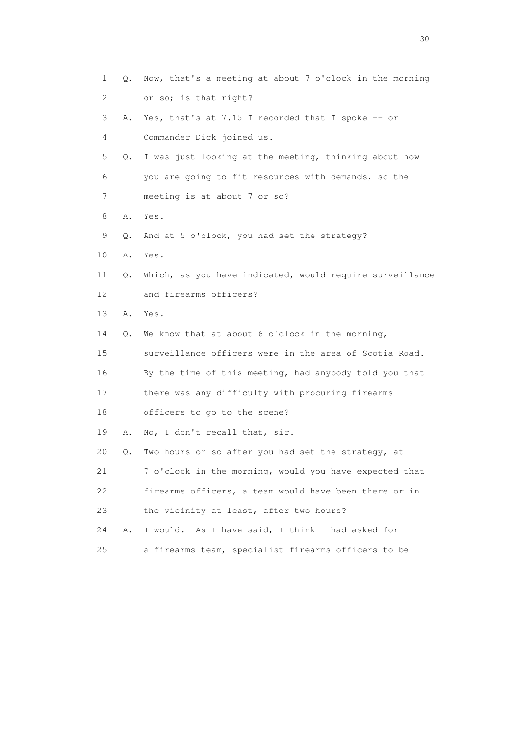1 Q. Now, that's a meeting at about 7 o'clock in the morning
2 or so; is that right?
3 A. Yes, that's at 7.15 I recorded that I spoke -- or
4 Commander Dick joined us.
5 Q. I was just looking at the meeting, thinking about how
6 you are going to fit resources with demands, so the
7 meeting is at about 7 or so?
8 A. Yes.
9 Q. And at 5 o'clock, you had set the strategy?
10 A. Yes.
11 Q. Which, as you have indicated, would require surveillance
12 and firearms officers?
13 A. Yes.
14 Q. We know that at about 6 o'clock in the morning,
15 surveillance officers were in the area of Scotia Road.
16 By the time of this meeting, had anybody told you that
17 there was any difficulty with procuring firearms
18 officers to go to the scene?
19 A. No, I don't recall that, sir.
20 Q. Two hours or so after you had set the strategy, at
21 7 o'clock in the morning, would you have expected that
22 firearms officers, a team would have been there or in
23 the vicinity at least, after two hours?
24 A. I would. As I have said, I think I had asked for
25 a firearms team, specialist firearms officers to be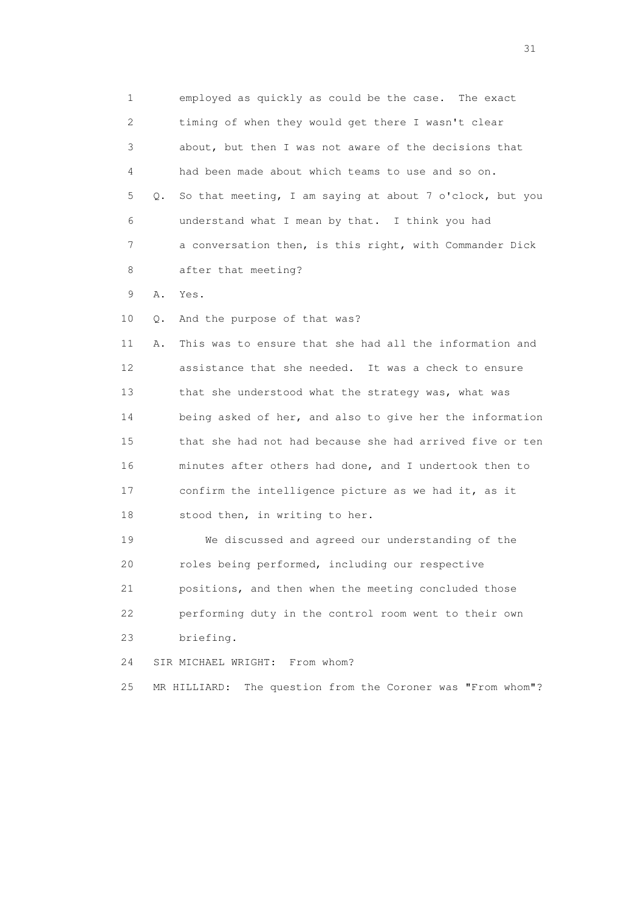1 employed as quickly as could be the case. The exact
2 timing of when they would get there I wasn't clear
3 about, but then I was not aware of the decisions that
4 had been made about which teams to use and so on.
5 Q. So that meeting, I am saying at about 7 o'clock, but you
6 understand what I mean by that. I think you had
7 a conversation then, is this right, with Commander Dick
8 after that meeting?
9 A. Yes.
10 Q. And the purpose of that was?
11 A. This was to ensure that she had all the information and
12 assistance that she needed. It was a check to ensure
13 that she understood what the strategy was, what was
14 being asked of her, and also to give her the information
15 that she had not had because she had arrived five or ten
16 minutes after others had done, and I undertook then to
17 confirm the intelligence picture as we had it, as it
18 stood then, in writing to her.
19 We discussed and agreed our understanding of the
20 roles being performed, including our respective
21 positions, and then when the meeting concluded those
22 performing duty in the control room went to their own
23 briefing.
24 SIR MICHAEL WRIGHT: From whom?
25 MR HILLIARD: The question from the Coroner was "From whom"?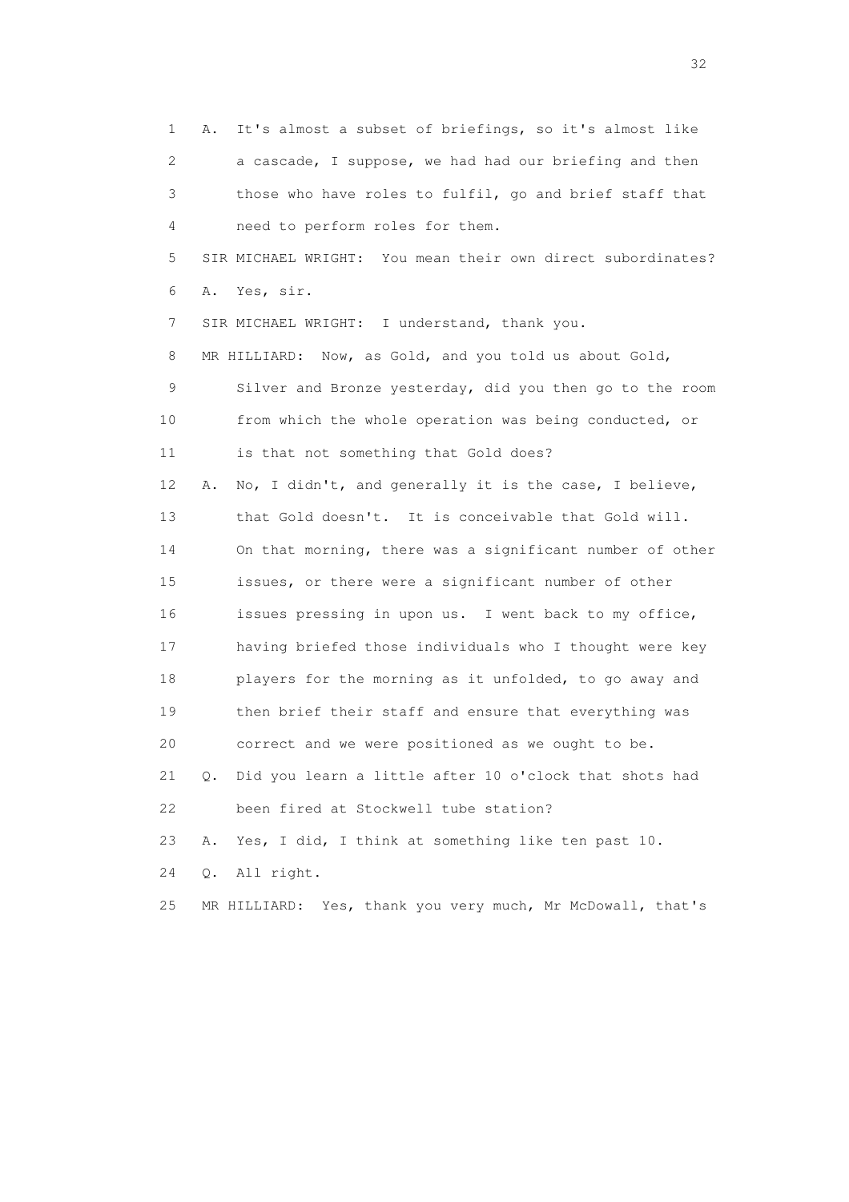1 A. It's almost a subset of briefings, so it's almost like
2 a cascade, I suppose, we had had our briefing and then
3 those who have roles to fulfil, go and brief staff that
4 need to perform roles for them.

5 SIR MICHAEL WRIGHT: You mean their own direct subordinates?

6 A. Yes, sir.

7 SIR MICHAEL WRIGHT: I understand, thank you.

8 MR HILLIARD: Now, as Gold, and you told us about Gold,
9 Silver and Bronze yesterday, did you then go to the room
10 from which the whole operation was being conducted, or
11 is that not something that Gold does?

12 A. No, I didn't, and generally it is the case, I believe,
13 that Gold doesn't. It is conceivable that Gold will.
14 On that morning, there was a significant number of other
15 issues, or there were a significant number of other
16 issues pressing in upon us. I went back to my office,
17 having briefed those individuals who I thought were key
18 players for the morning as it unfolded, to go away and
19 then brief their staff and ensure that everything was
20 correct and we were positioned as we ought to be.

21 Q. Did you learn a little after 10 o'clock that shots had
22 been fired at Stockwell tube station?

23 A. Yes, I did, I think at something like ten past 10.

24 Q. All right.

25 MR HILLIARD: Yes, thank you very much, Mr McDowall, that's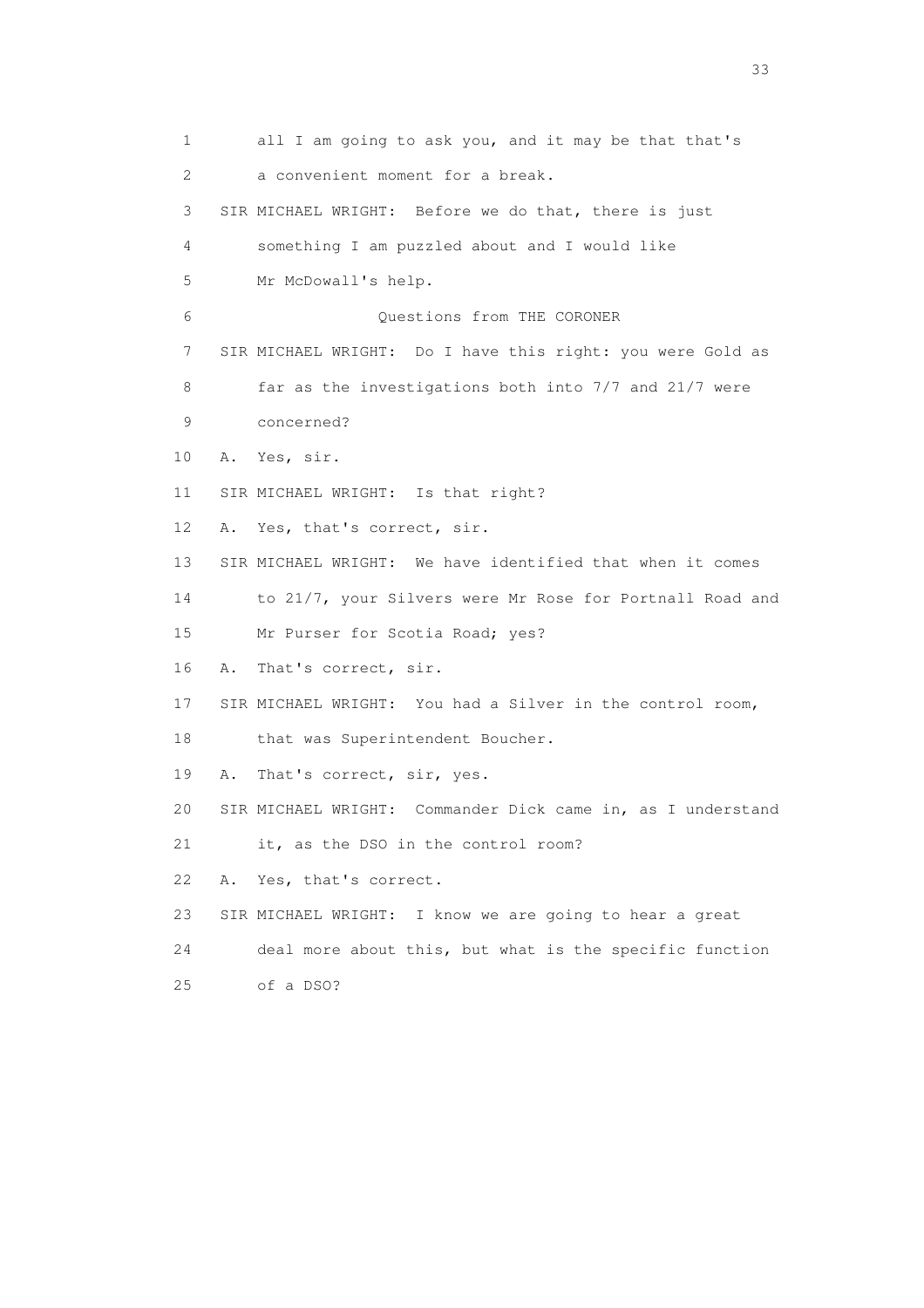1 all I am going to ask you, and it may be that that's
2 a convenient moment for a break.
3 SIR MICHAEL WRIGHT: Before we do that, there is just
4 something I am puzzled about and I would like
5 Mr McDowall's help.
6 Questions from THE CORONER
7 SIR MICHAEL WRIGHT: Do I have this right: you were Gold as
8 far as the investigations both into 7/7 and 21/7 were
9 concerned?
10 A. Yes, sir.
11 SIR MICHAEL WRIGHT: Is that right?
12 A. Yes, that's correct, sir.
13 SIR MICHAEL WRIGHT: We have identified that when it comes
14 to 21/7, your Silvers were Mr Rose for Portnall Road and
15 Mr Purser for Scotia Road; yes?
16 A. That's correct, sir.
17 SIR MICHAEL WRIGHT: You had a Silver in the control room,
18 that was Superintendent Boucher.
19 A. That's correct, sir, yes.
20 SIR MICHAEL WRIGHT: Commander Dick came in, as I understand
21 it, as the DSO in the control room?
22 A. Yes, that's correct.
23 SIR MICHAEL WRIGHT: I know we are going to hear a great
24 deal more about this, but what is the specific function
25 of a DSO?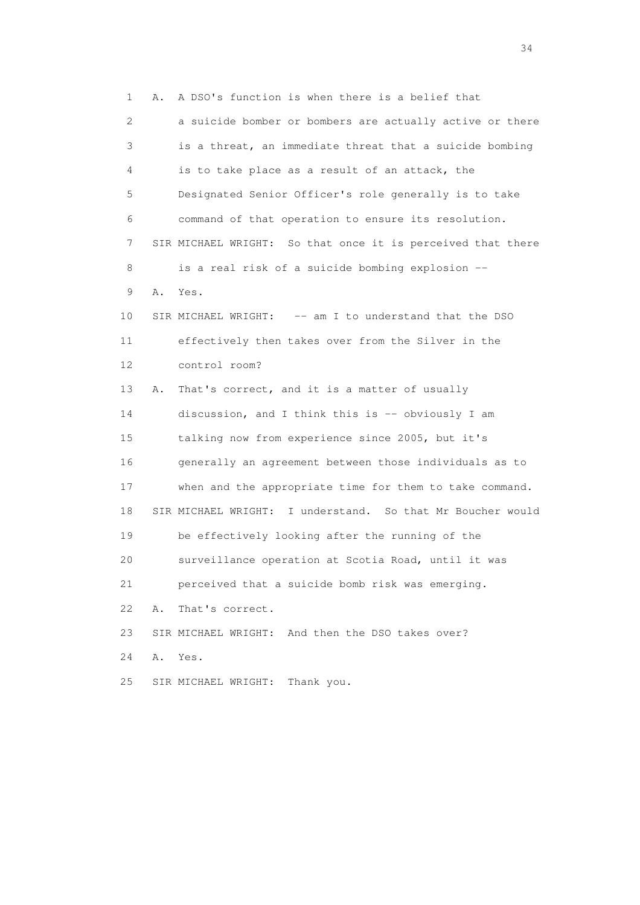1 A. A DSO's function is when there is a belief that
2 a suicide bomber or bombers are actually active or there
3 is a threat, an immediate threat that a suicide bombing
4 is to take place as a result of an attack, the
5 Designated Senior Officer's role generally is to take
6 command of that operation to ensure its resolution.
7 SIR MICHAEL WRIGHT: So that once it is perceived that there
8 is a real risk of a suicide bombing explosion --
9 A. Yes.
10 SIR MICHAEL WRIGHT: -- am I to understand that the DSO
11 effectively then takes over from the Silver in the
12 control room?
13 A. That's correct, and it is a matter of usually
14 discussion, and I think this is -- obviously I am
15 talking now from experience since 2005, but it's
16 generally an agreement between those individuals as to
17 when and the appropriate time for them to take command.
18 SIR MICHAEL WRIGHT: I understand. So that Mr Boucher would
19 be effectively looking after the running of the
20 surveillance operation at Scotia Road, until it was
21 perceived that a suicide bomb risk was emerging.
22 A. That's correct.
23 SIR MICHAEL WRIGHT: And then the DSO takes over?
24 A. Yes.
25 SIR MICHAEL WRIGHT: Thank you.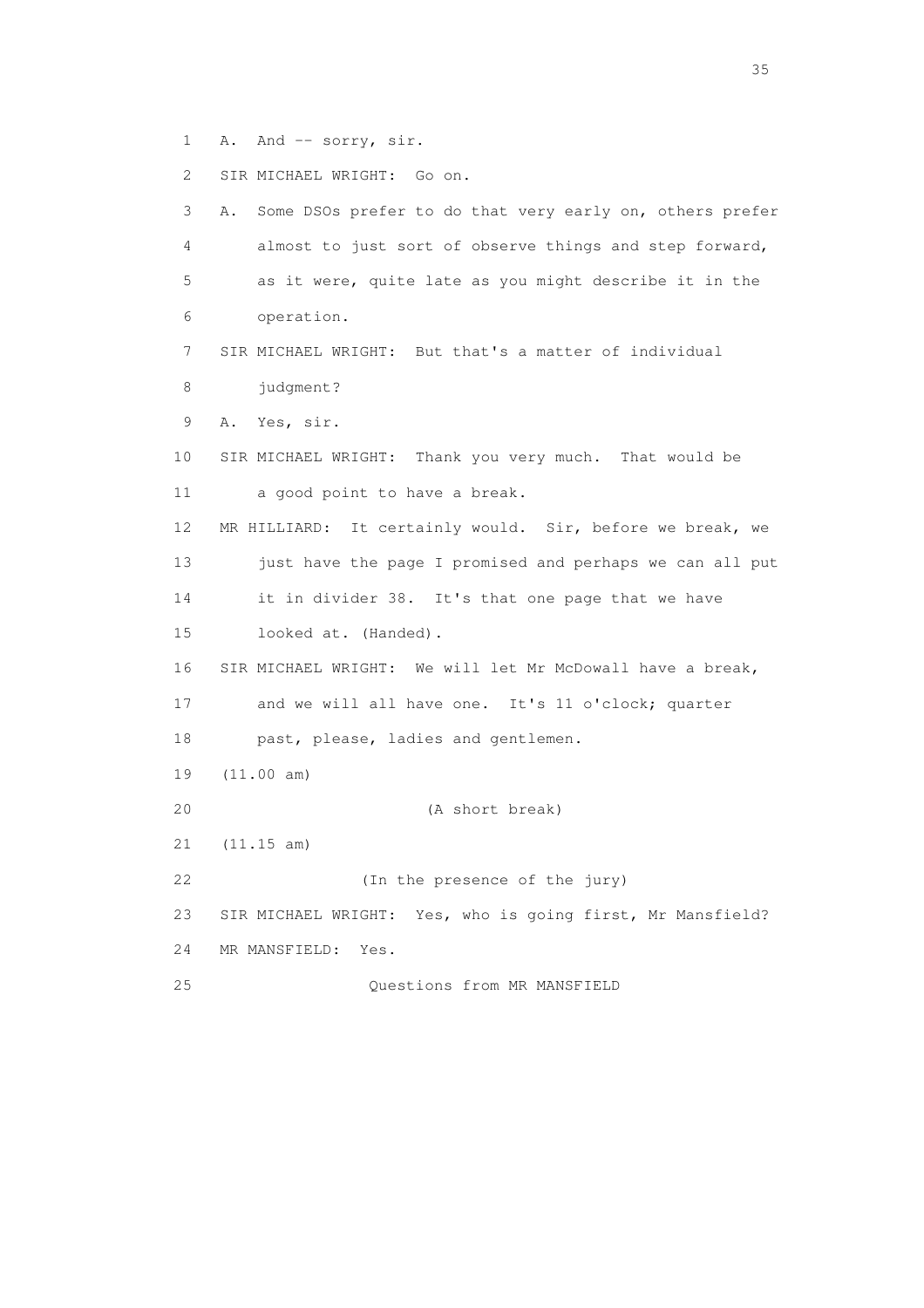A. And -- sorry, sir.

SIR MICHAEL WRIGHT: Go on.

A. Some DSOs prefer to do that very early on, others prefer almost to just sort of observe things and step forward, as it were, quite late as you might describe it in the operation.

SIR MICHAEL WRIGHT: But that's a matter of individual judgment?

A. Yes, sir.

SIR MICHAEL WRIGHT: Thank you very much. That would be a good point to have a break.

MR HILLIARD: It certainly would. Sir, before we break, we just have the page I promised and perhaps we can all put it in divider 38. It's that one page that we have looked at. (Handed).

SIR MICHAEL WRIGHT: We will let Mr McDowall have a break, and we will all have one. It's 11 o'clock; quarter past, please, ladies and gentlemen.

(11.00 am)

(A short break)

(11.15 am)

(In the presence of the jury)

SIR MICHAEL WRIGHT: Yes, who is going first, Mr Mansfield?

MR MANSFIELD: Yes.

Questions from MR MANSFIELD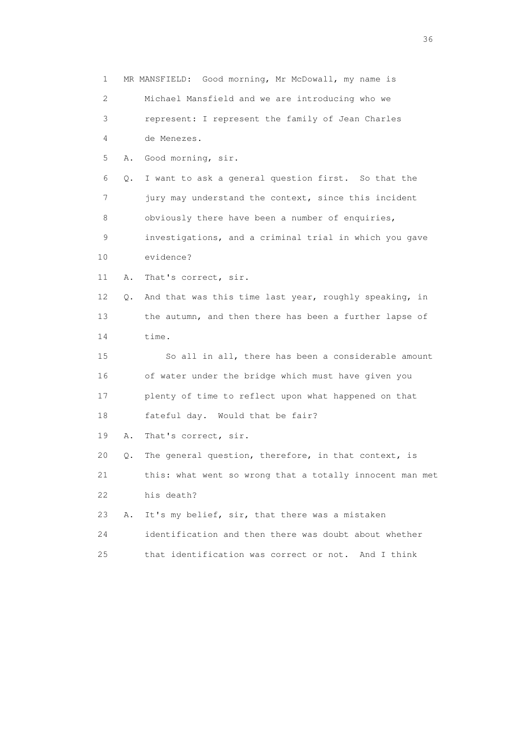MR MANSFIELD: Good morning, Mr McDowall, my name is Michael Mansfield and we are introducing who we represent: I represent the family of Jean Charles de Menezes.

A. Good morning, sir.

Q. I want to ask a general question first. So that the jury may understand the context, since this incident obviously there have been a number of enquiries, investigations, and a criminal trial in which you gave evidence?

A. That's correct, sir.

Q. And that was this time last year, roughly speaking, in the autumn, and then there has been a further lapse of time.

So all in all, there has been a considerable amount of water under the bridge which must have given you plenty of time to reflect upon what happened on that fateful day. Would that be fair?

A. That's correct, sir.

Q. The general question, therefore, in that context, is this: what went so wrong that a totally innocent man met his death?

A. It's my belief, sir, that there was a mistaken identification and then there was doubt about whether that identification was correct or not. And I think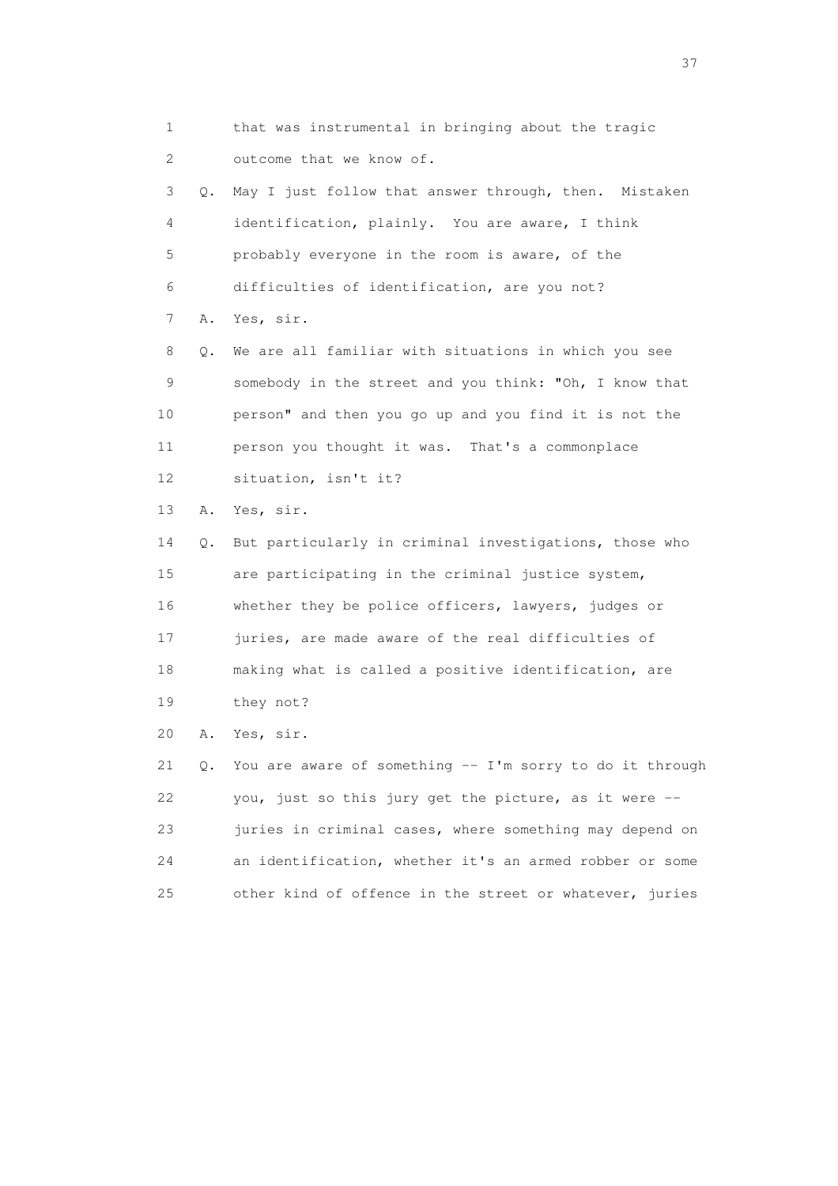1 that was instrumental in bringing about the tragic
2 outcome that we know of.
3 Q. May I just follow that answer through, then. Mistaken
4 identification, plainly. You are aware, I think
5 probably everyone in the room is aware, of the
6 difficulties of identification, are you not?
7 A. Yes, sir.
8 Q. We are all familiar with situations in which you see
9 somebody in the street and you think: "Oh, I know that
10 person" and then you go up and you find it is not the
11 person you thought it was. That's a commonplace
12 situation, isn't it?
13 A. Yes, sir.
14 Q. But particularly in criminal investigations, those who
15 are participating in the criminal justice system,
16 whether they be police officers, lawyers, judges or
17 juries, are made aware of the real difficulties of
18 making what is called a positive identification, are
19 they not?
20 A. Yes, sir.
21 Q. You are aware of something -- I'm sorry to do it through
22 you, just so this jury get the picture, as it were --
23 juries in criminal cases, where something may depend on
24 an identification, whether it's an armed robber or some
25 other kind of offence in the street or whatever, juries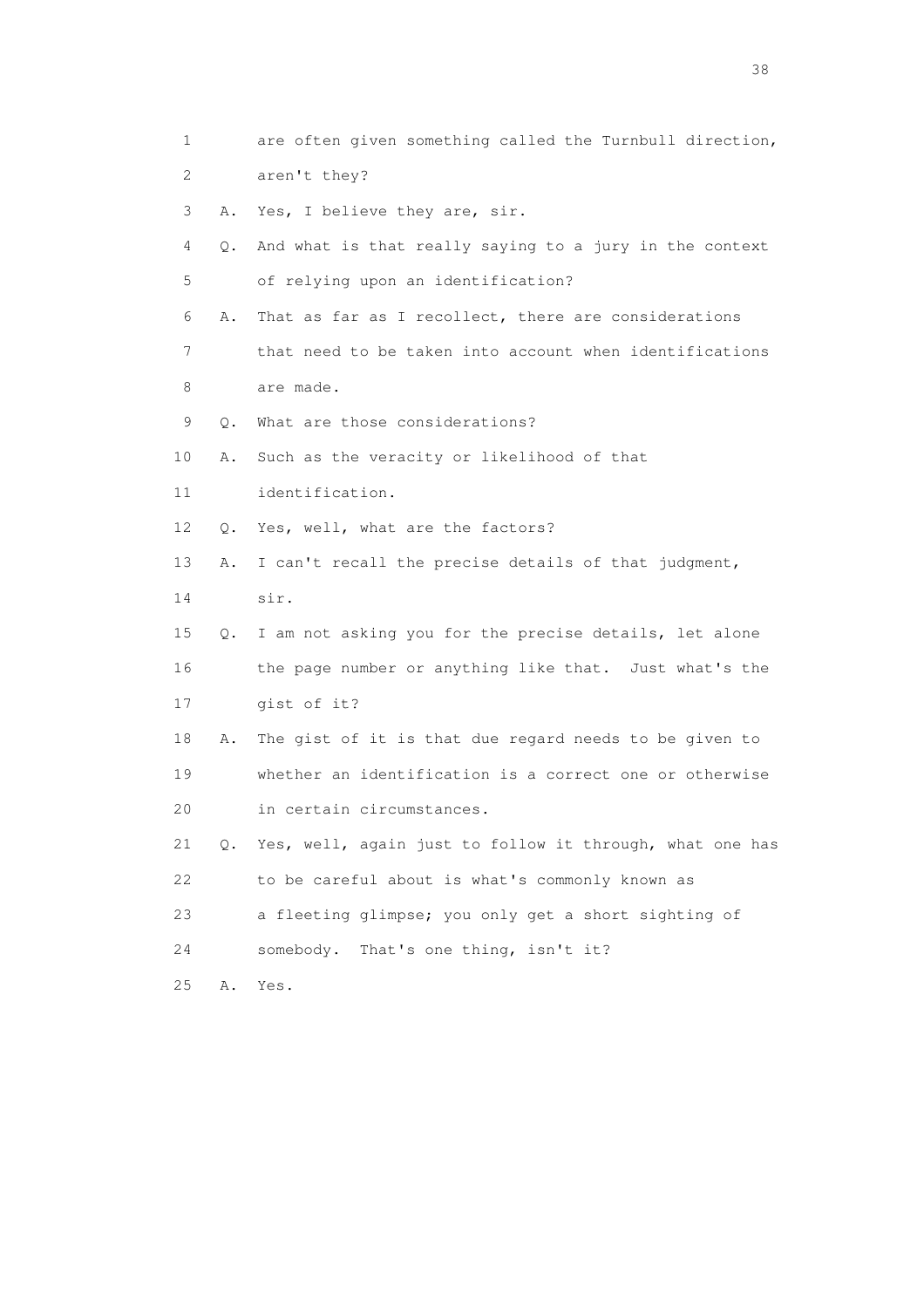1 are often given something called the Turnbull direction,

2 aren't they?

3 A. Yes, I believe they are, sir.

4 Q. And what is that really saying to a jury in the context

5 of relying upon an identification?

6 A. That as far as I recollect, there are considerations

7 that need to be taken into account when identifications

8 are made.

9 Q. What are those considerations?

10 A. Such as the veracity or likelihood of that

11 identification.

12 Q. Yes, well, what are the factors?

13 A. I can't recall the precise details of that judgment,

14 sir.

15 Q. I am not asking you for the precise details, let alone

16 the page number or anything like that. Just what's the

17 gist of it?

18 A. The gist of it is that due regard needs to be given to

19 whether an identification is a correct one or otherwise

20 in certain circumstances.

21 Q. Yes, well, again just to follow it through, what one has

22 to be careful about is what's commonly known as

23 a fleeting glimpse; you only get a short sighting of

24 somebody. That's one thing, isn't it?

25 A. Yes.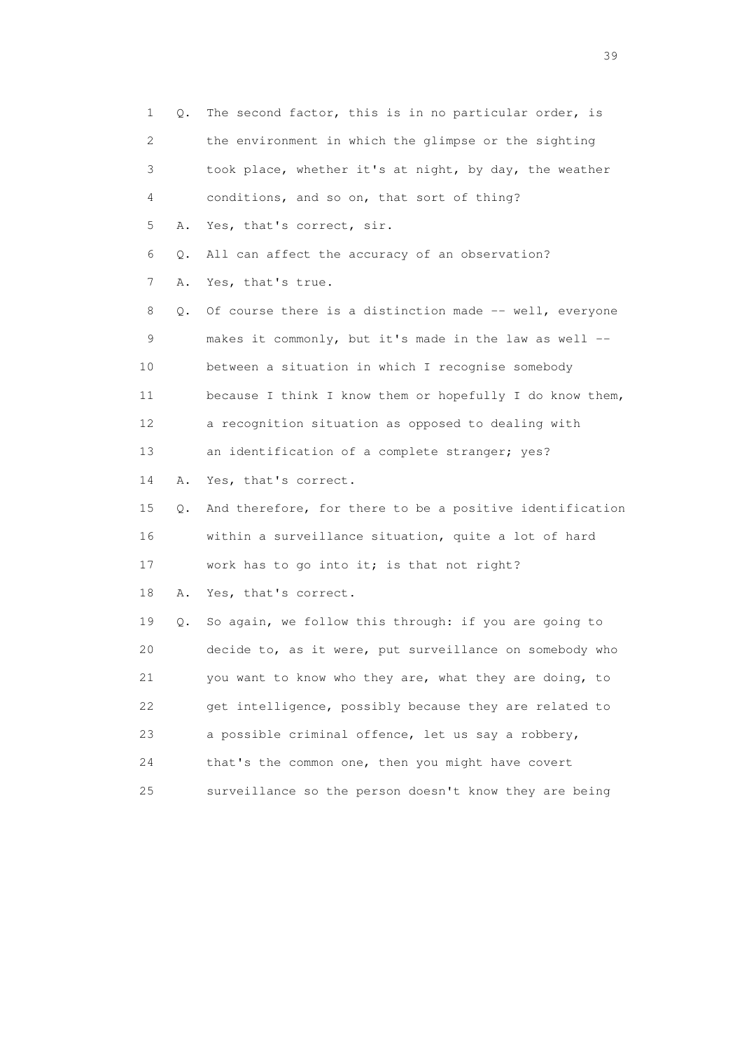1 Q. The second factor, this is in no particular order, is
2 the environment in which the glimpse or the sighting
3 took place, whether it's at night, by day, the weather
4 conditions, and so on, that sort of thing?
5 A. Yes, that's correct, sir.
6 Q. All can affect the accuracy of an observation?
7 A. Yes, that's true.
8 Q. Of course there is a distinction made -- well, everyone
9 makes it commonly, but it's made in the law as well --
10 between a situation in which I recognise somebody
11 because I think I know them or hopefully I do know them,
12 a recognition situation as opposed to dealing with
13 an identification of a complete stranger; yes?
14 A. Yes, that's correct.
15 Q. And therefore, for there to be a positive identification
16 within a surveillance situation, quite a lot of hard
17 work has to go into it; is that not right?
18 A. Yes, that's correct.
19 Q. So again, we follow this through: if you are going to
20 decide to, as it were, put surveillance on somebody who
21 you want to know who they are, what they are doing, to
22 get intelligence, possibly because they are related to
23 a possible criminal offence, let us say a robbery,
24 that's the common one, then you might have covert
25 surveillance so the person doesn't know they are being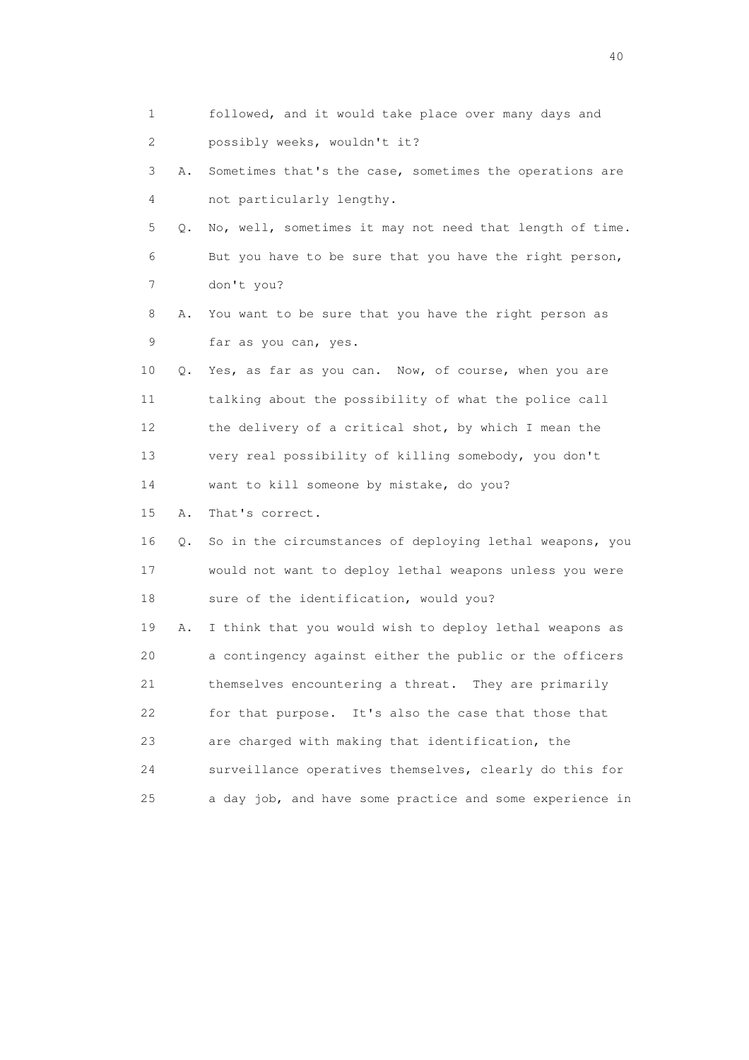1 followed, and it would take place over many days and
2 possibly weeks, wouldn't it?
3 A. Sometimes that's the case, sometimes the operations are
4 not particularly lengthy.
5 Q. No, well, sometimes it may not need that length of time.
6 But you have to be sure that you have the right person,
7 don't you?
8 A. You want to be sure that you have the right person as
9 far as you can, yes.
10 Q. Yes, as far as you can. Now, of course, when you are
11 talking about the possibility of what the police call
12 the delivery of a critical shot, by which I mean the
13 very real possibility of killing somebody, you don't
14 want to kill someone by mistake, do you?
15 A. That's correct.
16 Q. So in the circumstances of deploying lethal weapons, you
17 would not want to deploy lethal weapons unless you were
18 sure of the identification, would you?
19 A. I think that you would wish to deploy lethal weapons as
20 a contingency against either the public or the officers
21 themselves encountering a threat. They are primarily
22 for that purpose. It's also the case that those that
23 are charged with making that identification, the
24 surveillance operatives themselves, clearly do this for
25 a day job, and have some practice and some experience in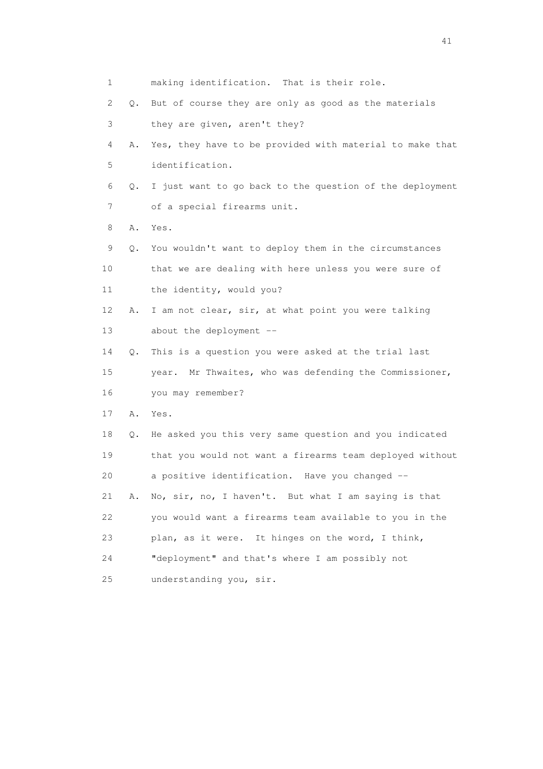1 making identification. That is their role.

2 Q. But of course they are only as good as the materials

3 they are given, aren't they?

4 A. Yes, they have to be provided with material to make that

5 identification.

6 Q. I just want to go back to the question of the deployment

7 of a special firearms unit.

8 A. Yes.

9 Q. You wouldn't want to deploy them in the circumstances

10 that we are dealing with here unless you were sure of

11 the identity, would you?

12 A. I am not clear, sir, at what point you were talking

13 about the deployment --

14 Q. This is a question you were asked at the trial last

15 year. Mr Thwaites, who was defending the Commissioner,

16 you may remember?

17 A. Yes.

18 Q. He asked you this very same question and you indicated

19 that you would not want a firearms team deployed without

20 a positive identification. Have you changed --

21 A. No, sir, no, I haven't. But what I am saying is that

22 you would want a firearms team available to you in the

23 plan, as it were. It hinges on the word, I think,

24 "deployment" and that's where I am possibly not

25 understanding you, sir.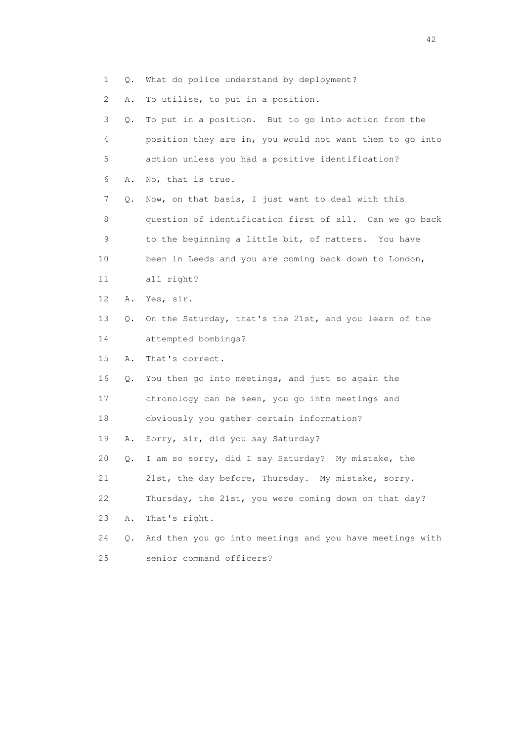1 Q. What do police understand by deployment?

2 A. To utilise, to put in a position.

3 Q. To put in a position. But to go into action from the

4 position they are in, you would not want them to go into

5 action unless you had a positive identification?

6 A. No, that is true.

7 Q. Now, on that basis, I just want to deal with this

8 question of identification first of all. Can we go back

9 to the beginning a little bit, of matters. You have

10 been in Leeds and you are coming back down to London,

11 all right?

12 A. Yes, sir.

13 Q. On the Saturday, that's the 21st, and you learn of the

14 attempted bombings?

15 A. That's correct.

16 Q. You then go into meetings, and just so again the

17 chronology can be seen, you go into meetings and

18 obviously you gather certain information?

19 A. Sorry, sir, did you say Saturday?

20 Q. I am so sorry, did I say Saturday? My mistake, the

21 21st, the day before, Thursday. My mistake, sorry.

22 Thursday, the 21st, you were coming down on that day?

23 A. That's right.

24 Q. And then you go into meetings and you have meetings with

25 senior command officers?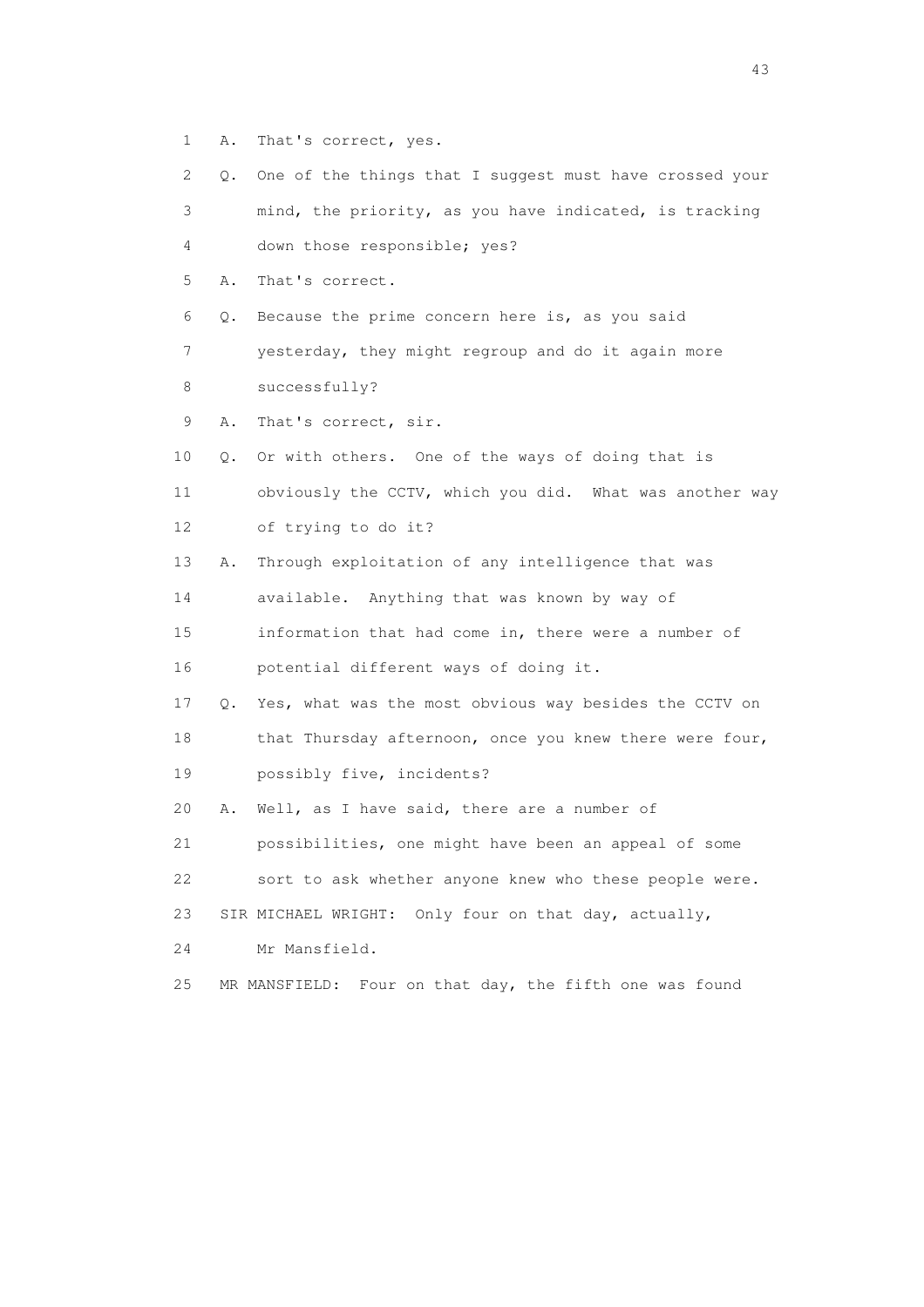1 A. That's correct, yes.

2 Q. One of the things that I suggest must have crossed your

3 mind, the priority, as you have indicated, is tracking

4 down those responsible; yes?

5 A. That's correct.

6 Q. Because the prime concern here is, as you said

7 yesterday, they might regroup and do it again more

8 successfully?

9 A. That's correct, sir.

10 Q. Or with others. One of the ways of doing that is

11 obviously the CCTV, which you did. What was another way

12 of trying to do it?

13 A. Through exploitation of any intelligence that was

14 available. Anything that was known by way of

15 information that had come in, there were a number of

16 potential different ways of doing it.

17 Q. Yes, what was the most obvious way besides the CCTV on

18 that Thursday afternoon, once you knew there were four,

19 possibly five, incidents?

20 A. Well, as I have said, there are a number of

21 possibilities, one might have been an appeal of some

22 sort to ask whether anyone knew who these people were.

23 SIR MICHAEL WRIGHT: Only four on that day, actually,

24 Mr Mansfield.

25 MR MANSFIELD: Four on that day, the fifth one was found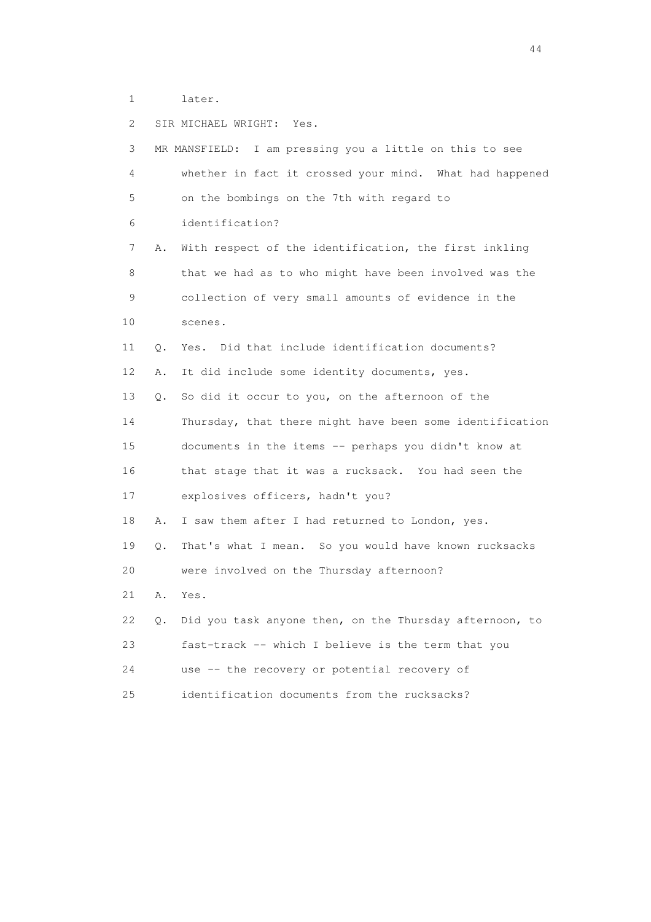1 later.

2 SIR MICHAEL WRIGHT: Yes.

3 MR MANSFIELD: I am pressing you a little on this to see

4 whether in fact it crossed your mind. What had happened

5 on the bombings on the 7th with regard to

6 identification?

7 A. With respect of the identification, the first inkling

8 that we had as to who might have been involved was the

9 collection of very small amounts of evidence in the

10 scenes.

11 Q. Yes. Did that include identification documents?

12 A. It did include some identity documents, yes.

13 Q. So did it occur to you, on the afternoon of the

14 Thursday, that there might have been some identification

15 documents in the items -- perhaps you didn't know at

16 that stage that it was a rucksack. You had seen the

17 explosives officers, hadn't you?

18 A. I saw them after I had returned to London, yes.

19 Q. That's what I mean. So you would have known rucksacks

20 were involved on the Thursday afternoon?

21 A. Yes.

22 Q. Did you task anyone then, on the Thursday afternoon, to

23 fast-track -- which I believe is the term that you

24 use -- the recovery or potential recovery of

25 identification documents from the rucksacks?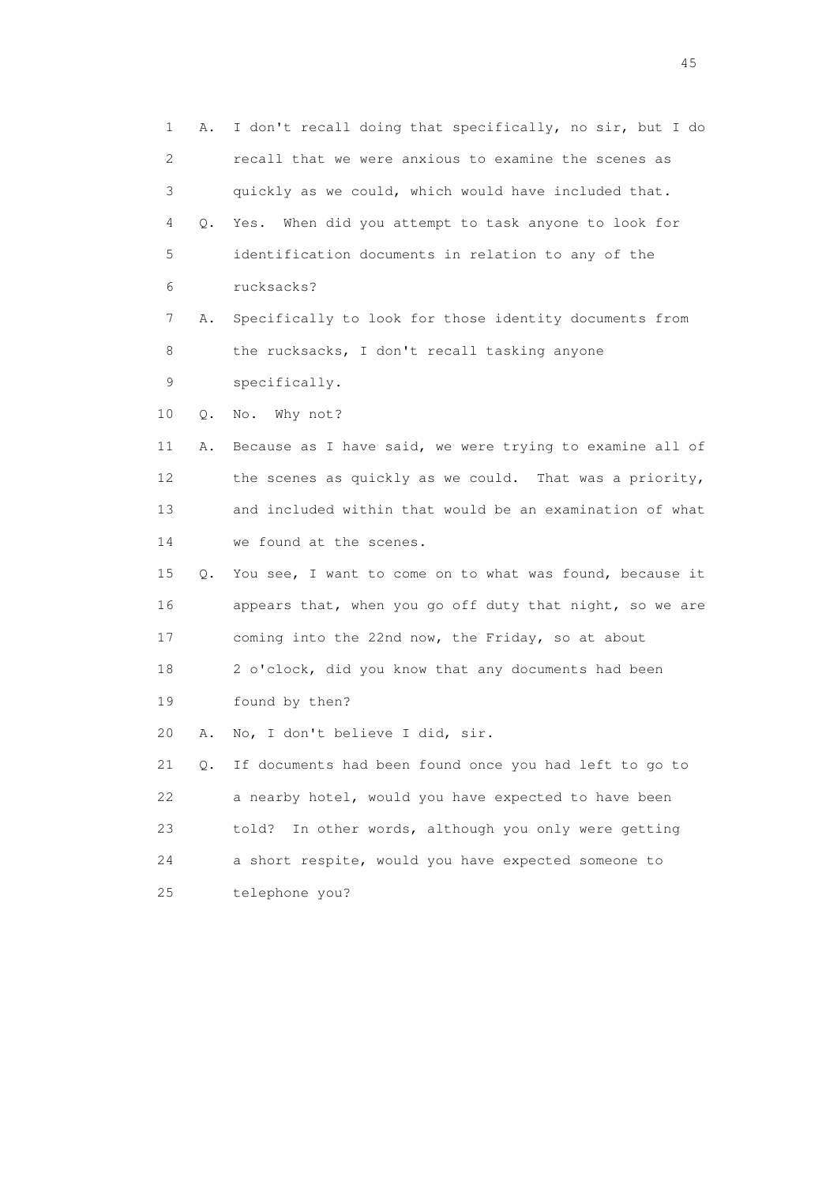1 A. I don't recall doing that specifically, no sir, but I do
2 recall that we were anxious to examine the scenes as
3 quickly as we could, which would have included that.
4 Q. Yes. When did you attempt to task anyone to look for
5 identification documents in relation to any of the
6 rucksacks?
7 A. Specifically to look for those identity documents from
8 the rucksacks, I don't recall tasking anyone
9 specifically.
10 Q. No. Why not?
11 A. Because as I have said, we were trying to examine all of
12 the scenes as quickly as we could. That was a priority,
13 and included within that would be an examination of what
14 we found at the scenes.
15 Q. You see, I want to come on to what was found, because it
16 appears that, when you go off duty that night, so we are
17 coming into the 22nd now, the Friday, so at about
18 2 o'clock, did you know that any documents had been
19 found by then?
20 A. No, I don't believe I did, sir.
21 Q. If documents had been found once you had left to go to
22 a nearby hotel, would you have expected to have been
23 told? In other words, although you only were getting
24 a short respite, would you have expected someone to
25 telephone you?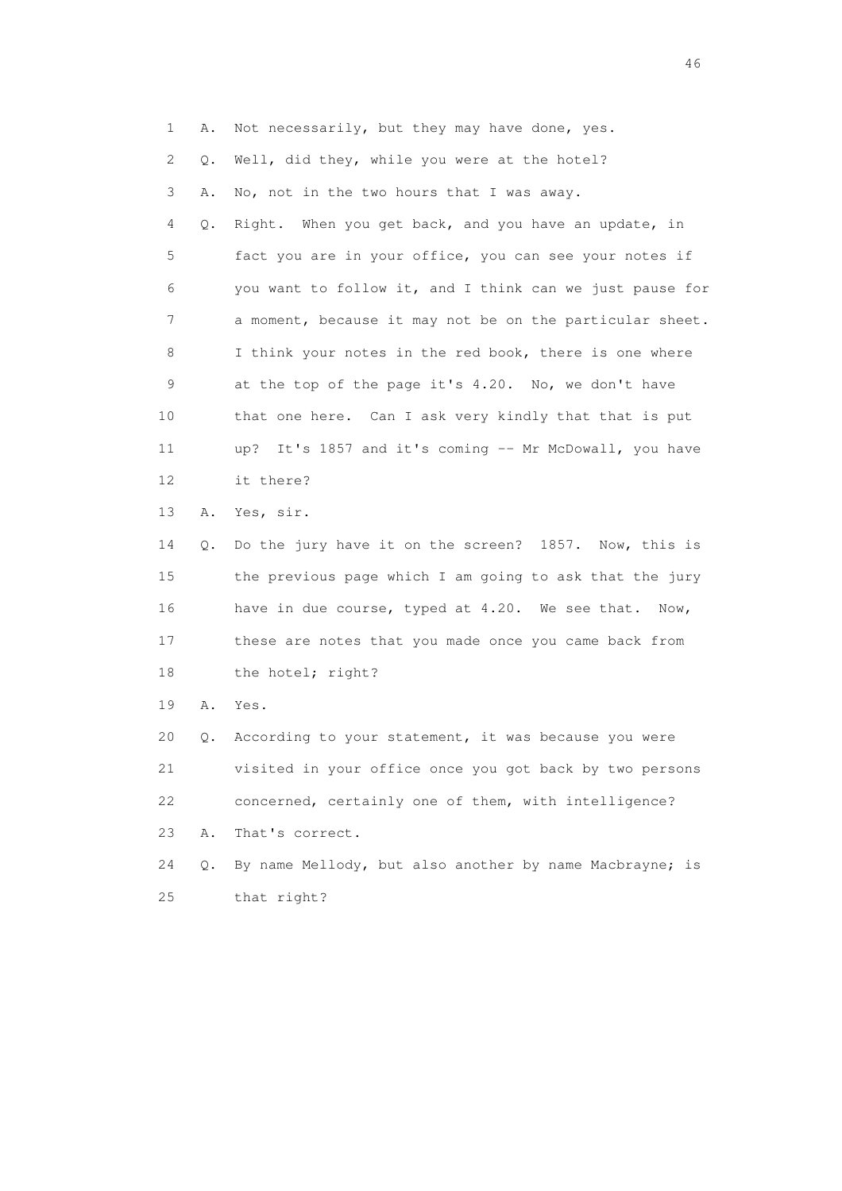1 A. Not necessarily, but they may have done, yes.

2 Q. Well, did they, while you were at the hotel?

3 A. No, not in the two hours that I was away.

4 Q. Right. When you get back, and you have an update, in
5 fact you are in your office, you can see your notes if
6 you want to follow it, and I think can we just pause for
7 a moment, because it may not be on the particular sheet.
8 I think your notes in the red book, there is one where
9 at the top of the page it's 4.20. No, we don't have
10 that one here. Can I ask very kindly that that is put
11 up? It's 1857 and it's coming -- Mr McDowall, you have
12 it there?

13 A. Yes, sir.

14 Q. Do the jury have it on the screen? 1857. Now, this is
15 the previous page which I am going to ask that the jury
16 have in due course, typed at 4.20. We see that. Now,
17 these are notes that you made once you came back from
18 the hotel; right?

19 A. Yes.

20 Q. According to your statement, it was because you were
21 visited in your office once you got back by two persons
22 concerned, certainly one of them, with intelligence?

23 A. That's correct.

24 Q. By name Mellody, but also another by name Macbrayne; is
25 that right?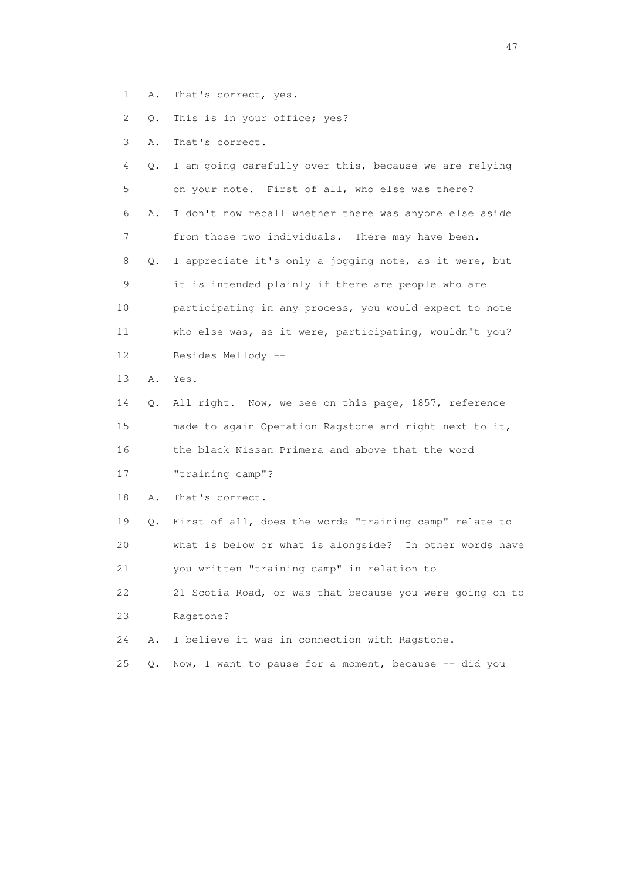1 A. That's correct, yes.

2 Q. This is in your office; yes?

3 A. That's correct.

4 Q. I am going carefully over this, because we are relying

5 on your note. First of all, who else was there?

6 A. I don't now recall whether there was anyone else aside

7 from those two individuals. There may have been.

8 Q. I appreciate it's only a jogging note, as it were, but

9 it is intended plainly if there are people who are

10 participating in any process, you would expect to note

11 who else was, as it were, participating, wouldn't you?

12 Besides Mellody --

13 A. Yes.

14 Q. All right. Now, we see on this page, 1857, reference

15 made to again Operation Ragstone and right next to it,

16 the black Nissan Primera and above that the word

17 "training camp"?

18 A. That's correct.

19 Q. First of all, does the words "training camp" relate to

20 what is below or what is alongside? In other words have

21 you written "training camp" in relation to

22 21 Scotia Road, or was that because you were going on to

23 Ragstone?

24 A. I believe it was in connection with Ragstone.

25 Q. Now, I want to pause for a moment, because -- did you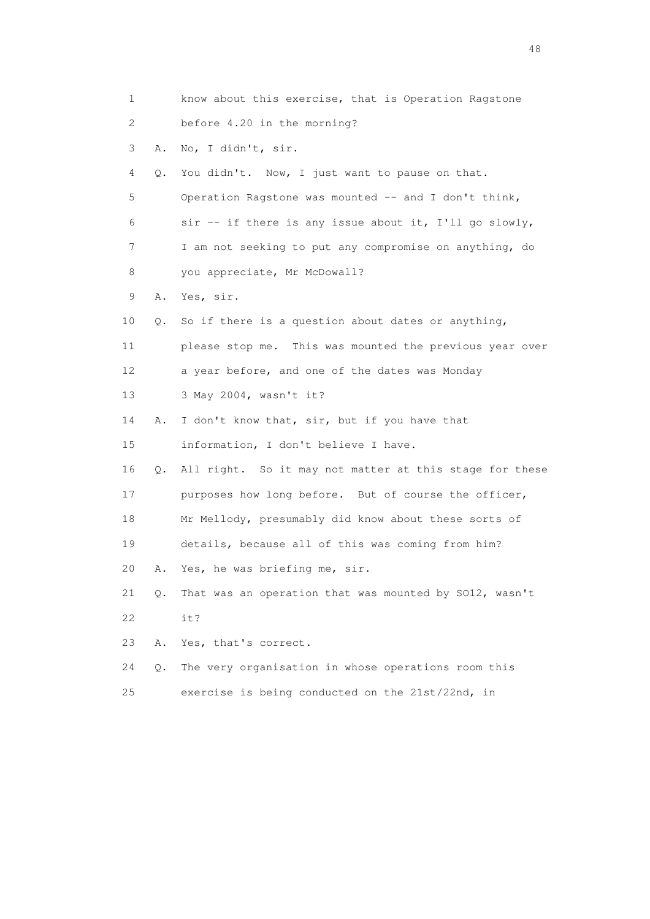1 know about this exercise, that is Operation Ragstone
2 before 4.20 in the morning?
3 A. No, I didn't, sir.
4 Q. You didn't. Now, I just want to pause on that.
5 Operation Ragstone was mounted -- and I don't think,
6 sir -- if there is any issue about it, I'll go slowly,
7 I am not seeking to put any compromise on anything, do
8 you appreciate, Mr McDowall?
9 A. Yes, sir.
10 Q. So if there is a question about dates or anything,
11 please stop me. This was mounted the previous year over
12 a year before, and one of the dates was Monday
13 3 May 2004, wasn't it?
14 A. I don't know that, sir, but if you have that
15 information, I don't believe I have.
16 Q. All right. So it may not matter at this stage for these
17 purposes how long before. But of course the officer,
18 Mr Mellody, presumably did know about these sorts of
19 details, because all of this was coming from him?
20 A. Yes, he was briefing me, sir.
21 Q. That was an operation that was mounted by SO12, wasn't
22 it?
23 A. Yes, that's correct.
24 Q. The very organisation in whose operations room this
25 exercise is being conducted on the 21st/22nd, in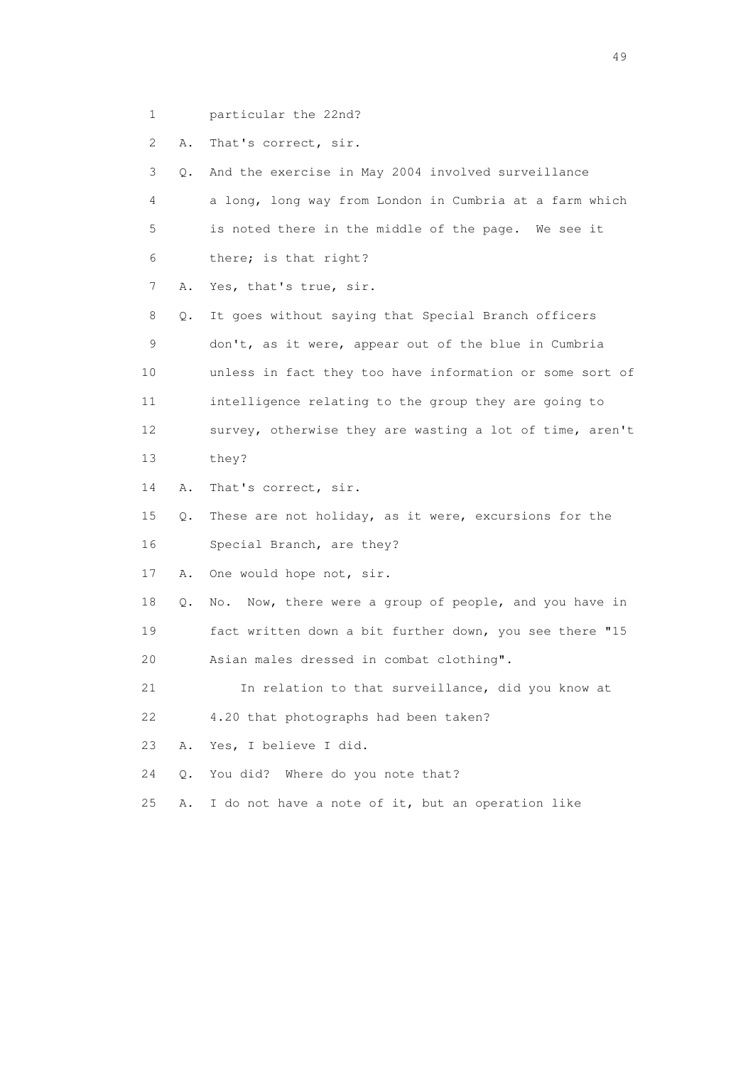1 particular the 22nd?

2 A. That's correct, sir.

3 Q. And the exercise in May 2004 involved surveillance

4 a long, long way from London in Cumbria at a farm which

5 is noted there in the middle of the page. We see it

6 there; is that right?

7 A. Yes, that's true, sir.

8 Q. It goes without saying that Special Branch officers

9 don't, as it were, appear out of the blue in Cumbria

10 unless in fact they too have information or some sort of

11 intelligence relating to the group they are going to

12 survey, otherwise they are wasting a lot of time, aren't

13 they?

14 A. That's correct, sir.

15 Q. These are not holiday, as it were, excursions for the

16 Special Branch, are they?

17 A. One would hope not, sir.

18 Q. No. Now, there were a group of people, and you have in

19 fact written down a bit further down, you see there "15

20 Asian males dressed in combat clothing".

21 In relation to that surveillance, did you know at

22 4.20 that photographs had been taken?

23 A. Yes, I believe I did.

24 Q. You did? Where do you note that?

25 A. I do not have a note of it, but an operation like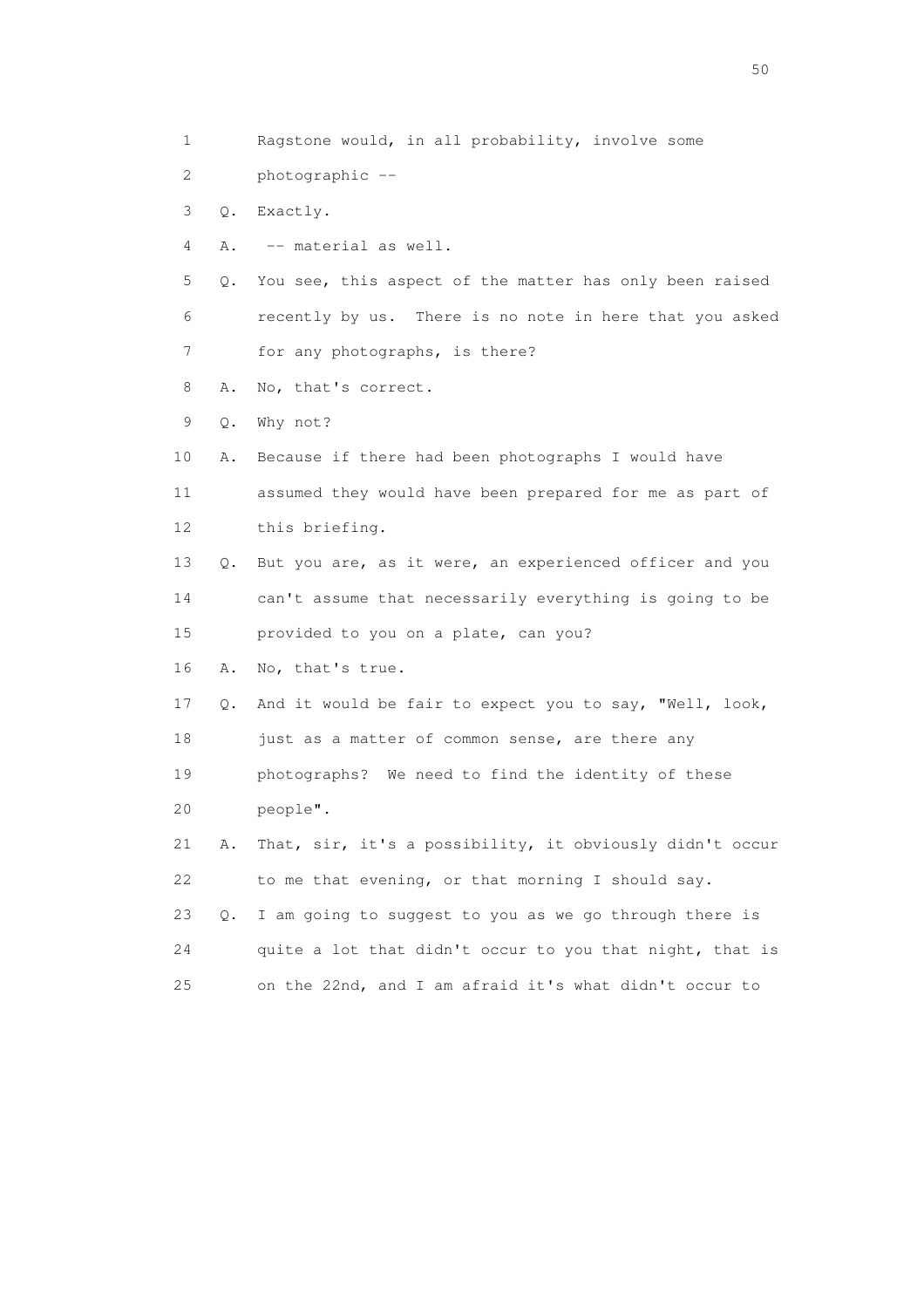1 Ragstone would, in all probability, involve some
2 photographic --
3 Q. Exactly.
4 A. -- material as well.
5 Q. You see, this aspect of the matter has only been raised
6 recently by us. There is no note in here that you asked
7 for any photographs, is there?
8 A. No, that's correct.
9 Q. Why not?
10 A. Because if there had been photographs I would have
11 assumed they would have been prepared for me as part of
12 this briefing.
13 Q. But you are, as it were, an experienced officer and you
14 can't assume that necessarily everything is going to be
15 provided to you on a plate, can you?
16 A. No, that's true.
17 Q. And it would be fair to expect you to say, "Well, look,
18 just as a matter of common sense, are there any
19 photographs? We need to find the identity of these
20 people".
21 A. That, sir, it's a possibility, it obviously didn't occur
22 to me that evening, or that morning I should say.
23 Q. I am going to suggest to you as we go through there is
24 quite a lot that didn't occur to you that night, that is
25 on the 22nd, and I am afraid it's what didn't occur to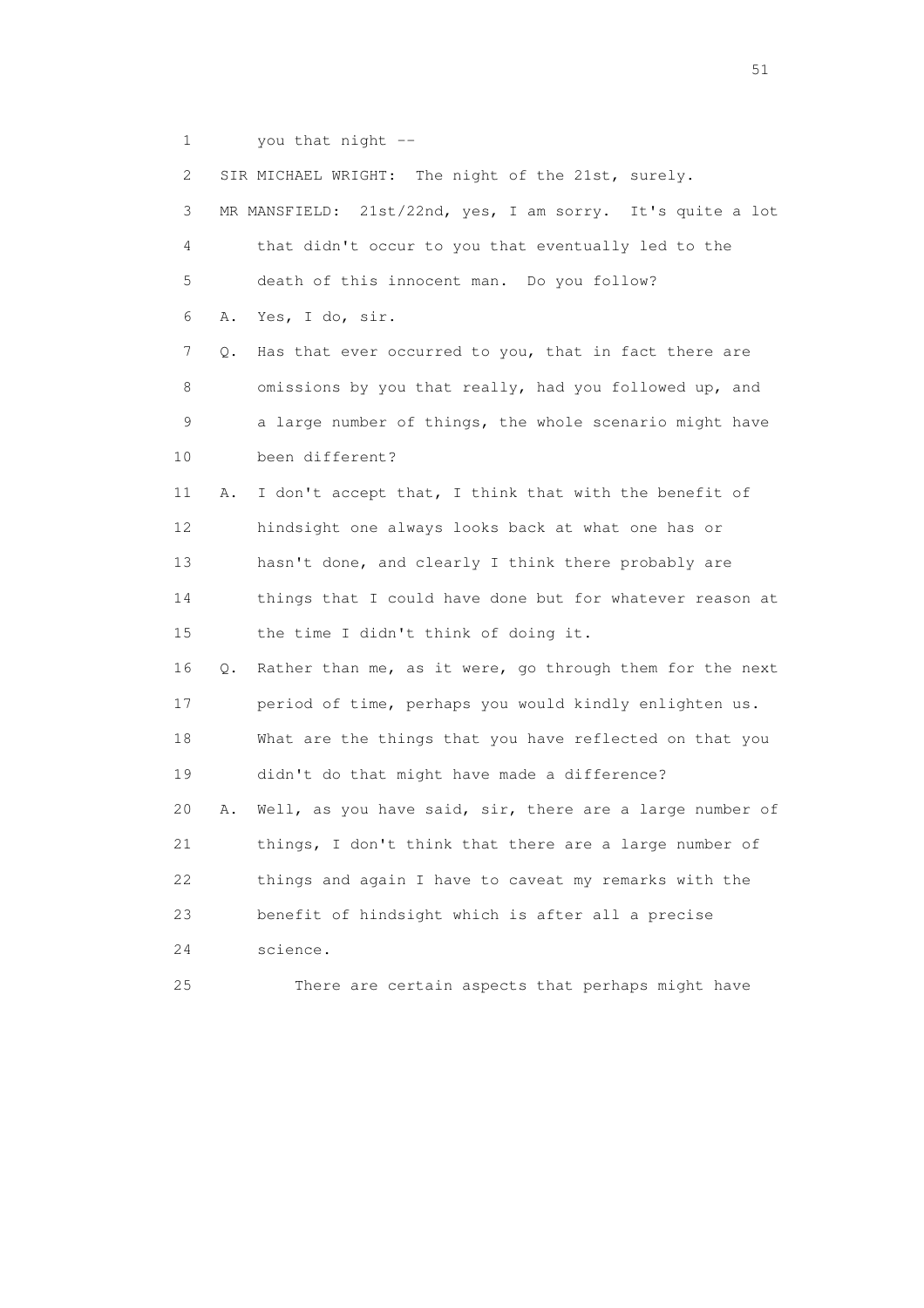1 you that night --

2 SIR MICHAEL WRIGHT: The night of the 21st, surely.

3 MR MANSFIELD: 21st/22nd, yes, I am sorry. It's quite a lot

4 that didn't occur to you that eventually led to the

5 death of this innocent man. Do you follow?

6 A. Yes, I do, sir.

7 Q. Has that ever occurred to you, that in fact there are

8 omissions by you that really, had you followed up, and

9 a large number of things, the whole scenario might have

10 been different?

11 A. I don't accept that, I think that with the benefit of

12 hindsight one always looks back at what one has or

13 hasn't done, and clearly I think there probably are

14 things that I could have done but for whatever reason at

15 the time I didn't think of doing it.

16 Q. Rather than me, as it were, go through them for the next

17 period of time, perhaps you would kindly enlighten us.

18 What are the things that you have reflected on that you

19 didn't do that might have made a difference?

20 A. Well, as you have said, sir, there are a large number of

21 things, I don't think that there are a large number of

22 things and again I have to caveat my remarks with the

23 benefit of hindsight which is after all a precise

24 science.

25 There are certain aspects that perhaps might have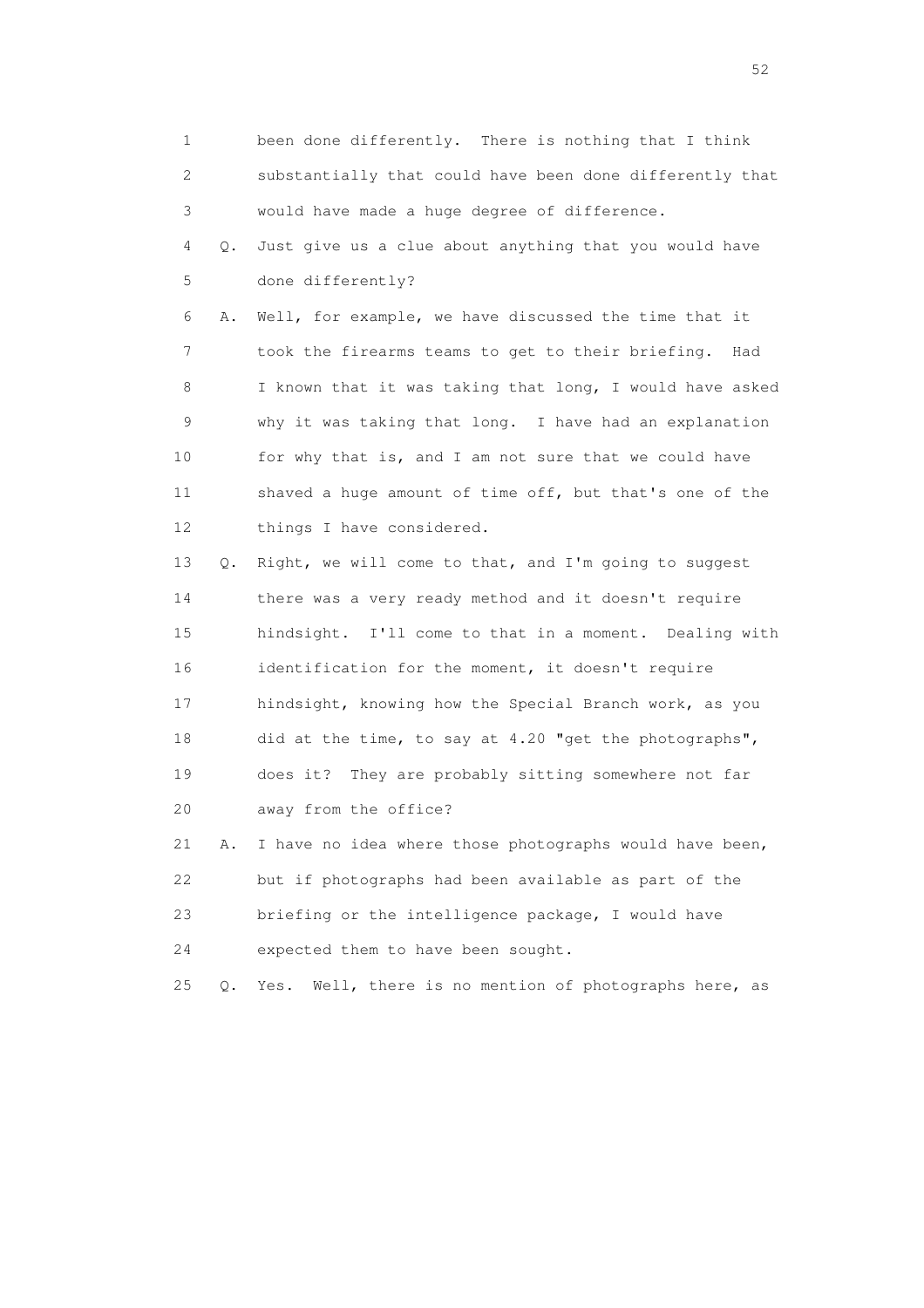1 been done differently. There is nothing that I think
2 substantially that could have been done differently that
3 would have made a huge degree of difference.
4 Q. Just give us a clue about anything that you would have
5 done differently?
6 A. Well, for example, we have discussed the time that it
7 took the firearms teams to get to their briefing. Had
8 I known that it was taking that long, I would have asked
9 why it was taking that long. I have had an explanation
10 for why that is, and I am not sure that we could have
11 shaved a huge amount of time off, but that's one of the
12 things I have considered.
13 Q. Right, we will come to that, and I'm going to suggest
14 there was a very ready method and it doesn't require
15 hindsight. I'll come to that in a moment. Dealing with
16 identification for the moment, it doesn't require
17 hindsight, knowing how the Special Branch work, as you
18 did at the time, to say at 4.20 "get the photographs",
19 does it? They are probably sitting somewhere not far
20 away from the office?
21 A. I have no idea where those photographs would have been,
22 but if photographs had been available as part of the
23 briefing or the intelligence package, I would have
24 expected them to have been sought.
25 Q. Yes. Well, there is no mention of photographs here, as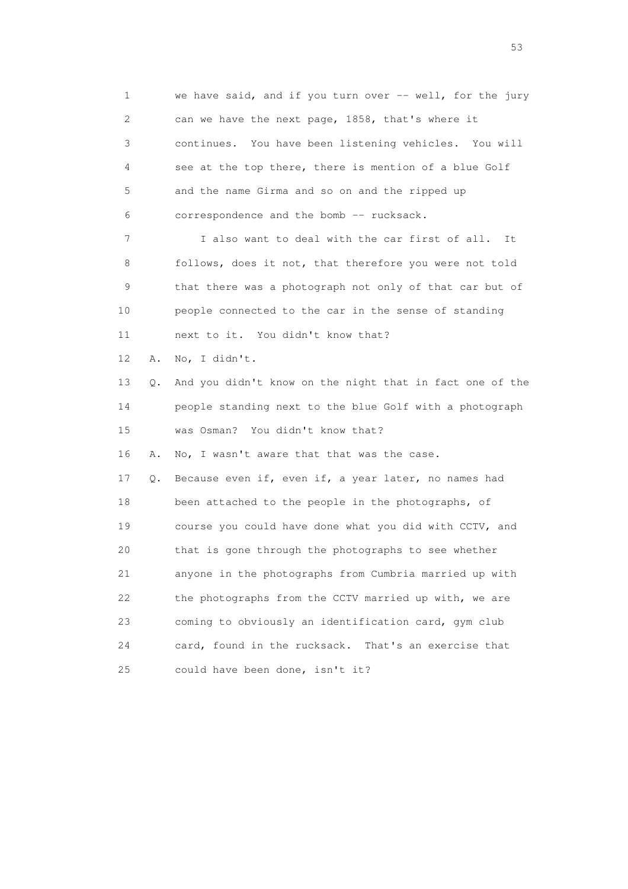1 we have said, and if you turn over -- well, for the jury
2 can we have the next page, 1858, that's where it
3 continues. You have been listening vehicles. You will
4 see at the top there, there is mention of a blue Golf
5 and the name Girma and so on and the ripped up
6 correspondence and the bomb -- rucksack.

7 I also want to deal with the car first of all. It
8 follows, does it not, that therefore you were not told
9 that there was a photograph not only of that car but of
10 people connected to the car in the sense of standing
11 next to it. You didn't know that?

12 A. No, I didn't.

13 Q. And you didn't know on the night that in fact one of the
14 people standing next to the blue Golf with a photograph
15 was Osman? You didn't know that?

16 A. No, I wasn't aware that that was the case.

17 Q. Because even if, even if, a year later, no names had
18 been attached to the people in the photographs, of
19 course you could have done what you did with CCTV, and
20 that is gone through the photographs to see whether
21 anyone in the photographs from Cumbria married up with
22 the photographs from the CCTV married up with, we are
23 coming to obviously an identification card, gym club
24 card, found in the rucksack. That's an exercise that
25 could have been done, isn't it?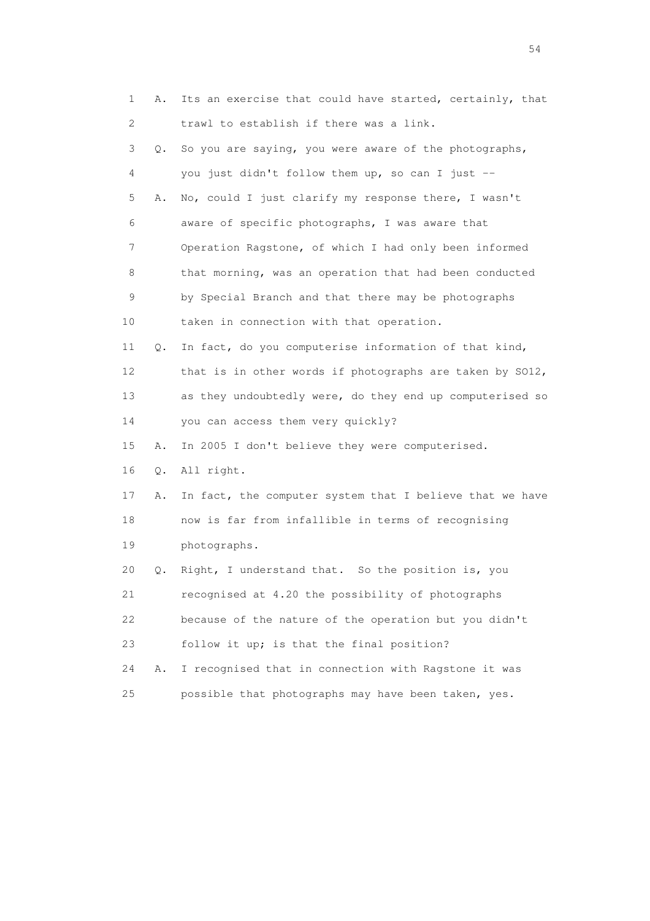1 A. Its an exercise that could have started, certainly, that
2 trawl to establish if there was a link.
3 Q. So you are saying, you were aware of the photographs,
4 you just didn't follow them up, so can I just --
5 A. No, could I just clarify my response there, I wasn't
6 aware of specific photographs, I was aware that
7 Operation Ragstone, of which I had only been informed
8 that morning, was an operation that had been conducted
9 by Special Branch and that there may be photographs
10 taken in connection with that operation.
11 Q. In fact, do you computerise information of that kind,
12 that is in other words if photographs are taken by SO12,
13 as they undoubtedly were, do they end up computerised so
14 you can access them very quickly?
15 A. In 2005 I don't believe they were computerised.
16 Q. All right.
17 A. In fact, the computer system that I believe that we have
18 now is far from infallible in terms of recognising
19 photographs.
20 Q. Right, I understand that. So the position is, you
21 recognised at 4.20 the possibility of photographs
22 because of the nature of the operation but you didn't
23 follow it up; is that the final position?
24 A. I recognised that in connection with Ragstone it was
25 possible that photographs may have been taken, yes.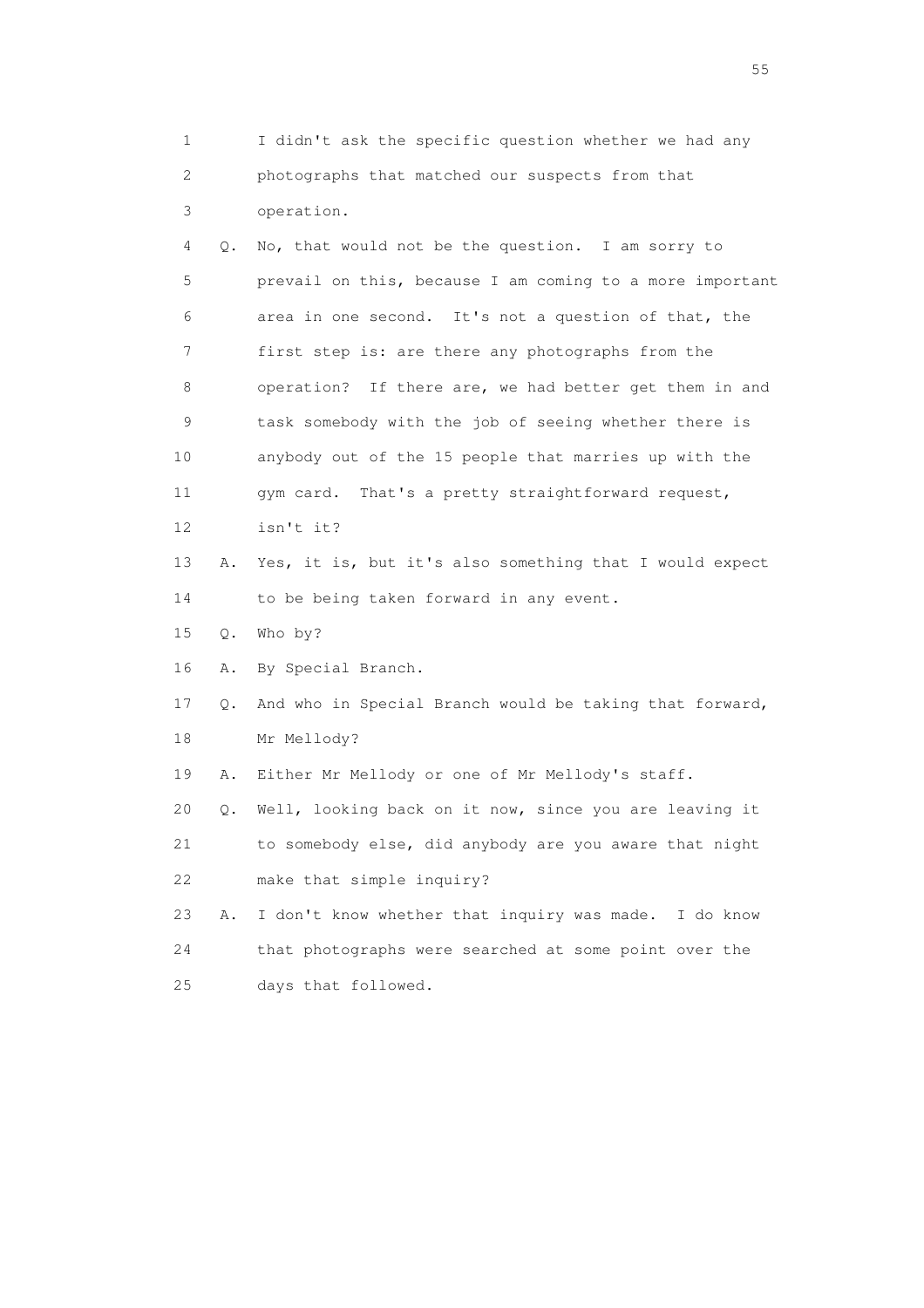1 I didn't ask the specific question whether we had any
2 photographs that matched our suspects from that
3 operation.

4 Q. No, that would not be the question. I am sorry to
5 prevail on this, because I am coming to a more important
6 area in one second. It's not a question of that, the
7 first step is: are there any photographs from the
8 operation? If there are, we had better get them in and
9 task somebody with the job of seeing whether there is
10 anybody out of the 15 people that marries up with the
11 gym card. That's a pretty straightforward request,
12 isn't it?

13 A. Yes, it is, but it's also something that I would expect
14 to be being taken forward in any event.

15 Q. Who by?

16 A. By Special Branch.

17 Q. And who in Special Branch would be taking that forward,
18 Mr Mellody?

19 A. Either Mr Mellody or one of Mr Mellody's staff.

20 Q. Well, looking back on it now, since you are leaving it
21 to somebody else, did anybody are you aware that night
22 make that simple inquiry?

23 A. I don't know whether that inquiry was made. I do know
24 that photographs were searched at some point over the
25 days that followed.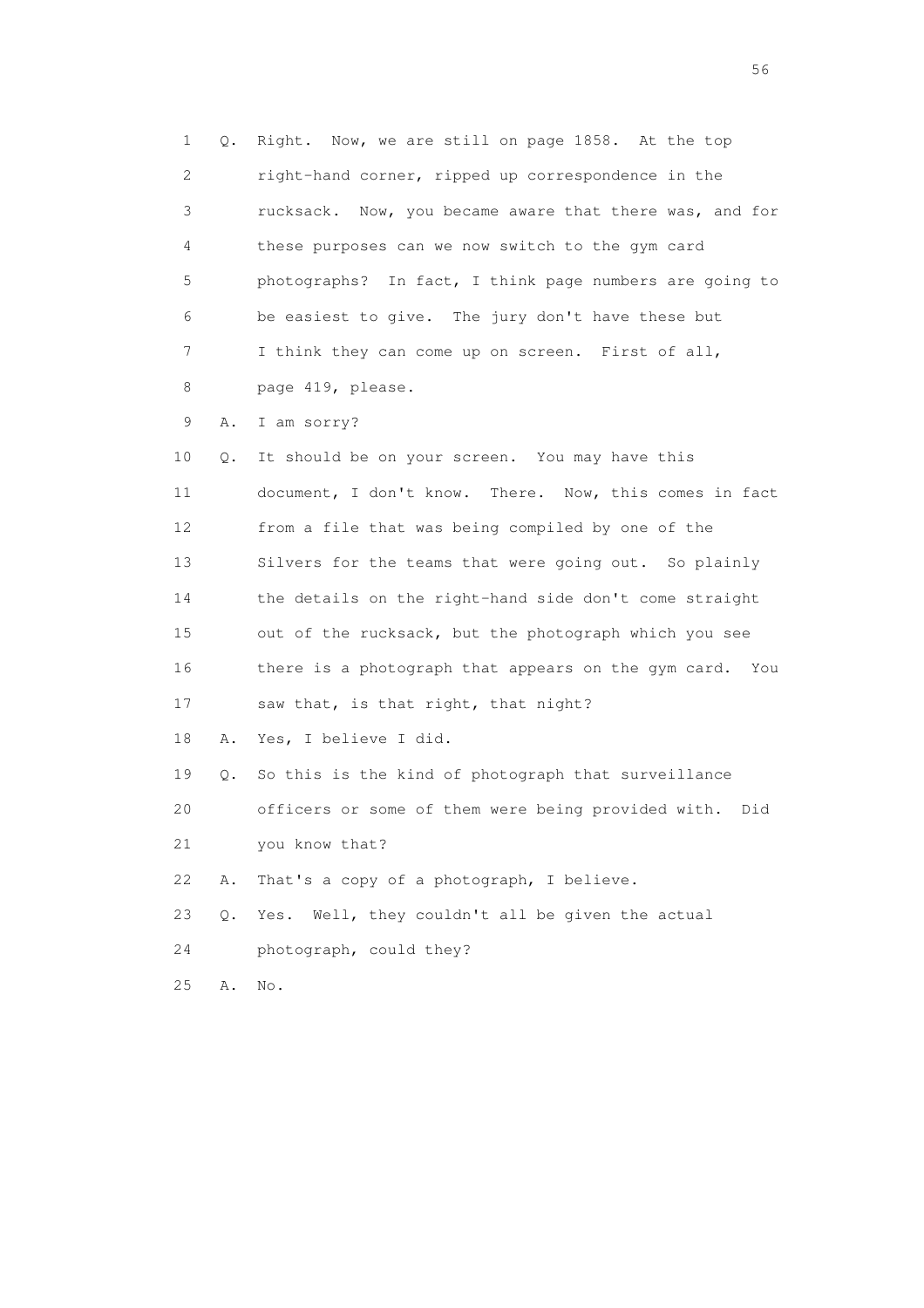1 Q. Right. Now, we are still on page 1858. At the top
2 right-hand corner, ripped up correspondence in the
3 rucksack. Now, you became aware that there was, and for
4 these purposes can we now switch to the gym card
5 photographs? In fact, I think page numbers are going to
6 be easiest to give. The jury don't have these but
7 I think they can come up on screen. First of all,
8 page 419, please.

9 A. I am sorry?

10 Q. It should be on your screen. You may have this
11 document, I don't know. There. Now, this comes in fact
12 from a file that was being compiled by one of the
13 Silvers for the teams that were going out. So plainly
14 the details on the right-hand side don't come straight
15 out of the rucksack, but the photograph which you see
16 there is a photograph that appears on the gym card. You
17 saw that, is that right, that night?

18 A. Yes, I believe I did.

19 Q. So this is the kind of photograph that surveillance
20 officers or some of them were being provided with. Did
21 you know that?

22 A. That's a copy of a photograph, I believe.

23 Q. Yes. Well, they couldn't all be given the actual
24 photograph, could they?

25 A. No.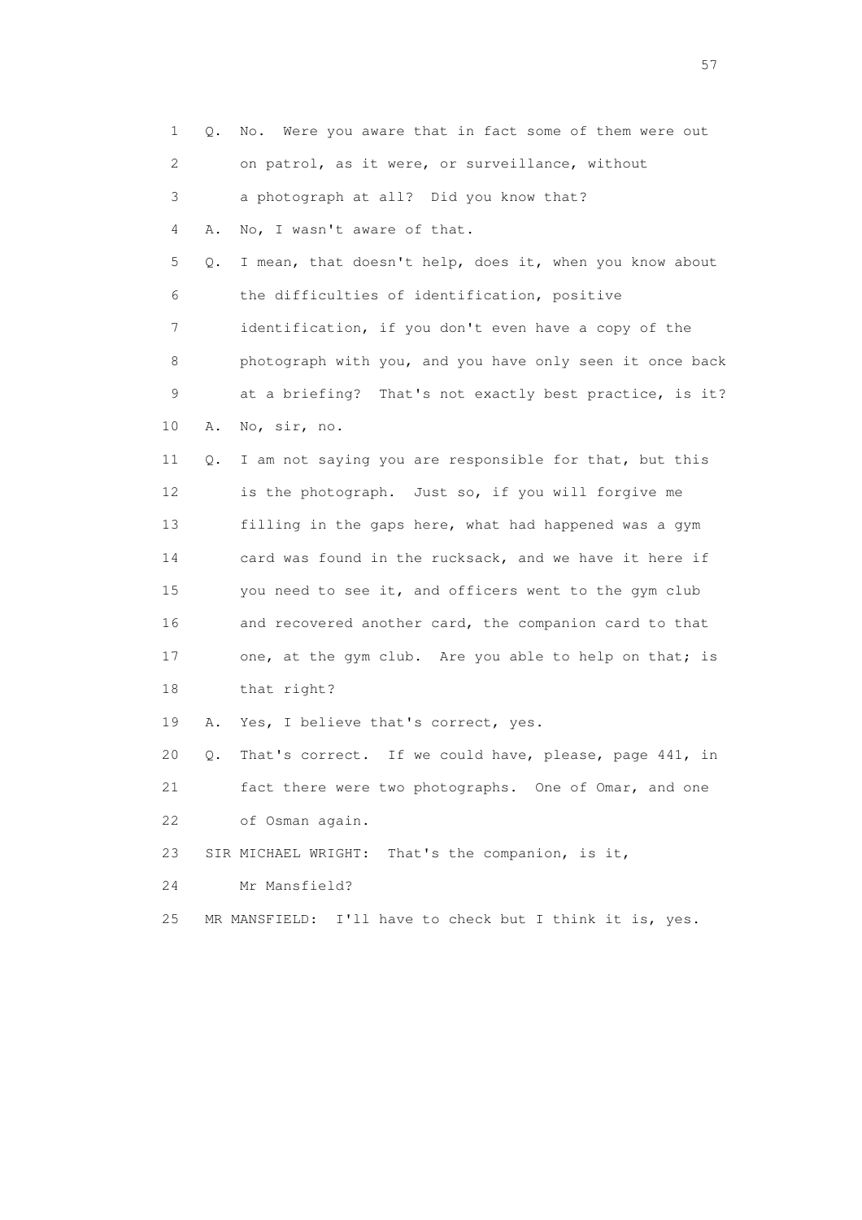1 Q. No. Were you aware that in fact some of them were out
2 on patrol, as it were, or surveillance, without
3 a photograph at all? Did you know that?
4 A. No, I wasn't aware of that.
5 Q. I mean, that doesn't help, does it, when you know about
6 the difficulties of identification, positive
7 identification, if you don't even have a copy of the
8 photograph with you, and you have only seen it once back
9 at a briefing? That's not exactly best practice, is it?
10 A. No, sir, no.
11 Q. I am not saying you are responsible for that, but this
12 is the photograph. Just so, if you will forgive me
13 filling in the gaps here, what had happened was a gym
14 card was found in the rucksack, and we have it here if
15 you need to see it, and officers went to the gym club
16 and recovered another card, the companion card to that
17 one, at the gym club. Are you able to help on that; is
18 that right?
19 A. Yes, I believe that's correct, yes.
20 Q. That's correct. If we could have, please, page 441, in
21 fact there were two photographs. One of Omar, and one
22 of Osman again.
23 SIR MICHAEL WRIGHT: That's the companion, is it,
24 Mr Mansfield?
25 MR MANSFIELD: I'll have to check but I think it is, yes.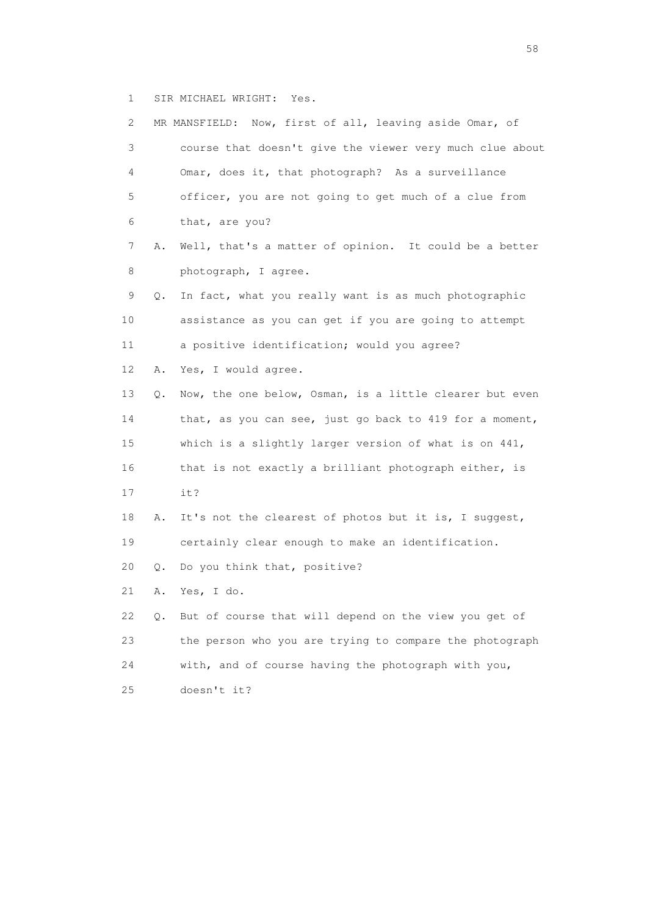1 SIR MICHAEL WRIGHT: Yes.

2 MR MANSFIELD: Now, first of all, leaving aside Omar, of

3 course that doesn't give the viewer very much clue about

4 Omar, does it, that photograph? As a surveillance

5 officer, you are not going to get much of a clue from

6 that, are you?

7 A. Well, that's a matter of opinion. It could be a better

8 photograph, I agree.

9 Q. In fact, what you really want is as much photographic

10 assistance as you can get if you are going to attempt

11 a positive identification; would you agree?

12 A. Yes, I would agree.

13 Q. Now, the one below, Osman, is a little clearer but even

14 that, as you can see, just go back to 419 for a moment,

15 which is a slightly larger version of what is on 441,

16 that is not exactly a brilliant photograph either, is

17 it?

18 A. It's not the clearest of photos but it is, I suggest,

19 certainly clear enough to make an identification.

20 Q. Do you think that, positive?

21 A. Yes, I do.

22 Q. But of course that will depend on the view you get of

23 the person who you are trying to compare the photograph

24 with, and of course having the photograph with you,

25 doesn't it?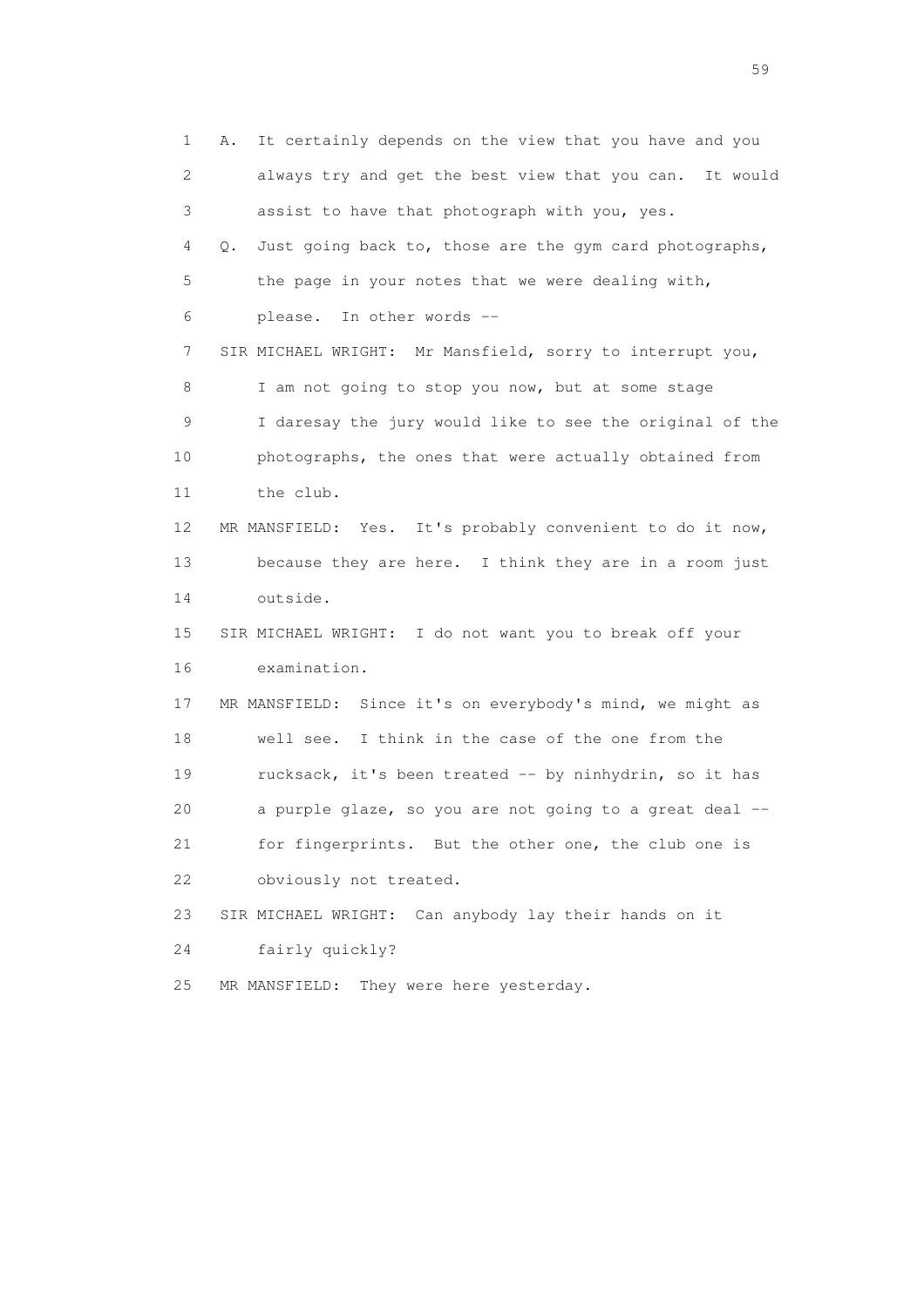1 A. It certainly depends on the view that you have and you
2 always try and get the best view that you can. It would
3 assist to have that photograph with you, yes.
4 Q. Just going back to, those are the gym card photographs,
5 the page in your notes that we were dealing with,
6 please. In other words --
7 SIR MICHAEL WRIGHT: Mr Mansfield, sorry to interrupt you,
8 I am not going to stop you now, but at some stage
9 I daresay the jury would like to see the original of the
10 photographs, the ones that were actually obtained from
11 the club.
12 MR MANSFIELD: Yes. It's probably convenient to do it now,
13 because they are here. I think they are in a room just
14 outside.
15 SIR MICHAEL WRIGHT: I do not want you to break off your
16 examination.
17 MR MANSFIELD: Since it's on everybody's mind, we might as
18 well see. I think in the case of the one from the
19 rucksack, it's been treated -- by ninhydrin, so it has
20 a purple glaze, so you are not going to a great deal --
21 for fingerprints. But the other one, the club one is
22 obviously not treated.
23 SIR MICHAEL WRIGHT: Can anybody lay their hands on it
24 fairly quickly?
25 MR MANSFIELD: They were here yesterday.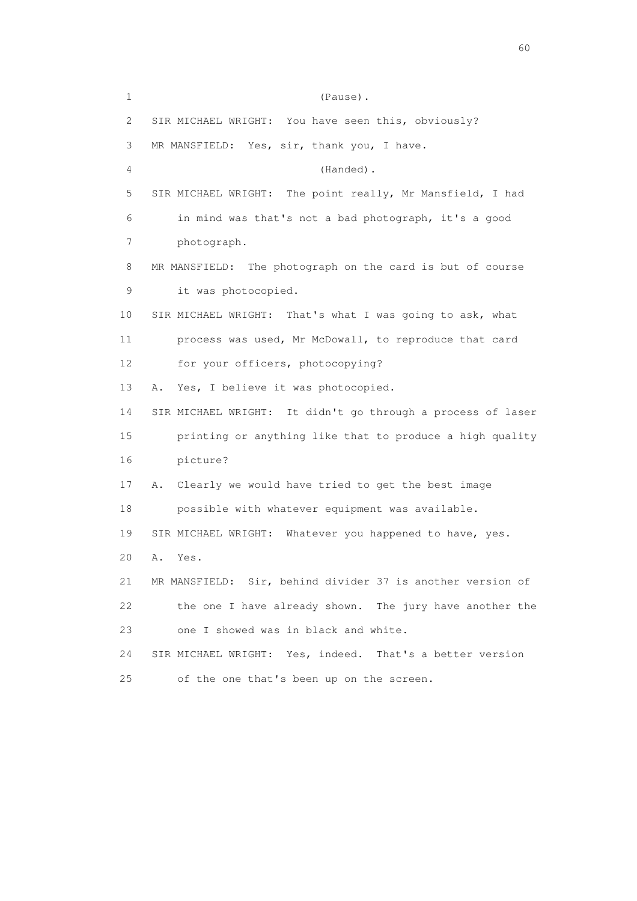1 (Pause).

2 SIR MICHAEL WRIGHT: You have seen this, obviously?

3 MR MANSFIELD: Yes, sir, thank you, I have.

4 (Handed).

5 SIR MICHAEL WRIGHT: The point really, Mr Mansfield, I had

6 in mind was that's not a bad photograph, it's a good

7 photograph.

8 MR MANSFIELD: The photograph on the card is but of course

9 it was photocopied.

10 SIR MICHAEL WRIGHT: That's what I was going to ask, what

11 process was used, Mr McDowall, to reproduce that card

12 for your officers, photocopying?

13 A. Yes, I believe it was photocopied.

14 SIR MICHAEL WRIGHT: It didn't go through a process of laser

15 printing or anything like that to produce a high quality

16 picture?

17 A. Clearly we would have tried to get the best image

18 possible with whatever equipment was available.

19 SIR MICHAEL WRIGHT: Whatever you happened to have, yes.

20 A. Yes.

21 MR MANSFIELD: Sir, behind divider 37 is another version of

22 the one I have already shown. The jury have another the

23 one I showed was in black and white.

24 SIR MICHAEL WRIGHT: Yes, indeed. That's a better version

25 of the one that's been up on the screen.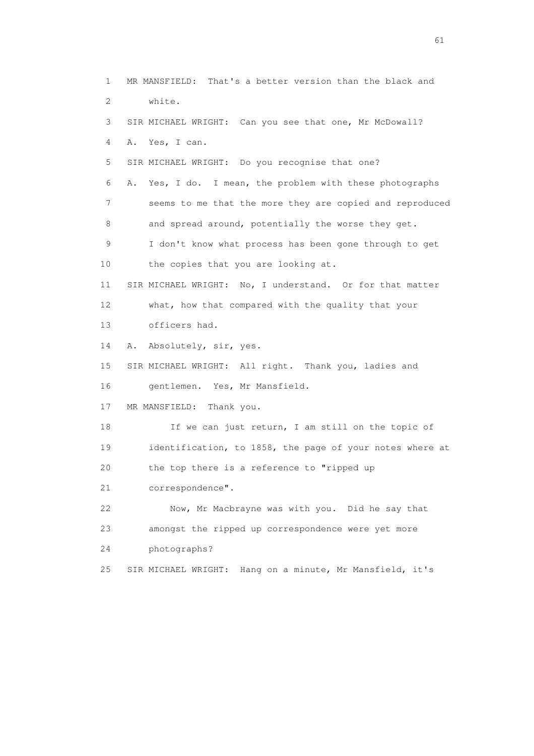1 MR MANSFIELD: That's a better version than the black and
2 white.
3 SIR MICHAEL WRIGHT: Can you see that one, Mr McDowall?
4 A. Yes, I can.
5 SIR MICHAEL WRIGHT: Do you recognise that one?
6 A. Yes, I do. I mean, the problem with these photographs
7 seems to me that the more they are copied and reproduced
8 and spread around, potentially the worse they get.
9 I don't know what process has been gone through to get
10 the copies that you are looking at.
11 SIR MICHAEL WRIGHT: No, I understand. Or for that matter
12 what, how that compared with the quality that your
13 officers had.
14 A. Absolutely, sir, yes.
15 SIR MICHAEL WRIGHT: All right. Thank you, ladies and
16 gentlemen. Yes, Mr Mansfield.
17 MR MANSFIELD: Thank you.
18 If we can just return, I am still on the topic of
19 identification, to 1858, the page of your notes where at
20 the top there is a reference to "ripped up
21 correspondence".
22 Now, Mr Macbrayne was with you. Did he say that
23 amongst the ripped up correspondence were yet more
24 photographs?
25 SIR MICHAEL WRIGHT: Hang on a minute, Mr Mansfield, it's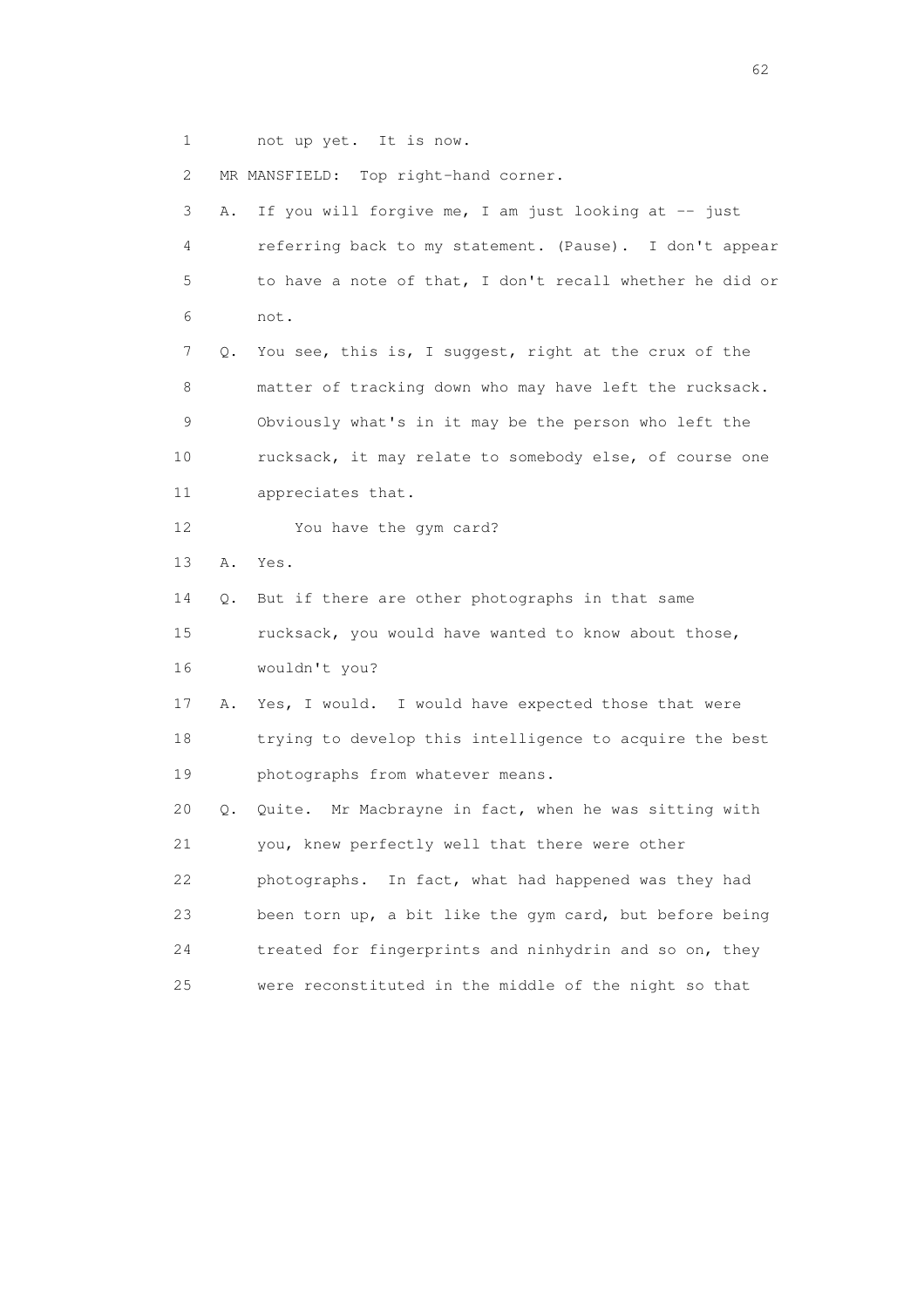1 not up yet. It is now.

2 MR MANSFIELD: Top right-hand corner.

3 A. If you will forgive me, I am just looking at -- just

4 referring back to my statement. (Pause). I don't appear

5 to have a note of that, I don't recall whether he did or

6 not.

7 Q. You see, this is, I suggest, right at the crux of the

8 matter of tracking down who may have left the rucksack.

9 Obviously what's in it may be the person who left the

10 rucksack, it may relate to somebody else, of course one

11 appreciates that.

12 You have the gym card?

13 A. Yes.

14 Q. But if there are other photographs in that same

15 rucksack, you would have wanted to know about those,

16 wouldn't you?

17 A. Yes, I would. I would have expected those that were

18 trying to develop this intelligence to acquire the best

19 photographs from whatever means.

20 Q. Quite. Mr Macbrayne in fact, when he was sitting with

21 you, knew perfectly well that there were other

22 photographs. In fact, what had happened was they had

23 been torn up, a bit like the gym card, but before being

24 treated for fingerprints and ninhydrin and so on, they

25 were reconstituted in the middle of the night so that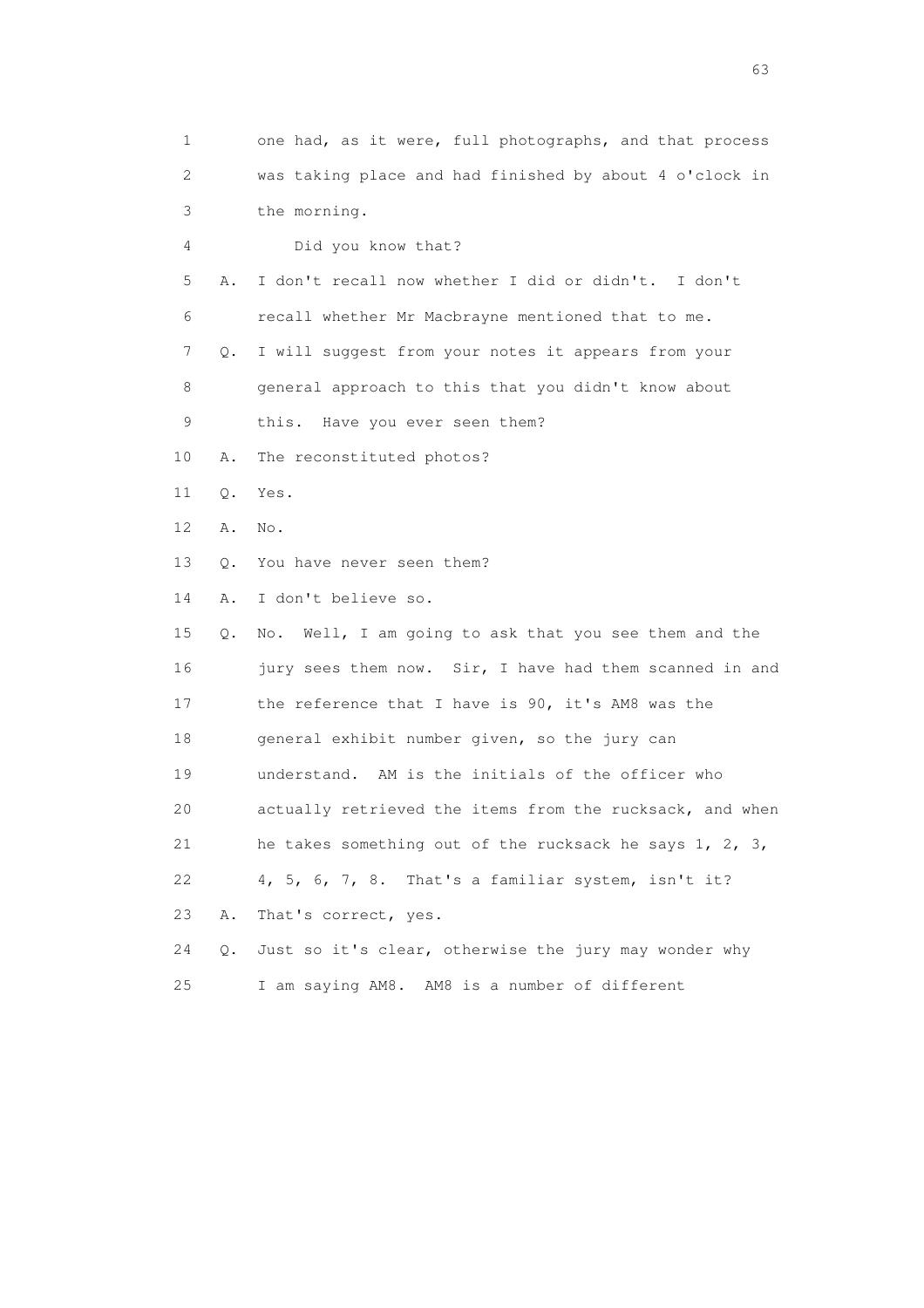1 one had, as it were, full photographs, and that process
2 was taking place and had finished by about 4 o'clock in
3 the morning.
4 Did you know that?
5 A. I don't recall now whether I did or didn't. I don't
6 recall whether Mr Macbrayne mentioned that to me.
7 Q. I will suggest from your notes it appears from your
8 general approach to this that you didn't know about
9 this. Have you ever seen them?
10 A. The reconstituted photos?
11 Q. Yes.
12 A. No.
13 Q. You have never seen them?
14 A. I don't believe so.
15 Q. No. Well, I am going to ask that you see them and the
16 jury sees them now. Sir, I have had them scanned in and
17 the reference that I have is 90, it's AM8 was the
18 general exhibit number given, so the jury can
19 understand. AM is the initials of the officer who
20 actually retrieved the items from the rucksack, and when
21 he takes something out of the rucksack he says 1, 2, 3,
22 4, 5, 6, 7, 8. That's a familiar system, isn't it?
23 A. That's correct, yes.
24 Q. Just so it's clear, otherwise the jury may wonder why
25 I am saying AM8. AM8 is a number of different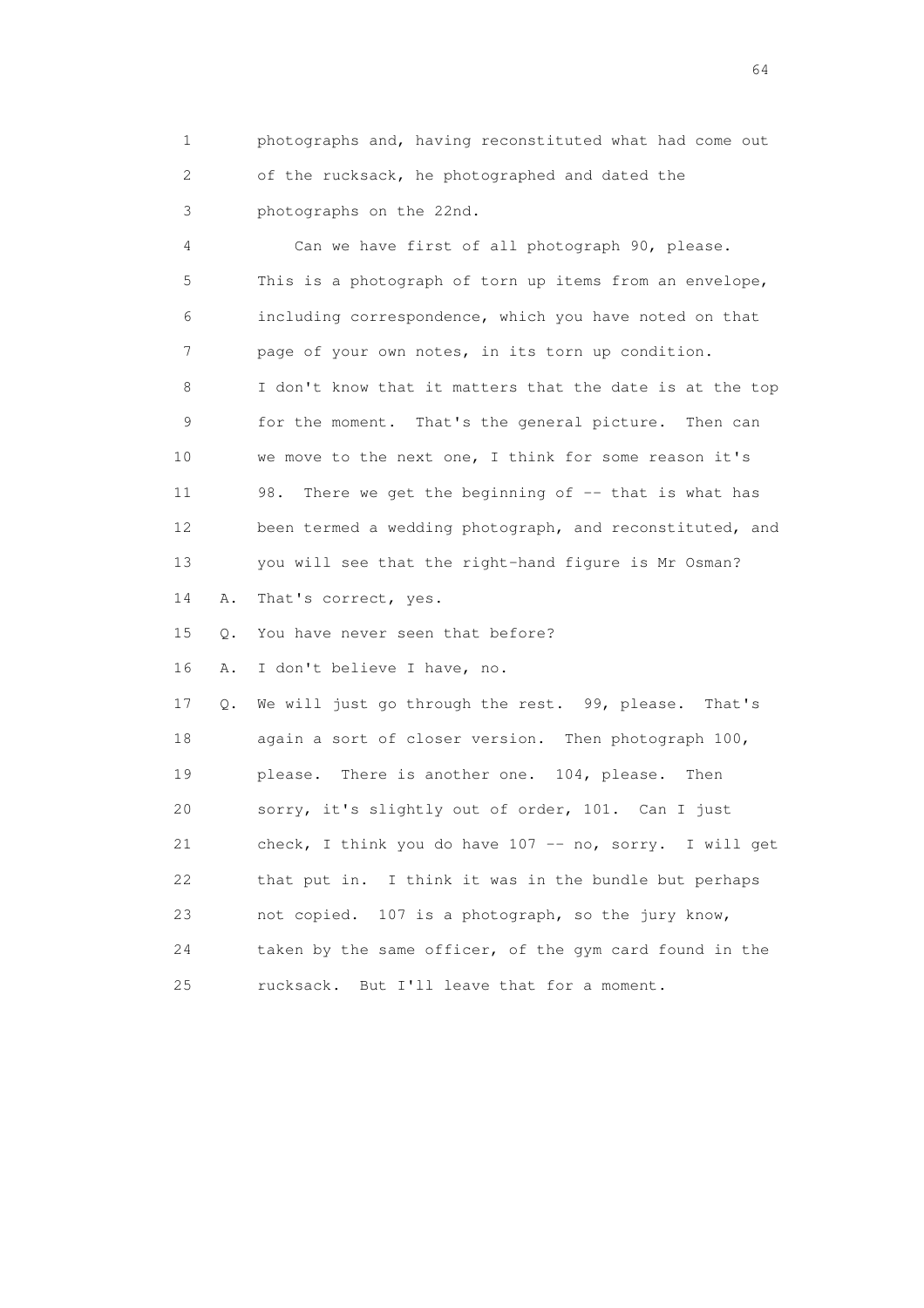1 photographs and, having reconstituted what had come out
2 of the rucksack, he photographed and dated the
3 photographs on the 22nd.

4 Can we have first of all photograph 90, please.
5 This is a photograph of torn up items from an envelope,
6 including correspondence, which you have noted on that
7 page of your own notes, in its torn up condition.
8 I don't know that it matters that the date is at the top
9 for the moment. That's the general picture. Then can
10 we move to the next one, I think for some reason it's
11 98. There we get the beginning of -- that is what has
12 been termed a wedding photograph, and reconstituted, and
13 you will see that the right-hand figure is Mr Osman?

14 A. That's correct, yes.

15 Q. You have never seen that before?

16 A. I don't believe I have, no.

17 Q. We will just go through the rest. 99, please. That's
18 again a sort of closer version. Then photograph 100,
19 please. There is another one. 104, please. Then
20 sorry, it's slightly out of order, 101. Can I just
21 check, I think you do have 107 -- no, sorry. I will get
22 that put in. I think it was in the bundle but perhaps
23 not copied. 107 is a photograph, so the jury know,
24 taken by the same officer, of the gym card found in the
25 rucksack. But I'll leave that for a moment.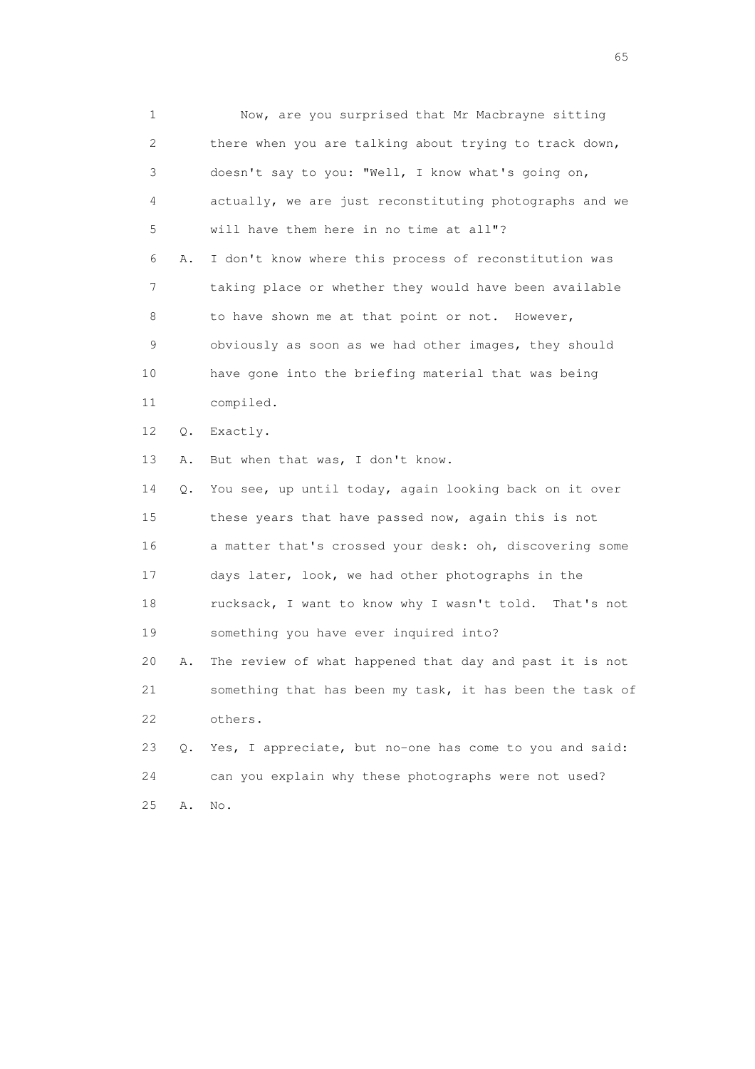1 Now, are you surprised that Mr Macbrayne sitting
2 there when you are talking about trying to track down,
3 doesn't say to you: "Well, I know what's going on,
4 actually, we are just reconstituting photographs and we
5 will have them here in no time at all"?

6 A. I don't know where this process of reconstitution was
7 taking place or whether they would have been available
8 to have shown me at that point or not. However,
9 obviously as soon as we had other images, they should
10 have gone into the briefing material that was being
11 compiled.

12 Q. Exactly.

13 A. But when that was, I don't know.

14 Q. You see, up until today, again looking back on it over
15 these years that have passed now, again this is not
16 a matter that's crossed your desk: oh, discovering some
17 days later, look, we had other photographs in the
18 rucksack, I want to know why I wasn't told. That's not
19 something you have ever inquired into?

20 A. The review of what happened that day and past it is not
21 something that has been my task, it has been the task of
22 others.

23 Q. Yes, I appreciate, but no-one has come to you and said:
24 can you explain why these photographs were not used?

25 A. No.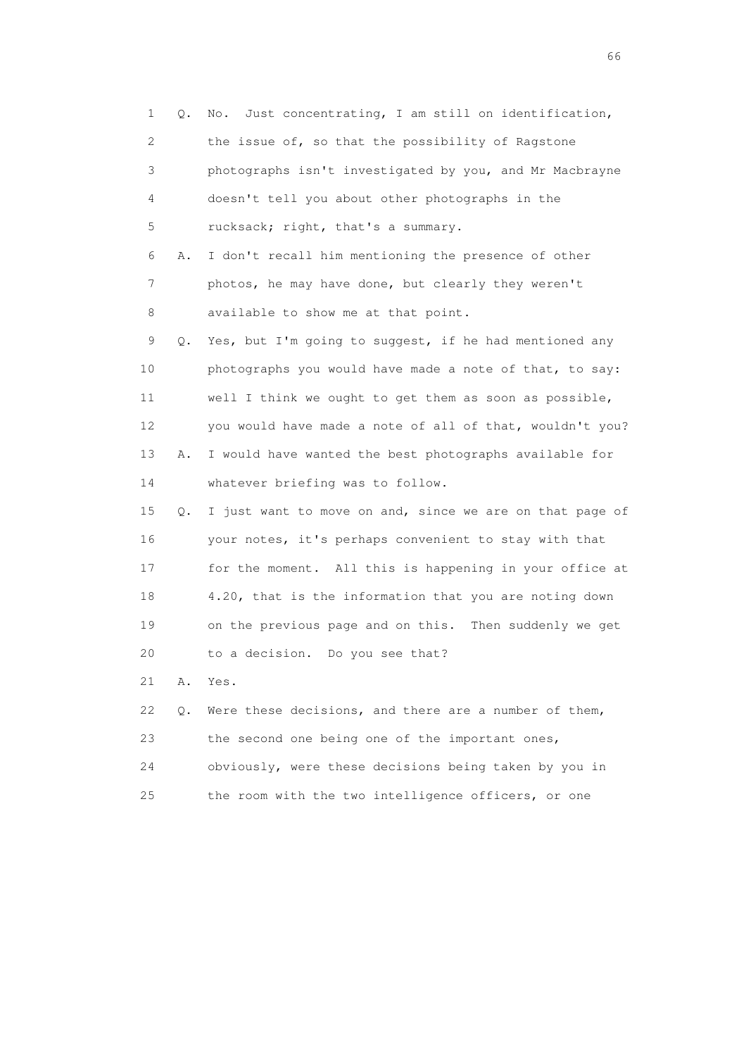1 Q. No. Just concentrating, I am still on identification,
2 the issue of, so that the possibility of Ragstone
3 photographs isn't investigated by you, and Mr Macbrayne
4 doesn't tell you about other photographs in the
5 rucksack; right, that's a summary.

6 A. I don't recall him mentioning the presence of other
7 photos, he may have done, but clearly they weren't
8 available to show me at that point.

9 Q. Yes, but I'm going to suggest, if he had mentioned any
10 photographs you would have made a note of that, to say:
11 well I think we ought to get them as soon as possible,
12 you would have made a note of all of that, wouldn't you?

13 A. I would have wanted the best photographs available for
14 whatever briefing was to follow.

15 Q. I just want to move on and, since we are on that page of
16 your notes, it's perhaps convenient to stay with that
17 for the moment. All this is happening in your office at
18 4.20, that is the information that you are noting down
19 on the previous page and on this. Then suddenly we get
20 to a decision. Do you see that?

21 A. Yes.

22 Q. Were these decisions, and there are a number of them,
23 the second one being one of the important ones,
24 obviously, were these decisions being taken by you in
25 the room with the two intelligence officers, or one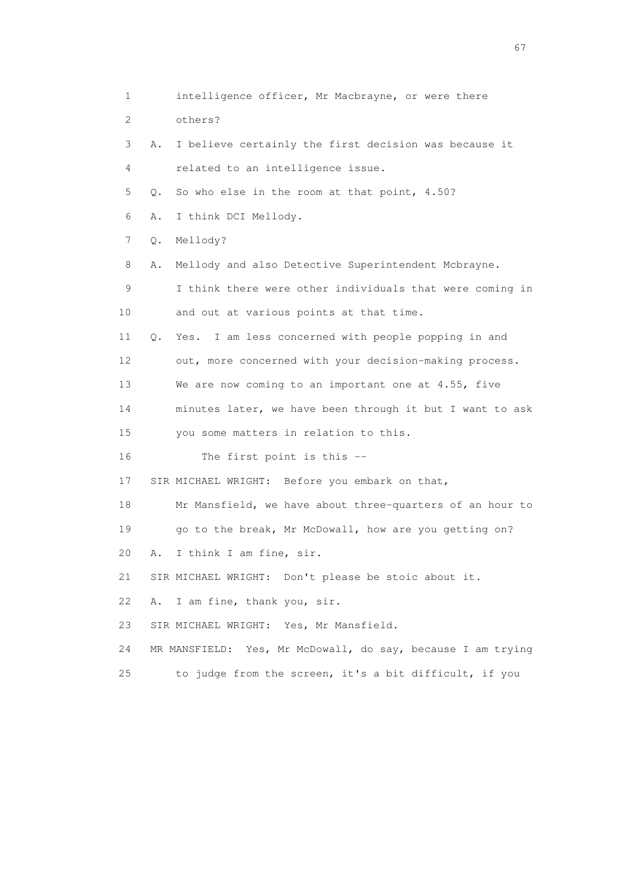1 intelligence officer, Mr Macbrayne, or were there

2 others?

3 A. I believe certainly the first decision was because it

4 related to an intelligence issue.

5 Q. So who else in the room at that point, 4.50?

6 A. I think DCI Mellody.

7 Q. Mellody?

8 A. Mellody and also Detective Superintendent Mcbrayne.

9 I think there were other individuals that were coming in

10 and out at various points at that time.

11 Q. Yes. I am less concerned with people popping in and

12 out, more concerned with your decision-making process.

13 We are now coming to an important one at 4.55, five

14 minutes later, we have been through it but I want to ask

15 you some matters in relation to this.

16 The first point is this --

17 SIR MICHAEL WRIGHT: Before you embark on that,

18 Mr Mansfield, we have about three-quarters of an hour to

19 go to the break, Mr McDowall, how are you getting on?

20 A. I think I am fine, sir.

21 SIR MICHAEL WRIGHT: Don't please be stoic about it.

22 A. I am fine, thank you, sir.

23 SIR MICHAEL WRIGHT: Yes, Mr Mansfield.

24 MR MANSFIELD: Yes, Mr McDowall, do say, because I am trying

25 to judge from the screen, it's a bit difficult, if you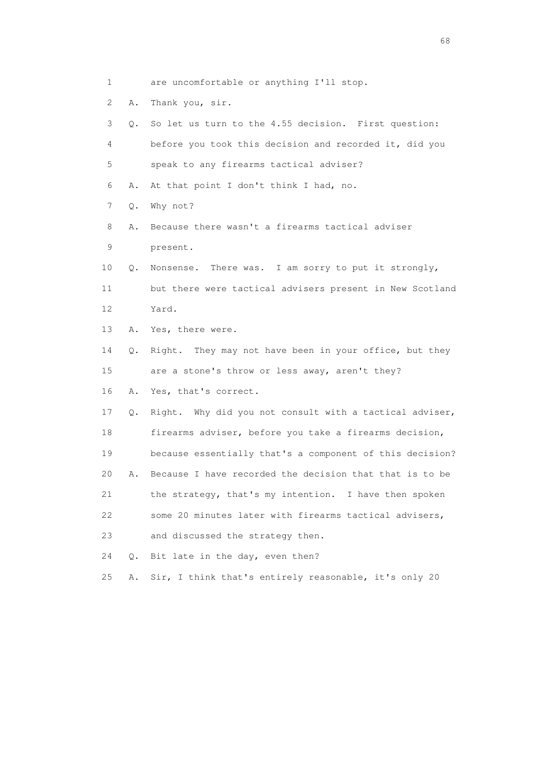1 are uncomfortable or anything I'll stop.

2 A. Thank you, sir.

3 Q. So let us turn to the 4.55 decision. First question:

4 before you took this decision and recorded it, did you

5 speak to any firearms tactical adviser?

6 A. At that point I don't think I had, no.

7 Q. Why not?

8 A. Because there wasn't a firearms tactical adviser

9 present.

10 Q. Nonsense. There was. I am sorry to put it strongly,

11 but there were tactical advisers present in New Scotland

12 Yard.

13 A. Yes, there were.

14 Q. Right. They may not have been in your office, but they

15 are a stone's throw or less away, aren't they?

16 A. Yes, that's correct.

17 Q. Right. Why did you not consult with a tactical adviser,

18 firearms adviser, before you take a firearms decision,

19 because essentially that's a component of this decision?

20 A. Because I have recorded the decision that that is to be

21 the strategy, that's my intention. I have then spoken

22 some 20 minutes later with firearms tactical advisers,

23 and discussed the strategy then.

24 Q. Bit late in the day, even then?

25 A. Sir, I think that's entirely reasonable, it's only 20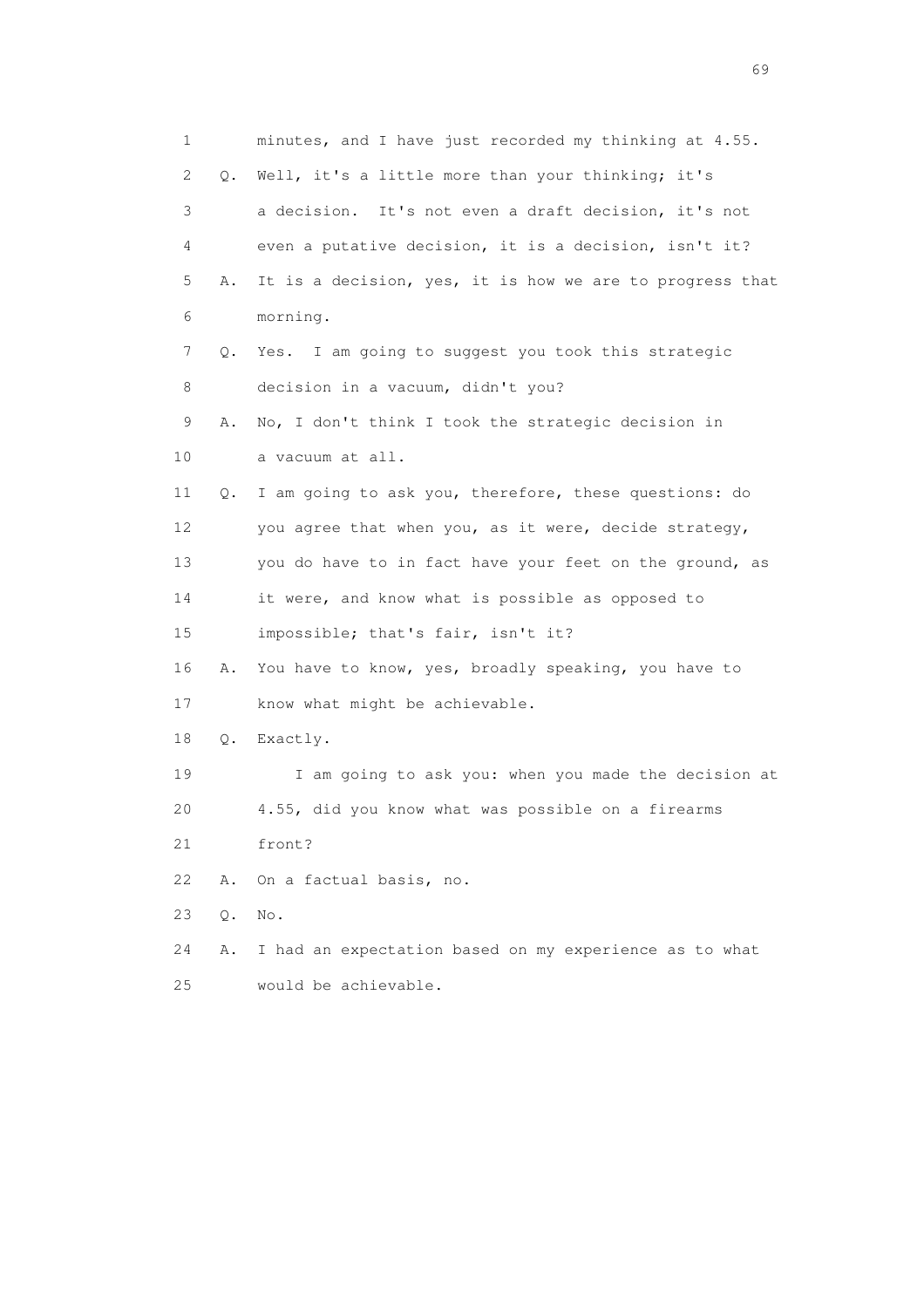1 minutes, and I have just recorded my thinking at 4.55.

2 Q. Well, it's a little more than your thinking; it's

3 a decision. It's not even a draft decision, it's not

4 even a putative decision, it is a decision, isn't it?

5 A. It is a decision, yes, it is how we are to progress that

6 morning.

7 Q. Yes. I am going to suggest you took this strategic

8 decision in a vacuum, didn't you?

9 A. No, I don't think I took the strategic decision in

10 a vacuum at all.

11 Q. I am going to ask you, therefore, these questions: do

12 you agree that when you, as it were, decide strategy,

13 you do have to in fact have your feet on the ground, as

14 it were, and know what is possible as opposed to

15 impossible; that's fair, isn't it?

16 A. You have to know, yes, broadly speaking, you have to

17 know what might be achievable.

18 Q. Exactly.

19 I am going to ask you: when you made the decision at

20 4.55, did you know what was possible on a firearms

21 front?

22 A. On a factual basis, no.

23 Q. No.

24 A. I had an expectation based on my experience as to what

25 would be achievable.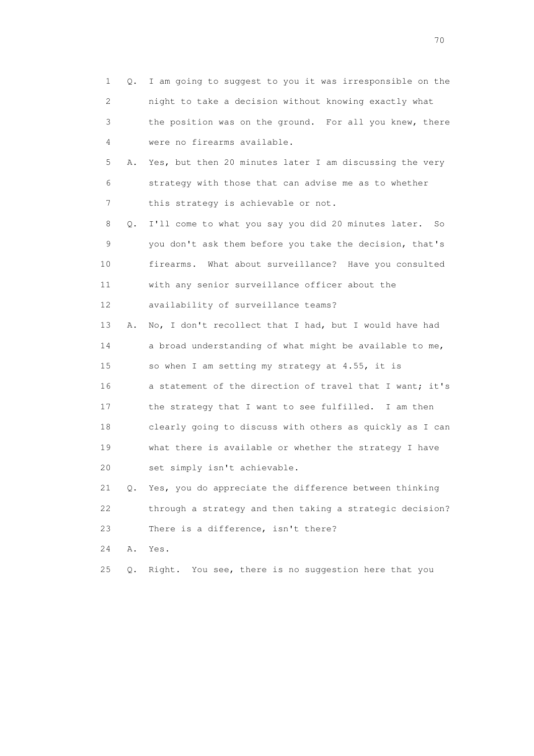1 Q. I am going to suggest to you it was irresponsible on the
2 night to take a decision without knowing exactly what
3 the position was on the ground. For all you knew, there
4 were no firearms available.
5 A. Yes, but then 20 minutes later I am discussing the very
6 strategy with those that can advise me as to whether
7 this strategy is achievable or not.
8 Q. I'll come to what you say you did 20 minutes later. So
9 you don't ask them before you take the decision, that's
10 firearms. What about surveillance? Have you consulted
11 with any senior surveillance officer about the
12 availability of surveillance teams?
13 A. No, I don't recollect that I had, but I would have had
14 a broad understanding of what might be available to me,
15 so when I am setting my strategy at 4.55, it is
16 a statement of the direction of travel that I want; it's
17 the strategy that I want to see fulfilled. I am then
18 clearly going to discuss with others as quickly as I can
19 what there is available or whether the strategy I have
20 set simply isn't achievable.
21 Q. Yes, you do appreciate the difference between thinking
22 through a strategy and then taking a strategic decision?
23 There is a difference, isn't there?
24 A. Yes.
25 Q. Right. You see, there is no suggestion here that you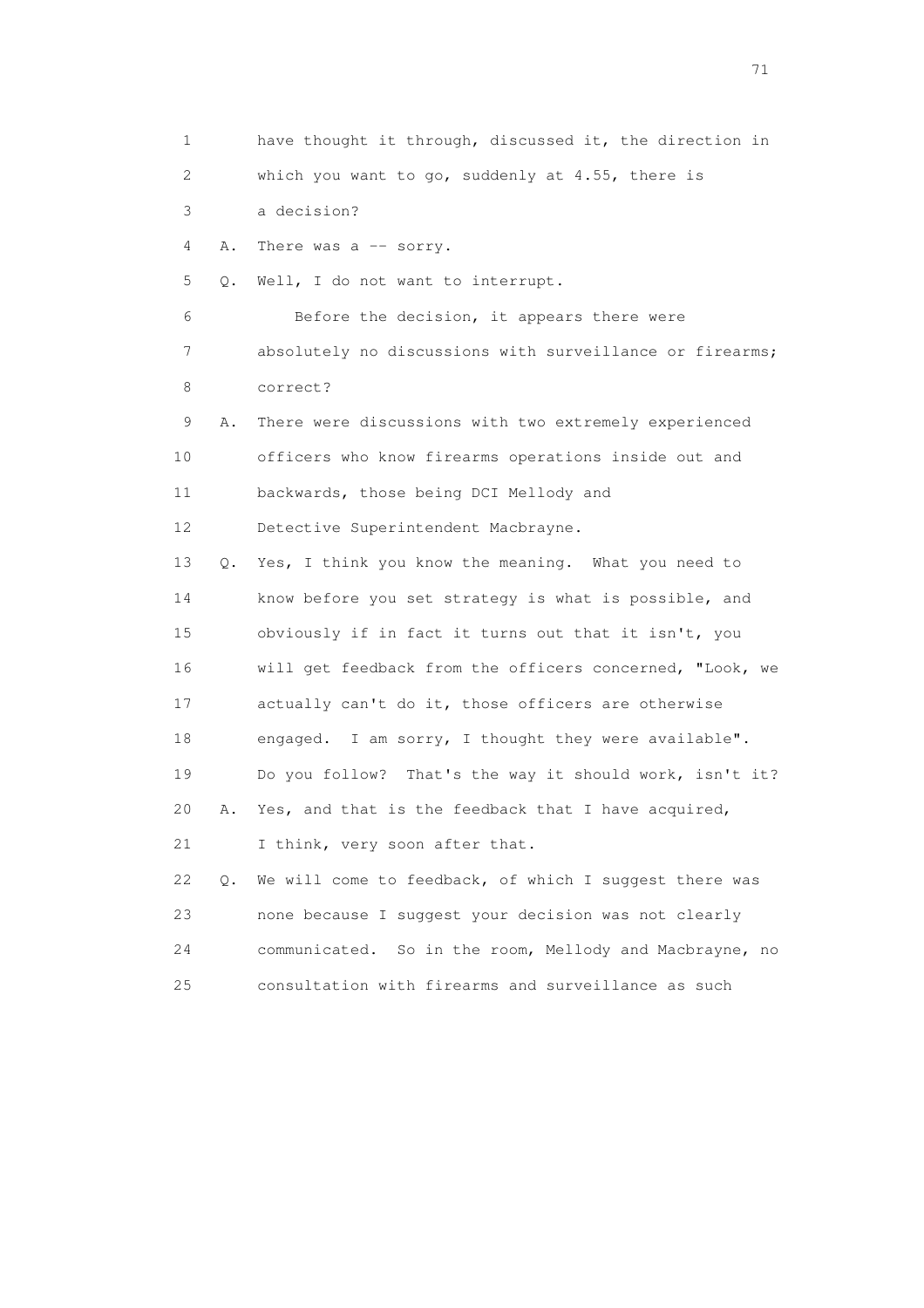1 have thought it through, discussed it, the direction in
2 which you want to go, suddenly at 4.55, there is
3 a decision?

4 A. There was a -- sorry.

5 Q. Well, I do not want to interrupt.

6 Before the decision, it appears there were
7 absolutely no discussions with surveillance or firearms;
8 correct?

9 A. There were discussions with two extremely experienced
10 officers who know firearms operations inside out and
11 backwards, those being DCI Mellody and
12 Detective Superintendent Macbrayne.

13 Q. Yes, I think you know the meaning. What you need to
14 know before you set strategy is what is possible, and
15 obviously if in fact it turns out that it isn't, you
16 will get feedback from the officers concerned, "Look, we
17 actually can't do it, those officers are otherwise
18 engaged. I am sorry, I thought they were available".
19 Do you follow? That's the way it should work, isn't it?

20 A. Yes, and that is the feedback that I have acquired,
21 I think, very soon after that.

22 Q. We will come to feedback, of which I suggest there was
23 none because I suggest your decision was not clearly
24 communicated. So in the room, Mellody and Macbrayne, no
25 consultation with firearms and surveillance as such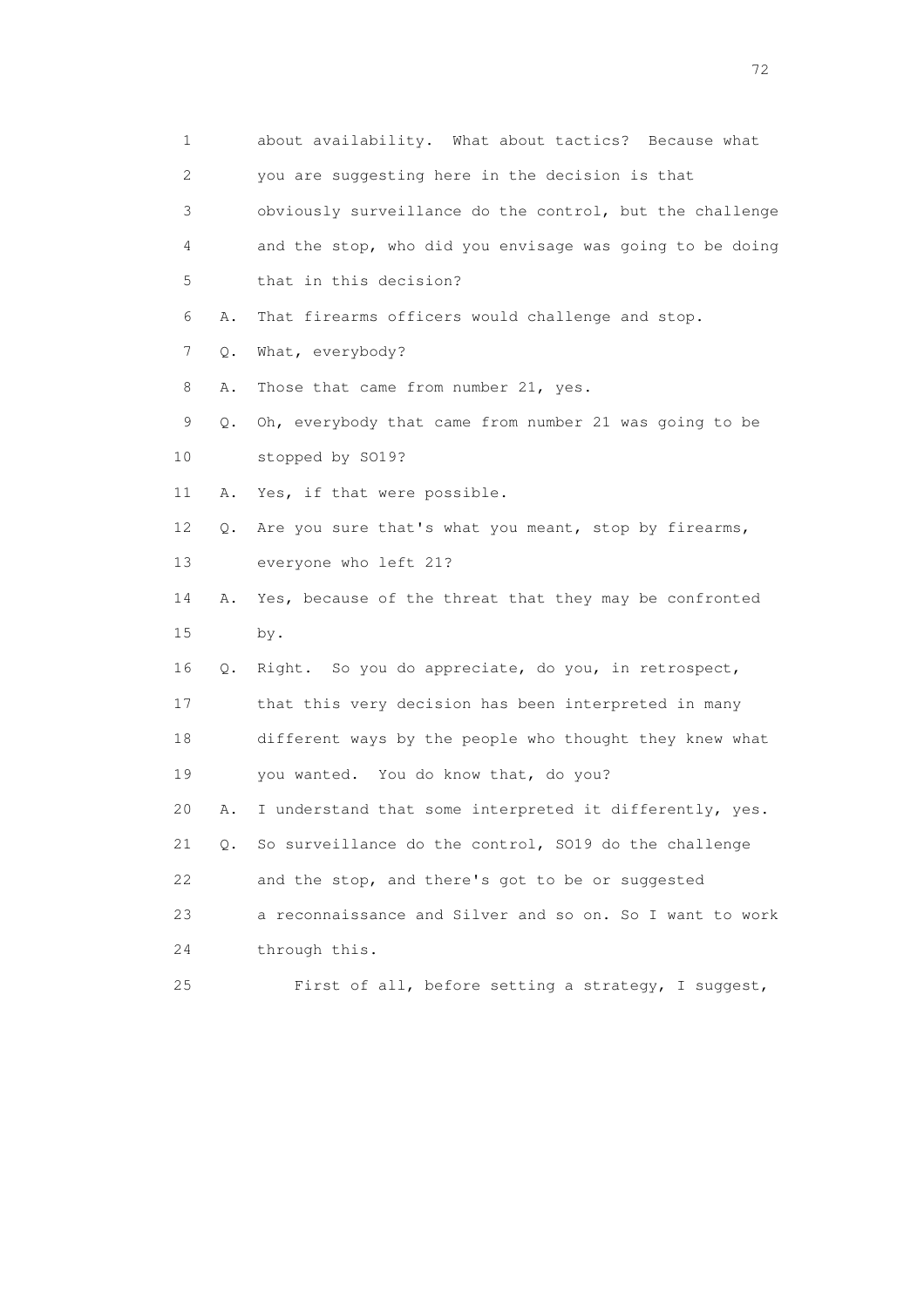1 about availability. What about tactics? Because what
2 you are suggesting here in the decision is that
3 obviously surveillance do the control, but the challenge
4 and the stop, who did you envisage was going to be doing
5 that in this decision?
6 A. That firearms officers would challenge and stop.
7 Q. What, everybody?
8 A. Those that came from number 21, yes.
9 Q. Oh, everybody that came from number 21 was going to be
10 stopped by SO19?
11 A. Yes, if that were possible.
12 Q. Are you sure that's what you meant, stop by firearms,
13 everyone who left 21?
14 A. Yes, because of the threat that they may be confronted
15 by.
16 Q. Right. So you do appreciate, do you, in retrospect,
17 that this very decision has been interpreted in many
18 different ways by the people who thought they knew what
19 you wanted. You do know that, do you?
20 A. I understand that some interpreted it differently, yes.
21 Q. So surveillance do the control, SO19 do the challenge
22 and the stop, and there's got to be or suggested
23 a reconnaissance and Silver and so on. So I want to work
24 through this.
25 First of all, before setting a strategy, I suggest,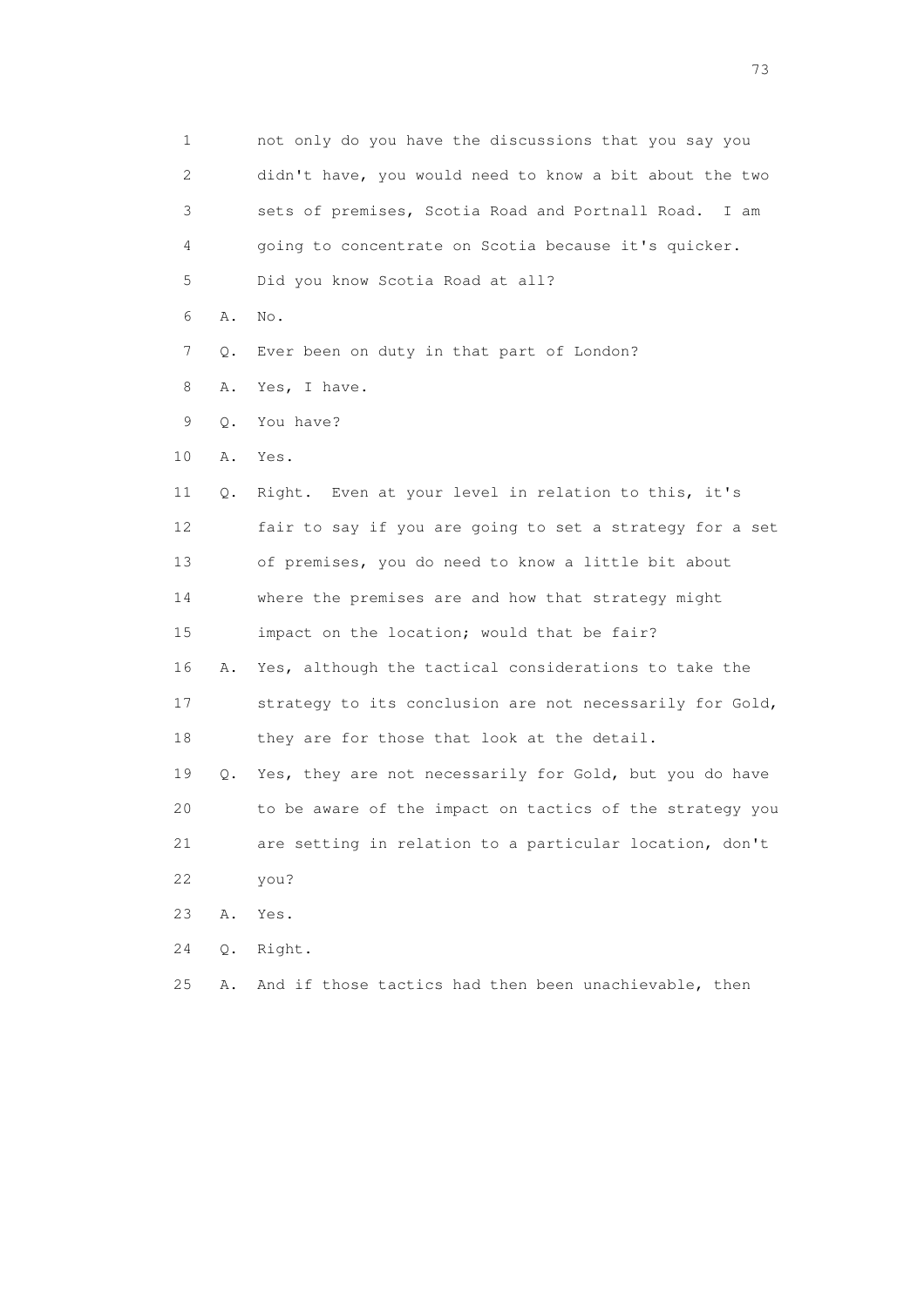1 not only do you have the discussions that you say you
2 didn't have, you would need to know a bit about the two
3 sets of premises, Scotia Road and Portnall Road. I am
4 going to concentrate on Scotia because it's quicker.
5 Did you know Scotia Road at all?
6 A. No.
7 Q. Ever been on duty in that part of London?
8 A. Yes, I have.
9 Q. You have?
10 A. Yes.
11 Q. Right. Even at your level in relation to this, it's
12 fair to say if you are going to set a strategy for a set
13 of premises, you do need to know a little bit about
14 where the premises are and how that strategy might
15 impact on the location; would that be fair?
16 A. Yes, although the tactical considerations to take the
17 strategy to its conclusion are not necessarily for Gold,
18 they are for those that look at the detail.
19 Q. Yes, they are not necessarily for Gold, but you do have
20 to be aware of the impact on tactics of the strategy you
21 are setting in relation to a particular location, don't
22 you?
23 A. Yes.
24 Q. Right.
25 A. And if those tactics had then been unachievable, then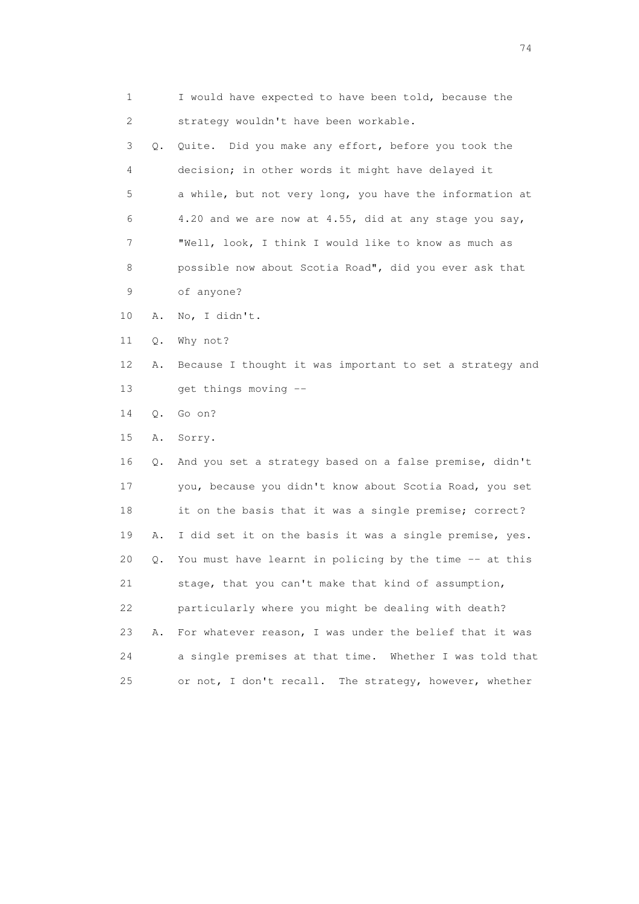1 I would have expected to have been told, because the
2 strategy wouldn't have been workable.
3 Q. Quite. Did you make any effort, before you took the
4 decision; in other words it might have delayed it
5 a while, but not very long, you have the information at
6 4.20 and we are now at 4.55, did at any stage you say,
7 "Well, look, I think I would like to know as much as
8 possible now about Scotia Road", did you ever ask that
9 of anyone?
10 A. No, I didn't.
11 Q. Why not?
12 A. Because I thought it was important to set a strategy and
13 get things moving --
14 Q. Go on?
15 A. Sorry.
16 Q. And you set a strategy based on a false premise, didn't
17 you, because you didn't know about Scotia Road, you set
18 it on the basis that it was a single premise; correct?
19 A. I did set it on the basis it was a single premise, yes.
20 Q. You must have learnt in policing by the time -- at this
21 stage, that you can't make that kind of assumption,
22 particularly where you might be dealing with death?
23 A. For whatever reason, I was under the belief that it was
24 a single premises at that time. Whether I was told that
25 or not, I don't recall. The strategy, however, whether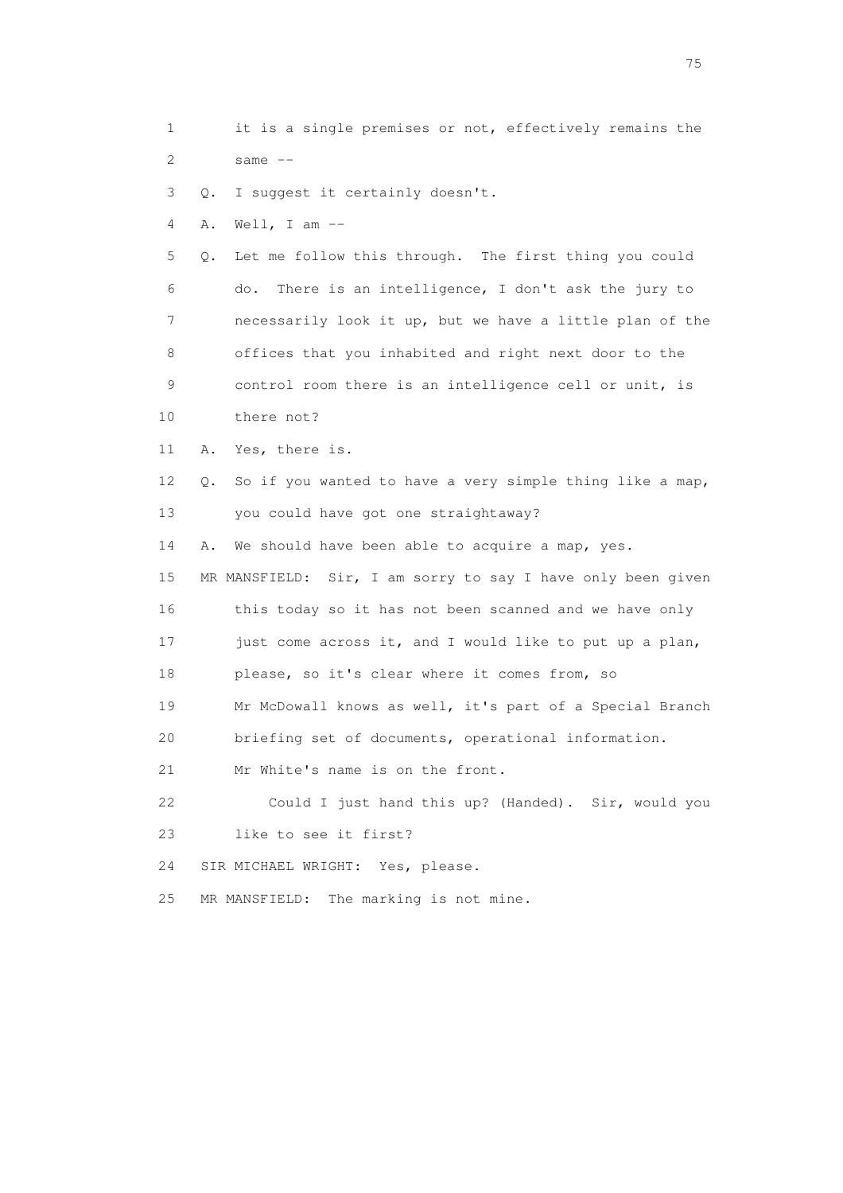1 it is a single premises or not, effectively remains the
2 same --

3 Q. I suggest it certainly doesn't.

4 A. Well, I am --

5 Q. Let me follow this through. The first thing you could
6 do. There is an intelligence, I don't ask the jury to
7 necessarily look it up, but we have a little plan of the
8 offices that you inhabited and right next door to the
9 control room there is an intelligence cell or unit, is
10 there not?

11 A. Yes, there is.

12 Q. So if you wanted to have a very simple thing like a map,
13 you could have got one straightaway?

14 A. We should have been able to acquire a map, yes.

15 MR MANSFIELD: Sir, I am sorry to say I have only been given
16 this today so it has not been scanned and we have only
17 just come across it, and I would like to put up a plan,
18 please, so it's clear where it comes from, so
19 Mr McDowall knows as well, it's part of a Special Branch
20 briefing set of documents, operational information.
21 Mr White's name is on the front.

22 Could I just hand this up? (Handed). Sir, would you
23 like to see it first?

24 SIR MICHAEL WRIGHT: Yes, please.

25 MR MANSFIELD: The marking is not mine.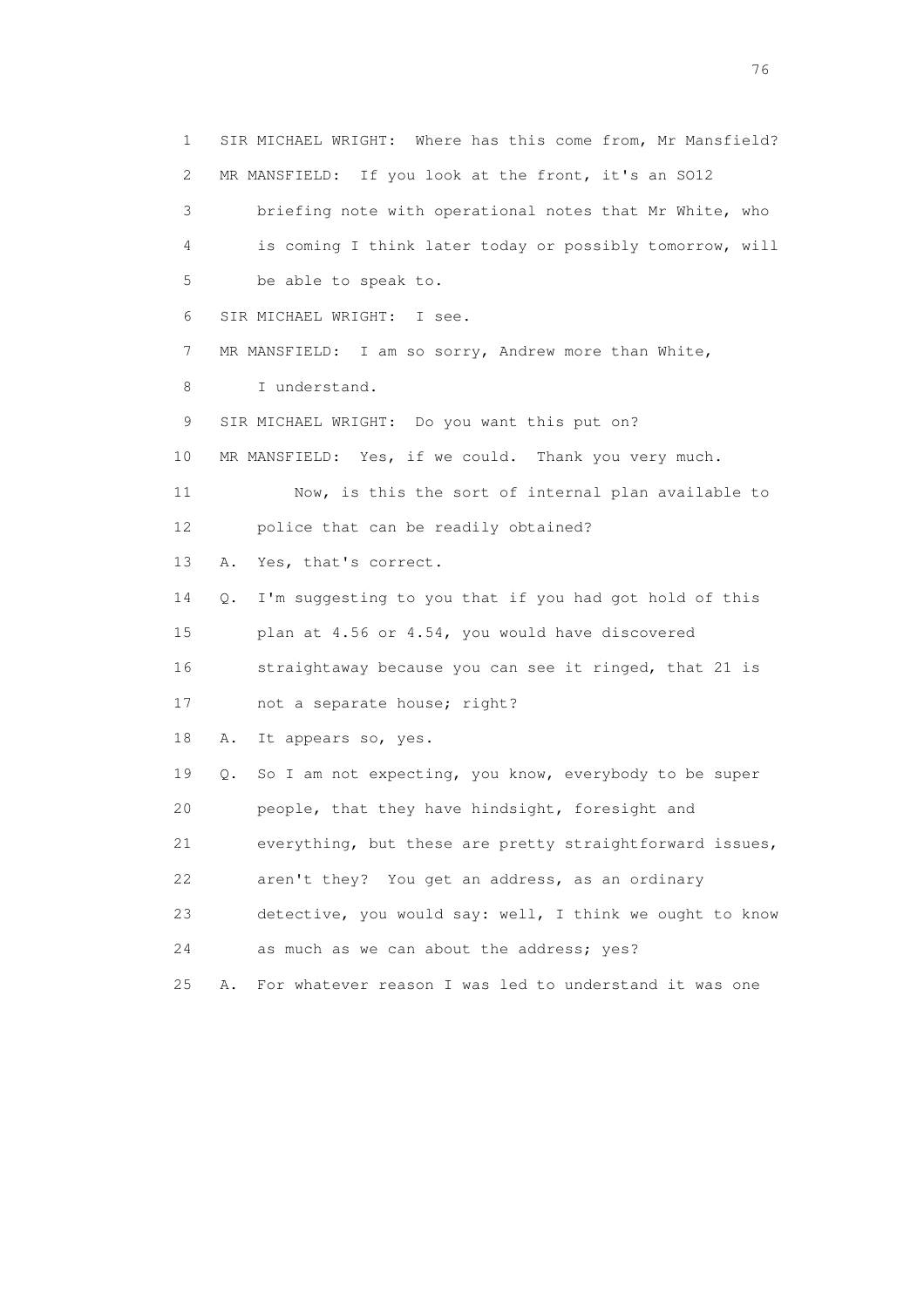1 SIR MICHAEL WRIGHT: Where has this come from, Mr Mansfield?

2 MR MANSFIELD: If you look at the front, it's an SO12

3 briefing note with operational notes that Mr White, who

4 is coming I think later today or possibly tomorrow, will

5 be able to speak to.

6 SIR MICHAEL WRIGHT: I see.

7 MR MANSFIELD: I am so sorry, Andrew more than White,

8 I understand.

9 SIR MICHAEL WRIGHT: Do you want this put on?

10 MR MANSFIELD: Yes, if we could. Thank you very much.

11 Now, is this the sort of internal plan available to

12 police that can be readily obtained?

13 A. Yes, that's correct.

14 Q. I'm suggesting to you that if you had got hold of this

15 plan at 4.56 or 4.54, you would have discovered

16 straightaway because you can see it ringed, that 21 is

17 not a separate house; right?

18 A. It appears so, yes.

19 Q. So I am not expecting, you know, everybody to be super

20 people, that they have hindsight, foresight and

21 everything, but these are pretty straightforward issues,

22 aren't they? You get an address, as an ordinary

23 detective, you would say: well, I think we ought to know

24 as much as we can about the address; yes?

25 A. For whatever reason I was led to understand it was one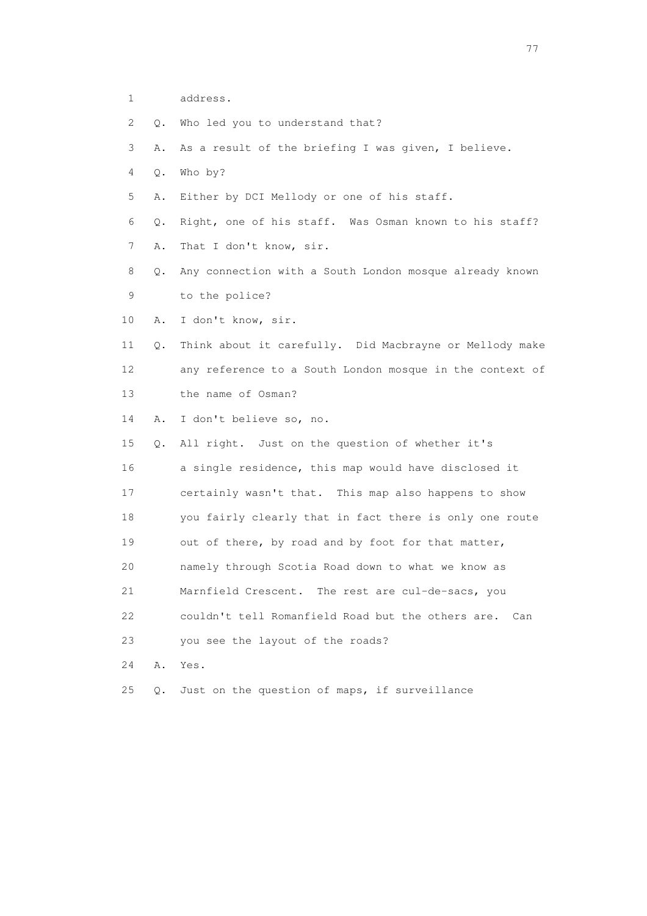1 address.

2 Q. Who led you to understand that?

3 A. As a result of the briefing I was given, I believe.

4 Q. Who by?

5 A. Either by DCI Mellody or one of his staff.

6 Q. Right, one of his staff. Was Osman known to his staff?

7 A. That I don't know, sir.

8 Q. Any connection with a South London mosque already known

9 to the police?

10 A. I don't know, sir.

11 Q. Think about it carefully. Did Macbrayne or Mellody make

12 any reference to a South London mosque in the context of

13 the name of Osman?

14 A. I don't believe so, no.

15 Q. All right. Just on the question of whether it's

16 a single residence, this map would have disclosed it

17 certainly wasn't that. This map also happens to show

18 you fairly clearly that in fact there is only one route

19 out of there, by road and by foot for that matter,

20 namely through Scotia Road down to what we know as

21 Marnfield Crescent. The rest are cul-de-sacs, you

22 couldn't tell Romanfield Road but the others are. Can

23 you see the layout of the roads?

24 A. Yes.

25 Q. Just on the question of maps, if surveillance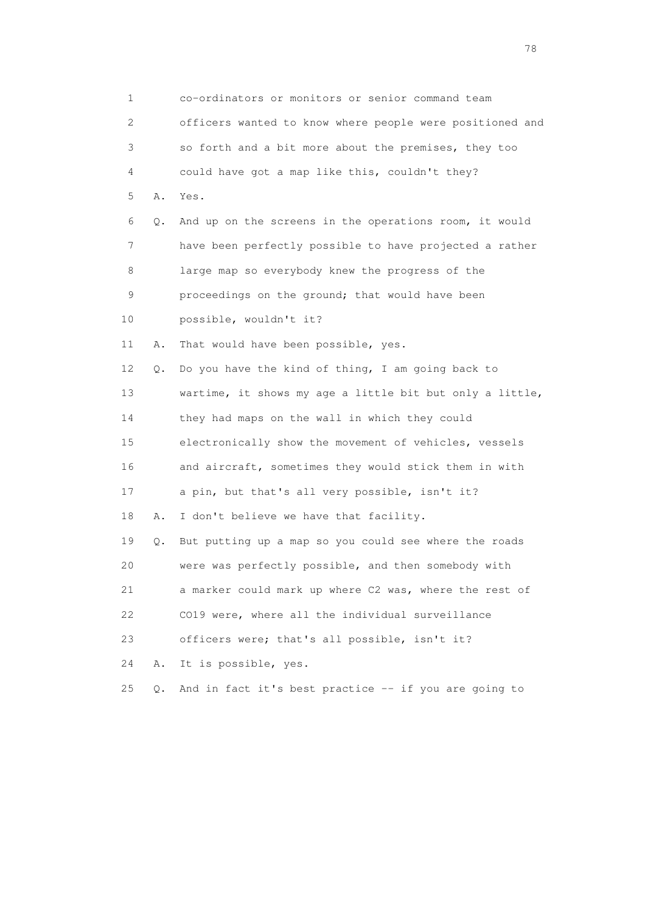1 co-ordinators or monitors or senior command team
2 officers wanted to know where people were positioned and
3 so forth and a bit more about the premises, they too
4 could have got a map like this, couldn't they?
5 A. Yes.
6 Q. And up on the screens in the operations room, it would
7 have been perfectly possible to have projected a rather
8 large map so everybody knew the progress of the
9 proceedings on the ground; that would have been
10 possible, wouldn't it?
11 A. That would have been possible, yes.
12 Q. Do you have the kind of thing, I am going back to
13 wartime, it shows my age a little bit but only a little,
14 they had maps on the wall in which they could
15 electronically show the movement of vehicles, vessels
16 and aircraft, sometimes they would stick them in with
17 a pin, but that's all very possible, isn't it?
18 A. I don't believe we have that facility.
19 Q. But putting up a map so you could see where the roads
20 were was perfectly possible, and then somebody with
21 a marker could mark up where C2 was, where the rest of
22 CO19 were, where all the individual surveillance
23 officers were; that's all possible, isn't it?
24 A. It is possible, yes.
25 Q. And in fact it's best practice -- if you are going to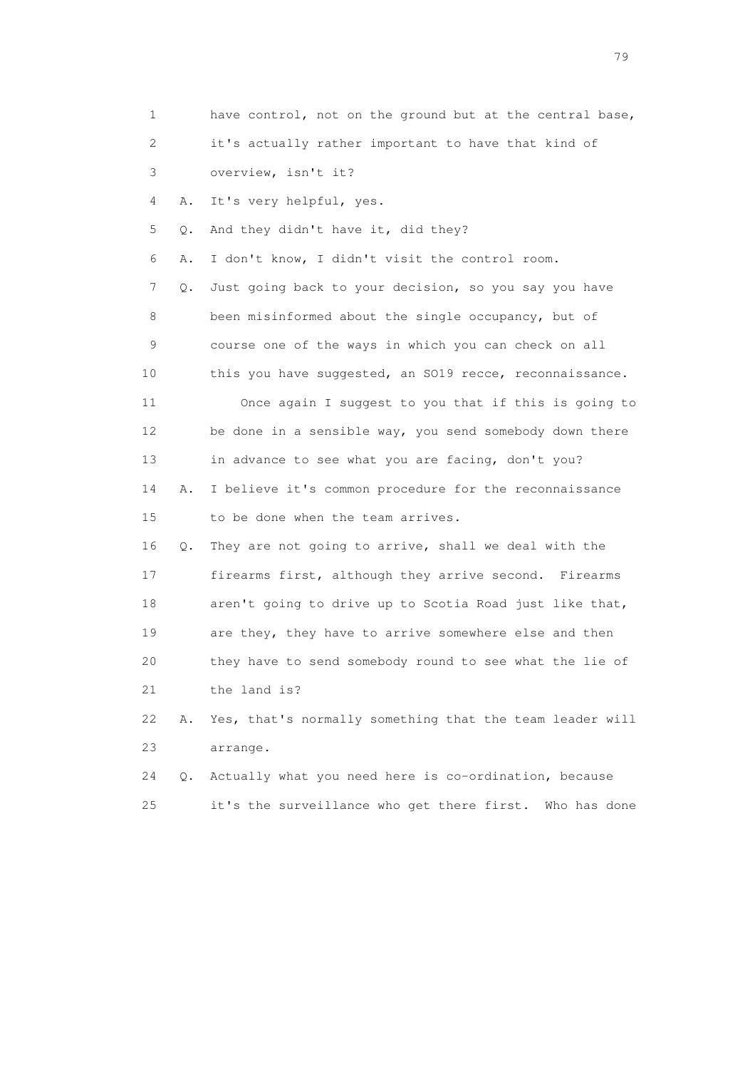1 have control, not on the ground but at the central base,

2 it's actually rather important to have that kind of

3 overview, isn't it?

4 A. It's very helpful, yes.

5 Q. And they didn't have it, did they?

6 A. I don't know, I didn't visit the control room.

7 Q. Just going back to your decision, so you say you have

8 been misinformed about the single occupancy, but of

9 course one of the ways in which you can check on all

10 this you have suggested, an SO19 recce, reconnaissance.

11 Once again I suggest to you that if this is going to

12 be done in a sensible way, you send somebody down there

13 in advance to see what you are facing, don't you?

14 A. I believe it's common procedure for the reconnaissance

15 to be done when the team arrives.

16 Q. They are not going to arrive, shall we deal with the

17 firearms first, although they arrive second. Firearms

18 aren't going to drive up to Scotia Road just like that,

19 are they, they have to arrive somewhere else and then

20 they have to send somebody round to see what the lie of

21 the land is?

22 A. Yes, that's normally something that the team leader will

23 arrange.

24 Q. Actually what you need here is co-ordination, because

25 it's the surveillance who get there first. Who has done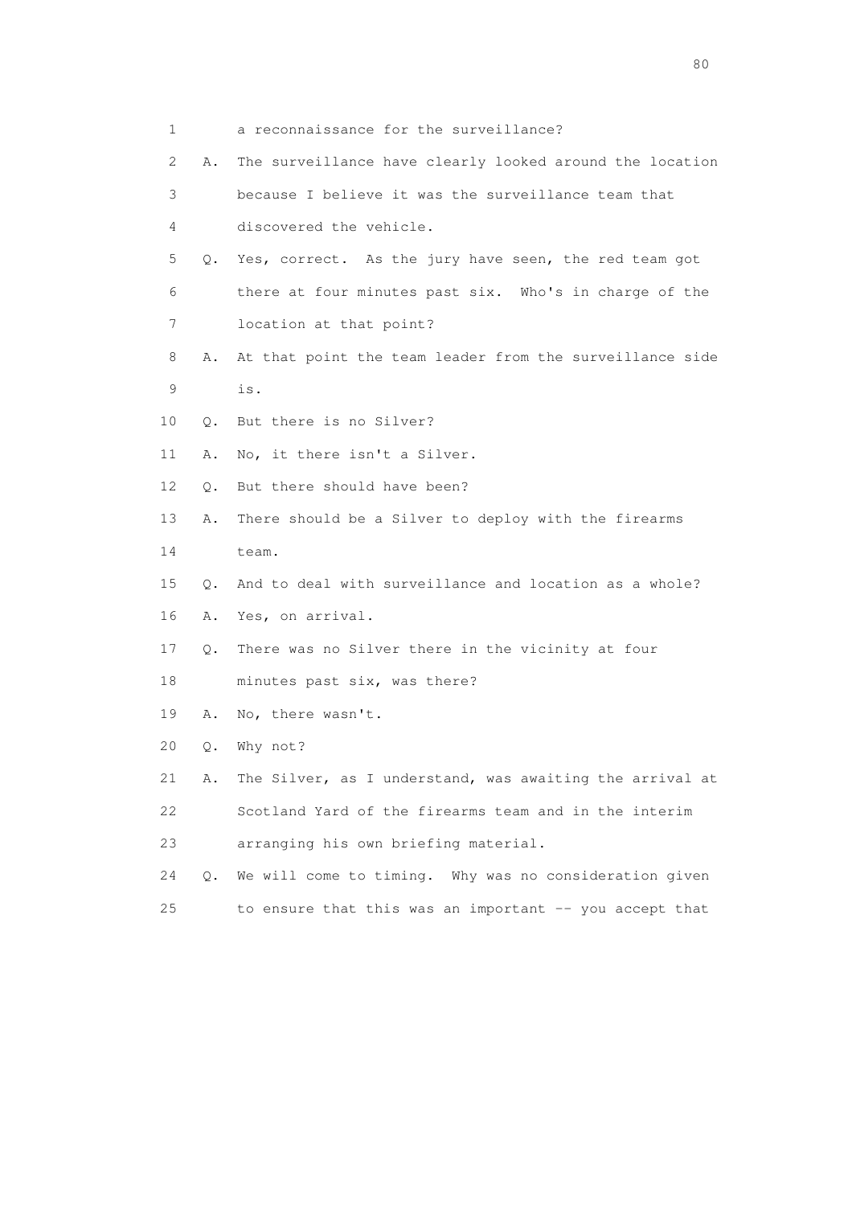1 a reconnaissance for the surveillance?

2 A. The surveillance have clearly looked around the location

3 because I believe it was the surveillance team that

4 discovered the vehicle.

5 Q. Yes, correct. As the jury have seen, the red team got

6 there at four minutes past six. Who's in charge of the

7 location at that point?

8 A. At that point the team leader from the surveillance side

9 is.

10 Q. But there is no Silver?

11 A. No, it there isn't a Silver.

12 Q. But there should have been?

13 A. There should be a Silver to deploy with the firearms

14 team.

15 Q. And to deal with surveillance and location as a whole?

16 A. Yes, on arrival.

17 Q. There was no Silver there in the vicinity at four

18 minutes past six, was there?

19 A. No, there wasn't.

20 Q. Why not?

21 A. The Silver, as I understand, was awaiting the arrival at

22 Scotland Yard of the firearms team and in the interim

23 arranging his own briefing material.

24 Q. We will come to timing. Why was no consideration given

25 to ensure that this was an important -- you accept that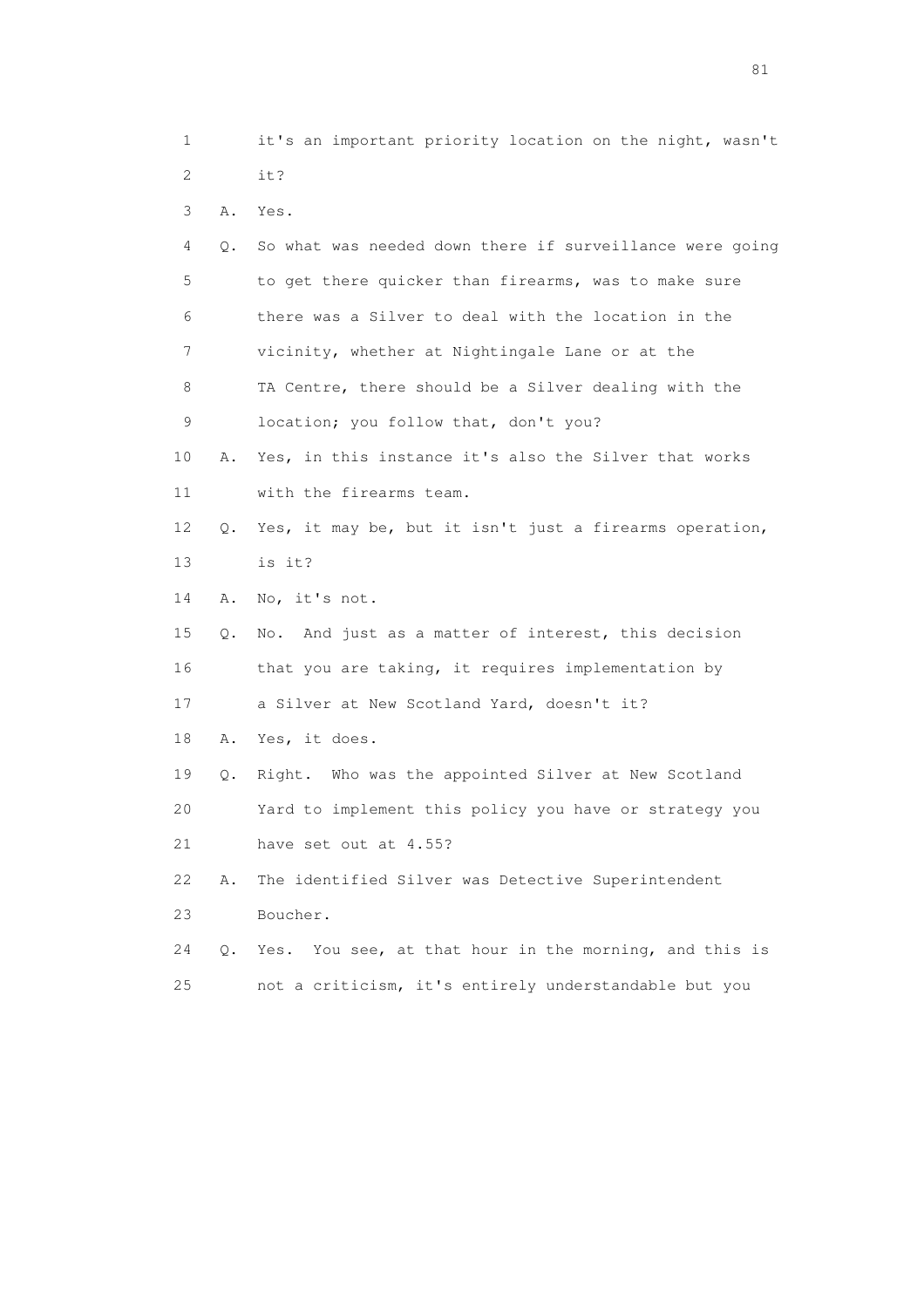1 it's an important priority location on the night, wasn't
2 it?

3 A. Yes.

4 Q. So what was needed down there if surveillance were going
5 to get there quicker than firearms, was to make sure
6 there was a Silver to deal with the location in the
7 vicinity, whether at Nightingale Lane or at the
8 TA Centre, there should be a Silver dealing with the
9 location; you follow that, don't you?

10 A. Yes, in this instance it's also the Silver that works
11 with the firearms team.

12 Q. Yes, it may be, but it isn't just a firearms operation,
13 is it?

14 A. No, it's not.

15 Q. No. And just as a matter of interest, this decision
16 that you are taking, it requires implementation by
17 a Silver at New Scotland Yard, doesn't it?

18 A. Yes, it does.

19 Q. Right. Who was the appointed Silver at New Scotland
20 Yard to implement this policy you have or strategy you
21 have set out at 4.55?

22 A. The identified Silver was Detective Superintendent
23 Boucher.

24 Q. Yes. You see, at that hour in the morning, and this is
25 not a criticism, it's entirely understandable but you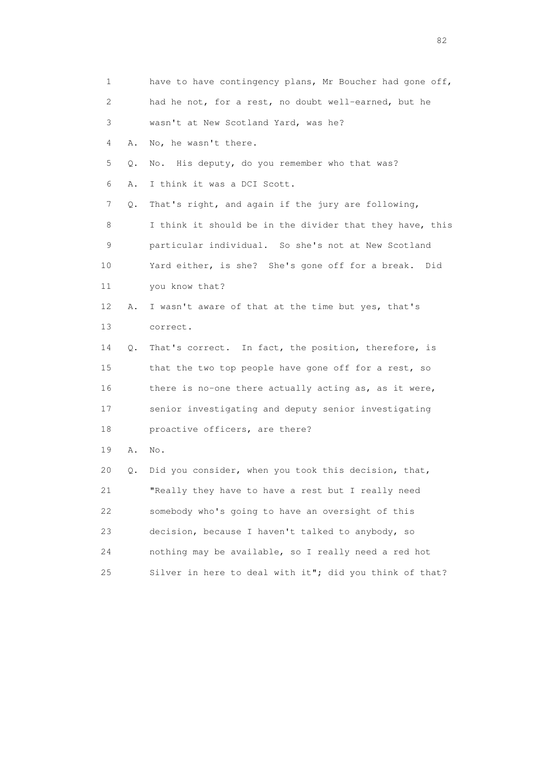1 have to have contingency plans, Mr Boucher had gone off,
2 had he not, for a rest, no doubt well-earned, but he
3 wasn't at New Scotland Yard, was he?
4 A. No, he wasn't there.
5 Q. No. His deputy, do you remember who that was?
6 A. I think it was a DCI Scott.
7 Q. That's right, and again if the jury are following,
8 I think it should be in the divider that they have, this
9 particular individual. So she's not at New Scotland
10 Yard either, is she? She's gone off for a break. Did
11 you know that?
12 A. I wasn't aware of that at the time but yes, that's
13 correct.
14 Q. That's correct. In fact, the position, therefore, is
15 that the two top people have gone off for a rest, so
16 there is no-one there actually acting as, as it were,
17 senior investigating and deputy senior investigating
18 proactive officers, are there?
19 A. No.
20 Q. Did you consider, when you took this decision, that,
21 "Really they have to have a rest but I really need
22 somebody who's going to have an oversight of this
23 decision, because I haven't talked to anybody, so
24 nothing may be available, so I really need a red hot
25 Silver in here to deal with it"; did you think of that?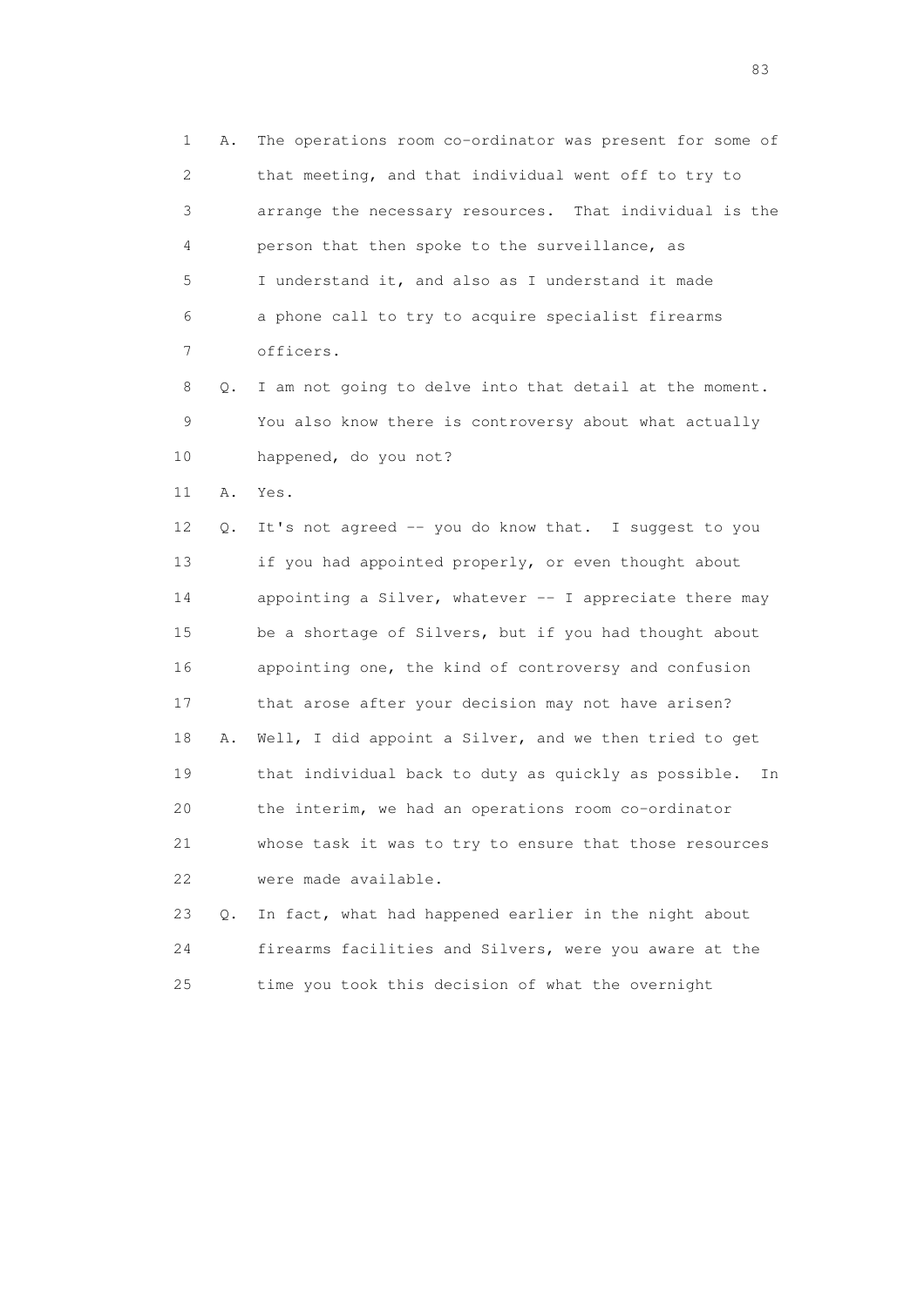1 A. The operations room co-ordinator was present for some of
2 that meeting, and that individual went off to try to
3 arrange the necessary resources. That individual is the
4 person that then spoke to the surveillance, as
5 I understand it, and also as I understand it made
6 a phone call to try to acquire specialist firearms
7 officers.

8 Q. I am not going to delve into that detail at the moment.
9 You also know there is controversy about what actually
10 happened, do you not?

11 A. Yes.

12 Q. It's not agreed -- you do know that. I suggest to you
13 if you had appointed properly, or even thought about
14 appointing a Silver, whatever -- I appreciate there may
15 be a shortage of Silvers, but if you had thought about
16 appointing one, the kind of controversy and confusion
17 that arose after your decision may not have arisen?

18 A. Well, I did appoint a Silver, and we then tried to get
19 that individual back to duty as quickly as possible. In
20 the interim, we had an operations room co-ordinator
21 whose task it was to try to ensure that those resources
22 were made available.

23 Q. In fact, what had happened earlier in the night about
24 firearms facilities and Silvers, were you aware at the
25 time you took this decision of what the overnight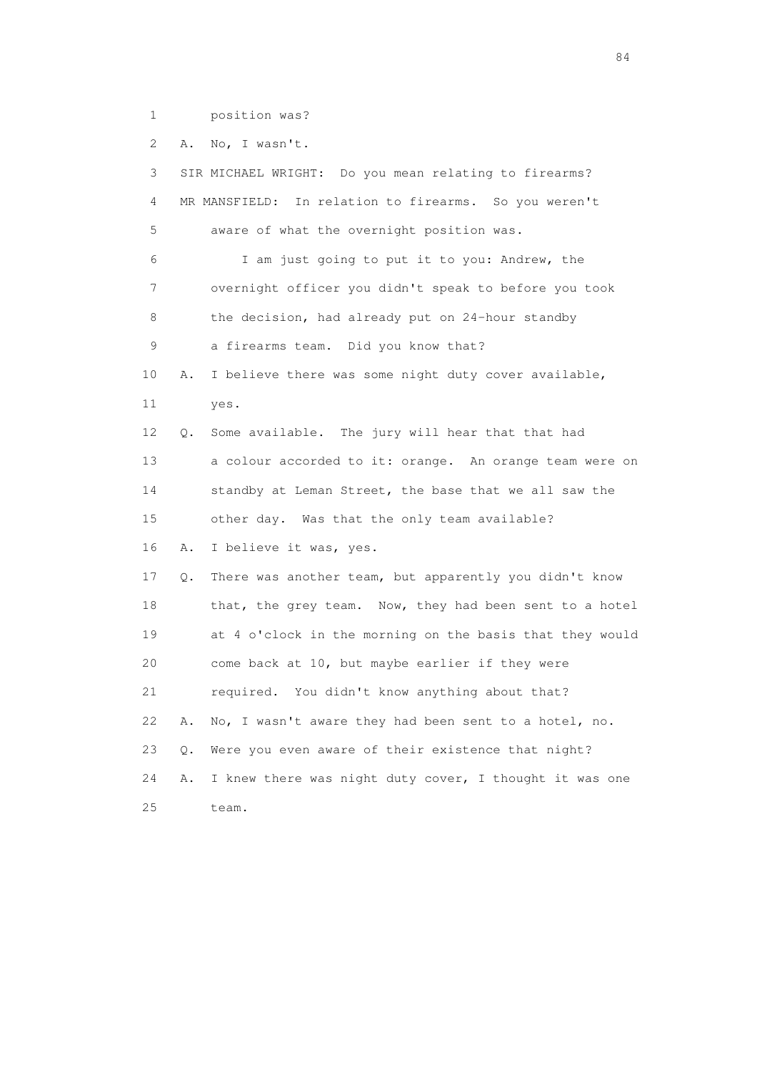1 position was?

2 A. No, I wasn't.

3 SIR MICHAEL WRIGHT: Do you mean relating to firearms?

4 MR MANSFIELD: In relation to firearms. So you weren't

5 aware of what the overnight position was.

6 I am just going to put it to you: Andrew, the

7 overnight officer you didn't speak to before you took

8 the decision, had already put on 24-hour standby

9 a firearms team. Did you know that?

10 A. I believe there was some night duty cover available,

11 yes.

12 Q. Some available. The jury will hear that that had

13 a colour accorded to it: orange. An orange team were on

14 standby at Leman Street, the base that we all saw the

15 other day. Was that the only team available?

16 A. I believe it was, yes.

17 Q. There was another team, but apparently you didn't know

18 that, the grey team. Now, they had been sent to a hotel

19 at 4 o'clock in the morning on the basis that they would

20 come back at 10, but maybe earlier if they were

21 required. You didn't know anything about that?

22 A. No, I wasn't aware they had been sent to a hotel, no.

23 Q. Were you even aware of their existence that night?

24 A. I knew there was night duty cover, I thought it was one

25 team.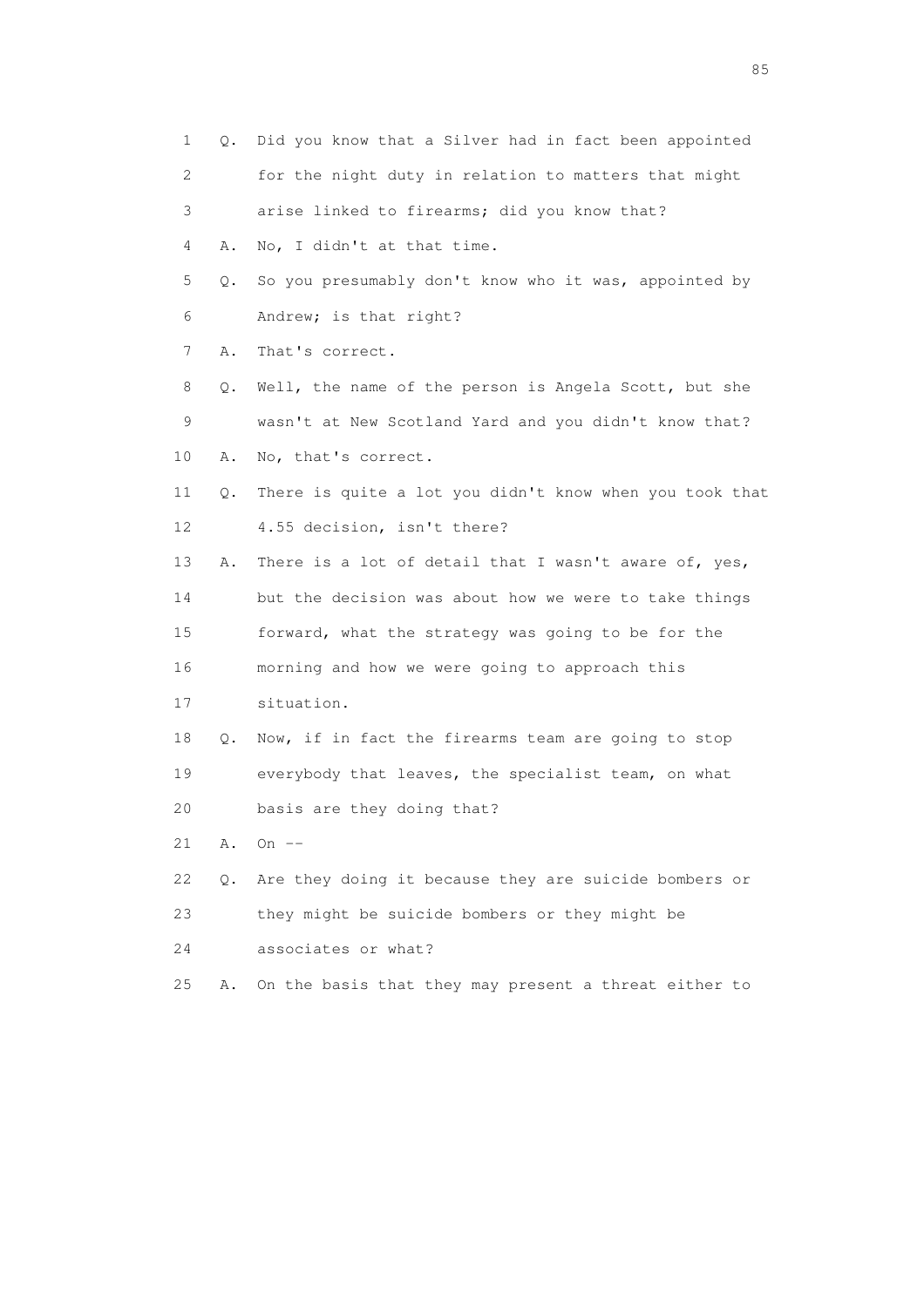1 Q. Did you know that a Silver had in fact been appointed
2 for the night duty in relation to matters that might
3 arise linked to firearms; did you know that?
4 A. No, I didn't at that time.
5 Q. So you presumably don't know who it was, appointed by
6 Andrew; is that right?
7 A. That's correct.
8 Q. Well, the name of the person is Angela Scott, but she
9 wasn't at New Scotland Yard and you didn't know that?
10 A. No, that's correct.
11 Q. There is quite a lot you didn't know when you took that
12 4.55 decision, isn't there?
13 A. There is a lot of detail that I wasn't aware of, yes,
14 but the decision was about how we were to take things
15 forward, what the strategy was going to be for the
16 morning and how we were going to approach this
17 situation.
18 Q. Now, if in fact the firearms team are going to stop
19 everybody that leaves, the specialist team, on what
20 basis are they doing that?
21 A. On --
22 Q. Are they doing it because they are suicide bombers or
23 they might be suicide bombers or they might be
24 associates or what?
25 A. On the basis that they may present a threat either to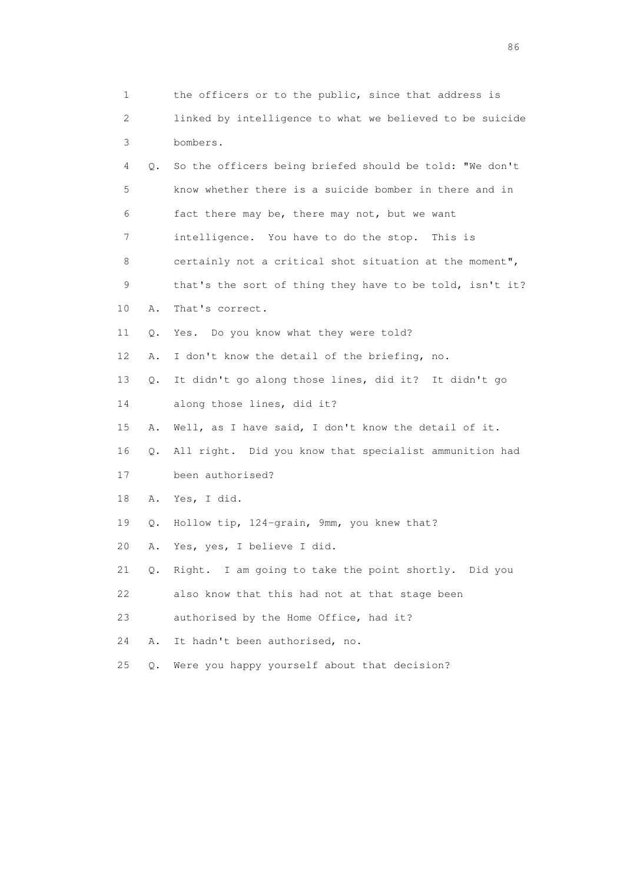1 the officers or to the public, since that address is
2 linked by intelligence to what we believed to be suicide
3 bombers.
4 Q. So the officers being briefed should be told: "We don't
5 know whether there is a suicide bomber in there and in
6 fact there may be, there may not, but we want
7 intelligence. You have to do the stop. This is
8 certainly not a critical shot situation at the moment",
9 that's the sort of thing they have to be told, isn't it?
10 A. That's correct.
11 Q. Yes. Do you know what they were told?
12 A. I don't know the detail of the briefing, no.
13 Q. It didn't go along those lines, did it? It didn't go
14 along those lines, did it?
15 A. Well, as I have said, I don't know the detail of it.
16 Q. All right. Did you know that specialist ammunition had
17 been authorised?
18 A. Yes, I did.
19 Q. Hollow tip, 124-grain, 9mm, you knew that?
20 A. Yes, yes, I believe I did.
21 Q. Right. I am going to take the point shortly. Did you
22 also know that this had not at that stage been
23 authorised by the Home Office, had it?
24 A. It hadn't been authorised, no.
25 Q. Were you happy yourself about that decision?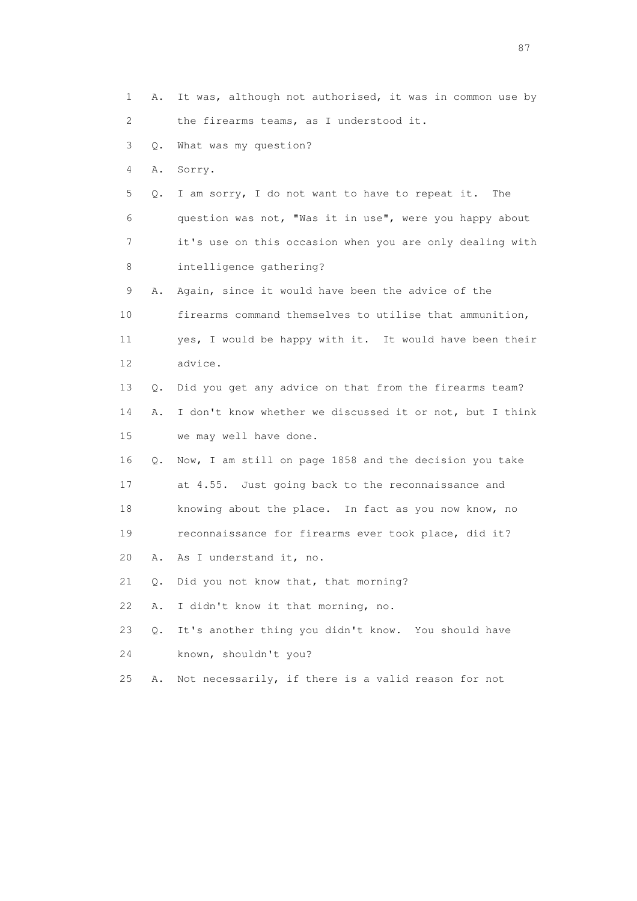1 A. It was, although not authorised, it was in common use by
2 the firearms teams, as I understood it.
3 Q. What was my question?
4 A. Sorry.
5 Q. I am sorry, I do not want to have to repeat it. The
6 question was not, "Was it in use", were you happy about
7 it's use on this occasion when you are only dealing with
8 intelligence gathering?
9 A. Again, since it would have been the advice of the
10 firearms command themselves to utilise that ammunition,
11 yes, I would be happy with it. It would have been their
12 advice.
13 Q. Did you get any advice on that from the firearms team?
14 A. I don't know whether we discussed it or not, but I think
15 we may well have done.
16 Q. Now, I am still on page 1858 and the decision you take
17 at 4.55. Just going back to the reconnaissance and
18 knowing about the place. In fact as you now know, no
19 reconnaissance for firearms ever took place, did it?
20 A. As I understand it, no.
21 Q. Did you not know that, that morning?
22 A. I didn't know it that morning, no.
23 Q. It's another thing you didn't know. You should have
24 known, shouldn't you?
25 A. Not necessarily, if there is a valid reason for not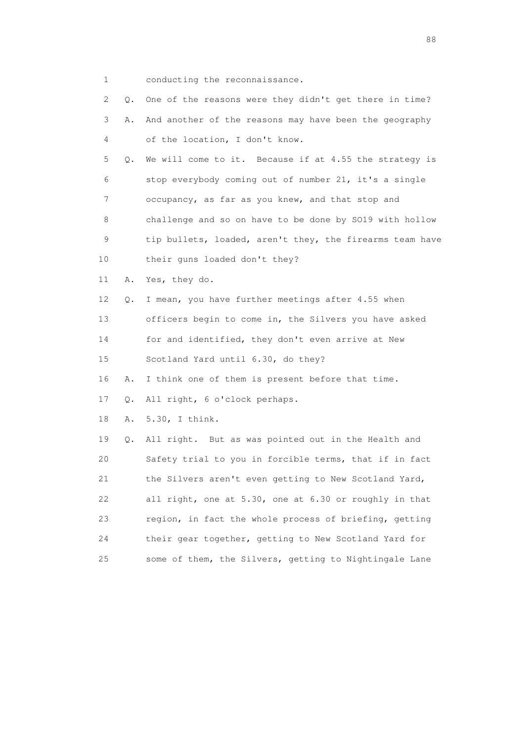1 conducting the reconnaissance.

2 Q. One of the reasons were they didn't get there in time?

3 A. And another of the reasons may have been the geography

4 of the location, I don't know.

5 Q. We will come to it. Because if at 4.55 the strategy is

6 stop everybody coming out of number 21, it's a single

7 occupancy, as far as you knew, and that stop and

8 challenge and so on have to be done by SO19 with hollow

9 tip bullets, loaded, aren't they, the firearms team have

10 their guns loaded don't they?

11 A. Yes, they do.

12 Q. I mean, you have further meetings after 4.55 when

13 officers begin to come in, the Silvers you have asked

14 for and identified, they don't even arrive at New

15 Scotland Yard until 6.30, do they?

16 A. I think one of them is present before that time.

17 Q. All right, 6 o'clock perhaps.

18 A. 5.30, I think.

19 Q. All right. But as was pointed out in the Health and

20 Safety trial to you in forcible terms, that if in fact

21 the Silvers aren't even getting to New Scotland Yard,

22 all right, one at 5.30, one at 6.30 or roughly in that

23 region, in fact the whole process of briefing, getting

24 their gear together, getting to New Scotland Yard for

25 some of them, the Silvers, getting to Nightingale Lane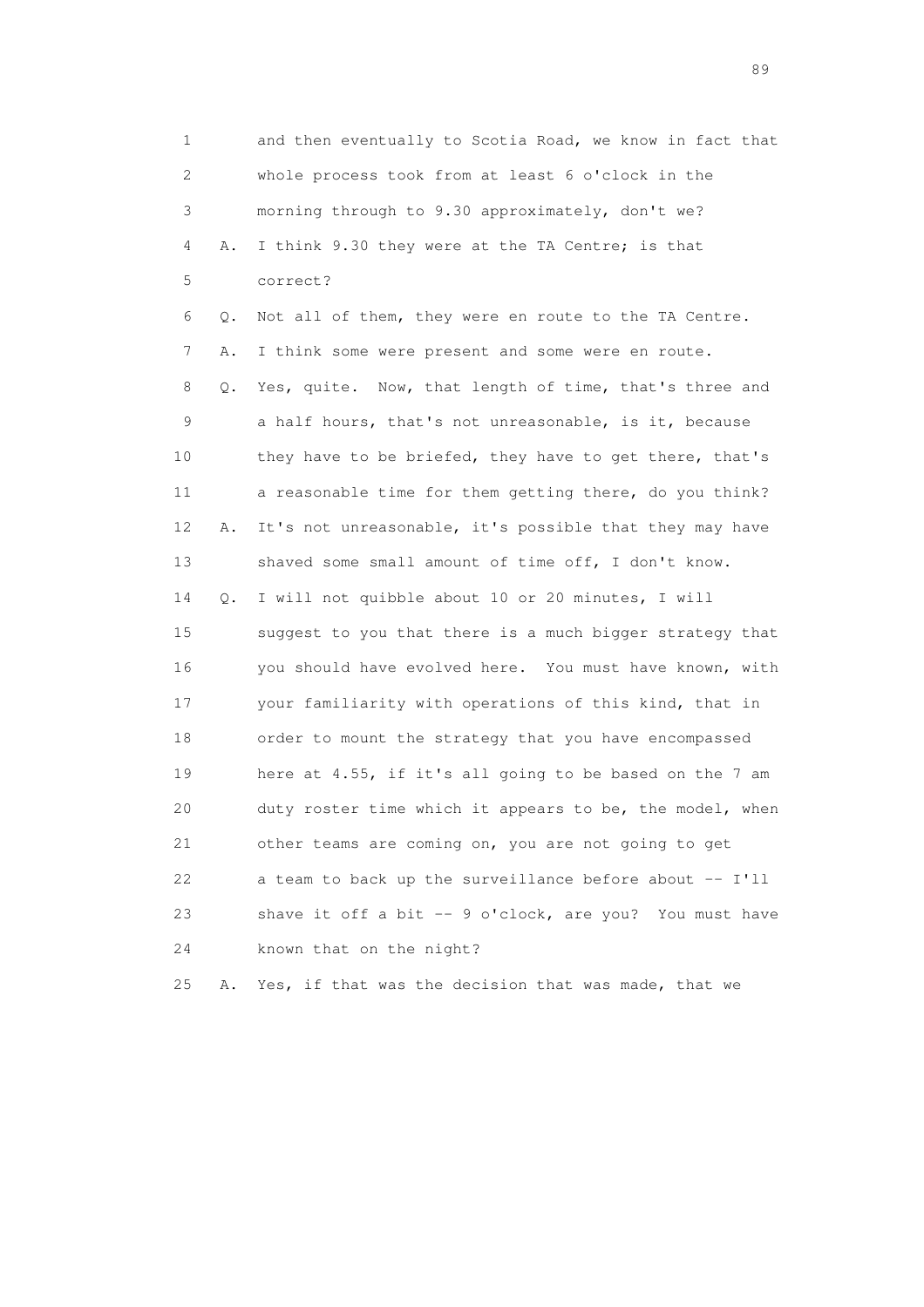1 and then eventually to Scotia Road, we know in fact that
2 whole process took from at least 6 o'clock in the
3 morning through to 9.30 approximately, don't we?
4 A. I think 9.30 they were at the TA Centre; is that
5 correct?
6 Q. Not all of them, they were en route to the TA Centre.
7 A. I think some were present and some were en route.
8 Q. Yes, quite. Now, that length of time, that's three and
9 a half hours, that's not unreasonable, is it, because
10 they have to be briefed, they have to get there, that's
11 a reasonable time for them getting there, do you think?
12 A. It's not unreasonable, it's possible that they may have
13 shaved some small amount of time off, I don't know.
14 Q. I will not quibble about 10 or 20 minutes, I will
15 suggest to you that there is a much bigger strategy that
16 you should have evolved here. You must have known, with
17 your familiarity with operations of this kind, that in
18 order to mount the strategy that you have encompassed
19 here at 4.55, if it's all going to be based on the 7 am
20 duty roster time which it appears to be, the model, when
21 other teams are coming on, you are not going to get
22 a team to back up the surveillance before about -- I'll
23 shave it off a bit -- 9 o'clock, are you? You must have
24 known that on the night?
25 A. Yes, if that was the decision that was made, that we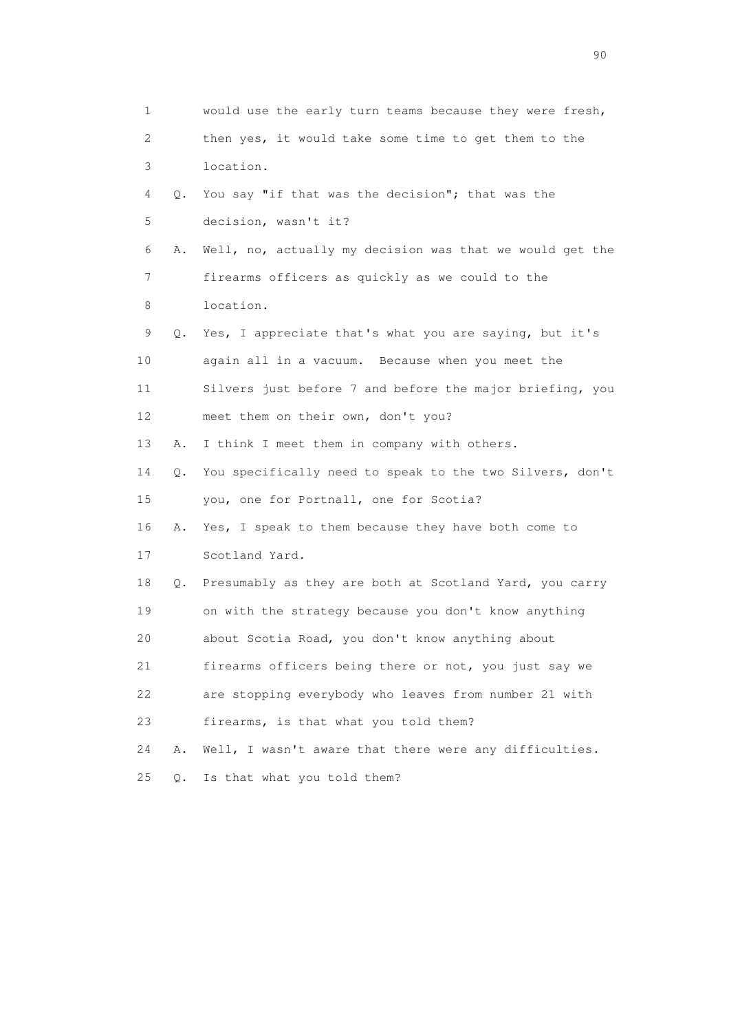1 would use the early turn teams because they were fresh,
2 then yes, it would take some time to get them to the
3 location.
4 Q. You say "if that was the decision"; that was the
5 decision, wasn't it?
6 A. Well, no, actually my decision was that we would get the
7 firearms officers as quickly as we could to the
8 location.
9 Q. Yes, I appreciate that's what you are saying, but it's
10 again all in a vacuum. Because when you meet the
11 Silvers just before 7 and before the major briefing, you
12 meet them on their own, don't you?
13 A. I think I meet them in company with others.
14 Q. You specifically need to speak to the two Silvers, don't
15 you, one for Portnall, one for Scotia?
16 A. Yes, I speak to them because they have both come to
17 Scotland Yard.
18 Q. Presumably as they are both at Scotland Yard, you carry
19 on with the strategy because you don't know anything
20 about Scotia Road, you don't know anything about
21 firearms officers being there or not, you just say we
22 are stopping everybody who leaves from number 21 with
23 firearms, is that what you told them?
24 A. Well, I wasn't aware that there were any difficulties.
25 Q. Is that what you told them?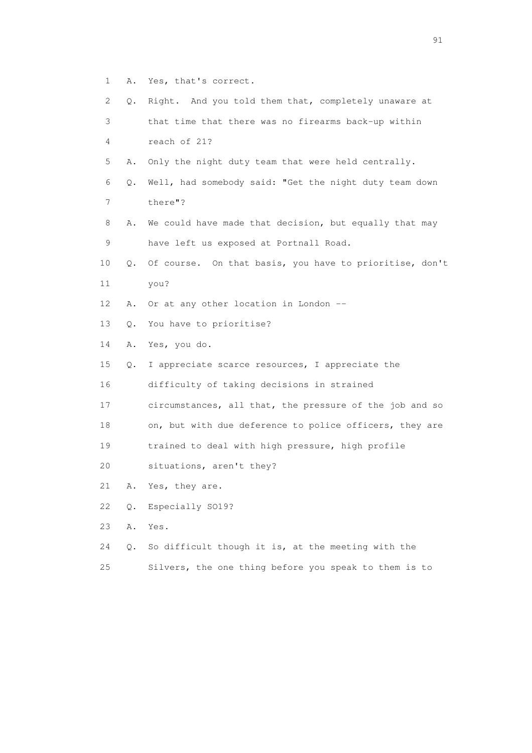1 A. Yes, that's correct.

2 Q. Right. And you told them that, completely unaware at

3 that time that there was no firearms back-up within

4 reach of 21?

5 A. Only the night duty team that were held centrally.

6 Q. Well, had somebody said: "Get the night duty team down

7 there"?

8 A. We could have made that decision, but equally that may

9 have left us exposed at Portnall Road.

10 Q. Of course. On that basis, you have to prioritise, don't

11 you?

12 A. Or at any other location in London --

13 Q. You have to prioritise?

14 A. Yes, you do.

15 Q. I appreciate scarce resources, I appreciate the

16 difficulty of taking decisions in strained

17 circumstances, all that, the pressure of the job and so

18 on, but with due deference to police officers, they are

19 trained to deal with high pressure, high profile

20 situations, aren't they?

21 A. Yes, they are.

22 Q. Especially SO19?

23 A. Yes.

24 Q. So difficult though it is, at the meeting with the

25 Silvers, the one thing before you speak to them is to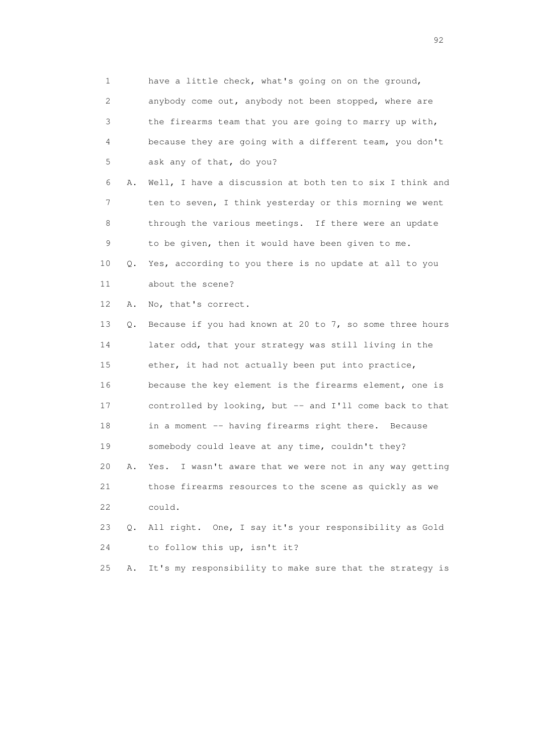1 have a little check, what's going on on the ground,
2 anybody come out, anybody not been stopped, where are
3 the firearms team that you are going to marry up with,
4 because they are going with a different team, you don't
5 ask any of that, do you?
6 A. Well, I have a discussion at both ten to six I think and
7 ten to seven, I think yesterday or this morning we went
8 through the various meetings. If there were an update
9 to be given, then it would have been given to me.
10 Q. Yes, according to you there is no update at all to you
11 about the scene?
12 A. No, that's correct.
13 Q. Because if you had known at 20 to 7, so some three hours
14 later odd, that your strategy was still living in the
15 ether, it had not actually been put into practice,
16 because the key element is the firearms element, one is
17 controlled by looking, but -- and I'll come back to that
18 in a moment -- having firearms right there. Because
19 somebody could leave at any time, couldn't they?
20 A. Yes. I wasn't aware that we were not in any way getting
21 those firearms resources to the scene as quickly as we
22 could.
23 Q. All right. One, I say it's your responsibility as Gold
24 to follow this up, isn't it?
25 A. It's my responsibility to make sure that the strategy is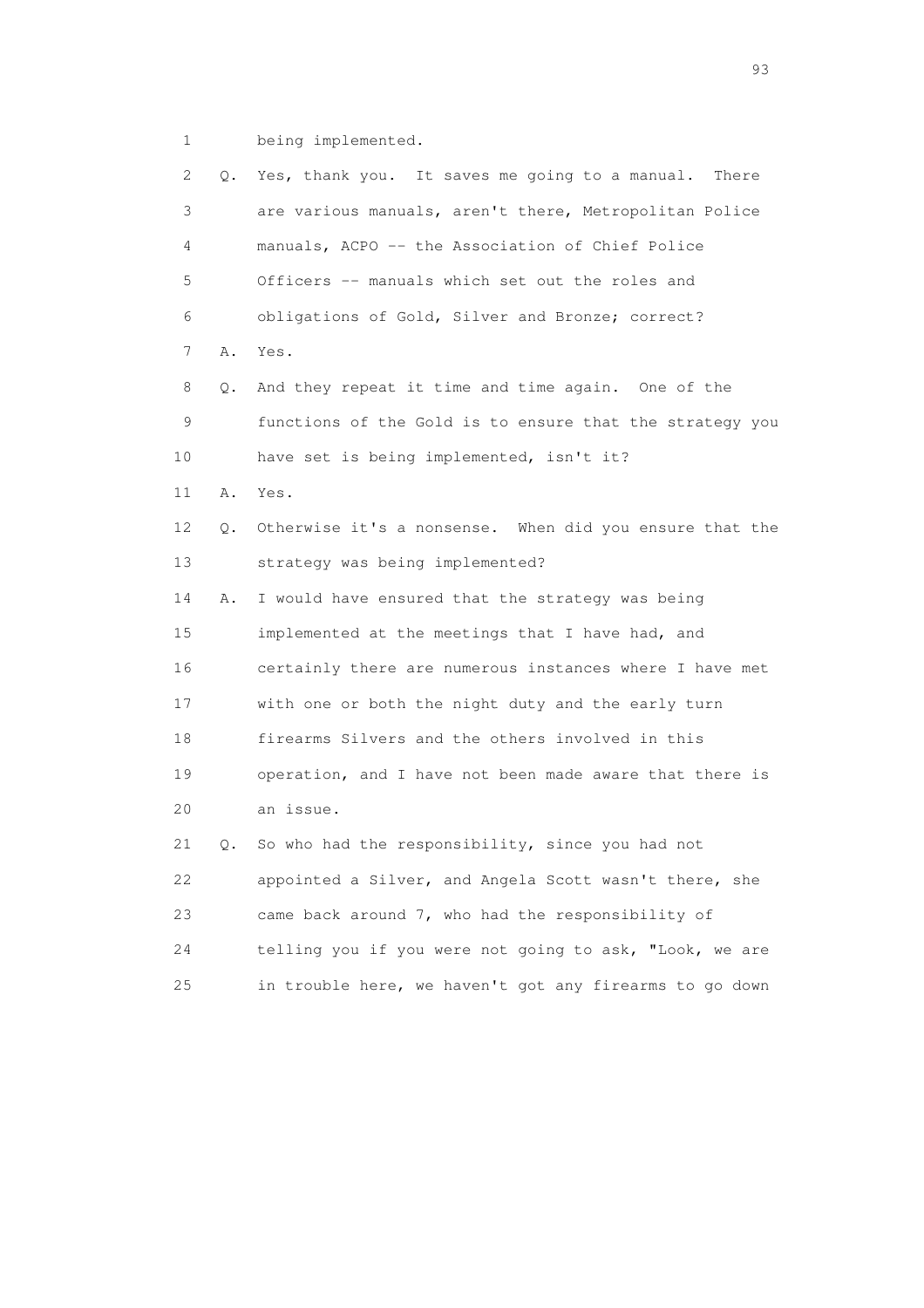1 being implemented.

2 Q. Yes, thank you. It saves me going to a manual. There

3 are various manuals, aren't there, Metropolitan Police

4 manuals, ACPO -- the Association of Chief Police

5 Officers -- manuals which set out the roles and

6 obligations of Gold, Silver and Bronze; correct?

7 A. Yes.

8 Q. And they repeat it time and time again. One of the

9 functions of the Gold is to ensure that the strategy you

10 have set is being implemented, isn't it?

11 A. Yes.

12 Q. Otherwise it's a nonsense. When did you ensure that the

13 strategy was being implemented?

14 A. I would have ensured that the strategy was being

15 implemented at the meetings that I have had, and

16 certainly there are numerous instances where I have met

17 with one or both the night duty and the early turn

18 firearms Silvers and the others involved in this

19 operation, and I have not been made aware that there is

20 an issue.

21 Q. So who had the responsibility, since you had not

22 appointed a Silver, and Angela Scott wasn't there, she

23 came back around 7, who had the responsibility of

24 telling you if you were not going to ask, "Look, we are

25 in trouble here, we haven't got any firearms to go down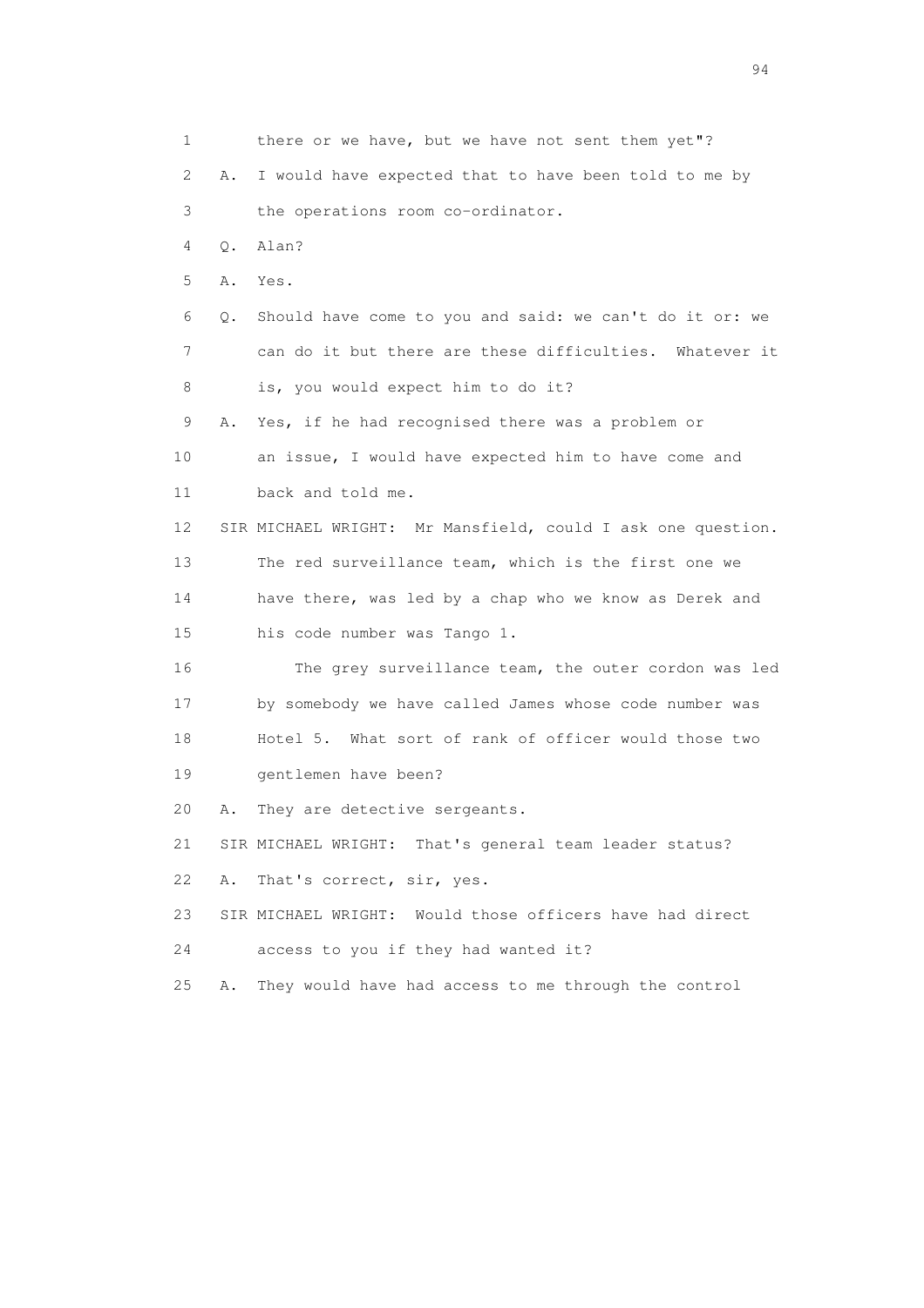1 there or we have, but we have not sent them yet"?

2 A. I would have expected that to have been told to me by

3 the operations room co-ordinator.

4 Q. Alan?

5 A. Yes.

6 Q. Should have come to you and said: we can't do it or: we

7 can do it but there are these difficulties. Whatever it

8 is, you would expect him to do it?

9 A. Yes, if he had recognised there was a problem or

10 an issue, I would have expected him to have come and

11 back and told me.

12 SIR MICHAEL WRIGHT: Mr Mansfield, could I ask one question.

13 The red surveillance team, which is the first one we

14 have there, was led by a chap who we know as Derek and

15 his code number was Tango 1.

16 The grey surveillance team, the outer cordon was led

17 by somebody we have called James whose code number was

18 Hotel 5. What sort of rank of officer would those two

19 gentlemen have been?

20 A. They are detective sergeants.

21 SIR MICHAEL WRIGHT: That's general team leader status?

22 A. That's correct, sir, yes.

23 SIR MICHAEL WRIGHT: Would those officers have had direct

24 access to you if they had wanted it?

25 A. They would have had access to me through the control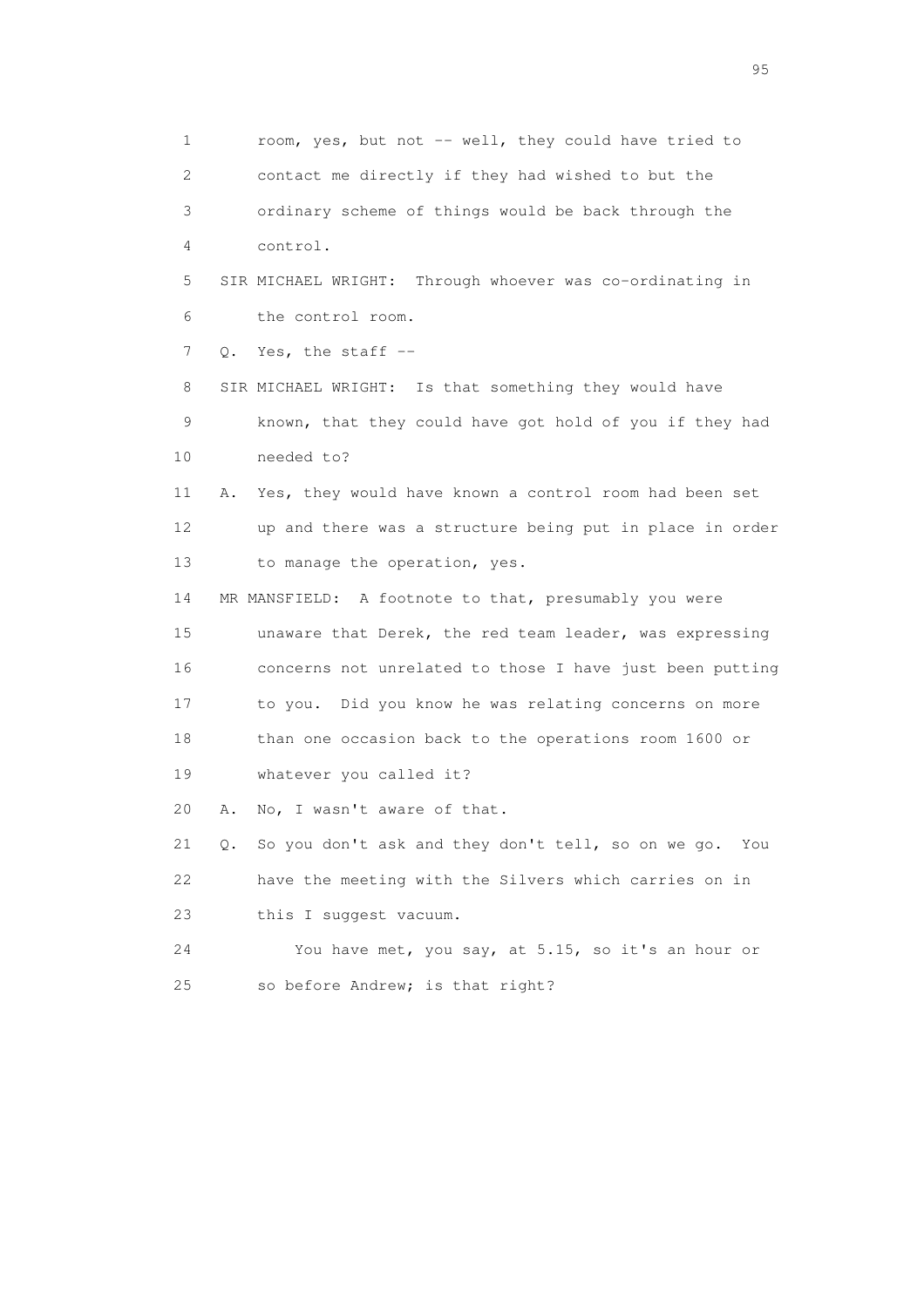1 room, yes, but not -- well, they could have tried to
2 contact me directly if they had wished to but the
3 ordinary scheme of things would be back through the
4 control.

5 SIR MICHAEL WRIGHT: Through whoever was co-ordinating in
6 the control room.

7 Q. Yes, the staff --

8 SIR MICHAEL WRIGHT: Is that something they would have
9 known, that they could have got hold of you if they had
10 needed to?

11 A. Yes, they would have known a control room had been set
12 up and there was a structure being put in place in order
13 to manage the operation, yes.

14 MR MANSFIELD: A footnote to that, presumably you were
15 unaware that Derek, the red team leader, was expressing
16 concerns not unrelated to those I have just been putting
17 to you. Did you know he was relating concerns on more
18 than one occasion back to the operations room 1600 or
19 whatever you called it?

20 A. No, I wasn't aware of that.

21 Q. So you don't ask and they don't tell, so on we go. You
22 have the meeting with the Silvers which carries on in
23 this I suggest vacuum.

24 You have met, you say, at 5.15, so it's an hour or
25 so before Andrew; is that right?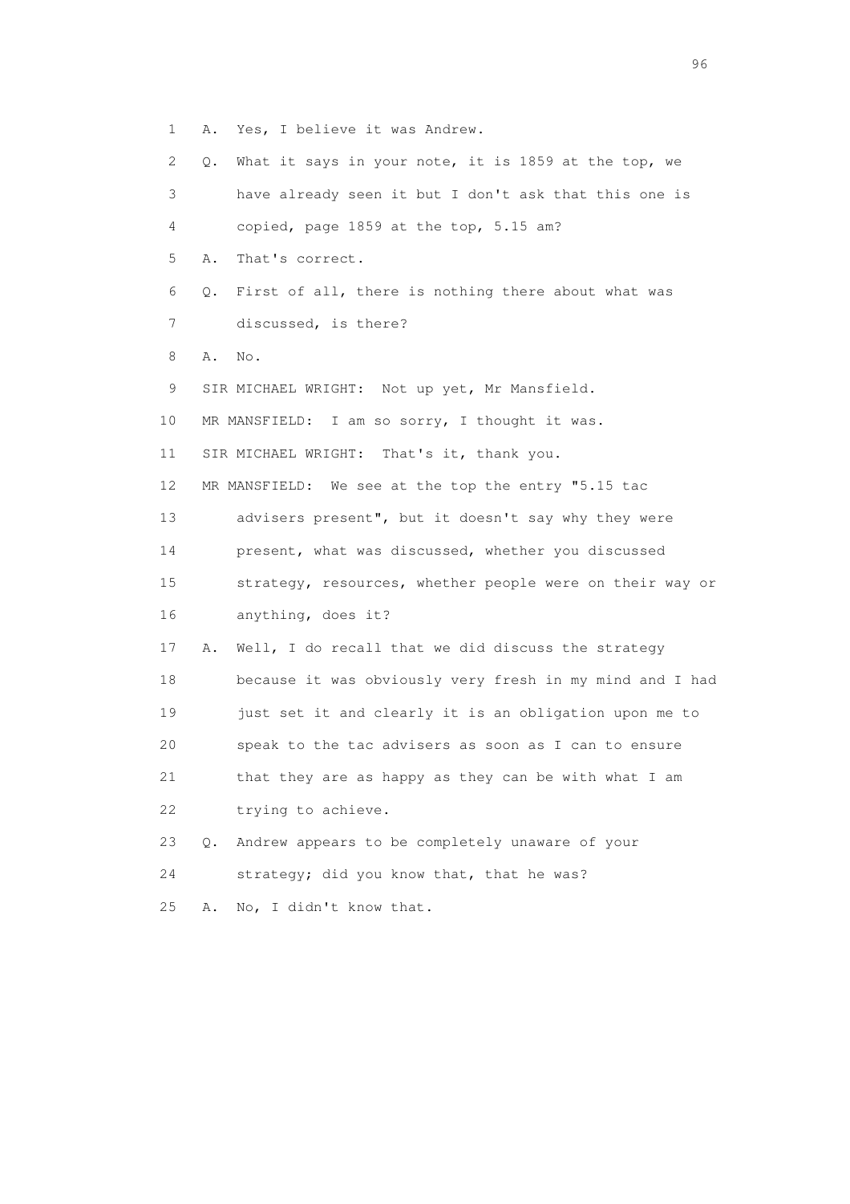1 A. Yes, I believe it was Andrew.

2 Q. What it says in your note, it is 1859 at the top, we

3 have already seen it but I don't ask that this one is

4 copied, page 1859 at the top, 5.15 am?

5 A. That's correct.

6 Q. First of all, there is nothing there about what was

7 discussed, is there?

8 A. No.

9 SIR MICHAEL WRIGHT: Not up yet, Mr Mansfield.

10 MR MANSFIELD: I am so sorry, I thought it was.

11 SIR MICHAEL WRIGHT: That's it, thank you.

12 MR MANSFIELD: We see at the top the entry "5.15 tac

13 advisers present", but it doesn't say why they were

14 present, what was discussed, whether you discussed

15 strategy, resources, whether people were on their way or

16 anything, does it?

17 A. Well, I do recall that we did discuss the strategy

18 because it was obviously very fresh in my mind and I had

19 just set it and clearly it is an obligation upon me to

20 speak to the tac advisers as soon as I can to ensure

21 that they are as happy as they can be with what I am

22 trying to achieve.

23 Q. Andrew appears to be completely unaware of your

24 strategy; did you know that, that he was?

25 A. No, I didn't know that.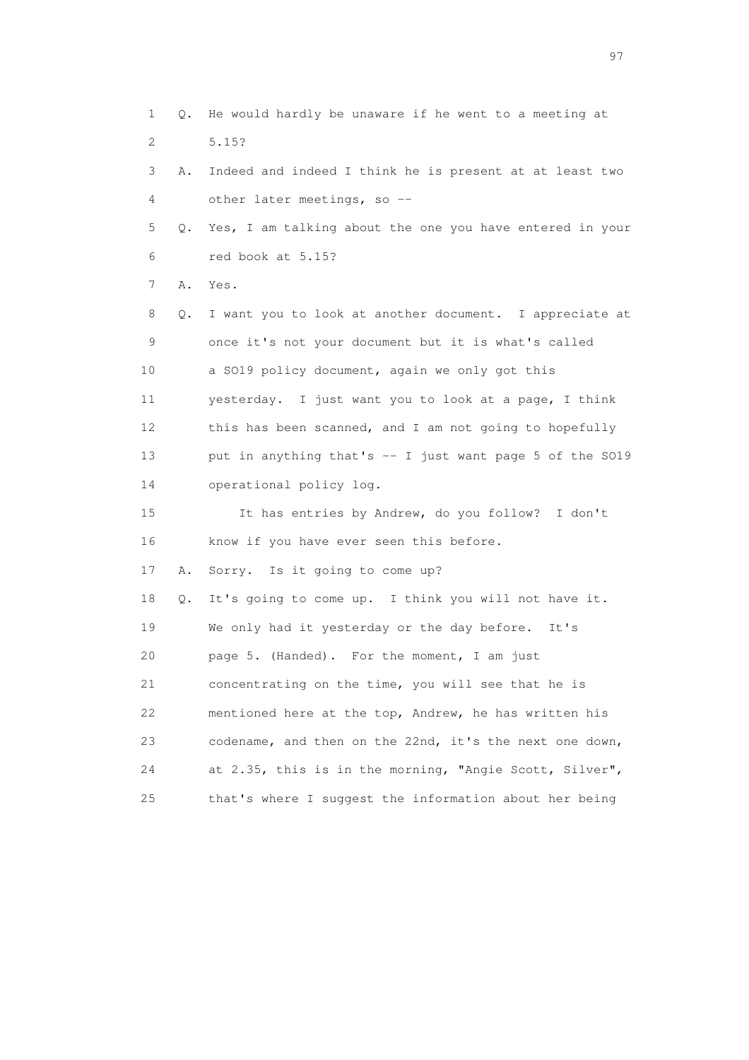1 Q. He would hardly be unaware if he went to a meeting at
2 5.15?

3 A. Indeed and indeed I think he is present at at least two
4 other later meetings, so --

5 Q. Yes, I am talking about the one you have entered in your
6 red book at 5.15?

7 A. Yes.

8 Q. I want you to look at another document. I appreciate at
9 once it's not your document but it is what's called
10 a SO19 policy document, again we only got this
11 yesterday. I just want you to look at a page, I think
12 this has been scanned, and I am not going to hopefully
13 put in anything that's -- I just want page 5 of the SO19
14 operational policy log.

15 It has entries by Andrew, do you follow? I don't
16 know if you have ever seen this before.

17 A. Sorry. Is it going to come up?

18 Q. It's going to come up. I think you will not have it.
19 We only had it yesterday or the day before. It's
20 page 5. (Handed). For the moment, I am just
21 concentrating on the time, you will see that he is
22 mentioned here at the top, Andrew, he has written his
23 codename, and then on the 22nd, it's the next one down,
24 at 2.35, this is in the morning, "Angie Scott, Silver",
25 that's where I suggest the information about her being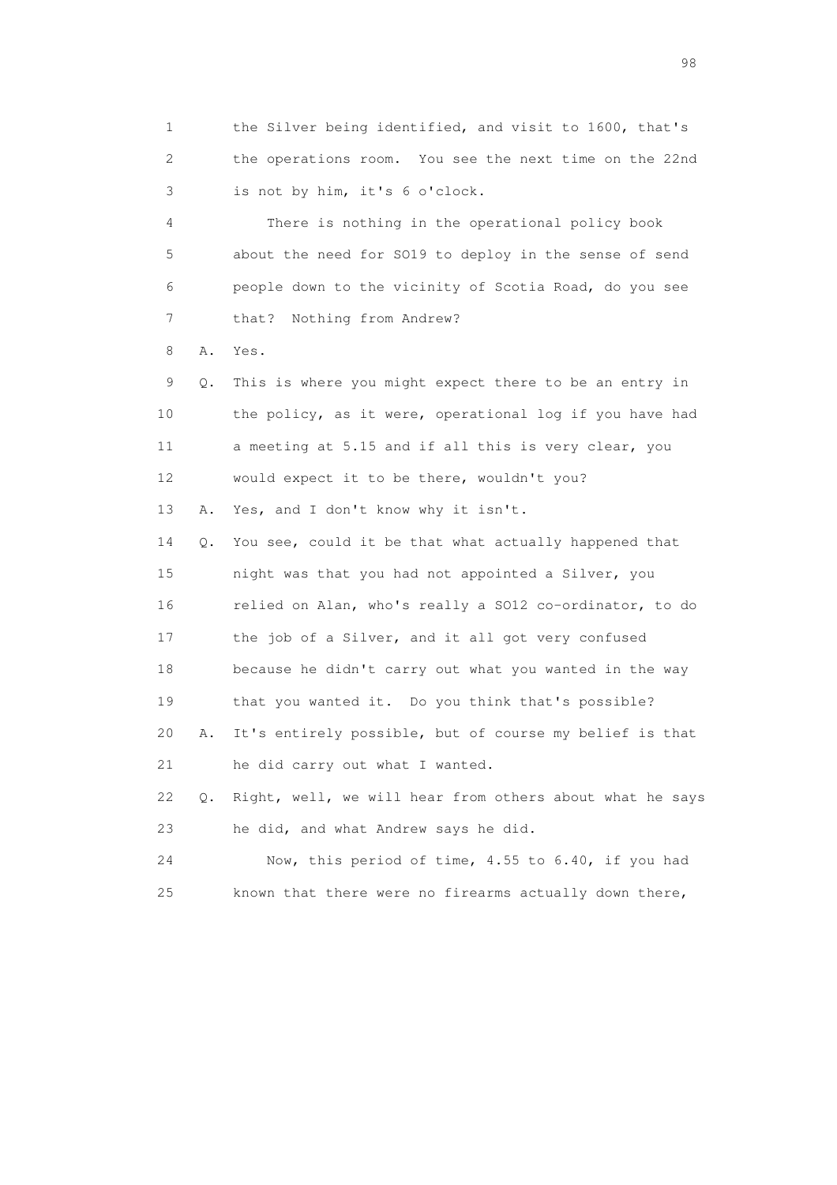1 the Silver being identified, and visit to 1600, that's
2 the operations room. You see the next time on the 22nd
3 is not by him, it's 6 o'clock.

4 There is nothing in the operational policy book
5 about the need for SO19 to deploy in the sense of send
6 people down to the vicinity of Scotia Road, do you see
7 that? Nothing from Andrew?

8 A. Yes.

9 Q. This is where you might expect there to be an entry in
10 the policy, as it were, operational log if you have had
11 a meeting at 5.15 and if all this is very clear, you
12 would expect it to be there, wouldn't you?

13 A. Yes, and I don't know why it isn't.

14 Q. You see, could it be that what actually happened that
15 night was that you had not appointed a Silver, you
16 relied on Alan, who's really a SO12 co-ordinator, to do
17 the job of a Silver, and it all got very confused
18 because he didn't carry out what you wanted in the way
19 that you wanted it. Do you think that's possible?

20 A. It's entirely possible, but of course my belief is that
21 he did carry out what I wanted.

22 Q. Right, well, we will hear from others about what he says
23 he did, and what Andrew says he did.

24 Now, this period of time, 4.55 to 6.40, if you had
25 known that there were no firearms actually down there,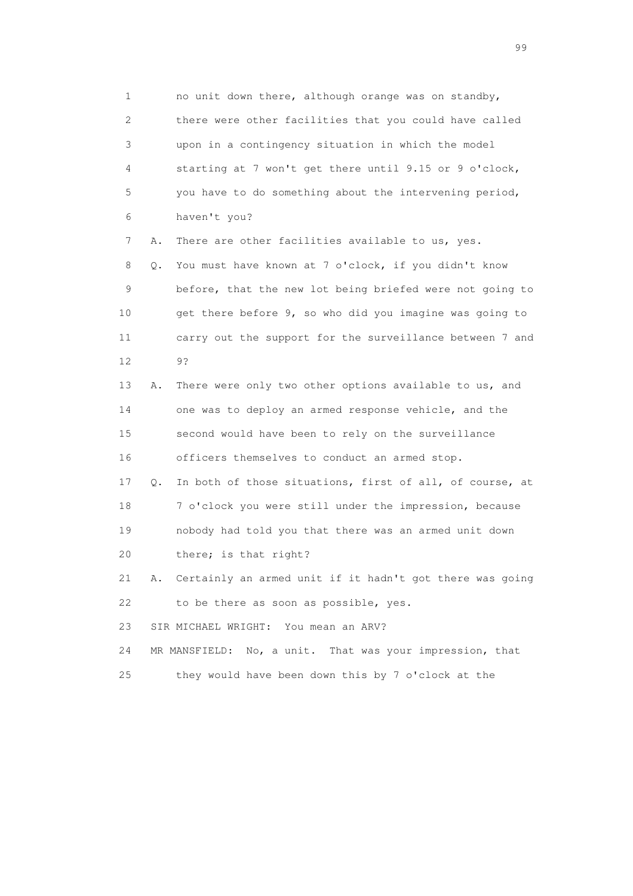1 no unit down there, although orange was on standby,
2 there were other facilities that you could have called
3 upon in a contingency situation in which the model
4 starting at 7 won't get there until 9.15 or 9 o'clock,
5 you have to do something about the intervening period,
6 haven't you?

7 A. There are other facilities available to us, yes.

8 Q. You must have known at 7 o'clock, if you didn't know
9 before, that the new lot being briefed were not going to
10 get there before 9, so who did you imagine was going to
11 carry out the support for the surveillance between 7 and
12 9?

13 A. There were only two other options available to us, and
14 one was to deploy an armed response vehicle, and the
15 second would have been to rely on the surveillance
16 officers themselves to conduct an armed stop.

17 Q. In both of those situations, first of all, of course, at
18 7 o'clock you were still under the impression, because
19 nobody had told you that there was an armed unit down
20 there; is that right?

21 A. Certainly an armed unit if it hadn't got there was going
22 to be there as soon as possible, yes.

23 SIR MICHAEL WRIGHT: You mean an ARV?

24 MR MANSFIELD: No, a unit. That was your impression, that
25 they would have been down this by 7 o'clock at the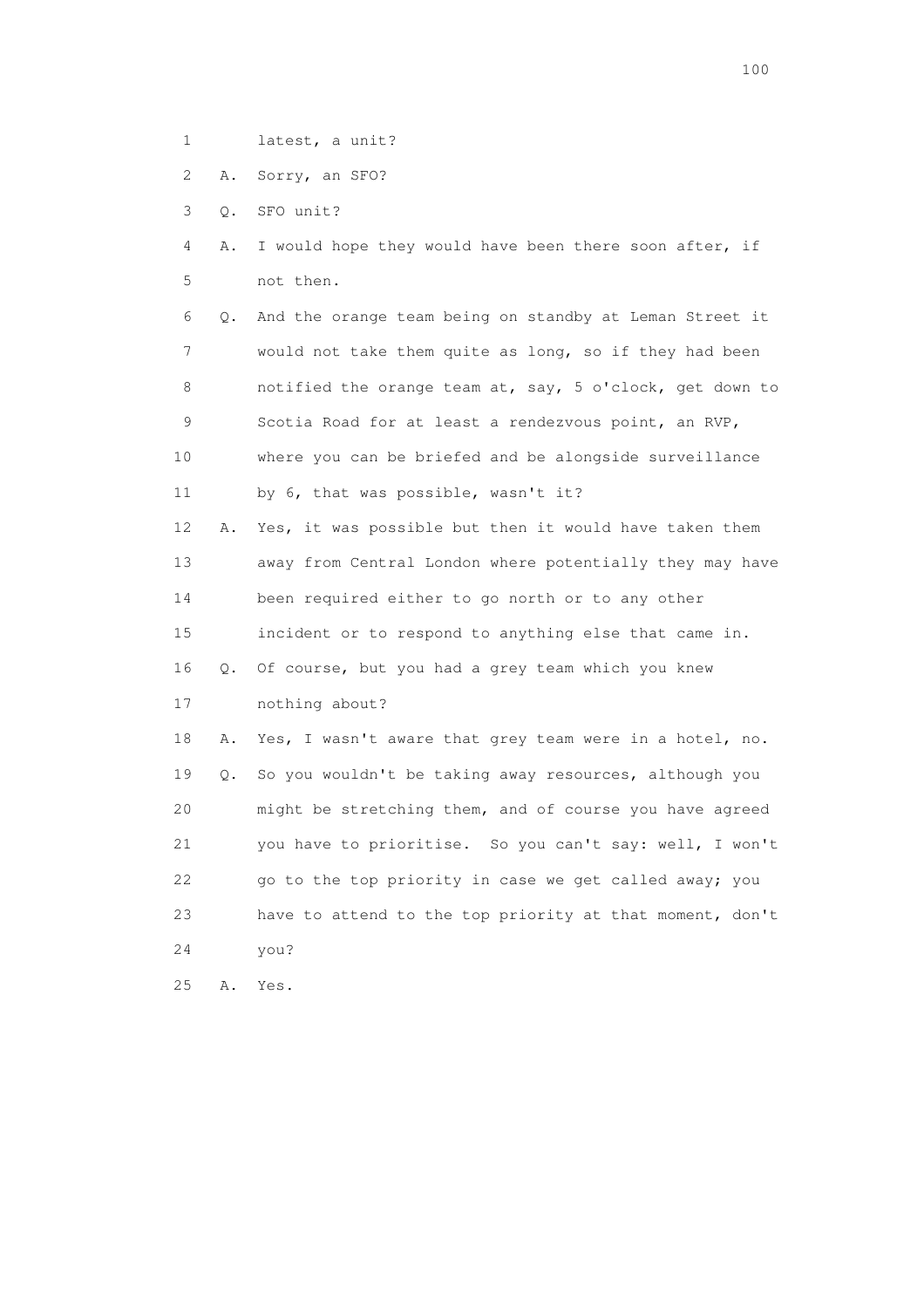1 latest, a unit?

2 A. Sorry, an SFO?

3 Q. SFO unit?

4 A. I would hope they would have been there soon after, if
5 not then.

6 Q. And the orange team being on standby at Leman Street it
7 would not take them quite as long, so if they had been
8 notified the orange team at, say, 5 o'clock, get down to
9 Scotia Road for at least a rendezvous point, an RVP,
10 where you can be briefed and be alongside surveillance
11 by 6, that was possible, wasn't it?

12 A. Yes, it was possible but then it would have taken them
13 away from Central London where potentially they may have
14 been required either to go north or to any other
15 incident or to respond to anything else that came in.

16 Q. Of course, but you had a grey team which you knew
17 nothing about?

18 A. Yes, I wasn't aware that grey team were in a hotel, no.

19 Q. So you wouldn't be taking away resources, although you
20 might be stretching them, and of course you have agreed
21 you have to prioritise. So you can't say: well, I won't
22 go to the top priority in case we get called away; you
23 have to attend to the top priority at that moment, don't
24 you?

25 A. Yes.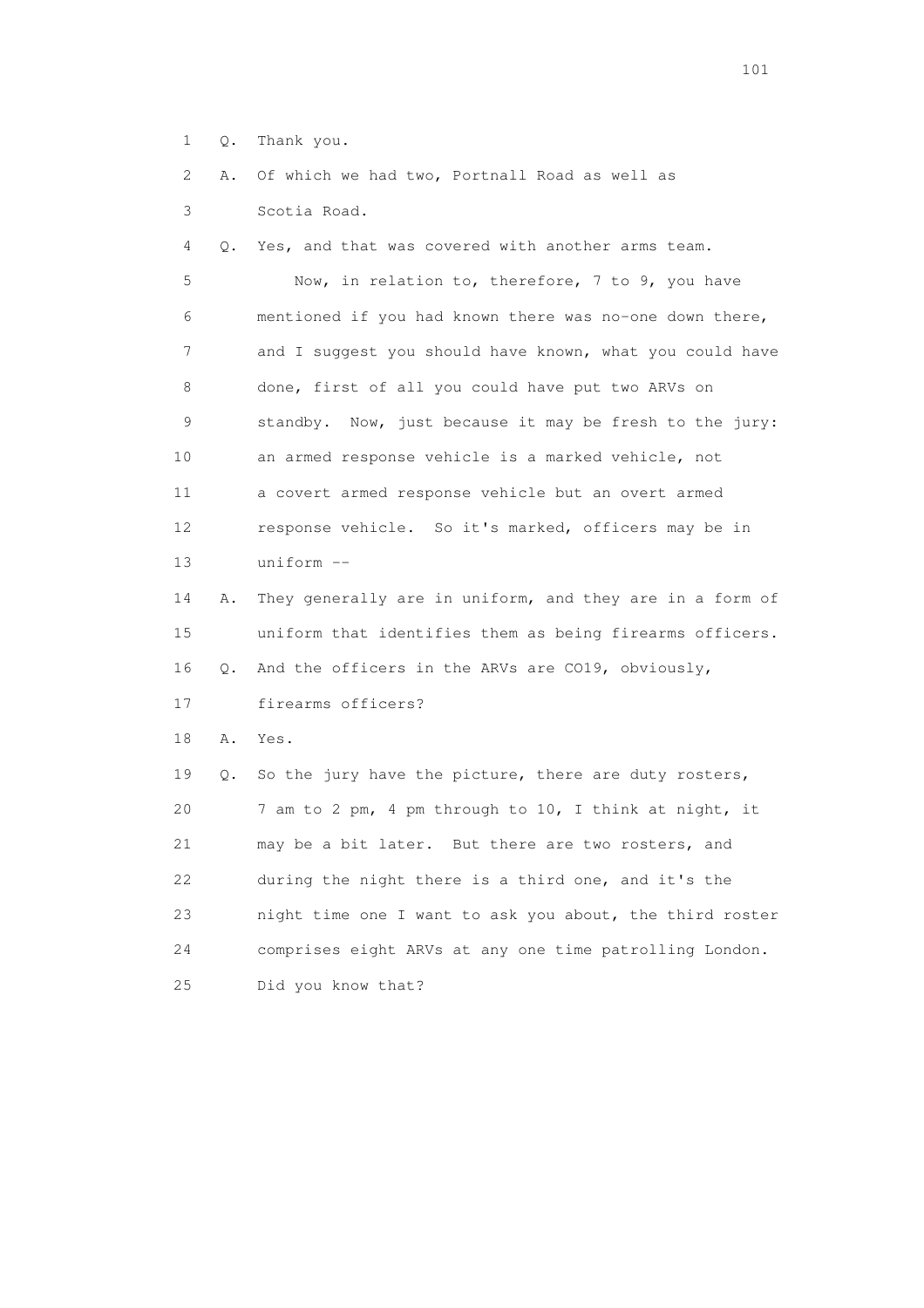1 Q. Thank you.

2 A. Of which we had two, Portnall Road as well as

3 Scotia Road.

4 Q. Yes, and that was covered with another arms team.

5 Now, in relation to, therefore, 7 to 9, you have

6 mentioned if you had known there was no-one down there,

7 and I suggest you should have known, what you could have

8 done, first of all you could have put two ARVs on

9 standby. Now, just because it may be fresh to the jury:

10 an armed response vehicle is a marked vehicle, not

11 a covert armed response vehicle but an overt armed

12 response vehicle. So it's marked, officers may be in

13 uniform --

14 A. They generally are in uniform, and they are in a form of

15 uniform that identifies them as being firearms officers.

16 Q. And the officers in the ARVs are CO19, obviously,

17 firearms officers?

18 A. Yes.

19 Q. So the jury have the picture, there are duty rosters,

20 7 am to 2 pm, 4 pm through to 10, I think at night, it

21 may be a bit later. But there are two rosters, and

22 during the night there is a third one, and it's the

23 night time one I want to ask you about, the third roster

24 comprises eight ARVs at any one time patrolling London.

25 Did you know that?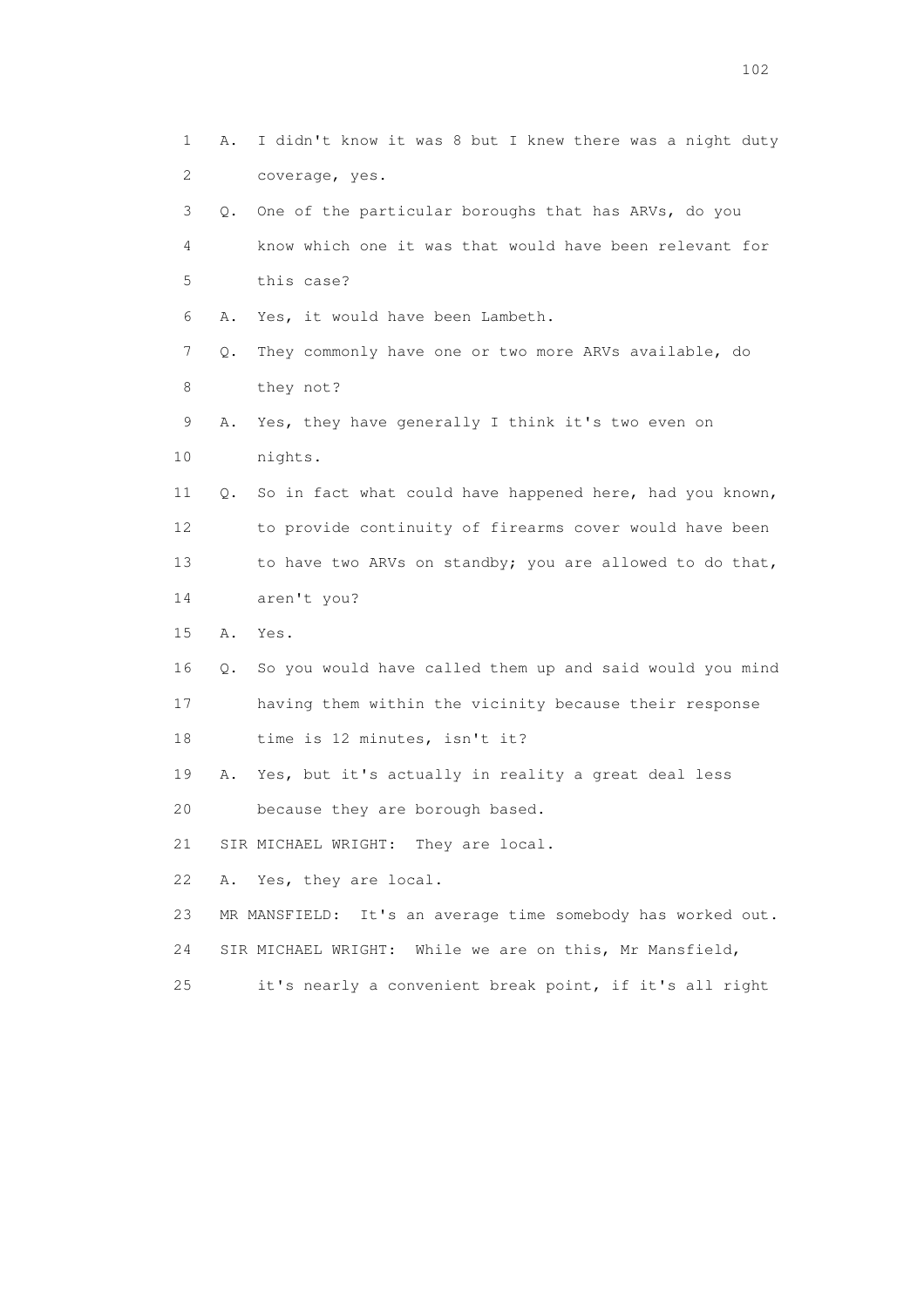1 A. I didn't know it was 8 but I knew there was a night duty
2 coverage, yes.
3 Q. One of the particular boroughs that has ARVs, do you
4 know which one it was that would have been relevant for
5 this case?
6 A. Yes, it would have been Lambeth.
7 Q. They commonly have one or two more ARVs available, do
8 they not?
9 A. Yes, they have generally I think it's two even on
10 nights.
11 Q. So in fact what could have happened here, had you known,
12 to provide continuity of firearms cover would have been
13 to have two ARVs on standby; you are allowed to do that,
14 aren't you?
15 A. Yes.
16 Q. So you would have called them up and said would you mind
17 having them within the vicinity because their response
18 time is 12 minutes, isn't it?
19 A. Yes, but it's actually in reality a great deal less
20 because they are borough based.
21 SIR MICHAEL WRIGHT: They are local.
22 A. Yes, they are local.
23 MR MANSFIELD: It's an average time somebody has worked out.
24 SIR MICHAEL WRIGHT: While we are on this, Mr Mansfield,
25 it's nearly a convenient break point, if it's all right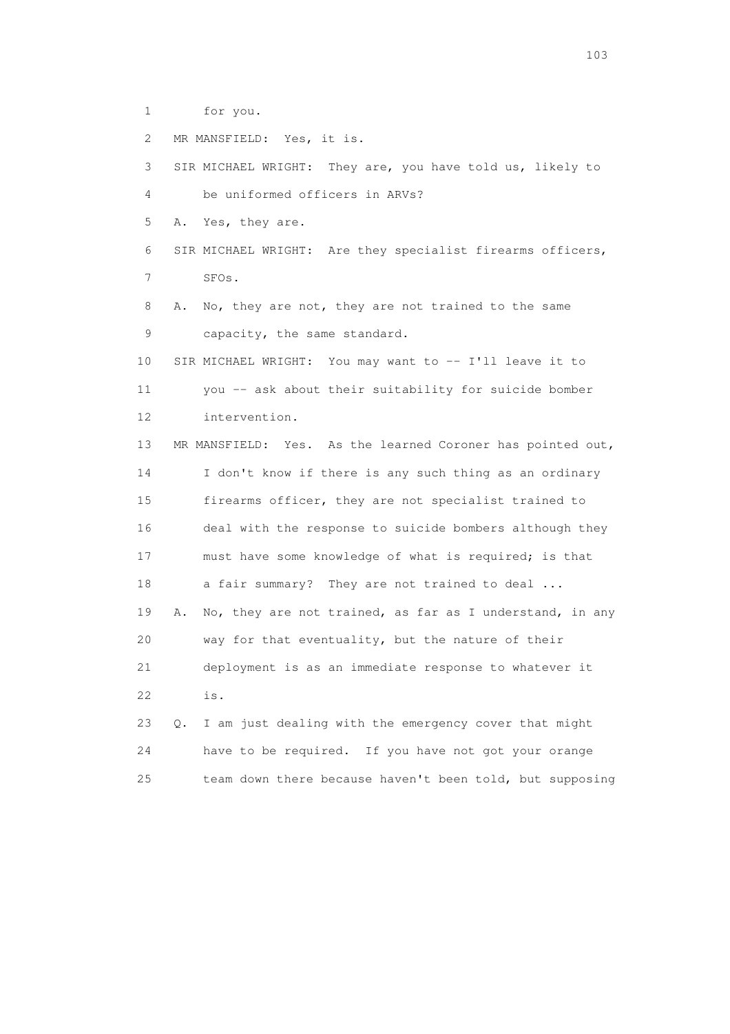1 for you.

2 MR MANSFIELD: Yes, it is.

3 SIR MICHAEL WRIGHT: They are, you have told us, likely to

4 be uniformed officers in ARVs?

5 A. Yes, they are.

6 SIR MICHAEL WRIGHT: Are they specialist firearms officers,

7 SFOs.

8 A. No, they are not, they are not trained to the same

9 capacity, the same standard.

10 SIR MICHAEL WRIGHT: You may want to -- I'll leave it to

11 you -- ask about their suitability for suicide bomber

12 intervention.

13 MR MANSFIELD: Yes. As the learned Coroner has pointed out,

14 I don't know if there is any such thing as an ordinary

15 firearms officer, they are not specialist trained to

16 deal with the response to suicide bombers although they

17 must have some knowledge of what is required; is that

18 a fair summary? They are not trained to deal ...

19 A. No, they are not trained, as far as I understand, in any

20 way for that eventuality, but the nature of their

21 deployment is as an immediate response to whatever it

22 is.

23 Q. I am just dealing with the emergency cover that might

24 have to be required. If you have not got your orange

25 team down there because haven't been told, but supposing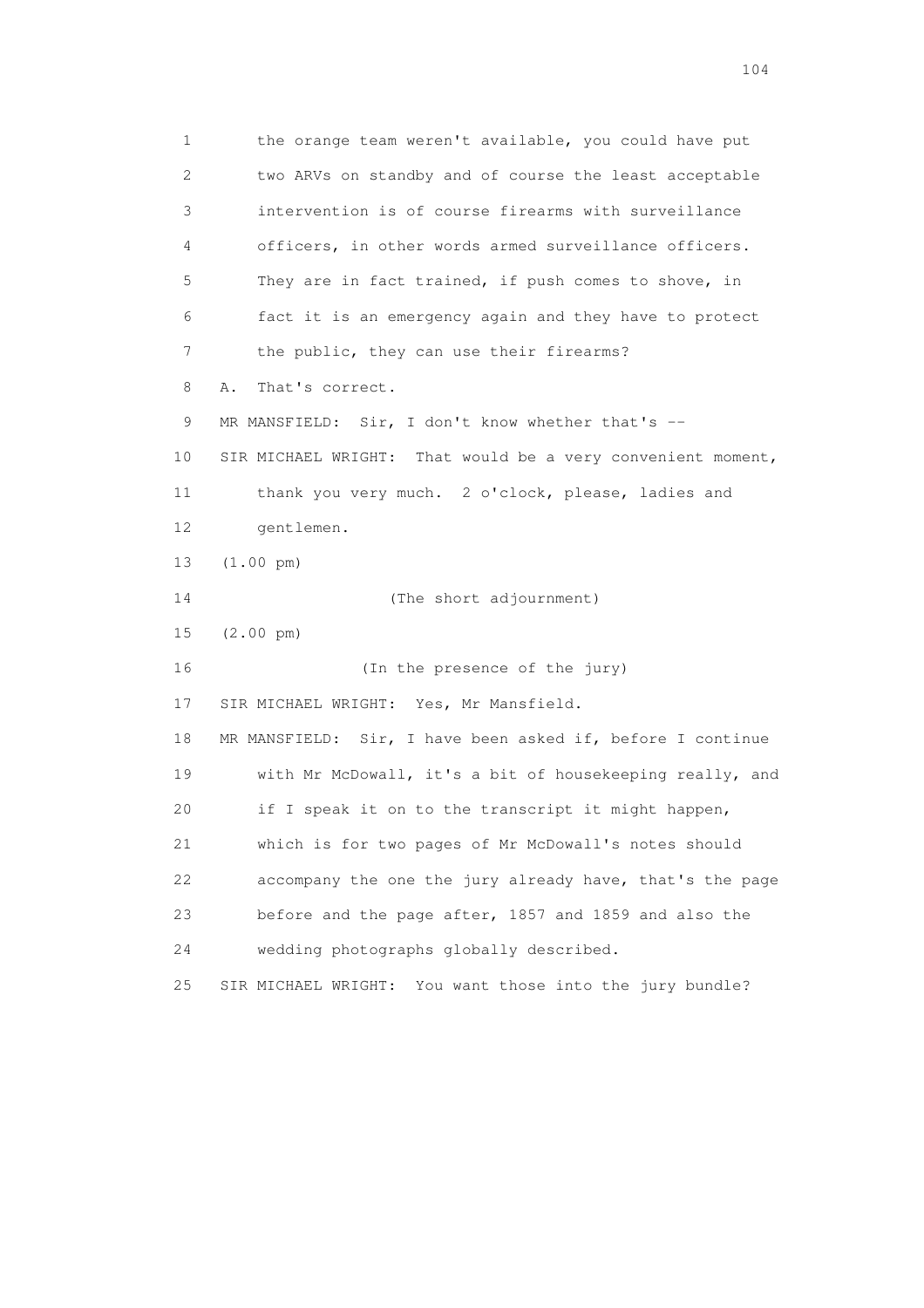1 the orange team weren't available, you could have put
2 two ARVs on standby and of course the least acceptable
3 intervention is of course firearms with surveillance
4 officers, in other words armed surveillance officers.
5 They are in fact trained, if push comes to shove, in
6 fact it is an emergency again and they have to protect
7 the public, they can use their firearms?
8 A. That's correct.
9 MR MANSFIELD: Sir, I don't know whether that's --
10 SIR MICHAEL WRIGHT: That would be a very convenient moment,
11 thank you very much. 2 o'clock, please, ladies and
12 gentlemen.
13 (1.00 pm)
14 (The short adjournment)
15 (2.00 pm)
16 (In the presence of the jury)
17 SIR MICHAEL WRIGHT: Yes, Mr Mansfield.
18 MR MANSFIELD: Sir, I have been asked if, before I continue
19 with Mr McDowall, it's a bit of housekeeping really, and
20 if I speak it on to the transcript it might happen,
21 which is for two pages of Mr McDowall's notes should
22 accompany the one the jury already have, that's the page
23 before and the page after, 1857 and 1859 and also the
24 wedding photographs globally described.
25 SIR MICHAEL WRIGHT: You want those into the jury bundle?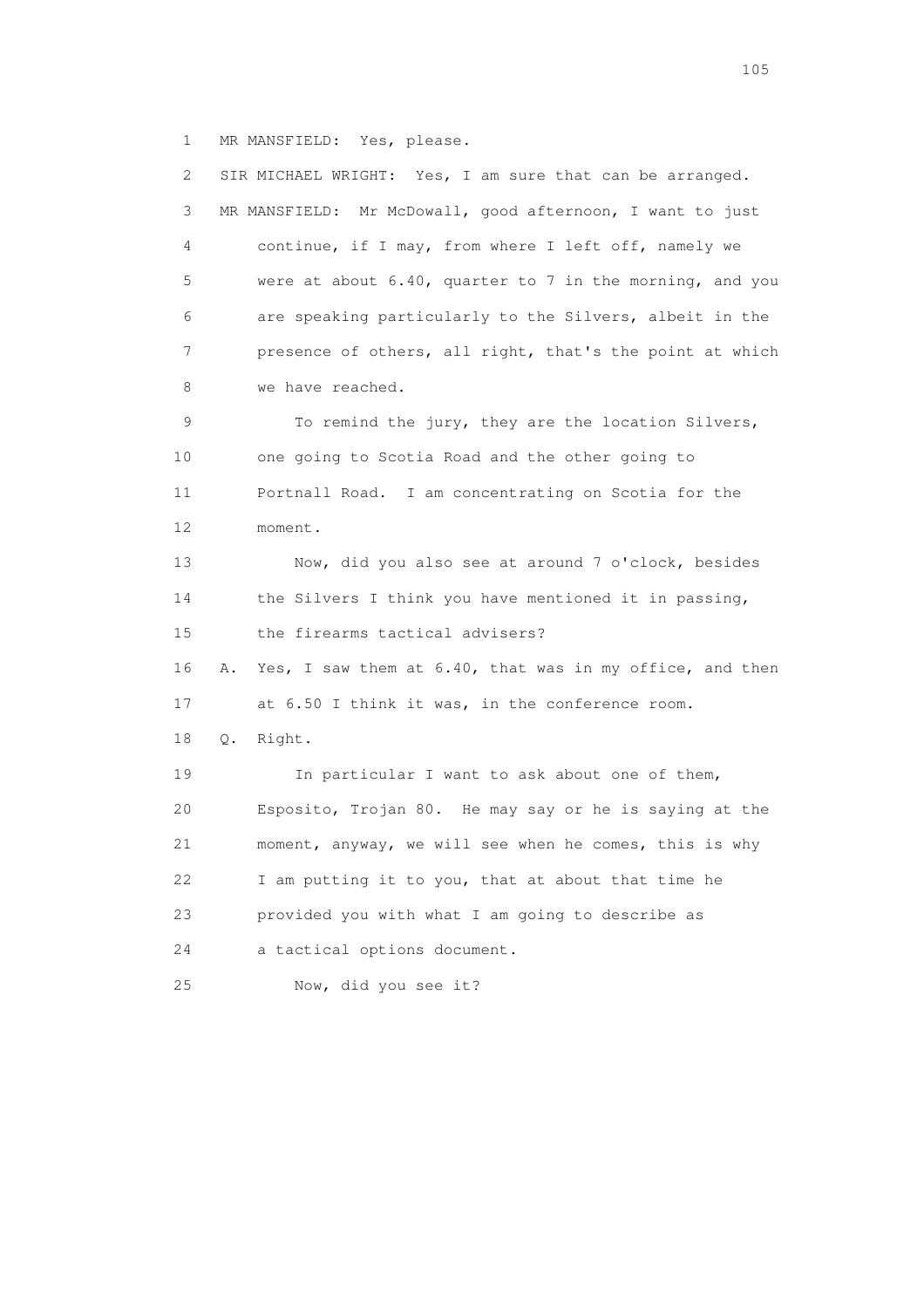1 MR MANSFIELD: Yes, please.

2 SIR MICHAEL WRIGHT: Yes, I am sure that can be arranged.

3 MR MANSFIELD: Mr McDowall, good afternoon, I want to just
4 continue, if I may, from where I left off, namely we
5 were at about 6.40, quarter to 7 in the morning, and you
6 are speaking particularly to the Silvers, albeit in the
7 presence of others, all right, that's the point at which
8 we have reached.

9 To remind the jury, they are the location Silvers,
10 one going to Scotia Road and the other going to
11 Portnall Road. I am concentrating on Scotia for the
12 moment.

13 Now, did you also see at around 7 o'clock, besides
14 the Silvers I think you have mentioned it in passing,
15 the firearms tactical advisers?

16 A. Yes, I saw them at 6.40, that was in my office, and then
17 at 6.50 I think it was, in the conference room.

18 Q. Right.

19 In particular I want to ask about one of them,
20 Esposito, Trojan 80. He may say or he is saying at the
21 moment, anyway, we will see when he comes, this is why
22 I am putting it to you, that at about that time he
23 provided you with what I am going to describe as
24 a tactical options document.

25 Now, did you see it?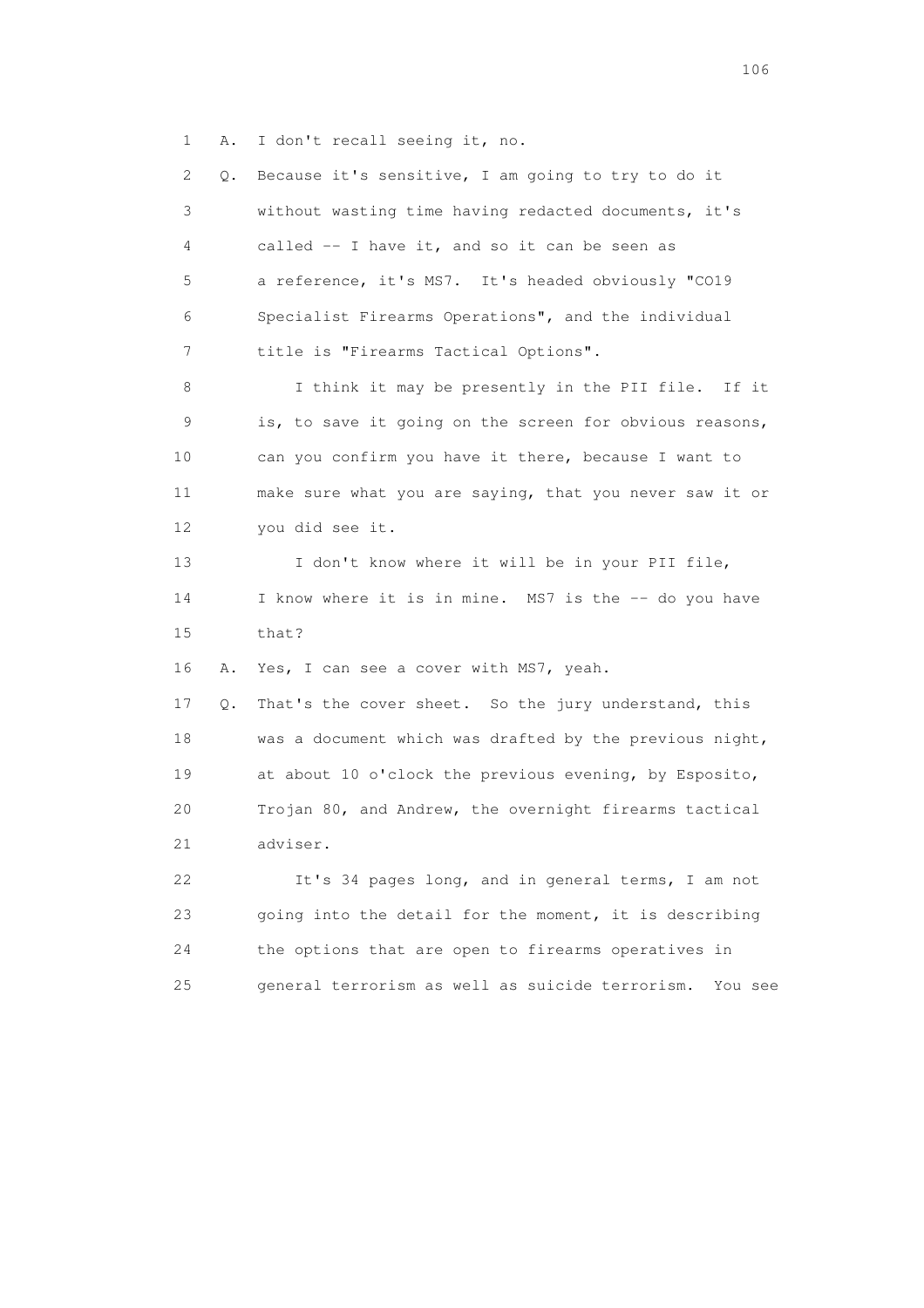1 A. I don't recall seeing it, no.

2 Q. Because it's sensitive, I am going to try to do it

3 without wasting time having redacted documents, it's

4 called -- I have it, and so it can be seen as

5 a reference, it's MS7. It's headed obviously "CO19

6 Specialist Firearms Operations", and the individual

7 title is "Firearms Tactical Options".

8 I think it may be presently in the PII file. If it

9 is, to save it going on the screen for obvious reasons,

10 can you confirm you have it there, because I want to

11 make sure what you are saying, that you never saw it or

12 you did see it.

13 I don't know where it will be in your PII file,

14 I know where it is in mine. MS7 is the -- do you have

15 that?

16 A. Yes, I can see a cover with MS7, yeah.

17 Q. That's the cover sheet. So the jury understand, this

18 was a document which was drafted by the previous night,

19 at about 10 o'clock the previous evening, by Esposito,

20 Trojan 80, and Andrew, the overnight firearms tactical

21 adviser.

22 It's 34 pages long, and in general terms, I am not

23 going into the detail for the moment, it is describing

24 the options that are open to firearms operatives in

25 general terrorism as well as suicide terrorism. You see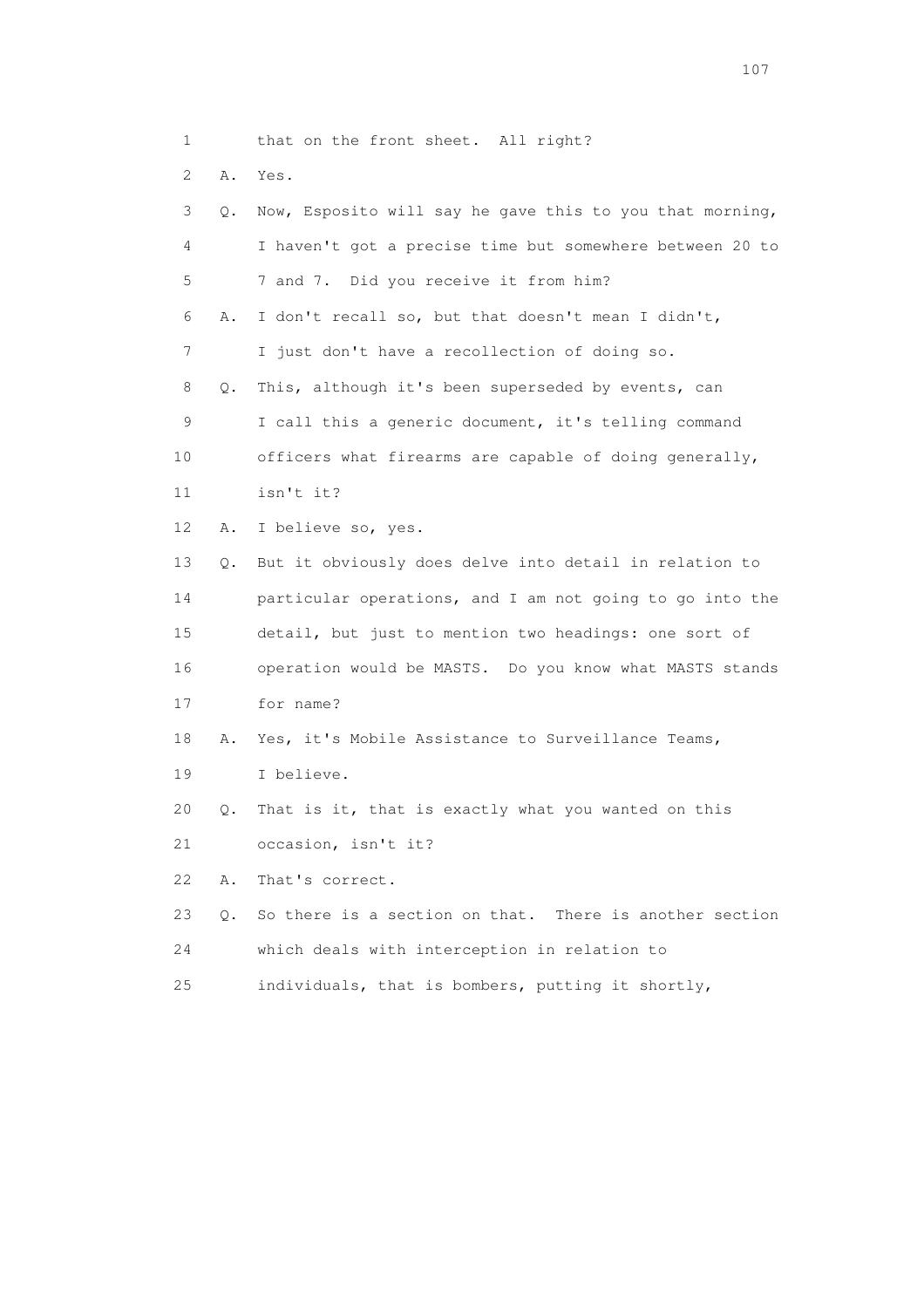1 that on the front sheet. All right?

2 A. Yes.

3 Q. Now, Esposito will say he gave this to you that morning,

4 I haven't got a precise time but somewhere between 20 to

5 7 and 7. Did you receive it from him?

6 A. I don't recall so, but that doesn't mean I didn't,

7 I just don't have a recollection of doing so.

8 Q. This, although it's been superseded by events, can

9 I call this a generic document, it's telling command

10 officers what firearms are capable of doing generally,

11 isn't it?

12 A. I believe so, yes.

13 Q. But it obviously does delve into detail in relation to

14 particular operations, and I am not going to go into the

15 detail, but just to mention two headings: one sort of

16 operation would be MASTS. Do you know what MASTS stands

17 for name?

18 A. Yes, it's Mobile Assistance to Surveillance Teams,

19 I believe.

20 Q. That is it, that is exactly what you wanted on this

21 occasion, isn't it?

22 A. That's correct.

23 Q. So there is a section on that. There is another section

24 which deals with interception in relation to

25 individuals, that is bombers, putting it shortly,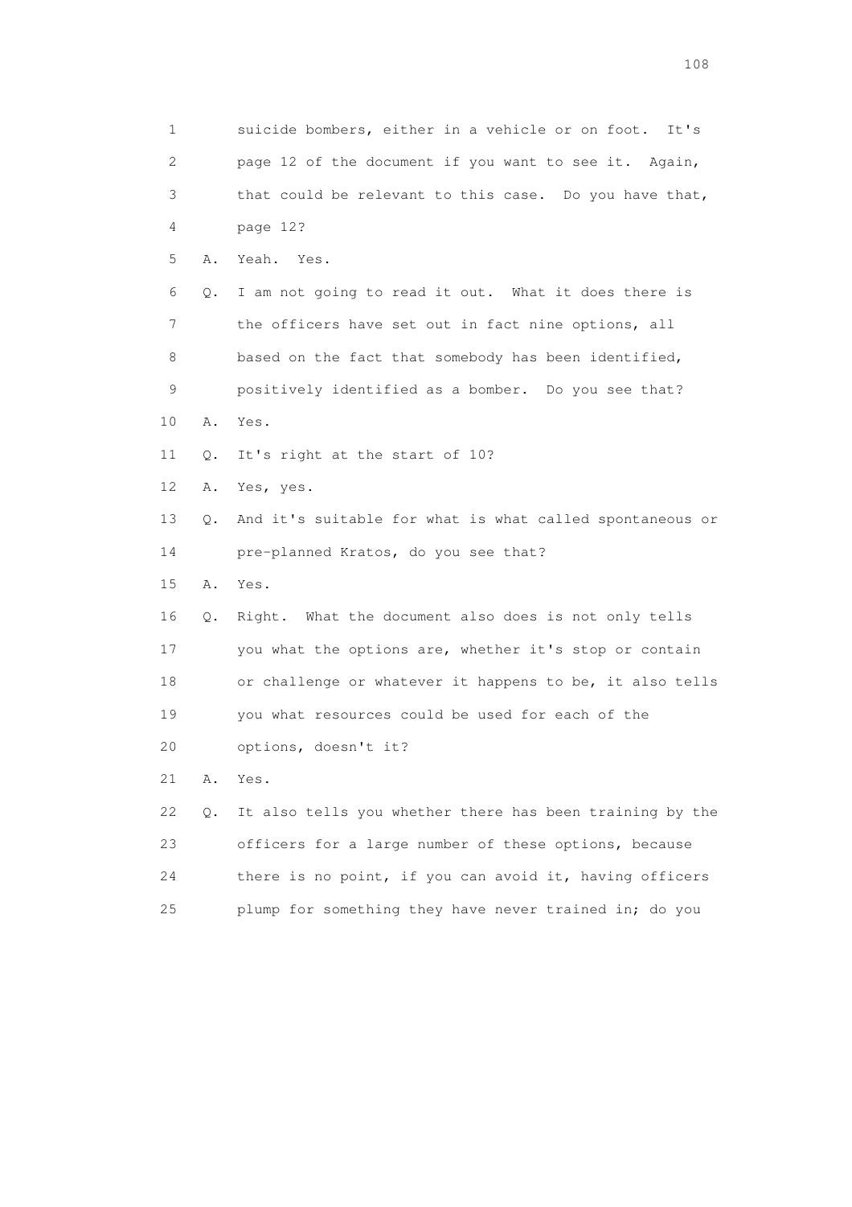1 suicide bombers, either in a vehicle or on foot. It's
2 page 12 of the document if you want to see it. Again,
3 that could be relevant to this case. Do you have that,
4 page 12?
5 A. Yeah. Yes.
6 Q. I am not going to read it out. What it does there is
7 the officers have set out in fact nine options, all
8 based on the fact that somebody has been identified,
9 positively identified as a bomber. Do you see that?
10 A. Yes.
11 Q. It's right at the start of 10?
12 A. Yes, yes.
13 Q. And it's suitable for what is what called spontaneous or
14 pre-planned Kratos, do you see that?
15 A. Yes.
16 Q. Right. What the document also does is not only tells
17 you what the options are, whether it's stop or contain
18 or challenge or whatever it happens to be, it also tells
19 you what resources could be used for each of the
20 options, doesn't it?
21 A. Yes.
22 Q. It also tells you whether there has been training by the
23 officers for a large number of these options, because
24 there is no point, if you can avoid it, having officers
25 plump for something they have never trained in; do you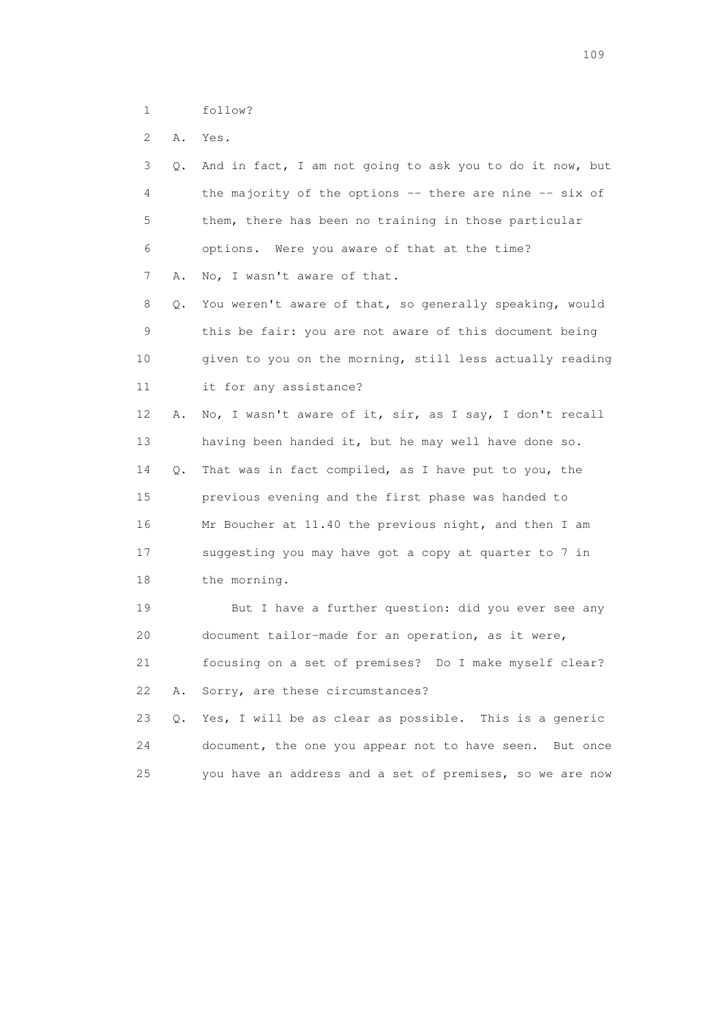1 follow?

2 A. Yes.

3 Q. And in fact, I am not going to ask you to do it now, but

4 the majority of the options -- there are nine -- six of

5 them, there has been no training in those particular

6 options. Were you aware of that at the time?

7 A. No, I wasn't aware of that.

8 Q. You weren't aware of that, so generally speaking, would

9 this be fair: you are not aware of this document being

10 given to you on the morning, still less actually reading

11 it for any assistance?

12 A. No, I wasn't aware of it, sir, as I say, I don't recall

13 having been handed it, but he may well have done so.

14 Q. That was in fact compiled, as I have put to you, the

15 previous evening and the first phase was handed to

16 Mr Boucher at 11.40 the previous night, and then I am

17 suggesting you may have got a copy at quarter to 7 in

18 the morning.

19 But I have a further question: did you ever see any

20 document tailor-made for an operation, as it were,

21 focusing on a set of premises? Do I make myself clear?

22 A. Sorry, are these circumstances?

23 Q. Yes, I will be as clear as possible. This is a generic

24 document, the one you appear not to have seen. But once

25 you have an address and a set of premises, so we are now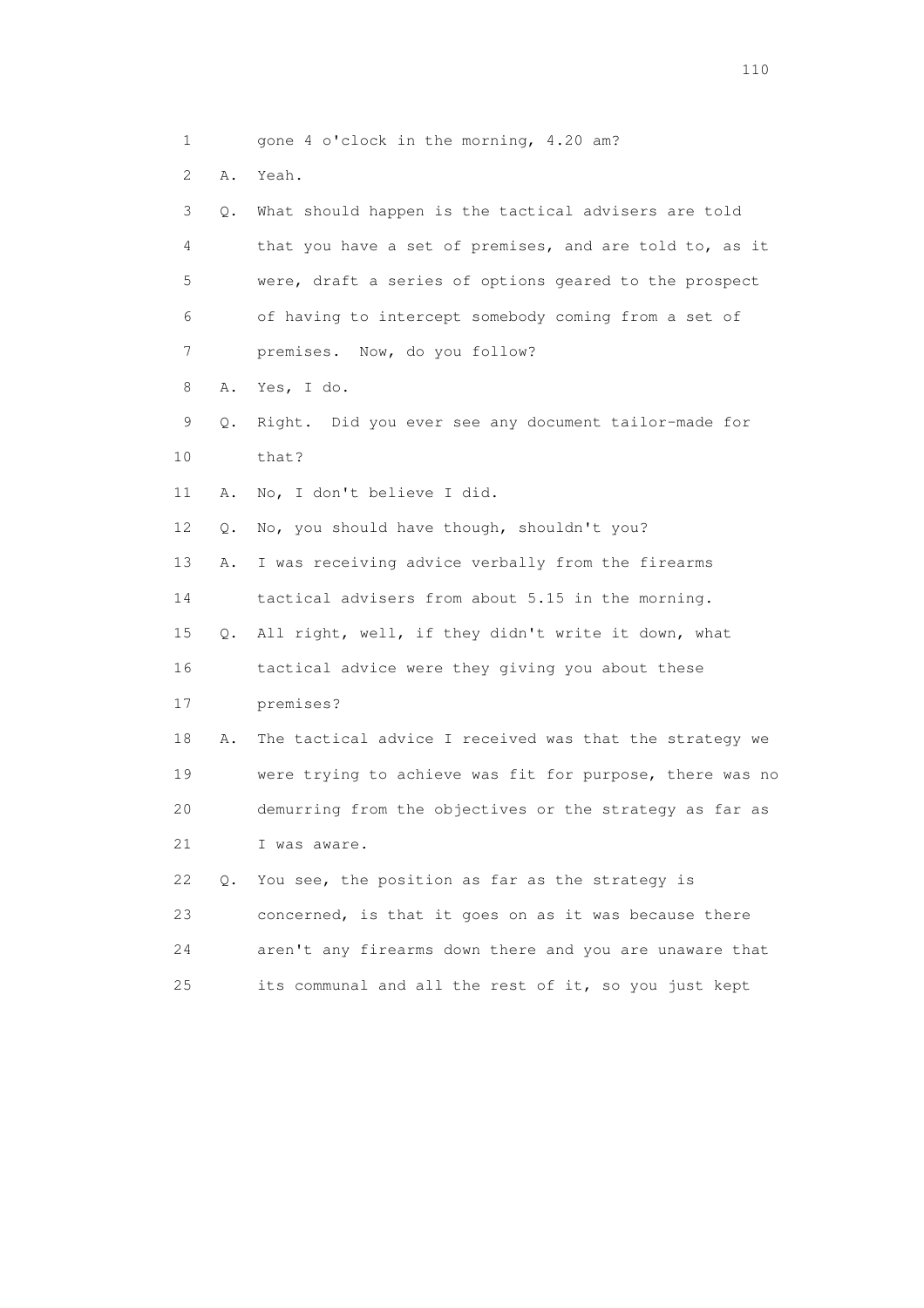1 gone 4 o'clock in the morning, 4.20 am?

2 A. Yeah.

3 Q. What should happen is the tactical advisers are told

4 that you have a set of premises, and are told to, as it

5 were, draft a series of options geared to the prospect

6 of having to intercept somebody coming from a set of

7 premises. Now, do you follow?

8 A. Yes, I do.

9 Q. Right. Did you ever see any document tailor-made for

10 that?

11 A. No, I don't believe I did.

12 Q. No, you should have though, shouldn't you?

13 A. I was receiving advice verbally from the firearms

14 tactical advisers from about 5.15 in the morning.

15 Q. All right, well, if they didn't write it down, what

16 tactical advice were they giving you about these

17 premises?

18 A. The tactical advice I received was that the strategy we

19 were trying to achieve was fit for purpose, there was no

20 demurring from the objectives or the strategy as far as

21 I was aware.

22 Q. You see, the position as far as the strategy is

23 concerned, is that it goes on as it was because there

24 aren't any firearms down there and you are unaware that

25 its communal and all the rest of it, so you just kept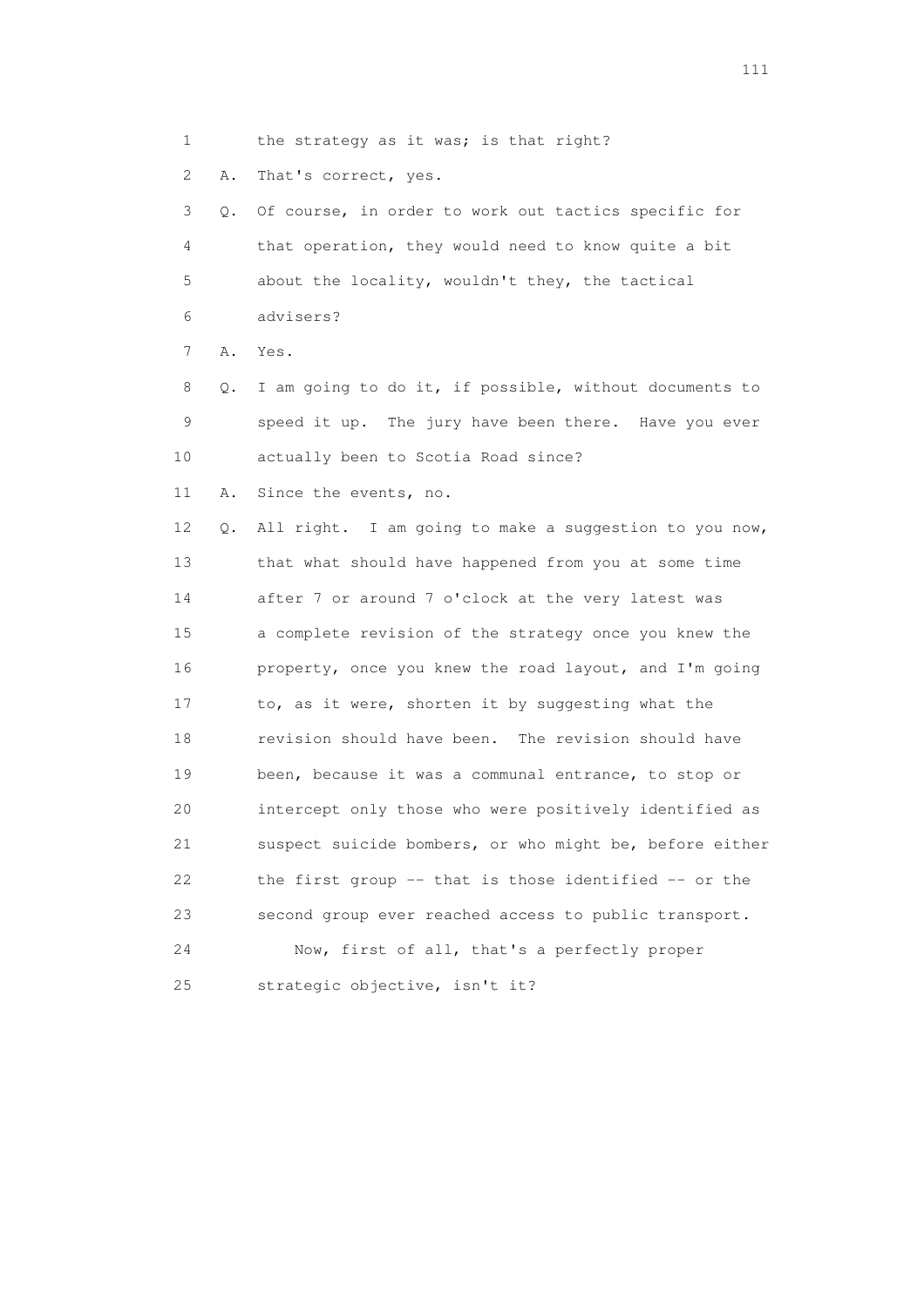1 the strategy as it was; is that right?

2 A. That's correct, yes.

3 Q. Of course, in order to work out tactics specific for
4 that operation, they would need to know quite a bit
5 about the locality, wouldn't they, the tactical
6 advisers?

7 A. Yes.

8 Q. I am going to do it, if possible, without documents to
9 speed it up. The jury have been there. Have you ever
10 actually been to Scotia Road since?

11 A. Since the events, no.

12 Q. All right. I am going to make a suggestion to you now,
13 that what should have happened from you at some time
14 after 7 or around 7 o'clock at the very latest was
15 a complete revision of the strategy once you knew the
16 property, once you knew the road layout, and I'm going
17 to, as it were, shorten it by suggesting what the
18 revision should have been. The revision should have
19 been, because it was a communal entrance, to stop or
20 intercept only those who were positively identified as
21 suspect suicide bombers, or who might be, before either
22 the first group -- that is those identified -- or the
23 second group ever reached access to public transport.
24 Now, first of all, that's a perfectly proper
25 strategic objective, isn't it?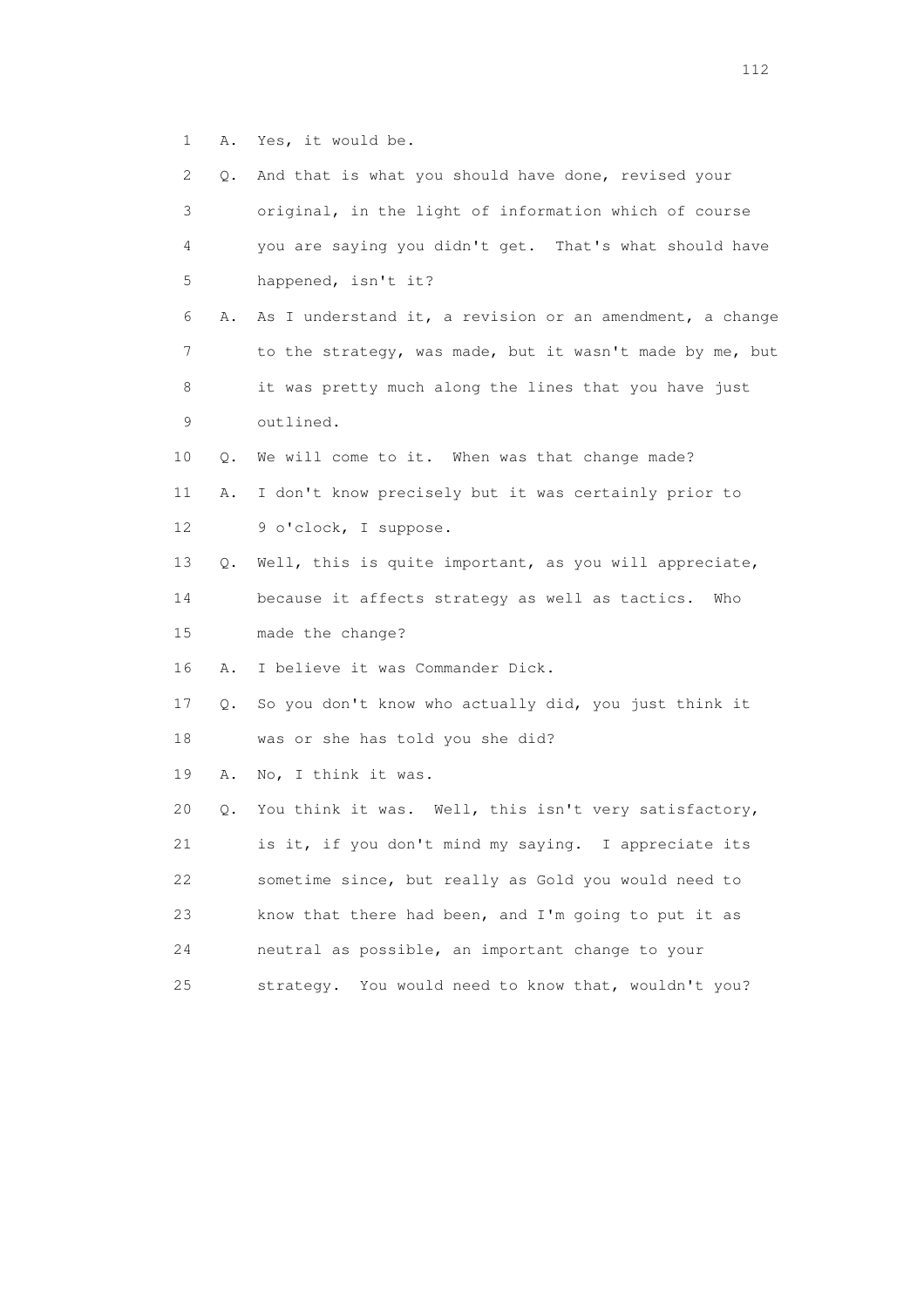1 A. Yes, it would be.

2 Q. And that is what you should have done, revised your
3 original, in the light of information which of course
4 you are saying you didn't get. That's what should have
5 happened, isn't it?

6 A. As I understand it, a revision or an amendment, a change
7 to the strategy, was made, but it wasn't made by me, but
8 it was pretty much along the lines that you have just
9 outlined.

10 Q. We will come to it. When was that change made?

11 A. I don't know precisely but it was certainly prior to
12 9 o'clock, I suppose.

13 Q. Well, this is quite important, as you will appreciate,
14 because it affects strategy as well as tactics. Who
15 made the change?

16 A. I believe it was Commander Dick.

17 Q. So you don't know who actually did, you just think it
18 was or she has told you she did?

19 A. No, I think it was.

20 Q. You think it was. Well, this isn't very satisfactory,
21 is it, if you don't mind my saying. I appreciate its
22 sometime since, but really as Gold you would need to
23 know that there had been, and I'm going to put it as
24 neutral as possible, an important change to your
25 strategy. You would need to know that, wouldn't you?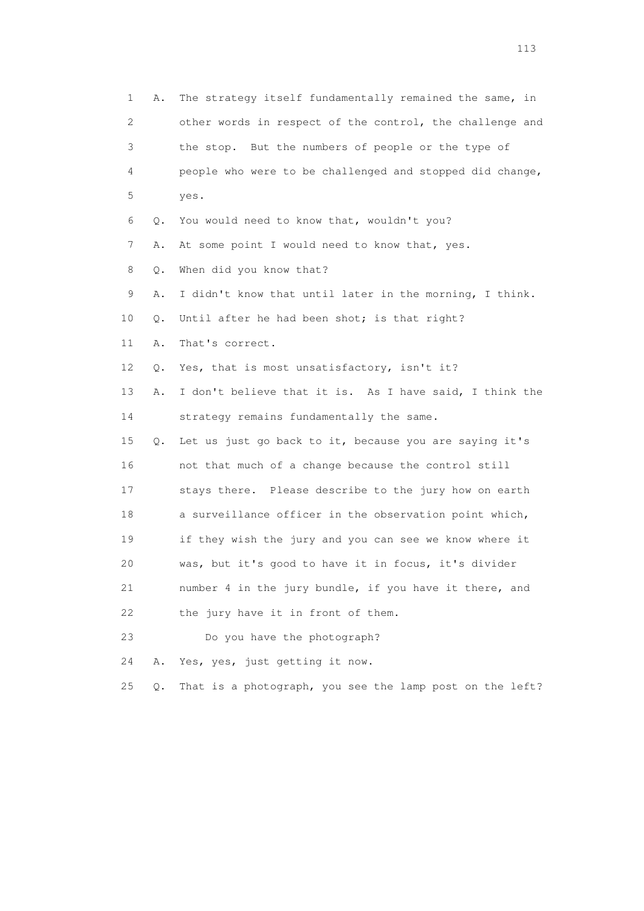1 A. The strategy itself fundamentally remained the same, in
2 other words in respect of the control, the challenge and
3 the stop. But the numbers of people or the type of
4 people who were to be challenged and stopped did change,
5 yes.

6 Q. You would need to know that, wouldn't you?

7 A. At some point I would need to know that, yes.

8 Q. When did you know that?

9 A. I didn't know that until later in the morning, I think.

10 Q. Until after he had been shot; is that right?

11 A. That's correct.

12 Q. Yes, that is most unsatisfactory, isn't it?

13 A. I don't believe that it is. As I have said, I think the
14 strategy remains fundamentally the same.

15 Q. Let us just go back to it, because you are saying it's
16 not that much of a change because the control still
17 stays there. Please describe to the jury how on earth
18 a surveillance officer in the observation point which,
19 if they wish the jury and you can see we know where it
20 was, but it's good to have it in focus, it's divider
21 number 4 in the jury bundle, if you have it there, and
22 the jury have it in front of them.

23 Do you have the photograph?

24 A. Yes, yes, just getting it now.

25 Q. That is a photograph, you see the lamp post on the left?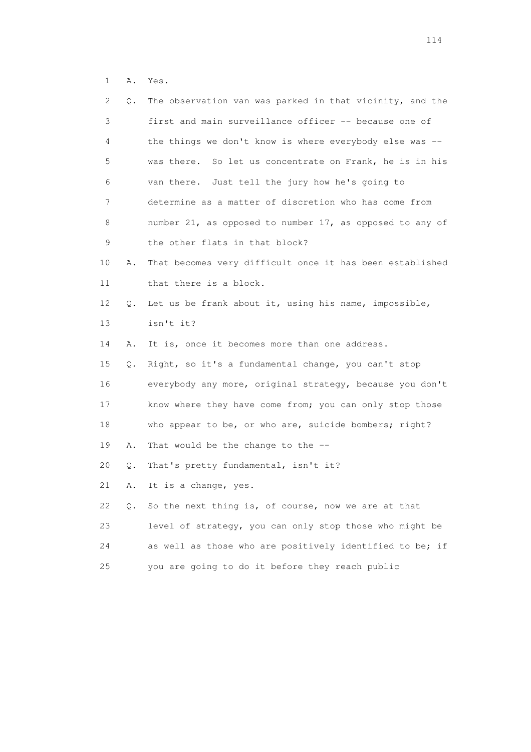1 A. Yes.

2 Q. The observation van was parked in that vicinity, and the
3 first and main surveillance officer -- because one of
4 the things we don't know is where everybody else was --
5 was there. So let us concentrate on Frank, he is in his
6 van there. Just tell the jury how he's going to
7 determine as a matter of discretion who has come from
8 number 21, as opposed to number 17, as opposed to any of
9 the other flats in that block?

10 A. That becomes very difficult once it has been established
11 that there is a block.

12 Q. Let us be frank about it, using his name, impossible,
13 isn't it?

14 A. It is, once it becomes more than one address.

15 Q. Right, so it's a fundamental change, you can't stop
16 everybody any more, original strategy, because you don't
17 know where they have come from; you can only stop those
18 who appear to be, or who are, suicide bombers; right?

19 A. That would be the change to the --

20 Q. That's pretty fundamental, isn't it?

21 A. It is a change, yes.

22 Q. So the next thing is, of course, now we are at that
23 level of strategy, you can only stop those who might be
24 as well as those who are positively identified to be; if
25 you are going to do it before they reach public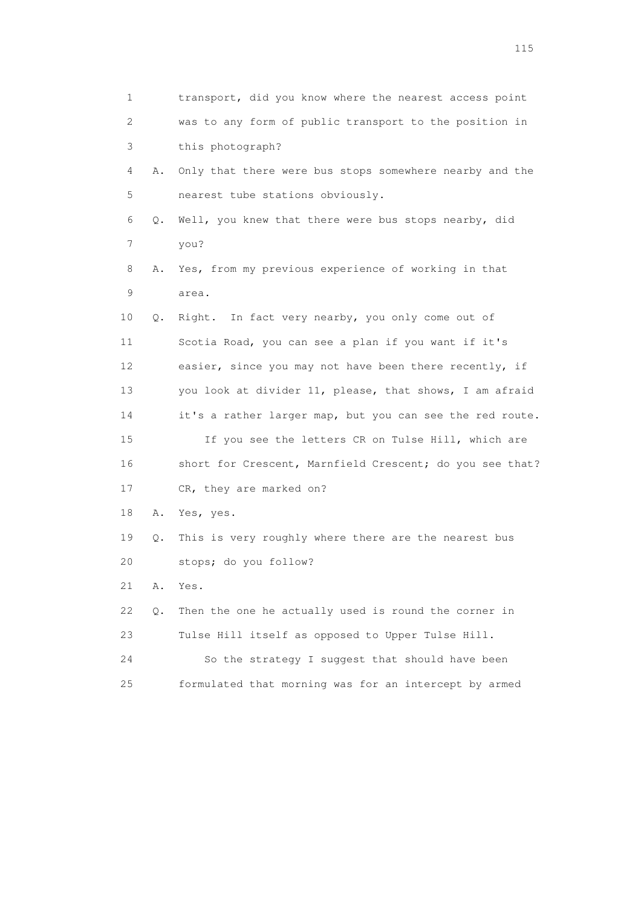1 transport, did you know where the nearest access point
2 was to any form of public transport to the position in
3 this photograph?

4 A. Only that there were bus stops somewhere nearby and the
5 nearest tube stations obviously.

6 Q. Well, you knew that there were bus stops nearby, did
7 you?

8 A. Yes, from my previous experience of working in that
9 area.

10 Q. Right. In fact very nearby, you only come out of
11 Scotia Road, you can see a plan if you want if it's
12 easier, since you may not have been there recently, if
13 you look at divider 11, please, that shows, I am afraid
14 it's a rather larger map, but you can see the red route.

15 If you see the letters CR on Tulse Hill, which are
16 short for Crescent, Marnfield Crescent; do you see that?
17 CR, they are marked on?

18 A. Yes, yes.

19 Q. This is very roughly where there are the nearest bus
20 stops; do you follow?

21 A. Yes.

22 Q. Then the one he actually used is round the corner in
23 Tulse Hill itself as opposed to Upper Tulse Hill.

24 So the strategy I suggest that should have been
25 formulated that morning was for an intercept by armed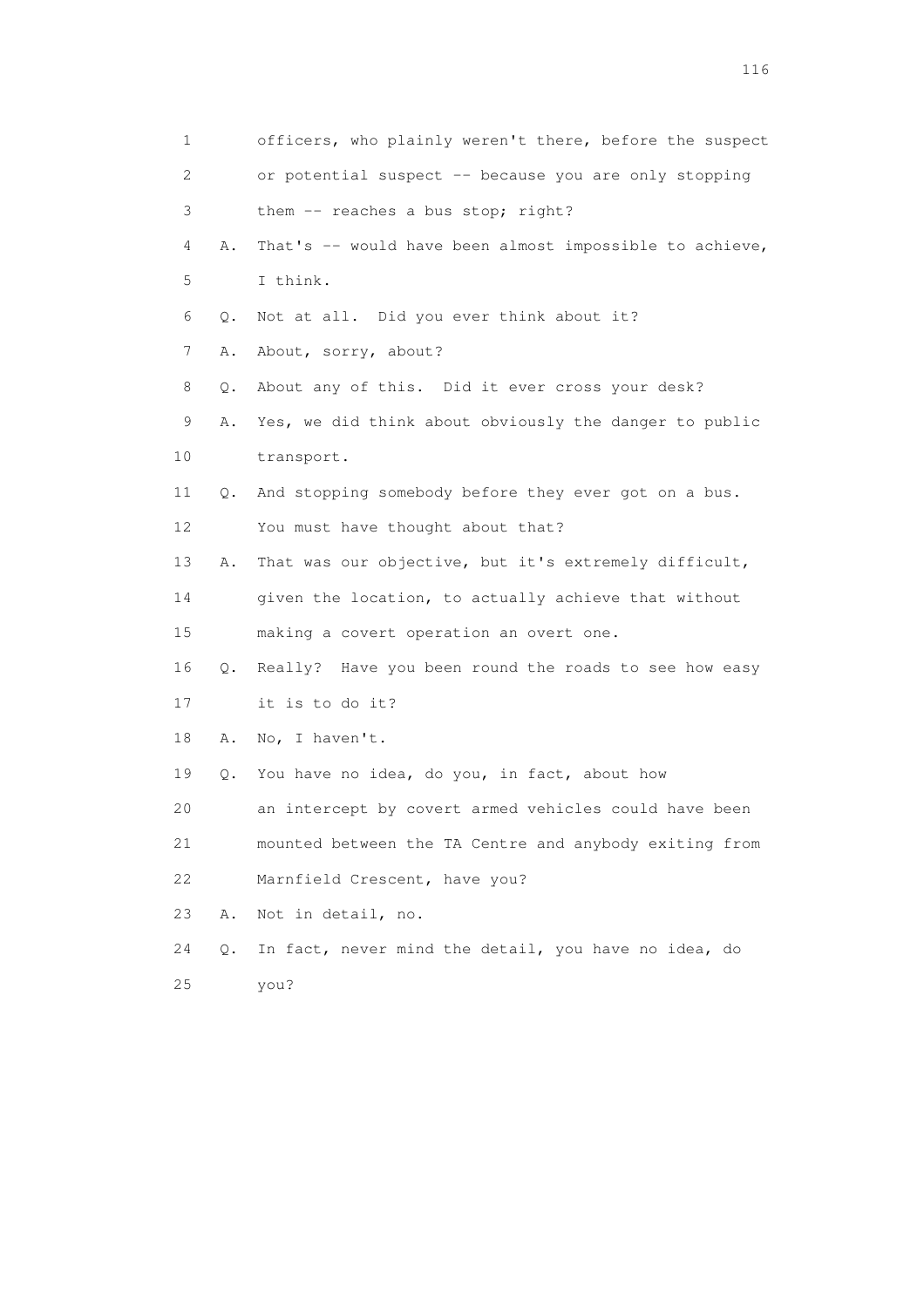1        officers, who plainly weren't there, before the suspect
2        or potential suspect -- because you are only stopping
3        them -- reaches a bus stop; right?
4    A.  That's -- would have been almost impossible to achieve,
5        I think.
6    Q.  Not at all.  Did you ever think about it?
7    A.  About, sorry, about?
8    Q.  About any of this.  Did it ever cross your desk?
9    A.  Yes, we did think about obviously the danger to public
10       transport.
11   Q.  And stopping somebody before they ever got on a bus.
12       You must have thought about that?
13   A.  That was our objective, but it's extremely difficult,
14       given the location, to actually achieve that without
15       making a covert operation an overt one.
16   Q.  Really?  Have you been round the roads to see how easy
17       it is to do it?
18   A.  No, I haven't.
19   Q.  You have no idea, do you, in fact, about how
20       an intercept by covert armed vehicles could have been
21       mounted between the TA Centre and anybody exiting from
22       Marnfield Crescent, have you?
23   A.  Not in detail, no.
24   Q.  In fact, never mind the detail, you have no idea, do
25       you?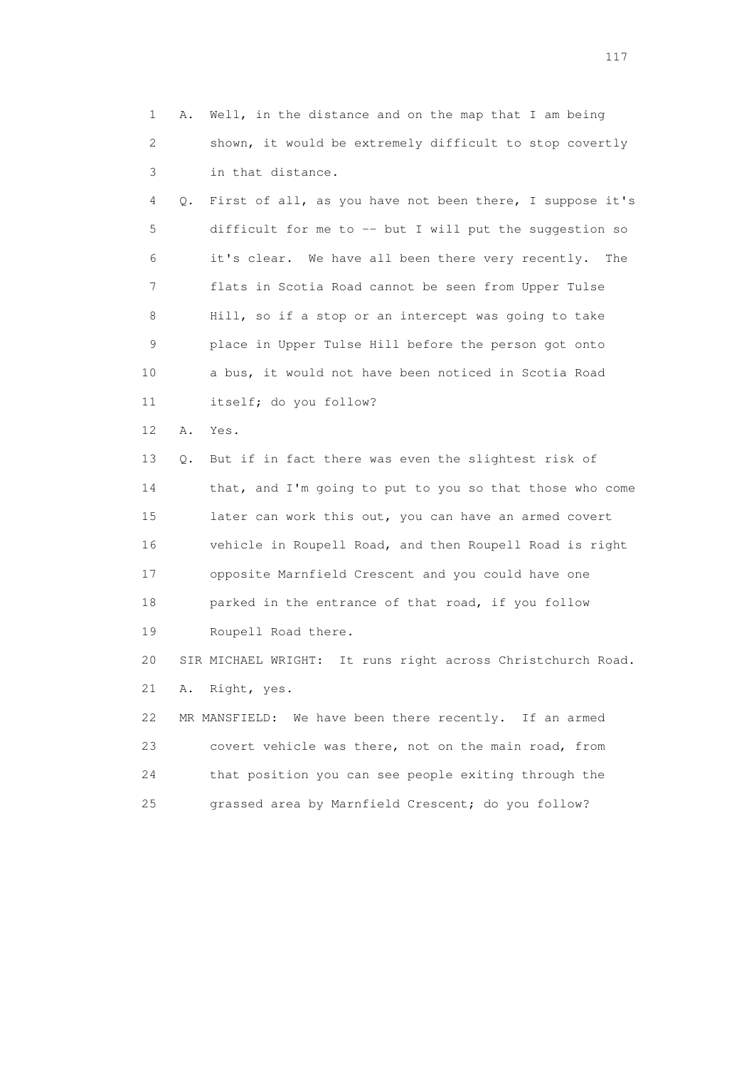1 A. Well, in the distance and on the map that I am being
2 shown, it would be extremely difficult to stop covertly
3 in that distance.
4 Q. First of all, as you have not been there, I suppose it's
5 difficult for me to -- but I will put the suggestion so
6 it's clear. We have all been there very recently. The
7 flats in Scotia Road cannot be seen from Upper Tulse
8 Hill, so if a stop or an intercept was going to take
9 place in Upper Tulse Hill before the person got onto
10 a bus, it would not have been noticed in Scotia Road
11 itself; do you follow?
12 A. Yes.
13 Q. But if in fact there was even the slightest risk of
14 that, and I'm going to put to you so that those who come
15 later can work this out, you can have an armed covert
16 vehicle in Roupell Road, and then Roupell Road is right
17 opposite Marnfield Crescent and you could have one
18 parked in the entrance of that road, if you follow
19 Roupell Road there.
20 SIR MICHAEL WRIGHT: It runs right across Christchurch Road.
21 A. Right, yes.
22 MR MANSFIELD: We have been there recently. If an armed
23 covert vehicle was there, not on the main road, from
24 that position you can see people exiting through the
25 grassed area by Marnfield Crescent; do you follow?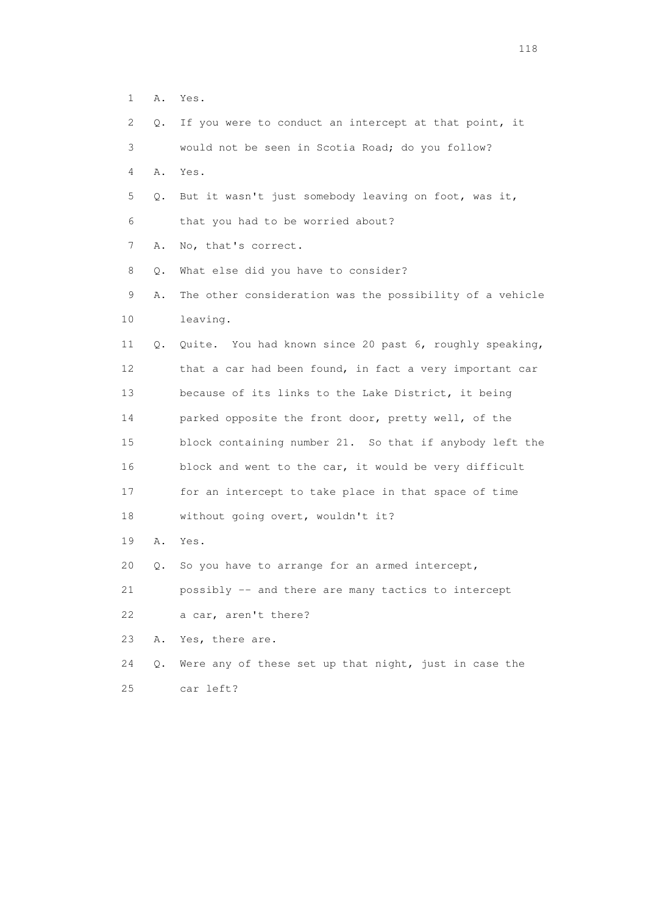1 A. Yes.

2 Q. If you were to conduct an intercept at that point, it

3 would not be seen in Scotia Road; do you follow?

4 A. Yes.

5 Q. But it wasn't just somebody leaving on foot, was it,

6 that you had to be worried about?

7 A. No, that's correct.

8 Q. What else did you have to consider?

9 A. The other consideration was the possibility of a vehicle

10 leaving.

11 Q. Quite. You had known since 20 past 6, roughly speaking,

12 that a car had been found, in fact a very important car

13 because of its links to the Lake District, it being

14 parked opposite the front door, pretty well, of the

15 block containing number 21. So that if anybody left the

16 block and went to the car, it would be very difficult

17 for an intercept to take place in that space of time

18 without going overt, wouldn't it?

19 A. Yes.

20 Q. So you have to arrange for an armed intercept,

21 possibly -- and there are many tactics to intercept

22 a car, aren't there?

23 A. Yes, there are.

24 Q. Were any of these set up that night, just in case the

25 car left?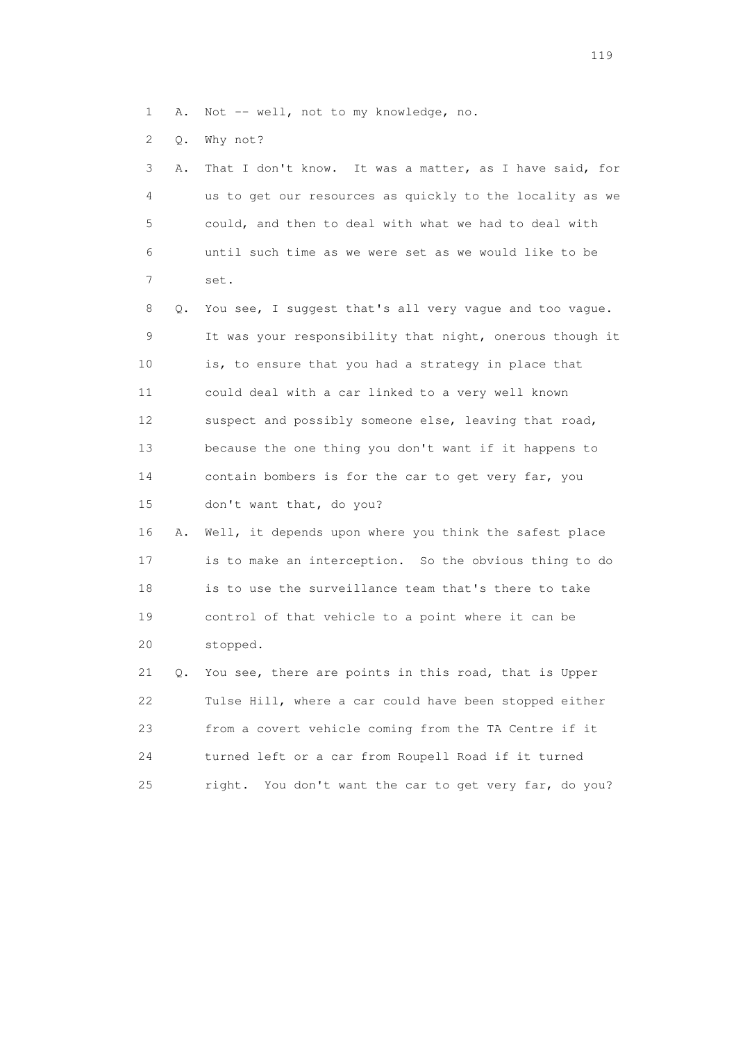1 A. Not -- well, not to my knowledge, no.

2 Q. Why not?

3 A. That I don't know. It was a matter, as I have said, for
4 us to get our resources as quickly to the locality as we
5 could, and then to deal with what we had to deal with
6 until such time as we were set as we would like to be
7 set.

8 Q. You see, I suggest that's all very vague and too vague.
9 It was your responsibility that night, onerous though it
10 is, to ensure that you had a strategy in place that
11 could deal with a car linked to a very well known
12 suspect and possibly someone else, leaving that road,
13 because the one thing you don't want if it happens to
14 contain bombers is for the car to get very far, you
15 don't want that, do you?

16 A. Well, it depends upon where you think the safest place
17 is to make an interception. So the obvious thing to do
18 is to use the surveillance team that's there to take
19 control of that vehicle to a point where it can be
20 stopped.

21 Q. You see, there are points in this road, that is Upper
22 Tulse Hill, where a car could have been stopped either
23 from a covert vehicle coming from the TA Centre if it
24 turned left or a car from Roupell Road if it turned
25 right. You don't want the car to get very far, do you?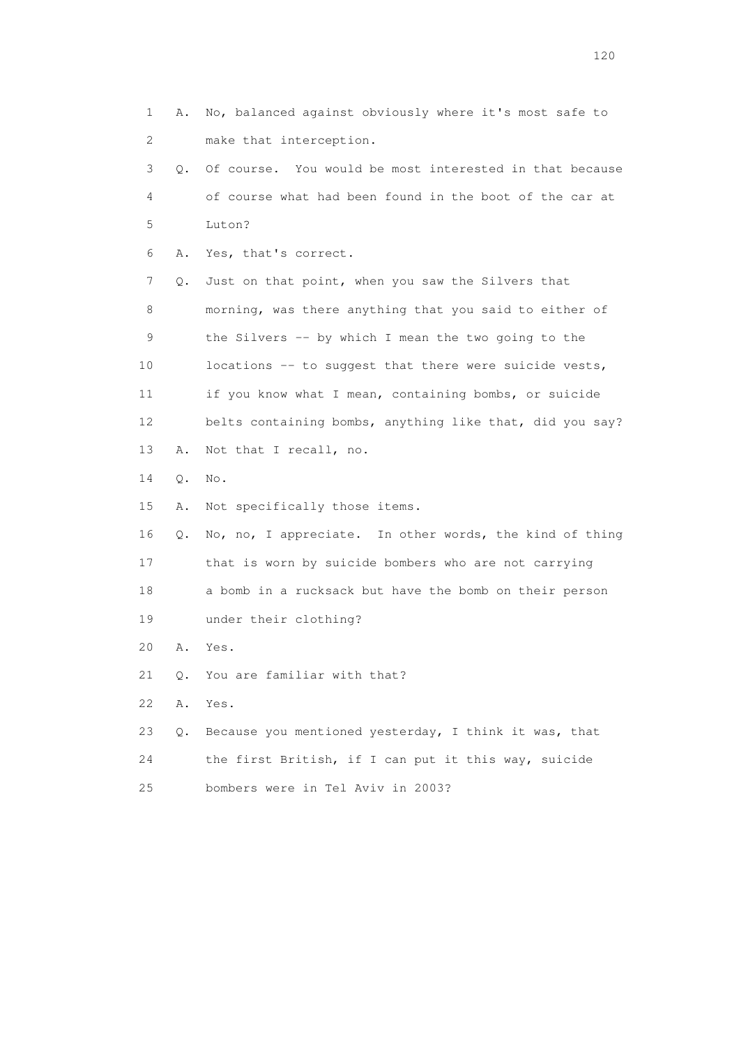1 A. No, balanced against obviously where it's most safe to
2 make that interception.
3 Q. Of course. You would be most interested in that because
4 of course what had been found in the boot of the car at
5 Luton?
6 A. Yes, that's correct.
7 Q. Just on that point, when you saw the Silvers that
8 morning, was there anything that you said to either of
9 the Silvers -- by which I mean the two going to the
10 locations -- to suggest that there were suicide vests,
11 if you know what I mean, containing bombs, or suicide
12 belts containing bombs, anything like that, did you say?
13 A. Not that I recall, no.
14 Q. No.
15 A. Not specifically those items.
16 Q. No, no, I appreciate. In other words, the kind of thing
17 that is worn by suicide bombers who are not carrying
18 a bomb in a rucksack but have the bomb on their person
19 under their clothing?
20 A. Yes.
21 Q. You are familiar with that?
22 A. Yes.
23 Q. Because you mentioned yesterday, I think it was, that
24 the first British, if I can put it this way, suicide
25 bombers were in Tel Aviv in 2003?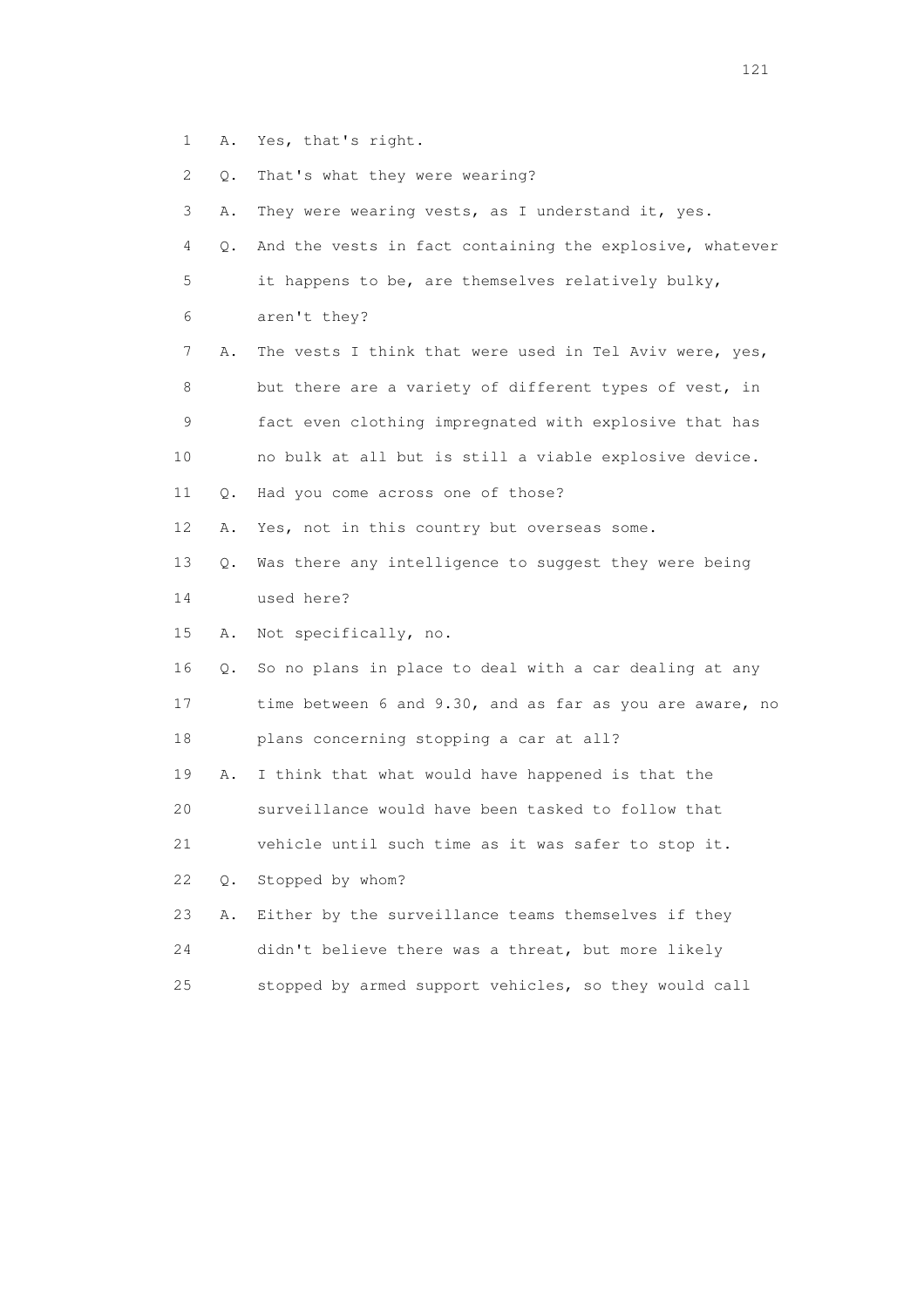1 A. Yes, that's right.

2 Q. That's what they were wearing?

3 A. They were wearing vests, as I understand it, yes.

4 Q. And the vests in fact containing the explosive, whatever

5 it happens to be, are themselves relatively bulky,

6 aren't they?

7 A. The vests I think that were used in Tel Aviv were, yes,

8 but there are a variety of different types of vest, in

9 fact even clothing impregnated with explosive that has

10 no bulk at all but is still a viable explosive device.

11 Q. Had you come across one of those?

12 A. Yes, not in this country but overseas some.

13 Q. Was there any intelligence to suggest they were being

14 used here?

15 A. Not specifically, no.

16 Q. So no plans in place to deal with a car dealing at any

17 time between 6 and 9.30, and as far as you are aware, no

18 plans concerning stopping a car at all?

19 A. I think that what would have happened is that the

20 surveillance would have been tasked to follow that

21 vehicle until such time as it was safer to stop it.

22 Q. Stopped by whom?

23 A. Either by the surveillance teams themselves if they

24 didn't believe there was a threat, but more likely

25 stopped by armed support vehicles, so they would call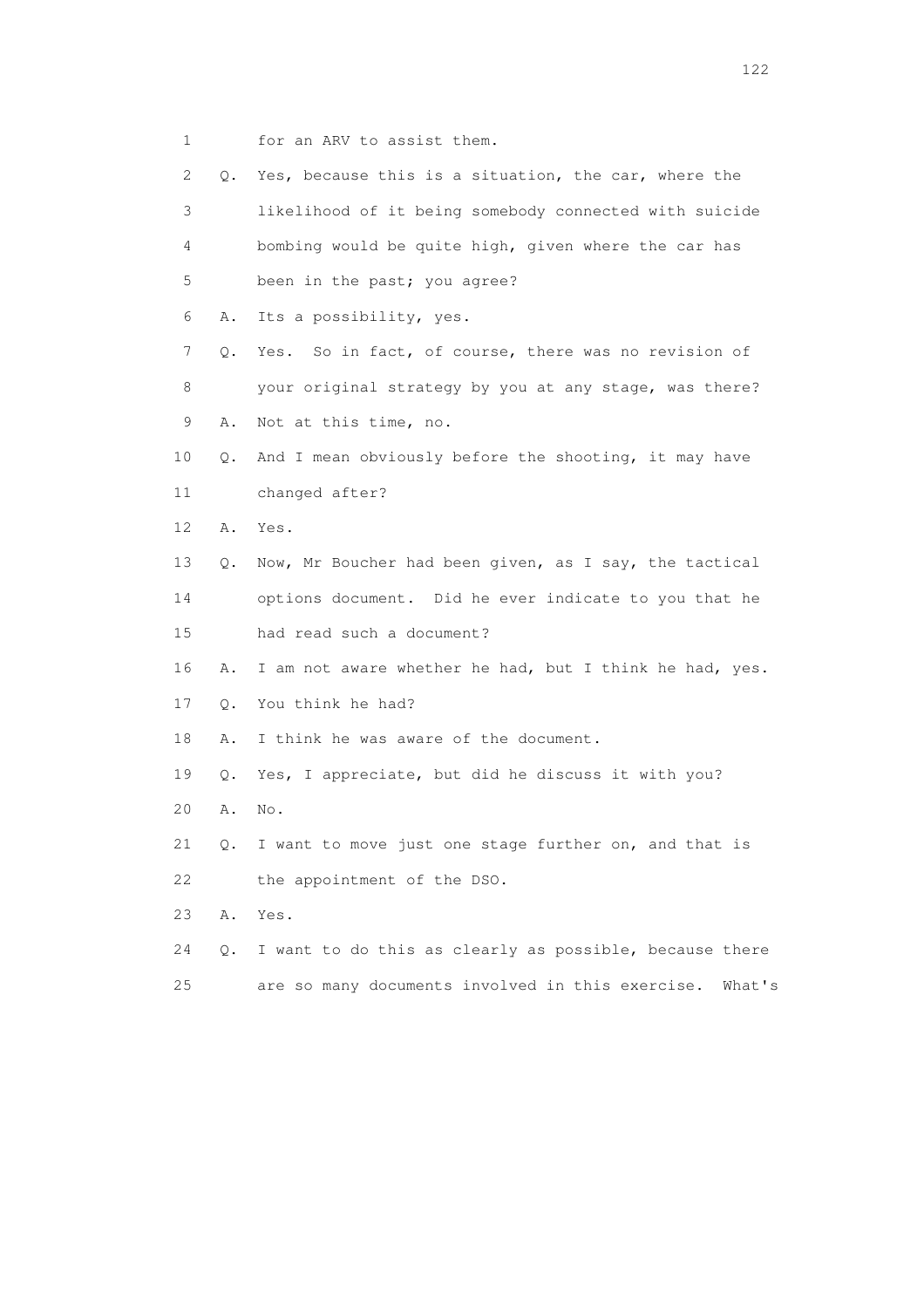1        for an ARV to assist them.

2    Q.  Yes, because this is a situation, the car, where the

3        likelihood of it being somebody connected with suicide

4        bombing would be quite high, given where the car has

5        been in the past; you agree?

6    A.  Its a possibility, yes.

7    Q.  Yes.  So in fact, of course, there was no revision of

8        your original strategy by you at any stage, was there?

9    A.  Not at this time, no.

10   Q.  And I mean obviously before the shooting, it may have

11       changed after?

12   A.  Yes.

13   Q.  Now, Mr Boucher had been given, as I say, the tactical

14       options document.  Did he ever indicate to you that he

15       had read such a document?

16   A.  I am not aware whether he had, but I think he had, yes.

17   Q.  You think he had?

18   A.  I think he was aware of the document.

19   Q.  Yes, I appreciate, but did he discuss it with you?

20   A.  No.

21   Q.  I want to move just one stage further on, and that is

22       the appointment of the DSO.

23   A.  Yes.

24   Q.  I want to do this as clearly as possible, because there

25       are so many documents involved in this exercise.  What's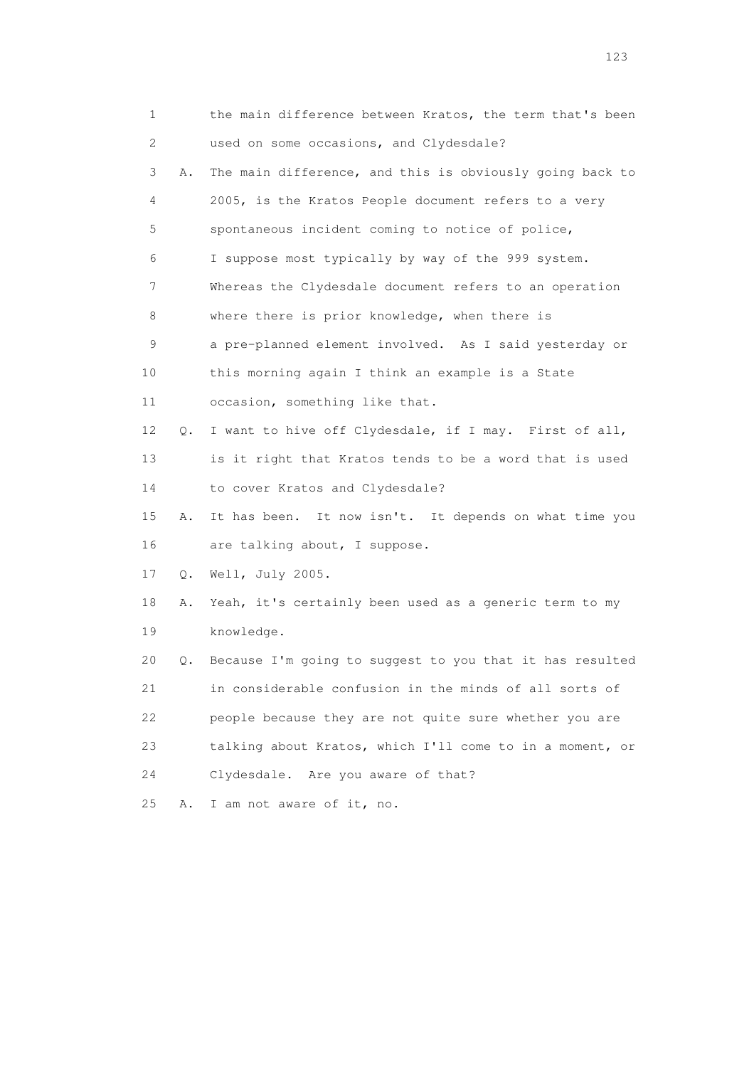1 the main difference between Kratos, the term that's been
2 used on some occasions, and Clydesdale?
3 A. The main difference, and this is obviously going back to
4 2005, is the Kratos People document refers to a very
5 spontaneous incident coming to notice of police,
6 I suppose most typically by way of the 999 system.
7 Whereas the Clydesdale document refers to an operation
8 where there is prior knowledge, when there is
9 a pre-planned element involved. As I said yesterday or
10 this morning again I think an example is a State
11 occasion, something like that.
12 Q. I want to hive off Clydesdale, if I may. First of all,
13 is it right that Kratos tends to be a word that is used
14 to cover Kratos and Clydesdale?
15 A. It has been. It now isn't. It depends on what time you
16 are talking about, I suppose.
17 Q. Well, July 2005.
18 A. Yeah, it's certainly been used as a generic term to my
19 knowledge.
20 Q. Because I'm going to suggest to you that it has resulted
21 in considerable confusion in the minds of all sorts of
22 people because they are not quite sure whether you are
23 talking about Kratos, which I'll come to in a moment, or
24 Clydesdale. Are you aware of that?
25 A. I am not aware of it, no.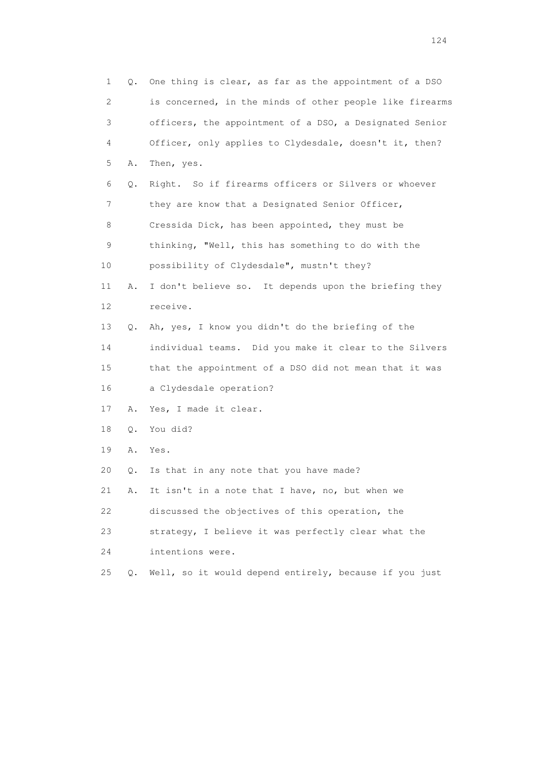1 Q. One thing is clear, as far as the appointment of a DSO
2 is concerned, in the minds of other people like firearms
3 officers, the appointment of a DSO, a Designated Senior
4 Officer, only applies to Clydesdale, doesn't it, then?
5 A. Then, yes.
6 Q. Right. So if firearms officers or Silvers or whoever
7 they are know that a Designated Senior Officer,
8 Cressida Dick, has been appointed, they must be
9 thinking, "Well, this has something to do with the
10 possibility of Clydesdale", mustn't they?
11 A. I don't believe so. It depends upon the briefing they
12 receive.
13 Q. Ah, yes, I know you didn't do the briefing of the
14 individual teams. Did you make it clear to the Silvers
15 that the appointment of a DSO did not mean that it was
16 a Clydesdale operation?
17 A. Yes, I made it clear.
18 Q. You did?
19 A. Yes.
20 Q. Is that in any note that you have made?
21 A. It isn't in a note that I have, no, but when we
22 discussed the objectives of this operation, the
23 strategy, I believe it was perfectly clear what the
24 intentions were.
25 Q. Well, so it would depend entirely, because if you just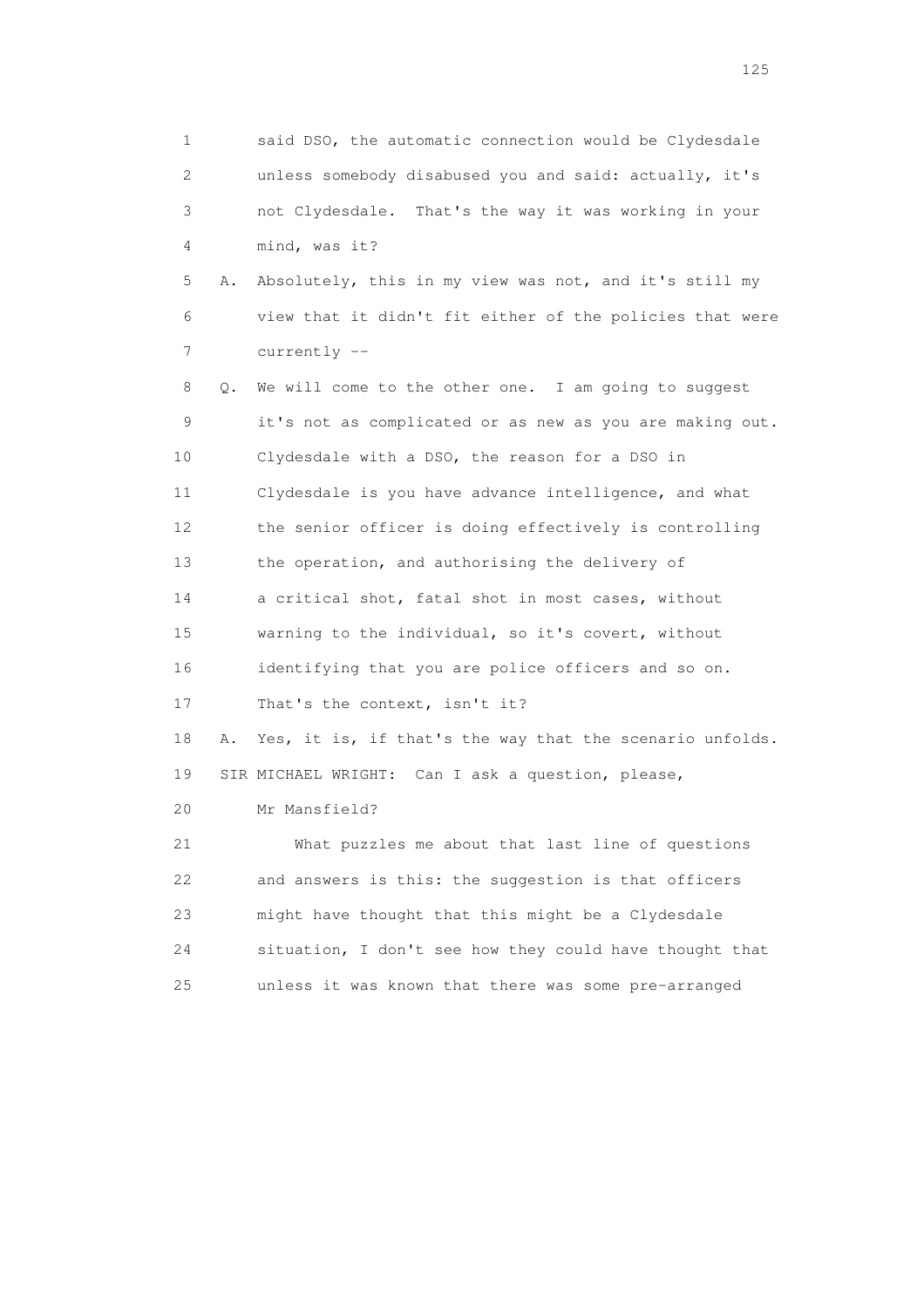1 said DSO, the automatic connection would be Clydesdale
2 unless somebody disabused you and said: actually, it's
3 not Clydesdale. That's the way it was working in your
4 mind, was it?

5 A. Absolutely, this in my view was not, and it's still my
6 view that it didn't fit either of the policies that were
7 currently --

8 Q. We will come to the other one. I am going to suggest
9 it's not as complicated or as new as you are making out.
10 Clydesdale with a DSO, the reason for a DSO in
11 Clydesdale is you have advance intelligence, and what
12 the senior officer is doing effectively is controlling
13 the operation, and authorising the delivery of
14 a critical shot, fatal shot in most cases, without
15 warning to the individual, so it's covert, without
16 identifying that you are police officers and so on.
17 That's the context, isn't it?

18 A. Yes, it is, if that's the way that the scenario unfolds.

19 SIR MICHAEL WRIGHT: Can I ask a question, please,
20 Mr Mansfield?

21 What puzzles me about that last line of questions
22 and answers is this: the suggestion is that officers
23 might have thought that this might be a Clydesdale
24 situation, I don't see how they could have thought that
25 unless it was known that there was some pre-arranged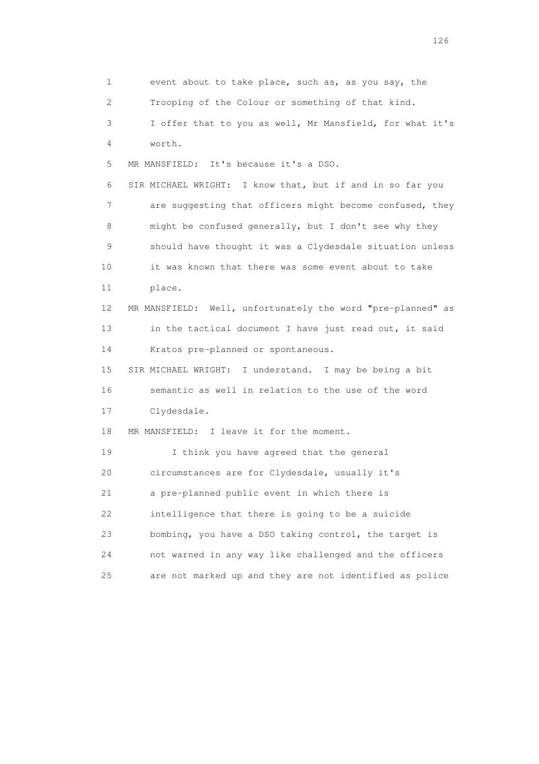1 event about to take place, such as, as you say, the
2 Trooping of the Colour or something of that kind.
3 I offer that to you as well, Mr Mansfield, for what it's
4 worth.
5 MR MANSFIELD: It's because it's a DSO.
6 SIR MICHAEL WRIGHT: I know that, but if and in so far you
7 are suggesting that officers might become confused, they
8 might be confused generally, but I don't see why they
9 should have thought it was a Clydesdale situation unless
10 it was known that there was some event about to take
11 place.
12 MR MANSFIELD: Well, unfortunately the word "pre-planned" as
13 in the tactical document I have just read out, it said
14 Kratos pre-planned or spontaneous.
15 SIR MICHAEL WRIGHT: I understand. I may be being a bit
16 semantic as well in relation to the use of the word
17 Clydesdale.
18 MR MANSFIELD: I leave it for the moment.
19 I think you have agreed that the general
20 circumstances are for Clydesdale, usually it's
21 a pre-planned public event in which there is
22 intelligence that there is going to be a suicide
23 bombing, you have a DSO taking control, the target is
24 not warned in any way like challenged and the officers
25 are not marked up and they are not identified as police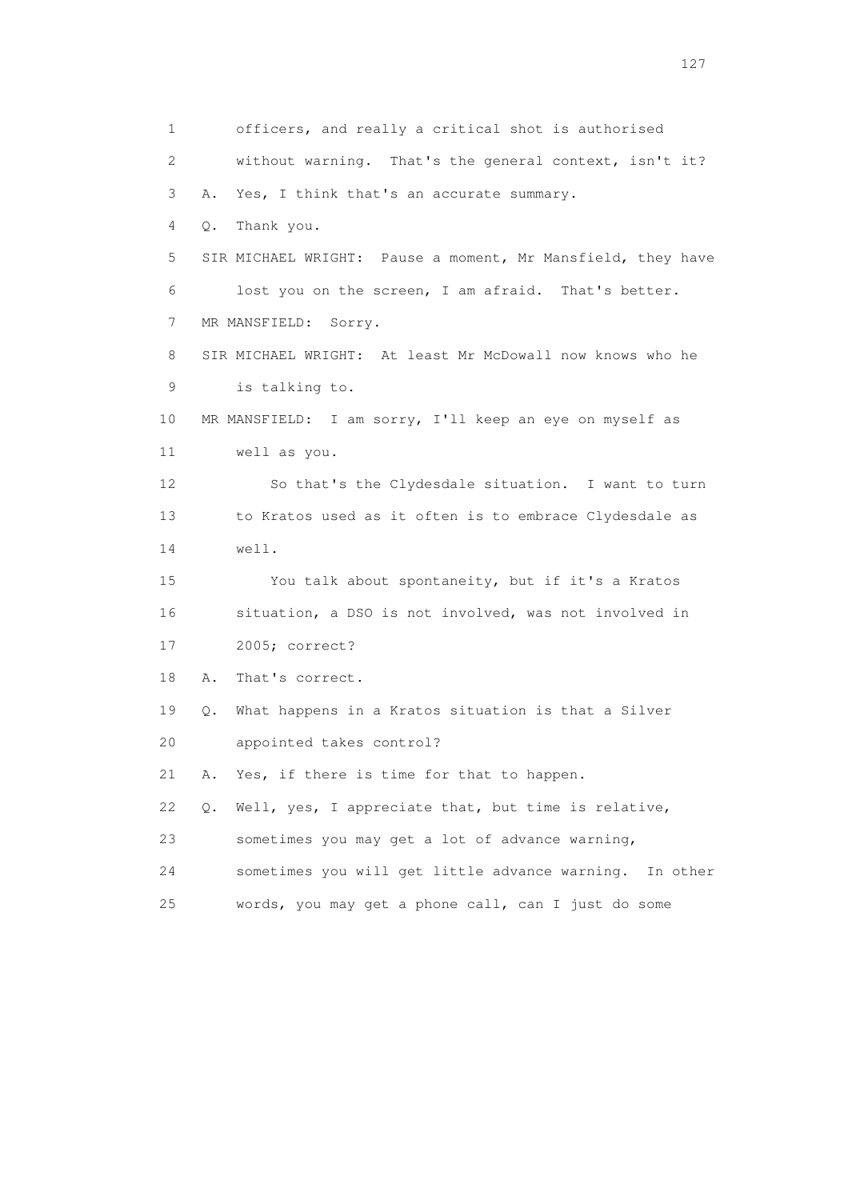1 officers, and really a critical shot is authorised
2 without warning. That's the general context, isn't it?
3 A. Yes, I think that's an accurate summary.
4 Q. Thank you.
5 SIR MICHAEL WRIGHT: Pause a moment, Mr Mansfield, they have
6 lost you on the screen, I am afraid. That's better.
7 MR MANSFIELD: Sorry.
8 SIR MICHAEL WRIGHT: At least Mr McDowall now knows who he
9 is talking to.
10 MR MANSFIELD: I am sorry, I'll keep an eye on myself as
11 well as you.
12 So that's the Clydesdale situation. I want to turn
13 to Kratos used as it often is to embrace Clydesdale as
14 well.
15 You talk about spontaneity, but if it's a Kratos
16 situation, a DSO is not involved, was not involved in
17 2005; correct?
18 A. That's correct.
19 Q. What happens in a Kratos situation is that a Silver
20 appointed takes control?
21 A. Yes, if there is time for that to happen.
22 Q. Well, yes, I appreciate that, but time is relative,
23 sometimes you may get a lot of advance warning,
24 sometimes you will get little advance warning. In other
25 words, you may get a phone call, can I just do some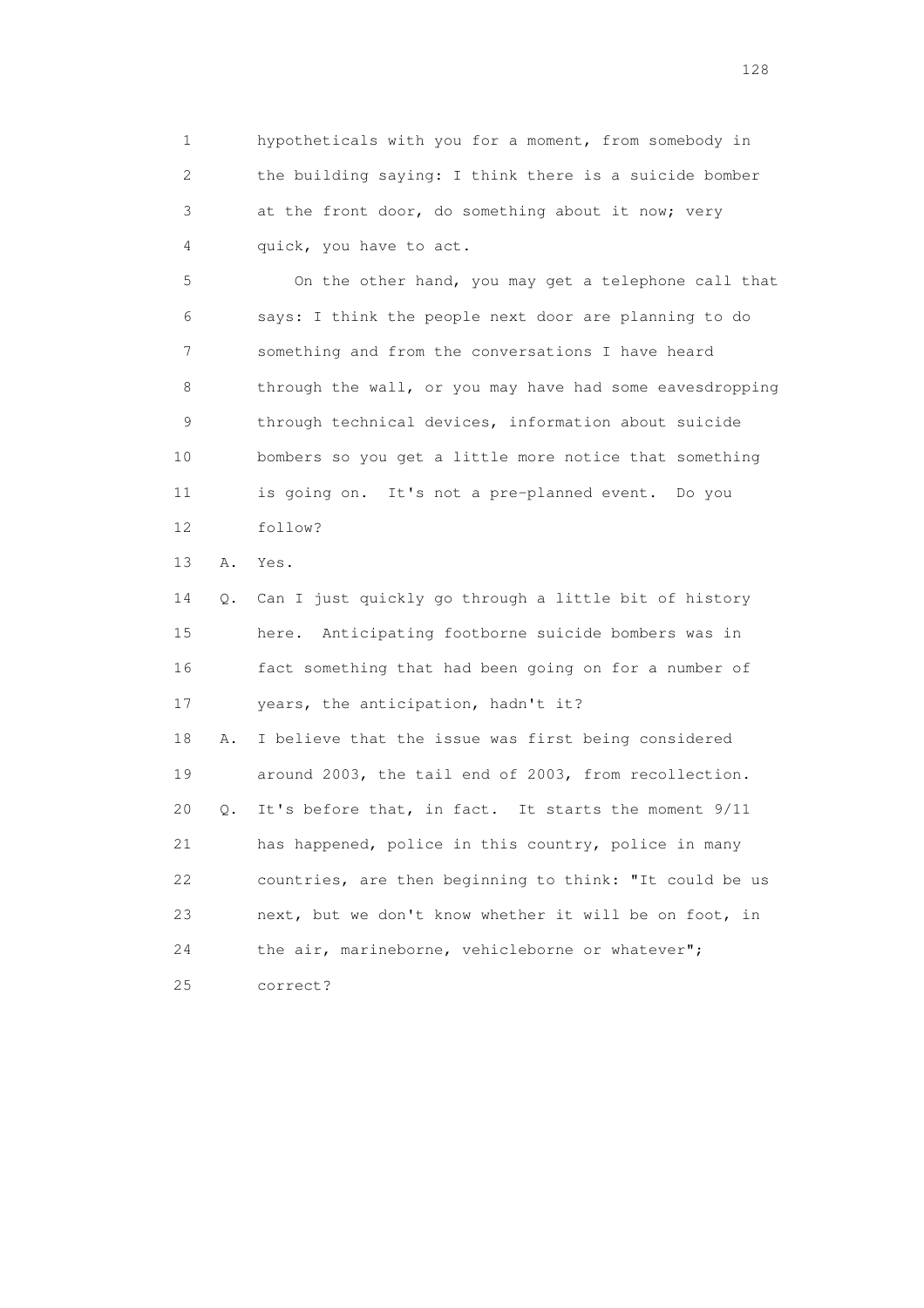1 hypotheticals with you for a moment, from somebody in
2 the building saying: I think there is a suicide bomber
3 at the front door, do something about it now; very
4 quick, you have to act.

5 On the other hand, you may get a telephone call that
6 says: I think the people next door are planning to do
7 something and from the conversations I have heard
8 through the wall, or you may have had some eavesdropping
9 through technical devices, information about suicide
10 bombers so you get a little more notice that something
11 is going on. It's not a pre-planned event. Do you
12 follow?

13 A. Yes.

14 Q. Can I just quickly go through a little bit of history
15 here. Anticipating footborne suicide bombers was in
16 fact something that had been going on for a number of
17 years, the anticipation, hadn't it?

18 A. I believe that the issue was first being considered
19 around 2003, the tail end of 2003, from recollection.

20 Q. It's before that, in fact. It starts the moment 9/11
21 has happened, police in this country, police in many
22 countries, are then beginning to think: "It could be us
23 next, but we don't know whether it will be on foot, in
24 the air, marineborne, vehicleborne or whatever";
25 correct?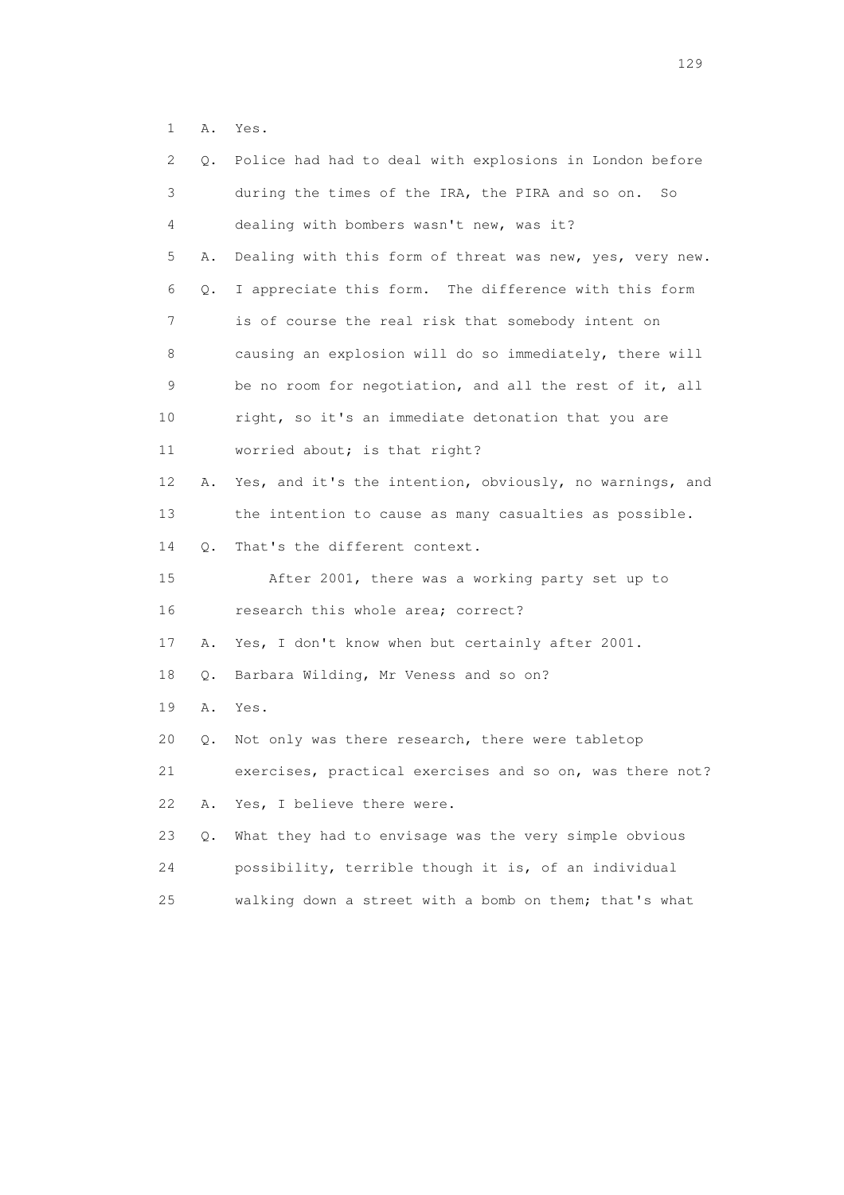1 A. Yes.

2 Q. Police had had to deal with explosions in London before

3 during the times of the IRA, the PIRA and so on. So

4 dealing with bombers wasn't new, was it?

5 A. Dealing with this form of threat was new, yes, very new.

6 Q. I appreciate this form. The difference with this form

7 is of course the real risk that somebody intent on

8 causing an explosion will do so immediately, there will

9 be no room for negotiation, and all the rest of it, all

10 right, so it's an immediate detonation that you are

11 worried about; is that right?

12 A. Yes, and it's the intention, obviously, no warnings, and

13 the intention to cause as many casualties as possible.

14 Q. That's the different context.

15 After 2001, there was a working party set up to

16 research this whole area; correct?

17 A. Yes, I don't know when but certainly after 2001.

18 Q. Barbara Wilding, Mr Veness and so on?

19 A. Yes.

20 Q. Not only was there research, there were tabletop

21 exercises, practical exercises and so on, was there not?

22 A. Yes, I believe there were.

23 Q. What they had to envisage was the very simple obvious

24 possibility, terrible though it is, of an individual

25 walking down a street with a bomb on them; that's what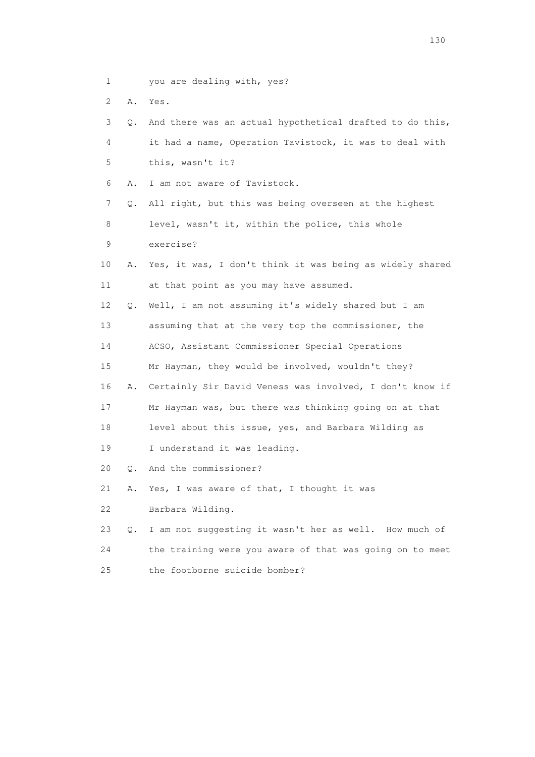1 you are dealing with, yes?

2 A. Yes.

3 Q. And there was an actual hypothetical drafted to do this,

4 it had a name, Operation Tavistock, it was to deal with

5 this, wasn't it?

6 A. I am not aware of Tavistock.

7 Q. All right, but this was being overseen at the highest

8 level, wasn't it, within the police, this whole

9 exercise?

10 A. Yes, it was, I don't think it was being as widely shared

11 at that point as you may have assumed.

12 Q. Well, I am not assuming it's widely shared but I am

13 assuming that at the very top the commissioner, the

14 ACSO, Assistant Commissioner Special Operations

15 Mr Hayman, they would be involved, wouldn't they?

16 A. Certainly Sir David Veness was involved, I don't know if

17 Mr Hayman was, but there was thinking going on at that

18 level about this issue, yes, and Barbara Wilding as

19 I understand it was leading.

20 Q. And the commissioner?

21 A. Yes, I was aware of that, I thought it was

22 Barbara Wilding.

23 Q. I am not suggesting it wasn't her as well. How much of

24 the training were you aware of that was going on to meet

25 the footborne suicide bomber?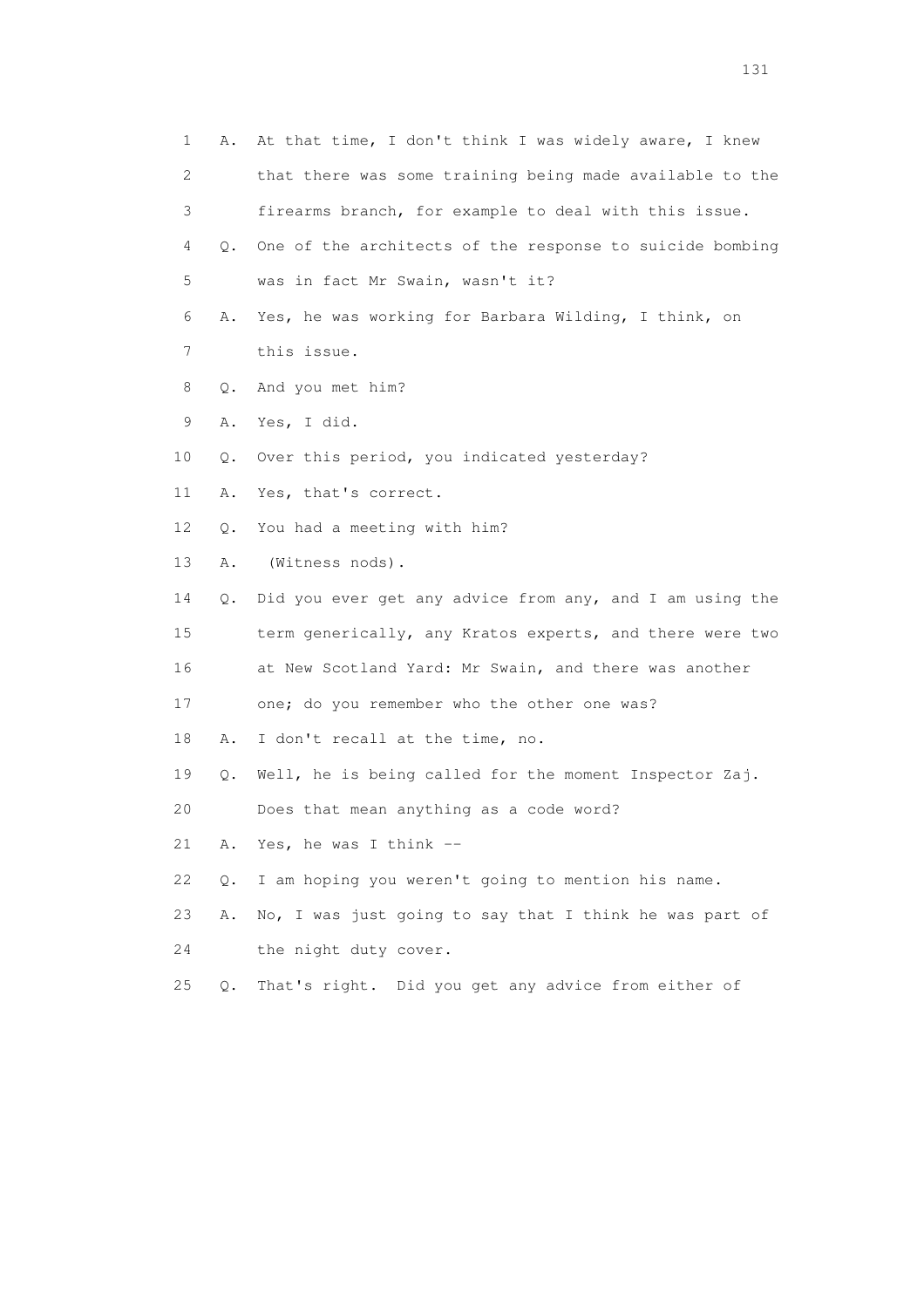1 A. At that time, I don't think I was widely aware, I knew
2 that there was some training being made available to the
3 firearms branch, for example to deal with this issue.
4 Q. One of the architects of the response to suicide bombing
5 was in fact Mr Swain, wasn't it?
6 A. Yes, he was working for Barbara Wilding, I think, on
7 this issue.
8 Q. And you met him?
9 A. Yes, I did.
10 Q. Over this period, you indicated yesterday?
11 A. Yes, that's correct.
12 Q. You had a meeting with him?
13 A. (Witness nods).
14 Q. Did you ever get any advice from any, and I am using the
15 term generically, any Kratos experts, and there were two
16 at New Scotland Yard: Mr Swain, and there was another
17 one; do you remember who the other one was?
18 A. I don't recall at the time, no.
19 Q. Well, he is being called for the moment Inspector Zaj.
20 Does that mean anything as a code word?
21 A. Yes, he was I think --
22 Q. I am hoping you weren't going to mention his name.
23 A. No, I was just going to say that I think he was part of
24 the night duty cover.
25 Q. That's right. Did you get any advice from either of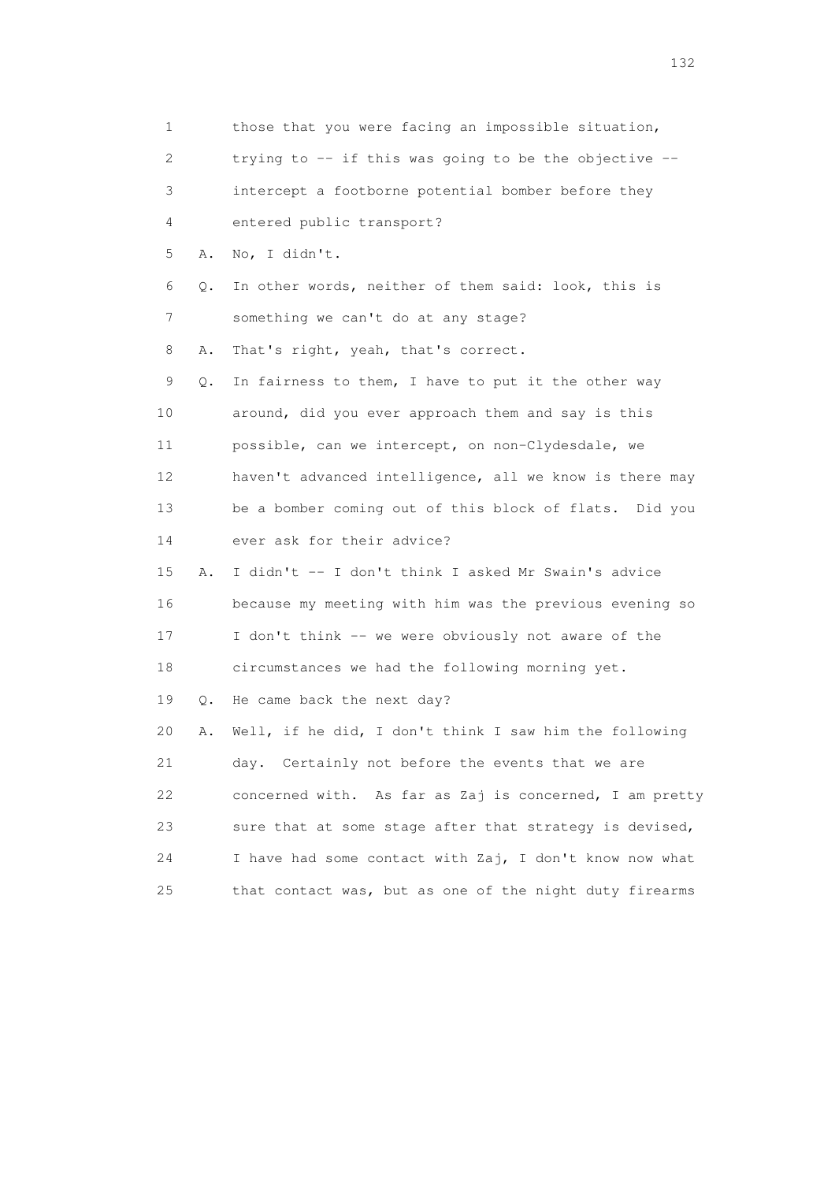1 those that you were facing an impossible situation,
2 trying to -- if this was going to be the objective --
3 intercept a footborne potential bomber before they
4 entered public transport?
5 A. No, I didn't.
6 Q. In other words, neither of them said: look, this is
7 something we can't do at any stage?
8 A. That's right, yeah, that's correct.
9 Q. In fairness to them, I have to put it the other way
10 around, did you ever approach them and say is this
11 possible, can we intercept, on non-Clydesdale, we
12 haven't advanced intelligence, all we know is there may
13 be a bomber coming out of this block of flats. Did you
14 ever ask for their advice?
15 A. I didn't -- I don't think I asked Mr Swain's advice
16 because my meeting with him was the previous evening so
17 I don't think -- we were obviously not aware of the
18 circumstances we had the following morning yet.
19 Q. He came back the next day?
20 A. Well, if he did, I don't think I saw him the following
21 day. Certainly not before the events that we are
22 concerned with. As far as Zaj is concerned, I am pretty
23 sure that at some stage after that strategy is devised,
24 I have had some contact with Zaj, I don't know now what
25 that contact was, but as one of the night duty firearms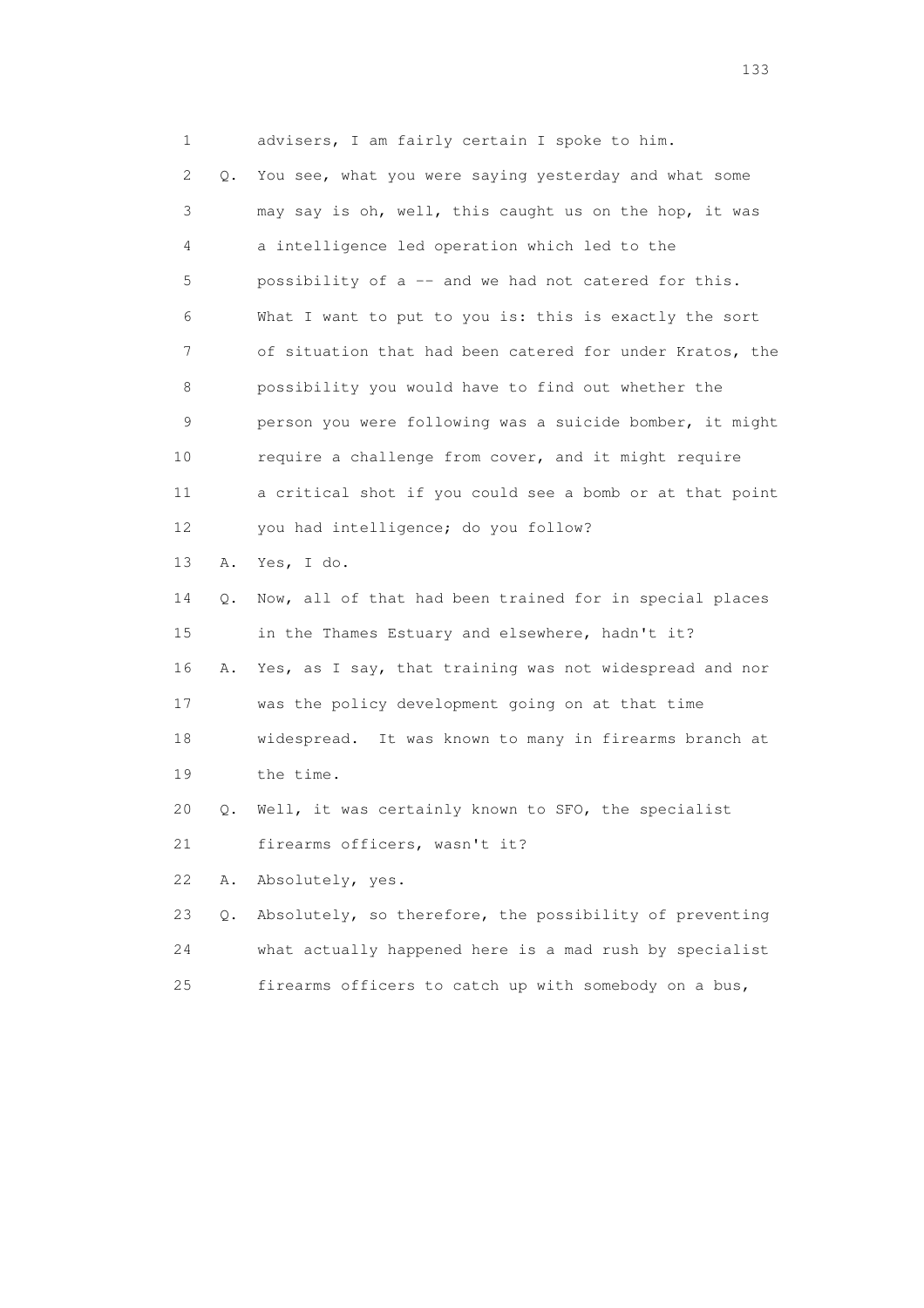1 advisers, I am fairly certain I spoke to him.

2 Q. You see, what you were saying yesterday and what some

3 may say is oh, well, this caught us on the hop, it was

4 a intelligence led operation which led to the

5 possibility of a -- and we had not catered for this.

6 What I want to put to you is: this is exactly the sort

7 of situation that had been catered for under Kratos, the

8 possibility you would have to find out whether the

9 person you were following was a suicide bomber, it might

10 require a challenge from cover, and it might require

11 a critical shot if you could see a bomb or at that point

12 you had intelligence; do you follow?

13 A. Yes, I do.

14 Q. Now, all of that had been trained for in special places

15 in the Thames Estuary and elsewhere, hadn't it?

16 A. Yes, as I say, that training was not widespread and nor

17 was the policy development going on at that time

18 widespread. It was known to many in firearms branch at

19 the time.

20 Q. Well, it was certainly known to SFO, the specialist

21 firearms officers, wasn't it?

22 A. Absolutely, yes.

23 Q. Absolutely, so therefore, the possibility of preventing

24 what actually happened here is a mad rush by specialist

25 firearms officers to catch up with somebody on a bus,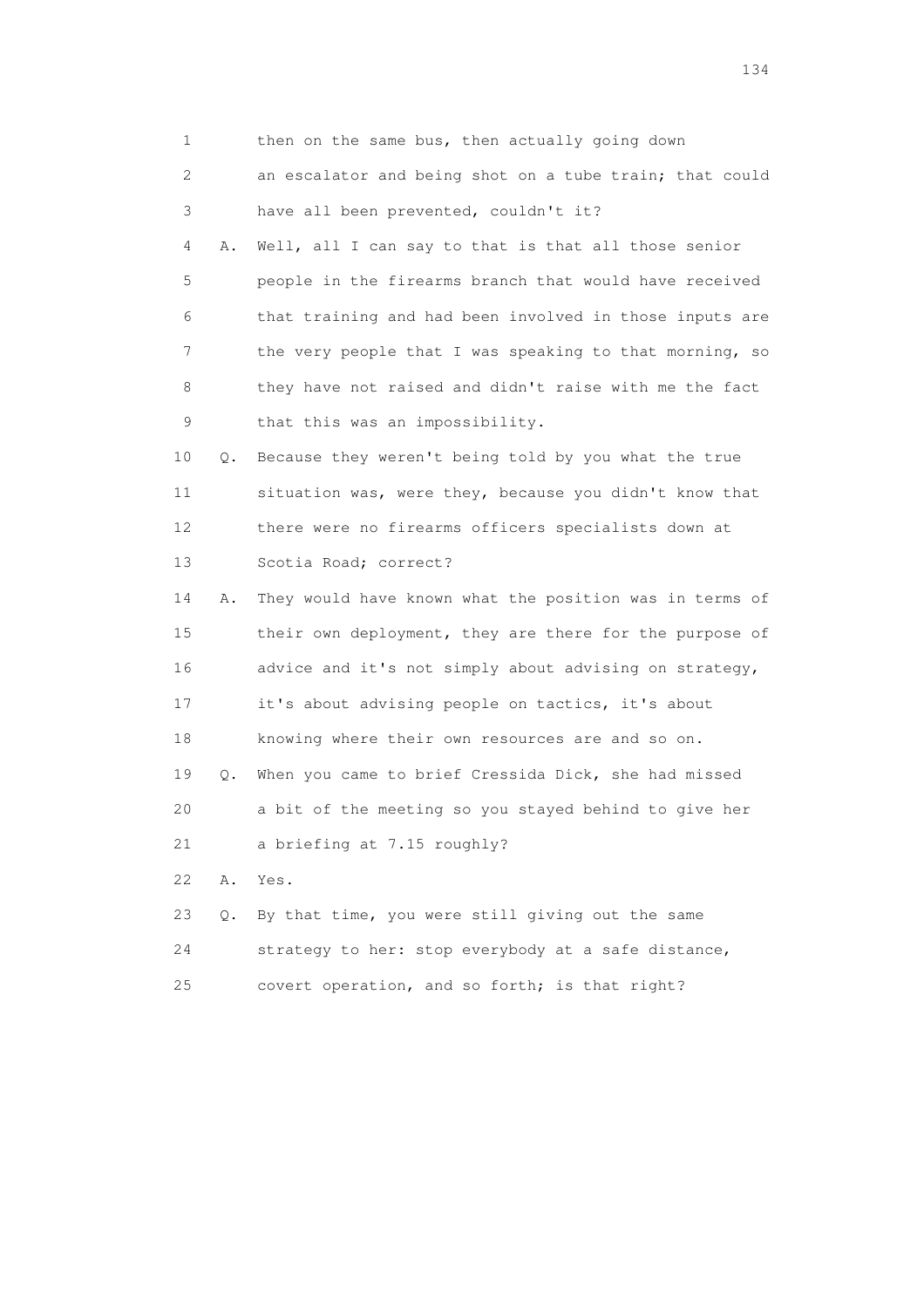1 then on the same bus, then actually going down
2 an escalator and being shot on a tube train; that could
3 have all been prevented, couldn't it?
4 A. Well, all I can say to that is that all those senior
5 people in the firearms branch that would have received
6 that training and had been involved in those inputs are
7 the very people that I was speaking to that morning, so
8 they have not raised and didn't raise with me the fact
9 that this was an impossibility.
10 Q. Because they weren't being told by you what the true
11 situation was, were they, because you didn't know that
12 there were no firearms officers specialists down at
13 Scotia Road; correct?
14 A. They would have known what the position was in terms of
15 their own deployment, they are there for the purpose of
16 advice and it's not simply about advising on strategy,
17 it's about advising people on tactics, it's about
18 knowing where their own resources are and so on.
19 Q. When you came to brief Cressida Dick, she had missed
20 a bit of the meeting so you stayed behind to give her
21 a briefing at 7.15 roughly?
22 A. Yes.
23 Q. By that time, you were still giving out the same
24 strategy to her: stop everybody at a safe distance,
25 covert operation, and so forth; is that right?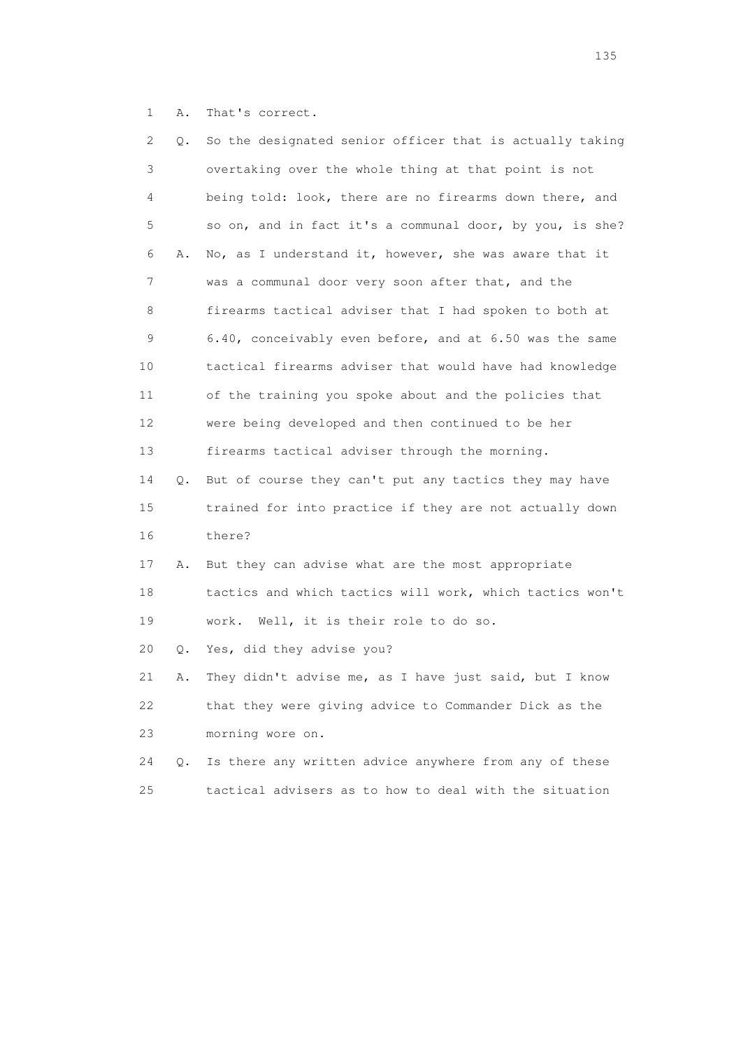1 A. That's correct.

2 Q. So the designated senior officer that is actually taking

3 overtaking over the whole thing at that point is not

4 being told: look, there are no firearms down there, and

5 so on, and in fact it's a communal door, by you, is she?

6 A. No, as I understand it, however, she was aware that it

7 was a communal door very soon after that, and the

8 firearms tactical adviser that I had spoken to both at

9 6.40, conceivably even before, and at 6.50 was the same

10 tactical firearms adviser that would have had knowledge

11 of the training you spoke about and the policies that

12 were being developed and then continued to be her

13 firearms tactical adviser through the morning.

14 Q. But of course they can't put any tactics they may have

15 trained for into practice if they are not actually down

16 there?

17 A. But they can advise what are the most appropriate

18 tactics and which tactics will work, which tactics won't

19 work. Well, it is their role to do so.

20 Q. Yes, did they advise you?

21 A. They didn't advise me, as I have just said, but I know

22 that they were giving advice to Commander Dick as the

23 morning wore on.

24 Q. Is there any written advice anywhere from any of these

25 tactical advisers as to how to deal with the situation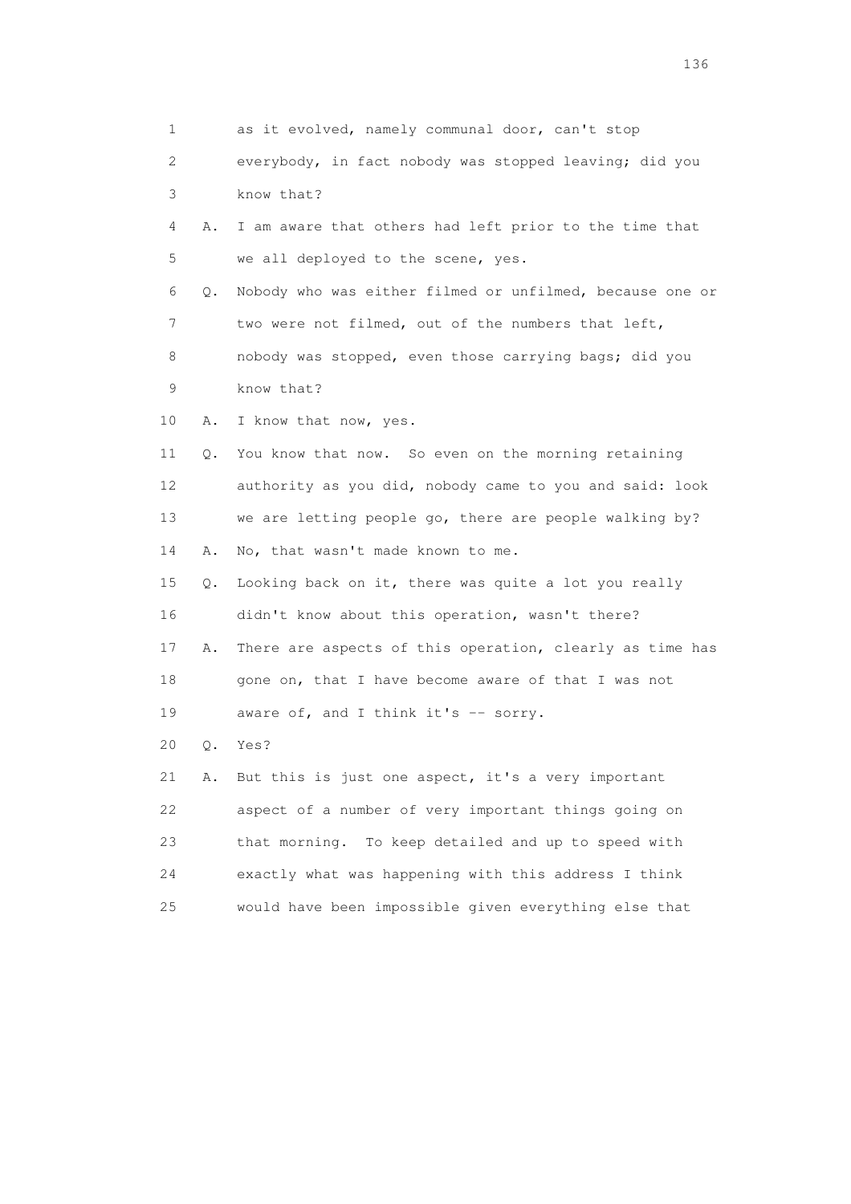1 as it evolved, namely communal door, can't stop
2 everybody, in fact nobody was stopped leaving; did you
3 know that?
4 A. I am aware that others had left prior to the time that
5 we all deployed to the scene, yes.
6 Q. Nobody who was either filmed or unfilmed, because one or
7 two were not filmed, out of the numbers that left,
8 nobody was stopped, even those carrying bags; did you
9 know that?
10 A. I know that now, yes.
11 Q. You know that now. So even on the morning retaining
12 authority as you did, nobody came to you and said: look
13 we are letting people go, there are people walking by?
14 A. No, that wasn't made known to me.
15 Q. Looking back on it, there was quite a lot you really
16 didn't know about this operation, wasn't there?
17 A. There are aspects of this operation, clearly as time has
18 gone on, that I have become aware of that I was not
19 aware of, and I think it's -- sorry.
20 Q. Yes?
21 A. But this is just one aspect, it's a very important
22 aspect of a number of very important things going on
23 that morning. To keep detailed and up to speed with
24 exactly what was happening with this address I think
25 would have been impossible given everything else that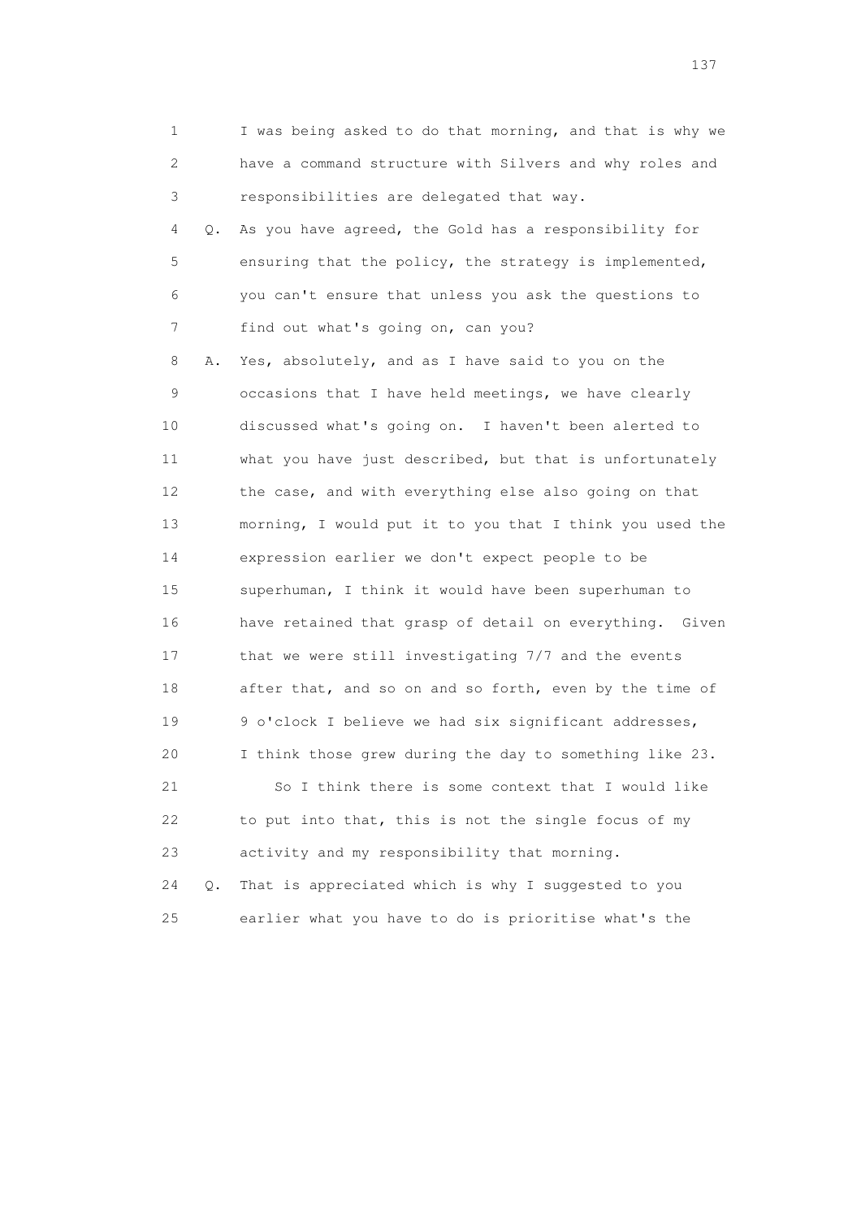1 I was being asked to do that morning, and that is why we
2 have a command structure with Silvers and why roles and
3 responsibilities are delegated that way.

4 Q. As you have agreed, the Gold has a responsibility for
5 ensuring that the policy, the strategy is implemented,
6 you can't ensure that unless you ask the questions to
7 find out what's going on, can you?

8 A. Yes, absolutely, and as I have said to you on the
9 occasions that I have held meetings, we have clearly
10 discussed what's going on. I haven't been alerted to
11 what you have just described, but that is unfortunately
12 the case, and with everything else also going on that
13 morning, I would put it to you that I think you used the
14 expression earlier we don't expect people to be
15 superhuman, I think it would have been superhuman to
16 have retained that grasp of detail on everything. Given
17 that we were still investigating 7/7 and the events
18 after that, and so on and so forth, even by the time of
19 9 o'clock I believe we had six significant addresses,
20 I think those grew during the day to something like 23.
21 So I think there is some context that I would like
22 to put into that, this is not the single focus of my
23 activity and my responsibility that morning.

24 Q. That is appreciated which is why I suggested to you
25 earlier what you have to do is prioritise what's the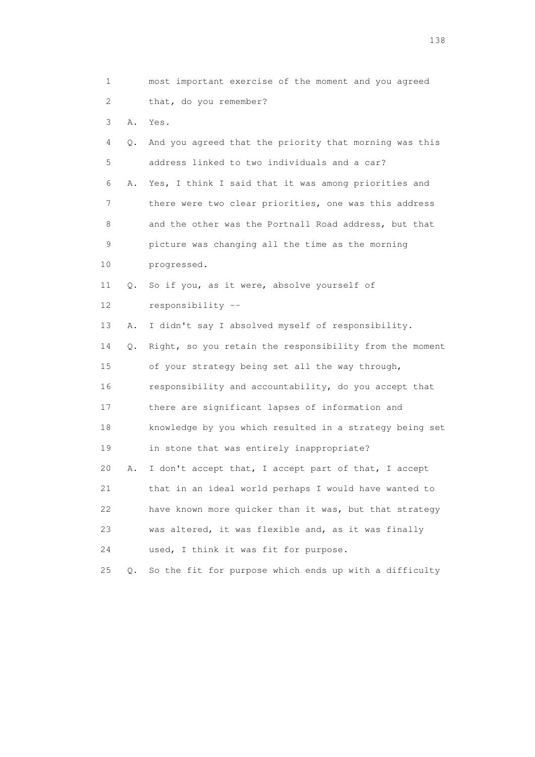1 most important exercise of the moment and you agreed
2 that, do you remember?
3 A. Yes.
4 Q. And you agreed that the priority that morning was this
5 address linked to two individuals and a car?
6 A. Yes, I think I said that it was among priorities and
7 there were two clear priorities, one was this address
8 and the other was the Portnall Road address, but that
9 picture was changing all the time as the morning
10 progressed.
11 Q. So if you, as it were, absolve yourself of
12 responsibility --
13 A. I didn't say I absolved myself of responsibility.
14 Q. Right, so you retain the responsibility from the moment
15 of your strategy being set all the way through,
16 responsibility and accountability, do you accept that
17 there are significant lapses of information and
18 knowledge by you which resulted in a strategy being set
19 in stone that was entirely inappropriate?
20 A. I don't accept that, I accept part of that, I accept
21 that in an ideal world perhaps I would have wanted to
22 have known more quicker than it was, but that strategy
23 was altered, it was flexible and, as it was finally
24 used, I think it was fit for purpose.
25 Q. So the fit for purpose which ends up with a difficulty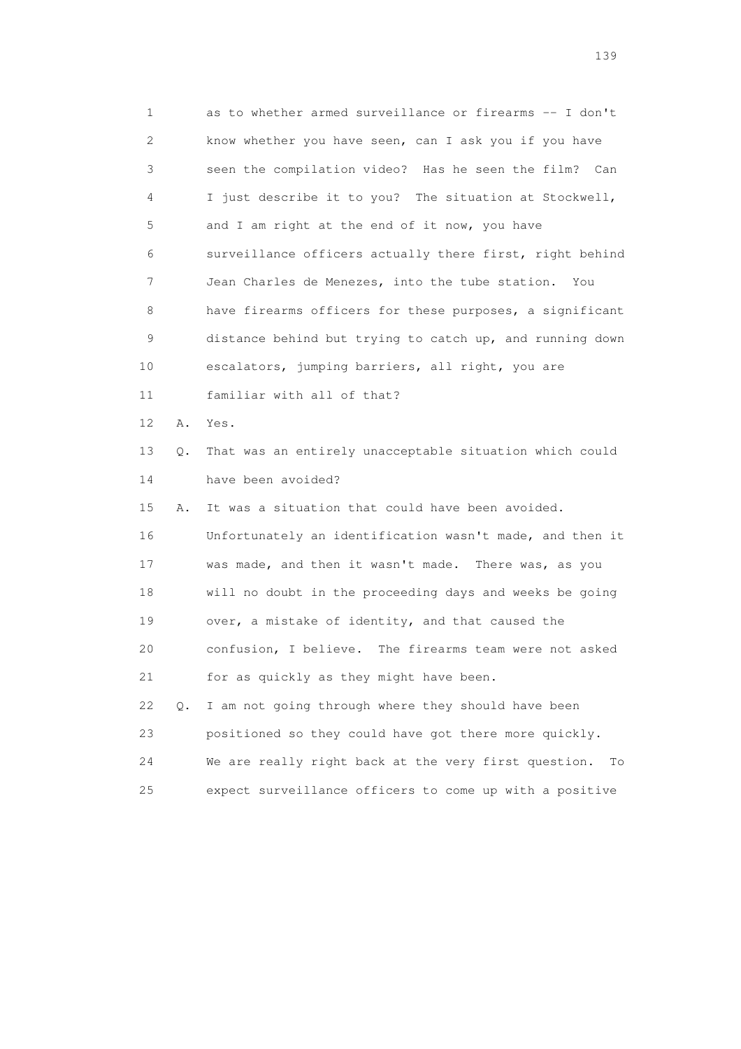1 as to whether armed surveillance or firearms -- I don't
2 know whether you have seen, can I ask you if you have
3 seen the compilation video? Has he seen the film? Can
4 I just describe it to you? The situation at Stockwell,
5 and I am right at the end of it now, you have
6 surveillance officers actually there first, right behind
7 Jean Charles de Menezes, into the tube station. You
8 have firearms officers for these purposes, a significant
9 distance behind but trying to catch up, and running down
10 escalators, jumping barriers, all right, you are
11 familiar with all of that?

12 A. Yes.

13 Q. That was an entirely unacceptable situation which could
14 have been avoided?

15 A. It was a situation that could have been avoided.
16 Unfortunately an identification wasn't made, and then it
17 was made, and then it wasn't made. There was, as you
18 will no doubt in the proceeding days and weeks be going
19 over, a mistake of identity, and that caused the
20 confusion, I believe. The firearms team were not asked
21 for as quickly as they might have been.

22 Q. I am not going through where they should have been
23 positioned so they could have got there more quickly.
24 We are really right back at the very first question. To
25 expect surveillance officers to come up with a positive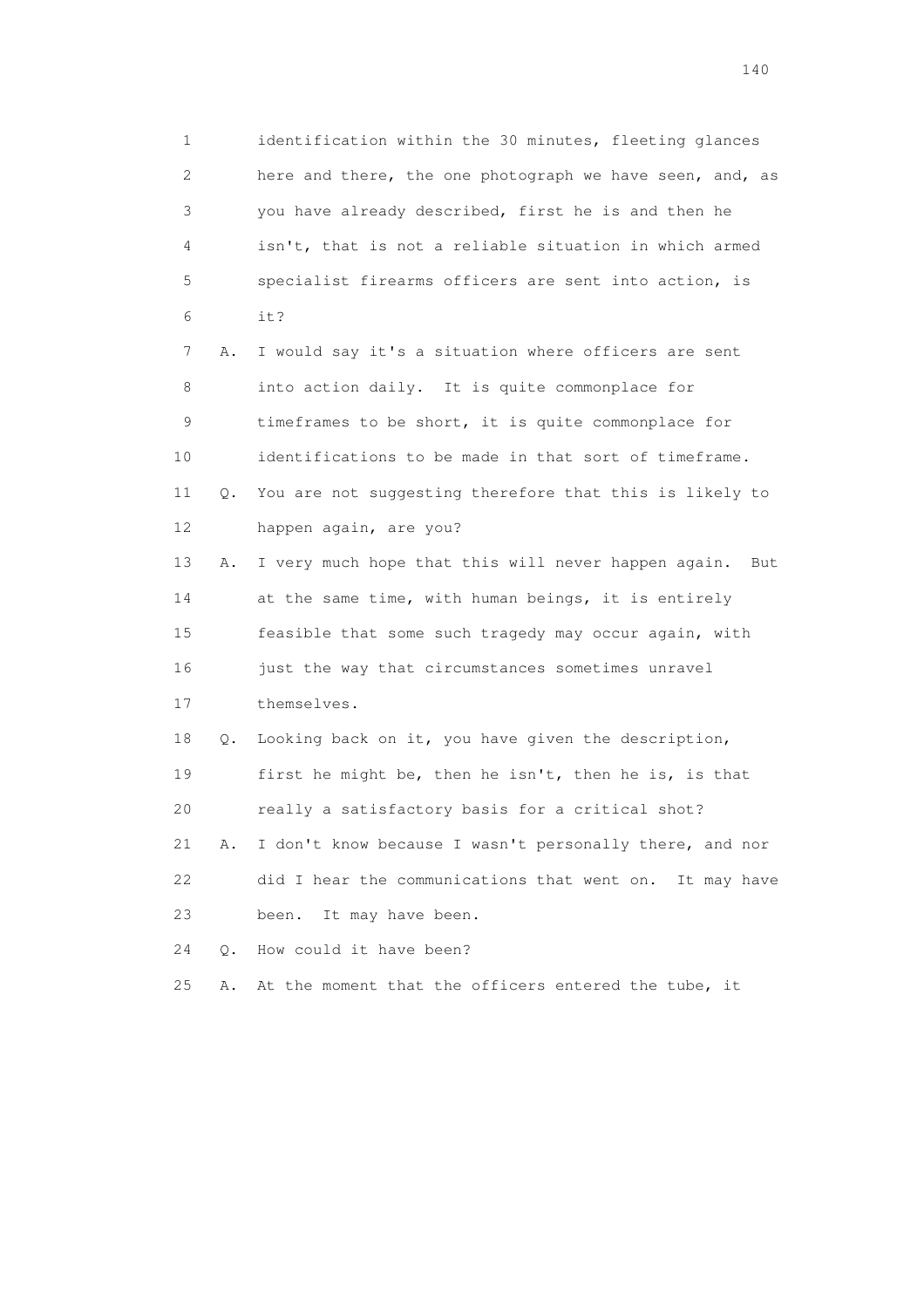1 identification within the 30 minutes, fleeting glances
2 here and there, the one photograph we have seen, and, as
3 you have already described, first he is and then he
4 isn't, that is not a reliable situation in which armed
5 specialist firearms officers are sent into action, is
6 it?

7 A. I would say it's a situation where officers are sent
8 into action daily. It is quite commonplace for
9 timeframes to be short, it is quite commonplace for
10 identifications to be made in that sort of timeframe.

11 Q. You are not suggesting therefore that this is likely to
12 happen again, are you?

13 A. I very much hope that this will never happen again. But
14 at the same time, with human beings, it is entirely
15 feasible that some such tragedy may occur again, with
16 just the way that circumstances sometimes unravel
17 themselves.

18 Q. Looking back on it, you have given the description,
19 first he might be, then he isn't, then he is, is that
20 really a satisfactory basis for a critical shot?

21 A. I don't know because I wasn't personally there, and nor
22 did I hear the communications that went on. It may have
23 been. It may have been.

24 Q. How could it have been?

25 A. At the moment that the officers entered the tube, it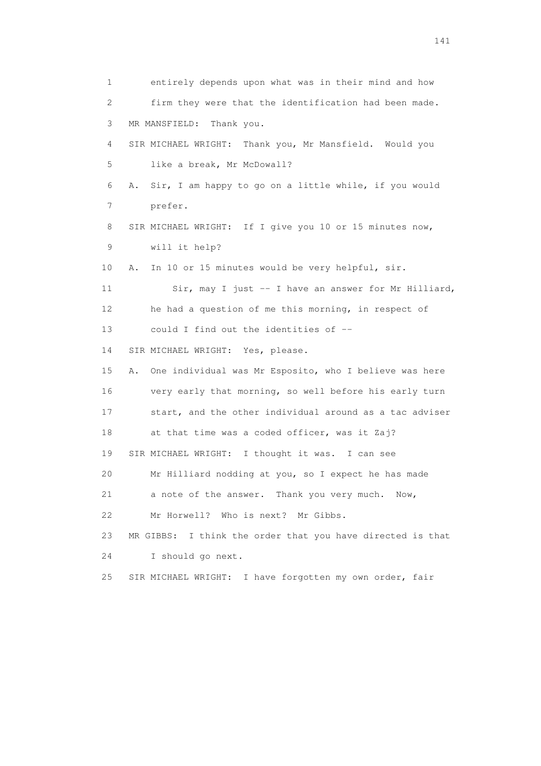1 entirely depends upon what was in their mind and how
2 firm they were that the identification had been made.
3 MR MANSFIELD: Thank you.
4 SIR MICHAEL WRIGHT: Thank you, Mr Mansfield. Would you
5 like a break, Mr McDowall?
6 A. Sir, I am happy to go on a little while, if you would
7 prefer.
8 SIR MICHAEL WRIGHT: If I give you 10 or 15 minutes now,
9 will it help?
10 A. In 10 or 15 minutes would be very helpful, sir.
11 Sir, may I just -- I have an answer for Mr Hilliard,
12 he had a question of me this morning, in respect of
13 could I find out the identities of --
14 SIR MICHAEL WRIGHT: Yes, please.
15 A. One individual was Mr Esposito, who I believe was here
16 very early that morning, so well before his early turn
17 start, and the other individual around as a tac adviser
18 at that time was a coded officer, was it Zaj?
19 SIR MICHAEL WRIGHT: I thought it was. I can see
20 Mr Hilliard nodding at you, so I expect he has made
21 a note of the answer. Thank you very much. Now,
22 Mr Horwell? Who is next? Mr Gibbs.
23 MR GIBBS: I think the order that you have directed is that
24 I should go next.
25 SIR MICHAEL WRIGHT: I have forgotten my own order, fair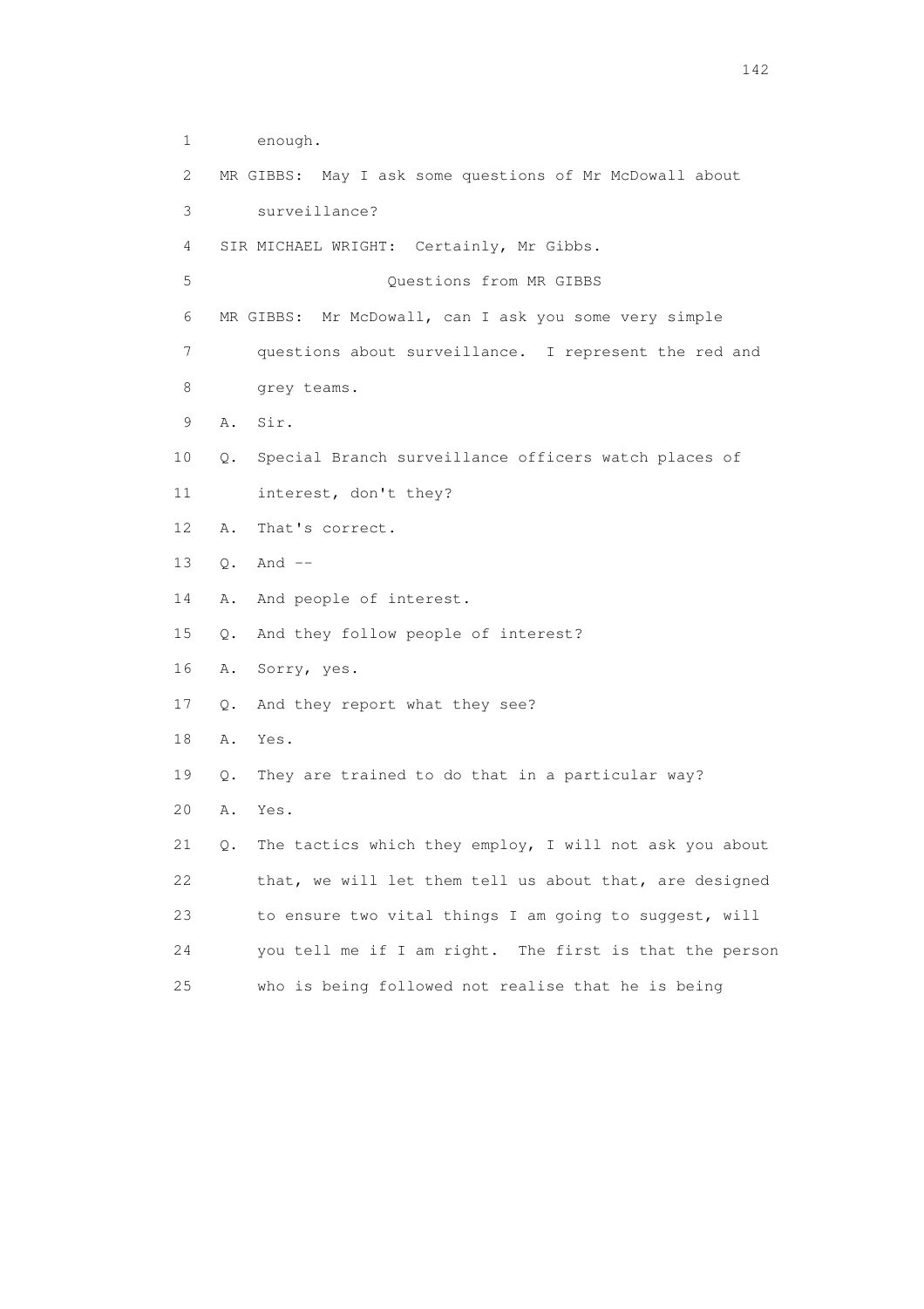1 enough.

2 MR GIBBS: May I ask some questions of Mr McDowall about

3 surveillance?

4 SIR MICHAEL WRIGHT: Certainly, Mr Gibbs.

5 Questions from MR GIBBS

6 MR GIBBS: Mr McDowall, can I ask you some very simple

7 questions about surveillance. I represent the red and

8 grey teams.

9 A. Sir.

10 Q. Special Branch surveillance officers watch places of

11 interest, don't they?

12 A. That's correct.

13 Q. And --

14 A. And people of interest.

15 Q. And they follow people of interest?

16 A. Sorry, yes.

17 Q. And they report what they see?

18 A. Yes.

19 Q. They are trained to do that in a particular way?

20 A. Yes.

21 Q. The tactics which they employ, I will not ask you about

22 that, we will let them tell us about that, are designed

23 to ensure two vital things I am going to suggest, will

24 you tell me if I am right. The first is that the person

25 who is being followed not realise that he is being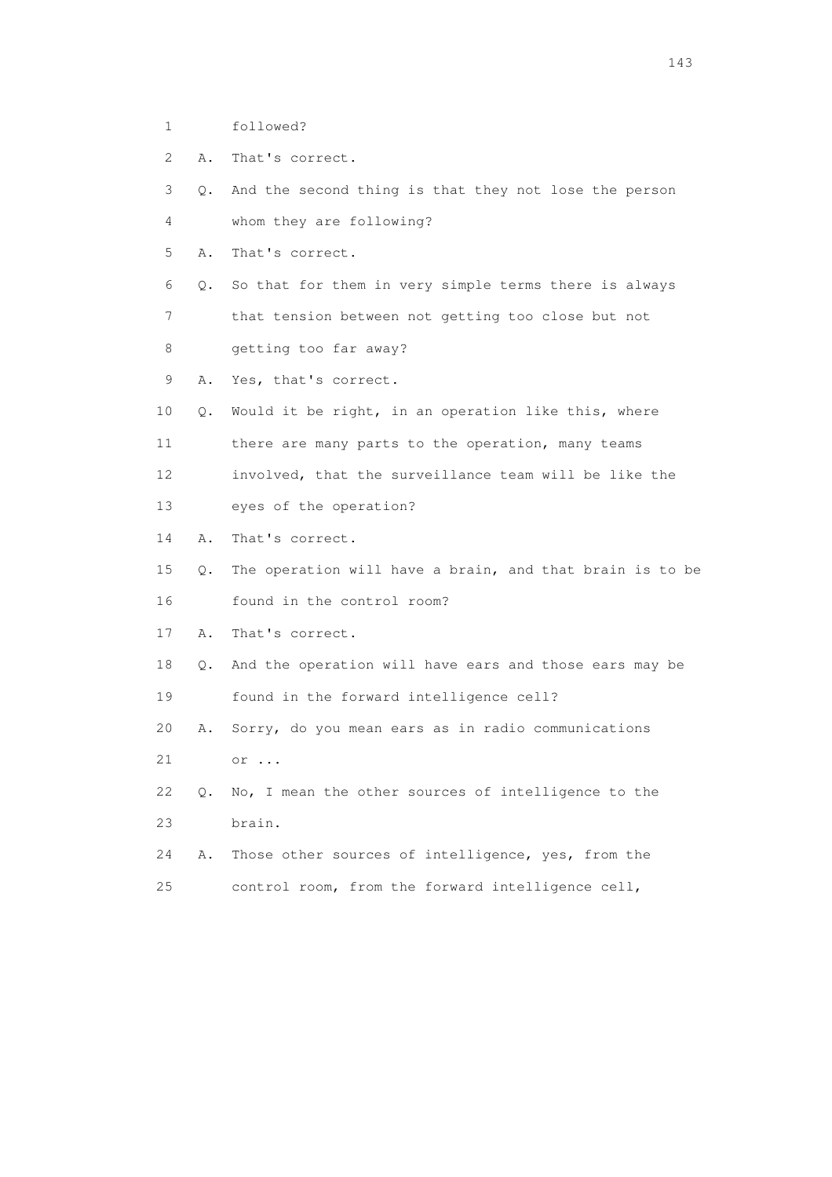1 followed?

2 A. That's correct.

3 Q. And the second thing is that they not lose the person

4 whom they are following?

5 A. That's correct.

6 Q. So that for them in very simple terms there is always

7 that tension between not getting too close but not

8 getting too far away?

9 A. Yes, that's correct.

10 Q. Would it be right, in an operation like this, where

11 there are many parts to the operation, many teams

12 involved, that the surveillance team will be like the

13 eyes of the operation?

14 A. That's correct.

15 Q. The operation will have a brain, and that brain is to be

16 found in the control room?

17 A. That's correct.

18 Q. And the operation will have ears and those ears may be

19 found in the forward intelligence cell?

20 A. Sorry, do you mean ears as in radio communications

21 or ...

22 Q. No, I mean the other sources of intelligence to the

23 brain.

24 A. Those other sources of intelligence, yes, from the

25 control room, from the forward intelligence cell,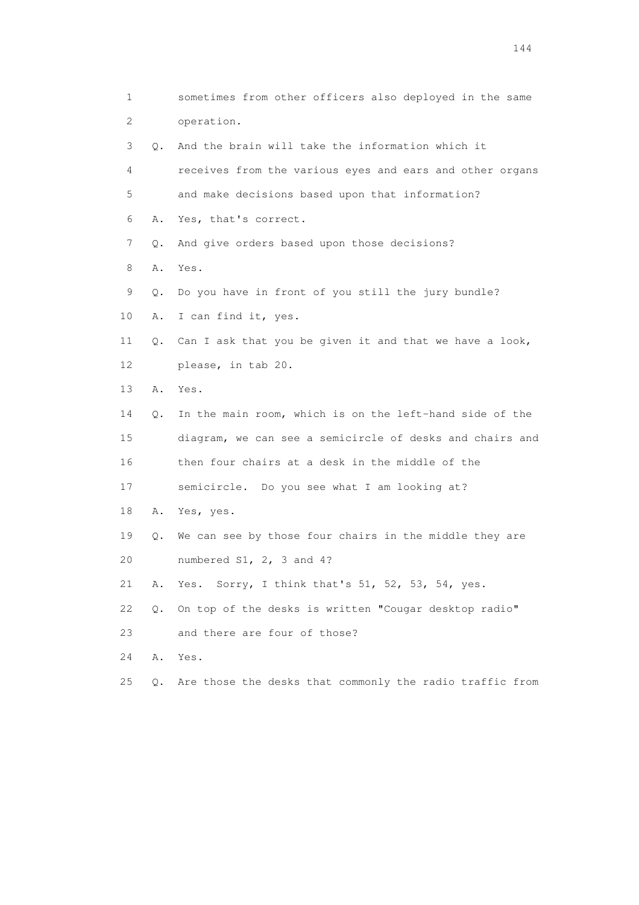1 sometimes from other officers also deployed in the same
2 operation.
3 Q. And the brain will take the information which it
4 receives from the various eyes and ears and other organs
5 and make decisions based upon that information?
6 A. Yes, that's correct.
7 Q. And give orders based upon those decisions?
8 A. Yes.
9 Q. Do you have in front of you still the jury bundle?
10 A. I can find it, yes.
11 Q. Can I ask that you be given it and that we have a look,
12 please, in tab 20.
13 A. Yes.
14 Q. In the main room, which is on the left-hand side of the
15 diagram, we can see a semicircle of desks and chairs and
16 then four chairs at a desk in the middle of the
17 semicircle. Do you see what I am looking at?
18 A. Yes, yes.
19 Q. We can see by those four chairs in the middle they are
20 numbered S1, 2, 3 and 4?
21 A. Yes. Sorry, I think that's 51, 52, 53, 54, yes.
22 Q. On top of the desks is written "Cougar desktop radio"
23 and there are four of those?
24 A. Yes.
25 Q. Are those the desks that commonly the radio traffic from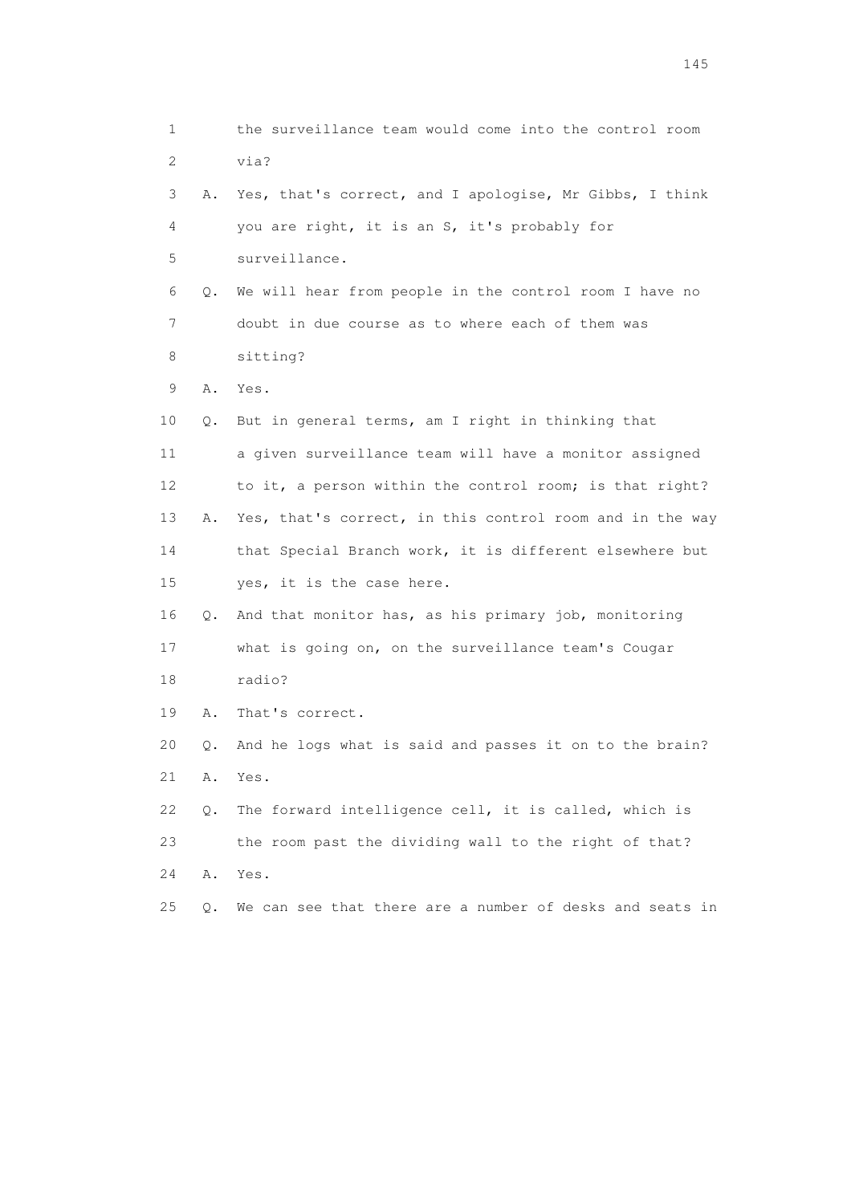1 the surveillance team would come into the control room
2 via?
3 A. Yes, that's correct, and I apologise, Mr Gibbs, I think
4 you are right, it is an S, it's probably for
5 surveillance.
6 Q. We will hear from people in the control room I have no
7 doubt in due course as to where each of them was
8 sitting?
9 A. Yes.
10 Q. But in general terms, am I right in thinking that
11 a given surveillance team will have a monitor assigned
12 to it, a person within the control room; is that right?
13 A. Yes, that's correct, in this control room and in the way
14 that Special Branch work, it is different elsewhere but
15 yes, it is the case here.
16 Q. And that monitor has, as his primary job, monitoring
17 what is going on, on the surveillance team's Cougar
18 radio?
19 A. That's correct.
20 Q. And he logs what is said and passes it on to the brain?
21 A. Yes.
22 Q. The forward intelligence cell, it is called, which is
23 the room past the dividing wall to the right of that?
24 A. Yes.
25 Q. We can see that there are a number of desks and seats in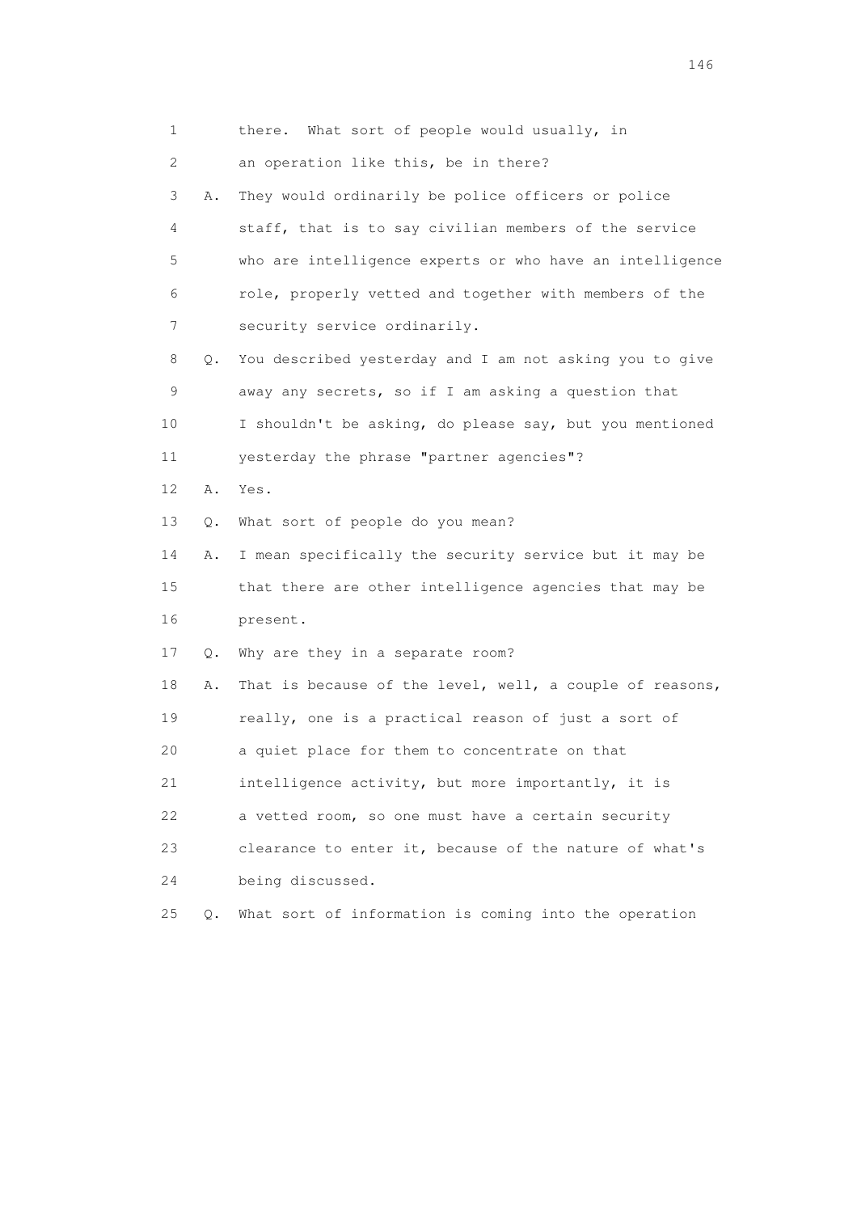1 there. What sort of people would usually, in

2 an operation like this, be in there?

3 A. They would ordinarily be police officers or police

4 staff, that is to say civilian members of the service

5 who are intelligence experts or who have an intelligence

6 role, properly vetted and together with members of the

7 security service ordinarily.

8 Q. You described yesterday and I am not asking you to give

9 away any secrets, so if I am asking a question that

10 I shouldn't be asking, do please say, but you mentioned

11 yesterday the phrase "partner agencies"?

12 A. Yes.

13 Q. What sort of people do you mean?

14 A. I mean specifically the security service but it may be

15 that there are other intelligence agencies that may be

16 present.

17 Q. Why are they in a separate room?

18 A. That is because of the level, well, a couple of reasons,

19 really, one is a practical reason of just a sort of

20 a quiet place for them to concentrate on that

21 intelligence activity, but more importantly, it is

22 a vetted room, so one must have a certain security

23 clearance to enter it, because of the nature of what's

24 being discussed.

25 Q. What sort of information is coming into the operation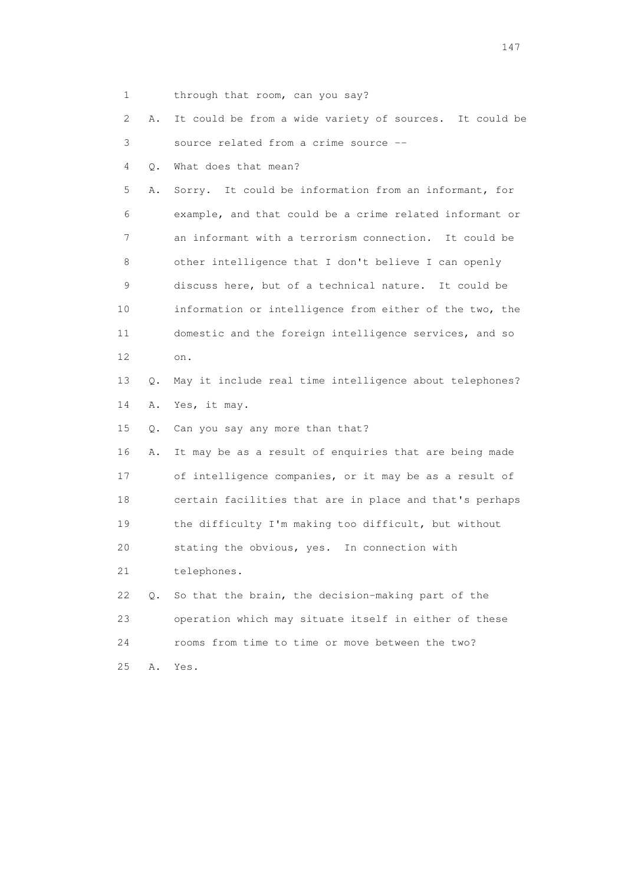1 through that room, can you say?

2 A. It could be from a wide variety of sources. It could be

3 source related from a crime source --

4 Q. What does that mean?

5 A. Sorry. It could be information from an informant, for

6 example, and that could be a crime related informant or

7 an informant with a terrorism connection. It could be

8 other intelligence that I don't believe I can openly

9 discuss here, but of a technical nature. It could be

10 information or intelligence from either of the two, the

11 domestic and the foreign intelligence services, and so

12 on.

13 Q. May it include real time intelligence about telephones?

14 A. Yes, it may.

15 Q. Can you say any more than that?

16 A. It may be as a result of enquiries that are being made

17 of intelligence companies, or it may be as a result of

18 certain facilities that are in place and that's perhaps

19 the difficulty I'm making too difficult, but without

20 stating the obvious, yes. In connection with

21 telephones.

22 Q. So that the brain, the decision-making part of the

23 operation which may situate itself in either of these

24 rooms from time to time or move between the two?

25 A. Yes.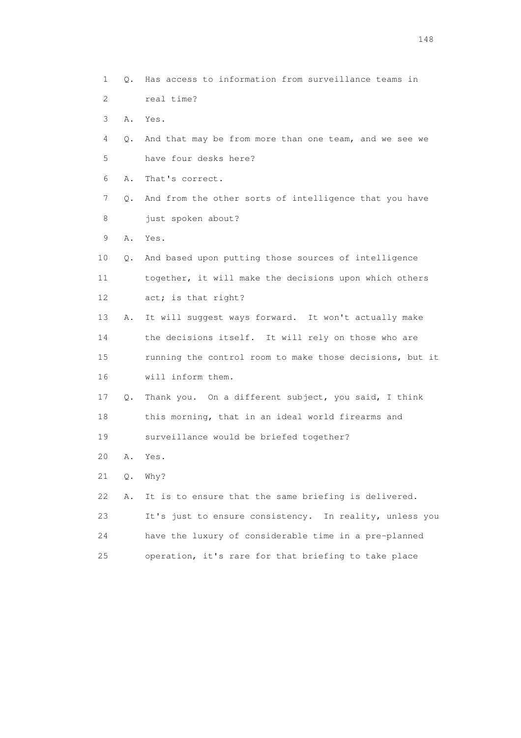1 Q. Has access to information from surveillance teams in
2 real time?
3 A. Yes.
4 Q. And that may be from more than one team, and we see we
5 have four desks here?
6 A. That's correct.
7 Q. And from the other sorts of intelligence that you have
8 just spoken about?
9 A. Yes.
10 Q. And based upon putting those sources of intelligence
11 together, it will make the decisions upon which others
12 act; is that right?
13 A. It will suggest ways forward. It won't actually make
14 the decisions itself. It will rely on those who are
15 running the control room to make those decisions, but it
16 will inform them.
17 Q. Thank you. On a different subject, you said, I think
18 this morning, that in an ideal world firearms and
19 surveillance would be briefed together?
20 A. Yes.
21 Q. Why?
22 A. It is to ensure that the same briefing is delivered.
23 It's just to ensure consistency. In reality, unless you
24 have the luxury of considerable time in a pre-planned
25 operation, it's rare for that briefing to take place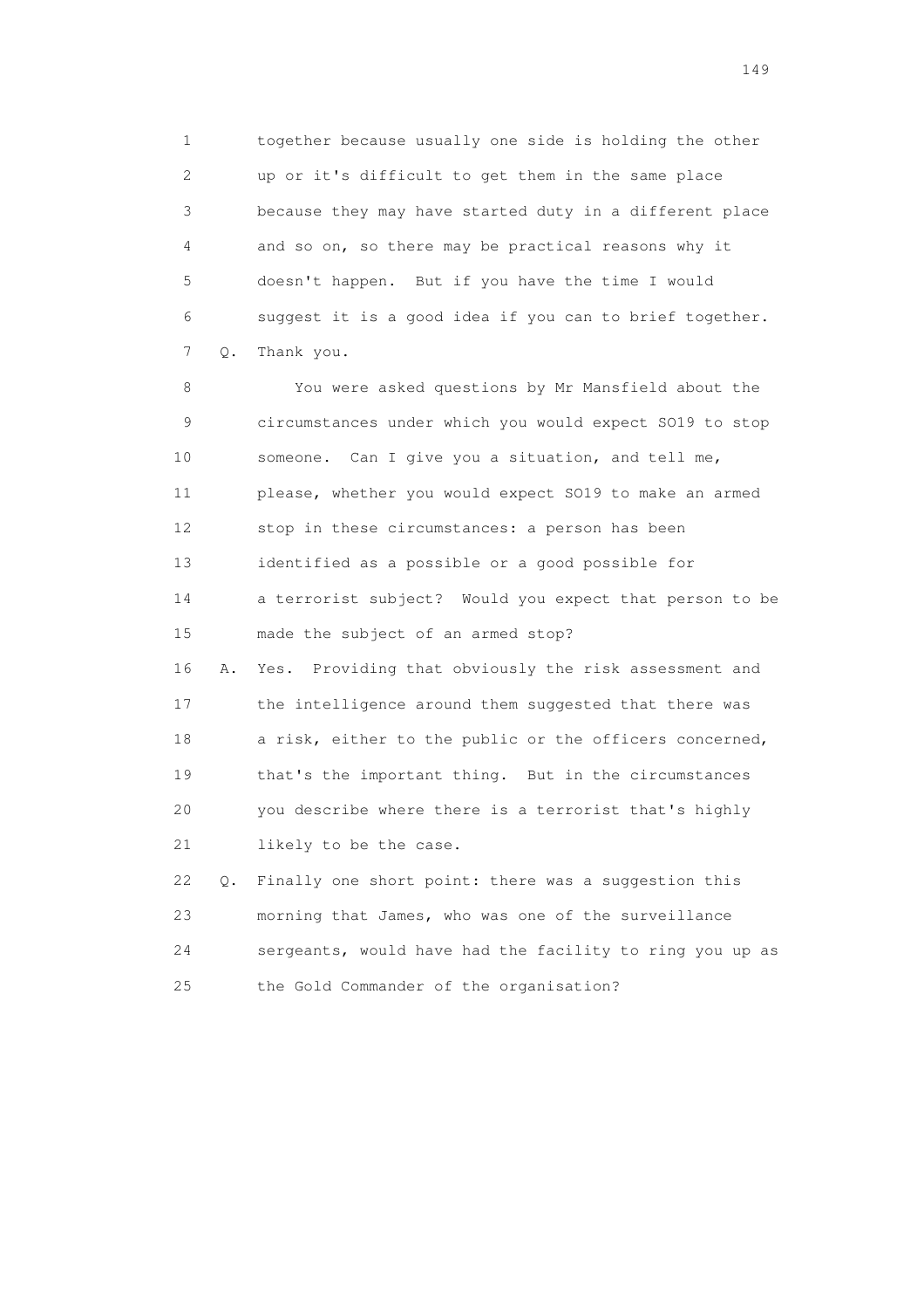1 together because usually one side is holding the other
2 up or it's difficult to get them in the same place
3 because they may have started duty in a different place
4 and so on, so there may be practical reasons why it
5 doesn't happen. But if you have the time I would
6 suggest it is a good idea if you can to brief together.
7 Q. Thank you.

8 You were asked questions by Mr Mansfield about the
9 circumstances under which you would expect SO19 to stop
10 someone. Can I give you a situation, and tell me,
11 please, whether you would expect SO19 to make an armed
12 stop in these circumstances: a person has been
13 identified as a possible or a good possible for
14 a terrorist subject? Would you expect that person to be
15 made the subject of an armed stop?

16 A. Yes. Providing that obviously the risk assessment and
17 the intelligence around them suggested that there was
18 a risk, either to the public or the officers concerned,
19 that's the important thing. But in the circumstances
20 you describe where there is a terrorist that's highly
21 likely to be the case.

22 Q. Finally one short point: there was a suggestion this
23 morning that James, who was one of the surveillance
24 sergeants, would have had the facility to ring you up as
25 the Gold Commander of the organisation?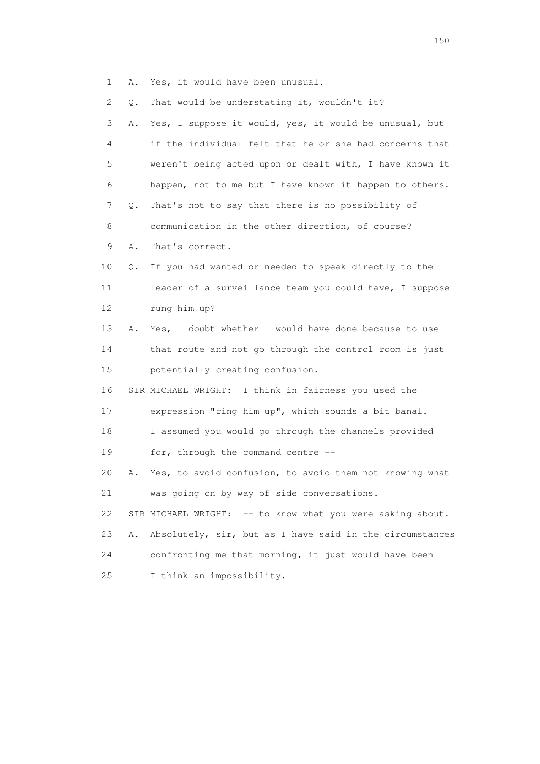1 A. Yes, it would have been unusual.

2 Q. That would be understating it, wouldn't it?

3 A. Yes, I suppose it would, yes, it would be unusual, but

4 if the individual felt that he or she had concerns that

5 weren't being acted upon or dealt with, I have known it

6 happen, not to me but I have known it happen to others.

7 Q. That's not to say that there is no possibility of

8 communication in the other direction, of course?

9 A. That's correct.

10 Q. If you had wanted or needed to speak directly to the

11 leader of a surveillance team you could have, I suppose

12 rung him up?

13 A. Yes, I doubt whether I would have done because to use

14 that route and not go through the control room is just

15 potentially creating confusion.

16 SIR MICHAEL WRIGHT: I think in fairness you used the

17 expression "ring him up", which sounds a bit banal.

18 I assumed you would go through the channels provided

19 for, through the command centre --

20 A. Yes, to avoid confusion, to avoid them not knowing what

21 was going on by way of side conversations.

22 SIR MICHAEL WRIGHT: -- to know what you were asking about.

23 A. Absolutely, sir, but as I have said in the circumstances

24 confronting me that morning, it just would have been

25 I think an impossibility.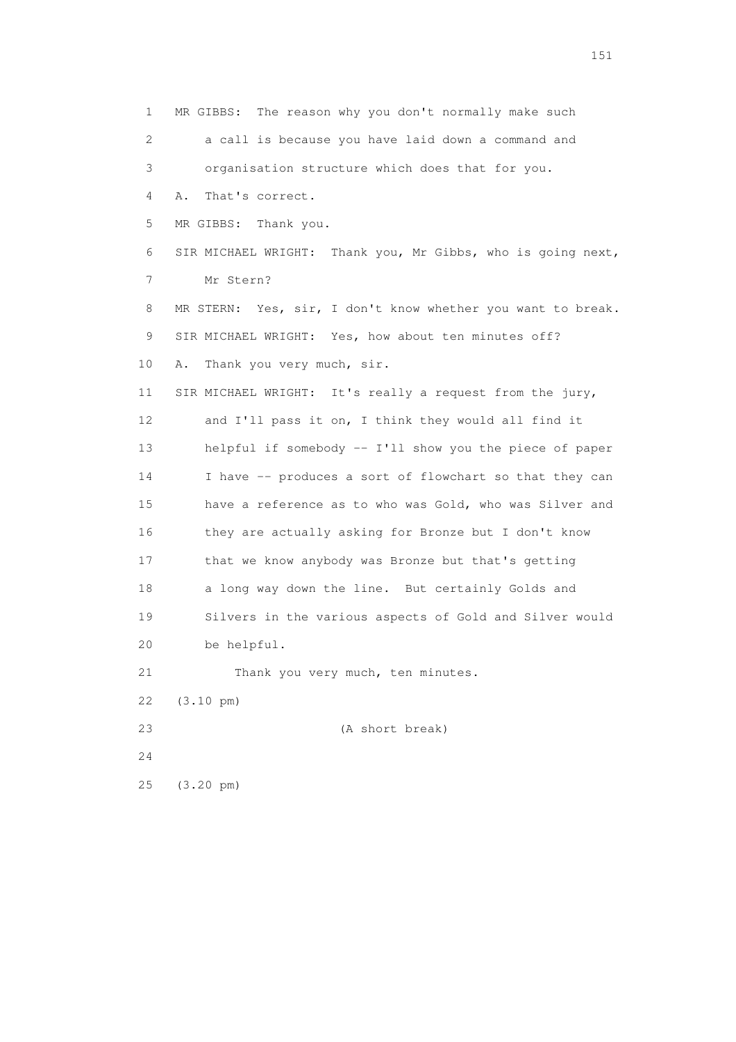1 MR GIBBS: The reason why you don't normally make such
2 a call is because you have laid down a command and
3 organisation structure which does that for you.
4 A. That's correct.
5 MR GIBBS: Thank you.
6 SIR MICHAEL WRIGHT: Thank you, Mr Gibbs, who is going next,
7 Mr Stern?
8 MR STERN: Yes, sir, I don't know whether you want to break.
9 SIR MICHAEL WRIGHT: Yes, how about ten minutes off?
10 A. Thank you very much, sir.
11 SIR MICHAEL WRIGHT: It's really a request from the jury,
12 and I'll pass it on, I think they would all find it
13 helpful if somebody -- I'll show you the piece of paper
14 I have -- produces a sort of flowchart so that they can
15 have a reference as to who was Gold, who was Silver and
16 they are actually asking for Bronze but I don't know
17 that we know anybody was Bronze but that's getting
18 a long way down the line. But certainly Golds and
19 Silvers in the various aspects of Gold and Silver would
20 be helpful.
21 Thank you very much, ten minutes.
22 (3.10 pm)
23 (A short break)
24
25 (3.20 pm)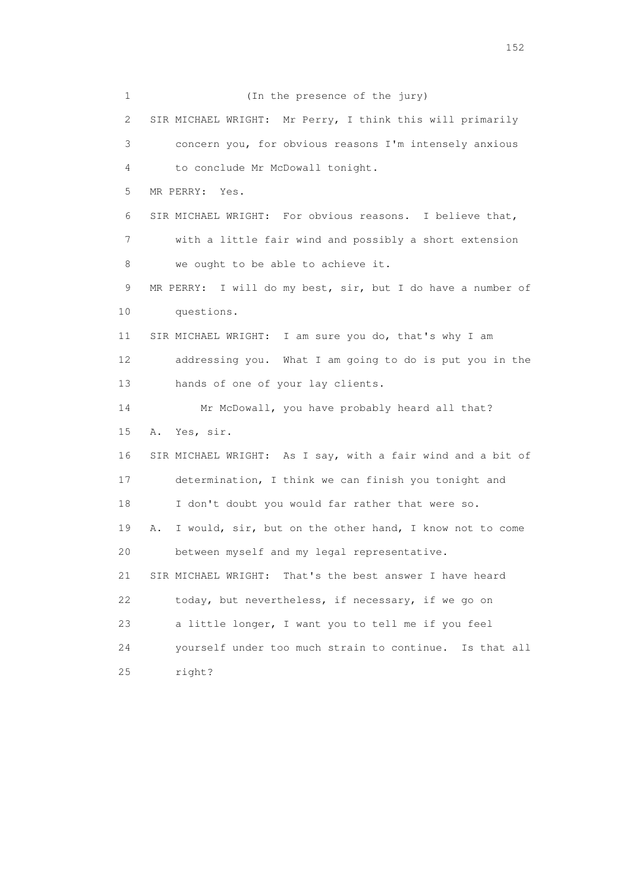1 (In the presence of the jury)

2 SIR MICHAEL WRIGHT: Mr Perry, I think this will primarily

3 concern you, for obvious reasons I'm intensely anxious

4 to conclude Mr McDowall tonight.

5 MR PERRY: Yes.

6 SIR MICHAEL WRIGHT: For obvious reasons. I believe that,

7 with a little fair wind and possibly a short extension

8 we ought to be able to achieve it.

9 MR PERRY: I will do my best, sir, but I do have a number of

10 questions.

11 SIR MICHAEL WRIGHT: I am sure you do, that's why I am

12 addressing you. What I am going to do is put you in the

13 hands of one of your lay clients.

14 Mr McDowall, you have probably heard all that?

15 A. Yes, sir.

16 SIR MICHAEL WRIGHT: As I say, with a fair wind and a bit of

17 determination, I think we can finish you tonight and

18 I don't doubt you would far rather that were so.

19 A. I would, sir, but on the other hand, I know not to come

20 between myself and my legal representative.

21 SIR MICHAEL WRIGHT: That's the best answer I have heard

22 today, but nevertheless, if necessary, if we go on

23 a little longer, I want you to tell me if you feel

24 yourself under too much strain to continue. Is that all

25 right?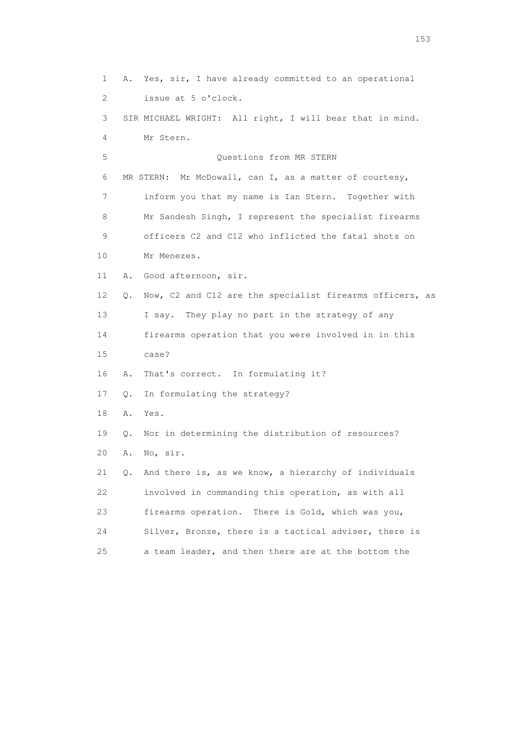1 A. Yes, sir, I have already committed to an operational
2 issue at 5 o'clock.
3 SIR MICHAEL WRIGHT: All right, I will bear that in mind.
4 Mr Stern.
5 Questions from MR STERN
6 MR STERN: Mr McDowall, can I, as a matter of courtesy,
7 inform you that my name is Ian Stern. Together with
8 Mr Sandesh Singh, I represent the specialist firearms
9 officers C2 and C12 who inflicted the fatal shots on
10 Mr Menezes.
11 A. Good afternoon, sir.
12 Q. Now, C2 and C12 are the specialist firearms officers, as
13 I say. They play no part in the strategy of any
14 firearms operation that you were involved in in this
15 case?
16 A. That's correct. In formulating it?
17 Q. In formulating the strategy?
18 A. Yes.
19 Q. Nor in determining the distribution of resources?
20 A. No, sir.
21 Q. And there is, as we know, a hierarchy of individuals
22 involved in commanding this operation, as with all
23 firearms operation. There is Gold, which was you,
24 Silver, Bronze, there is a tactical adviser, there is
25 a team leader, and then there are at the bottom the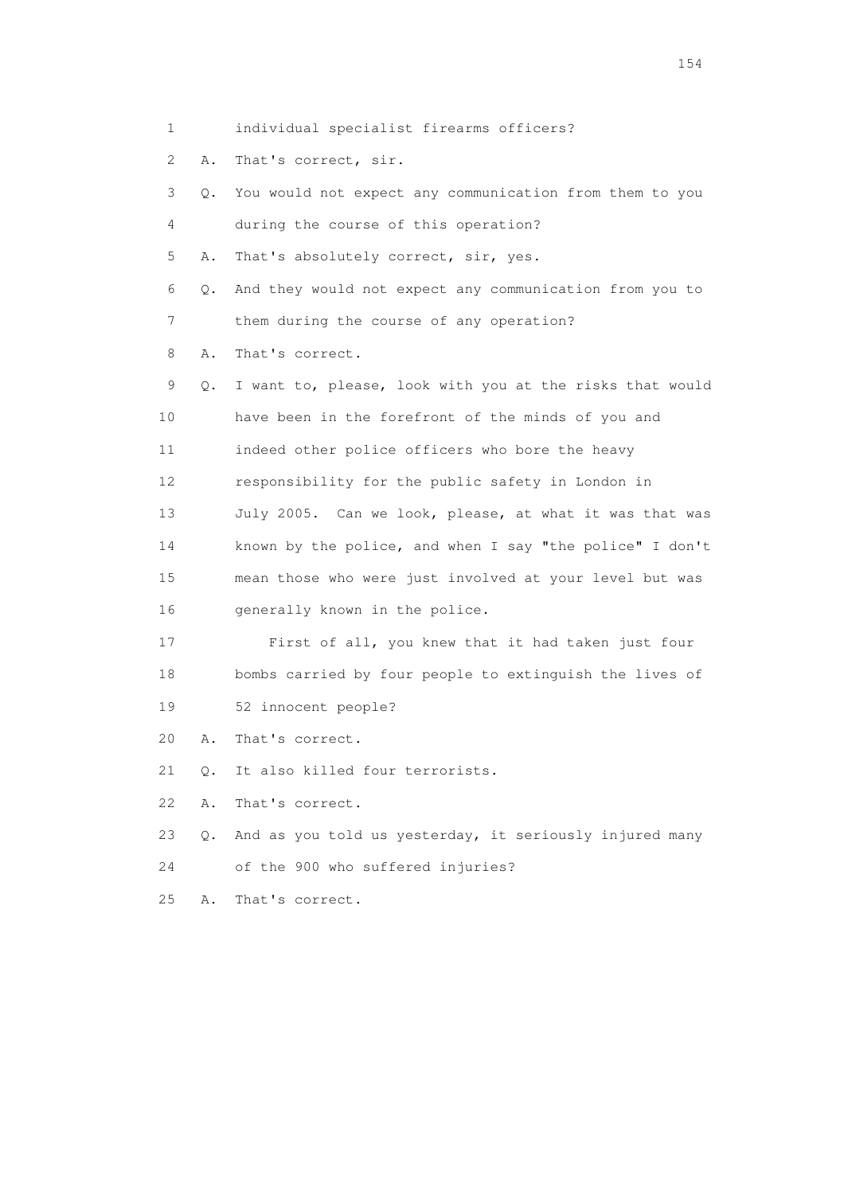1 individual specialist firearms officers?

2 A. That's correct, sir.

3 Q. You would not expect any communication from them to you

4 during the course of this operation?

5 A. That's absolutely correct, sir, yes.

6 Q. And they would not expect any communication from you to

7 them during the course of any operation?

8 A. That's correct.

9 Q. I want to, please, look with you at the risks that would

10 have been in the forefront of the minds of you and

11 indeed other police officers who bore the heavy

12 responsibility for the public safety in London in

13 July 2005. Can we look, please, at what it was that was

14 known by the police, and when I say "the police" I don't

15 mean those who were just involved at your level but was

16 generally known in the police.

17 First of all, you knew that it had taken just four

18 bombs carried by four people to extinguish the lives of

19 52 innocent people?

20 A. That's correct.

21 Q. It also killed four terrorists.

22 A. That's correct.

23 Q. And as you told us yesterday, it seriously injured many

24 of the 900 who suffered injuries?

25 A. That's correct.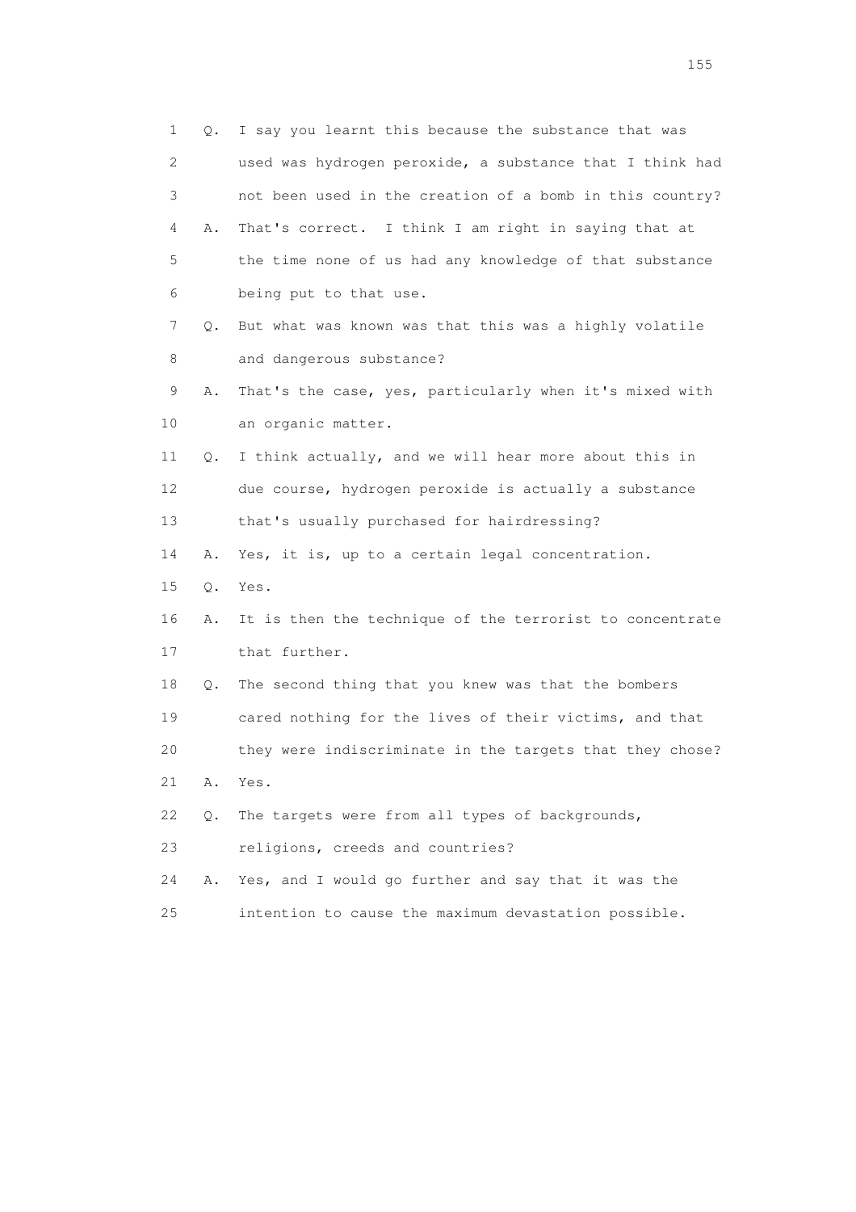1 Q. I say you learnt this because the substance that was
2 used was hydrogen peroxide, a substance that I think had
3 not been used in the creation of a bomb in this country?
4 A. That's correct. I think I am right in saying that at
5 the time none of us had any knowledge of that substance
6 being put to that use.
7 Q. But what was known was that this was a highly volatile
8 and dangerous substance?
9 A. That's the case, yes, particularly when it's mixed with
10 an organic matter.
11 Q. I think actually, and we will hear more about this in
12 due course, hydrogen peroxide is actually a substance
13 that's usually purchased for hairdressing?
14 A. Yes, it is, up to a certain legal concentration.
15 Q. Yes.
16 A. It is then the technique of the terrorist to concentrate
17 that further.
18 Q. The second thing that you knew was that the bombers
19 cared nothing for the lives of their victims, and that
20 they were indiscriminate in the targets that they chose?
21 A. Yes.
22 Q. The targets were from all types of backgrounds,
23 religions, creeds and countries?
24 A. Yes, and I would go further and say that it was the
25 intention to cause the maximum devastation possible.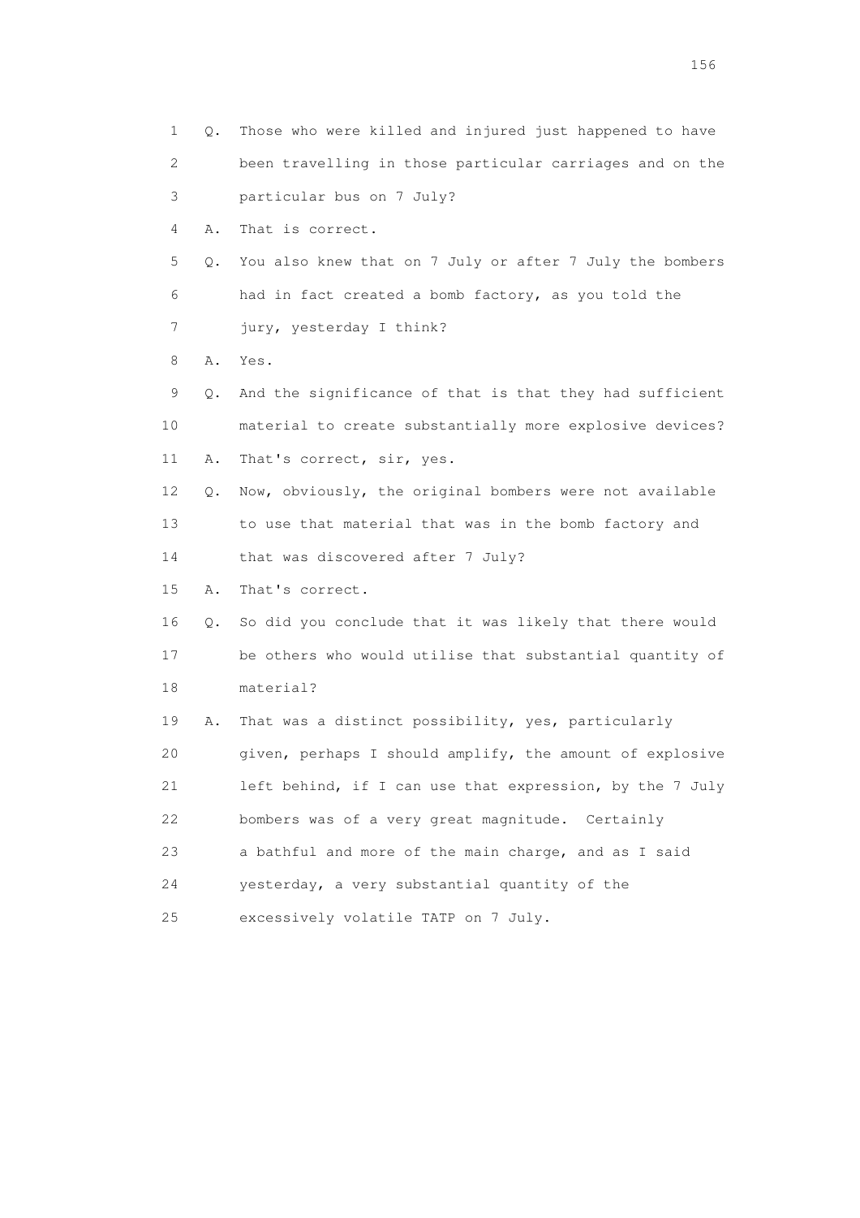1 Q. Those who were killed and injured just happened to have
2 been travelling in those particular carriages and on the
3 particular bus on 7 July?
4 A. That is correct.
5 Q. You also knew that on 7 July or after 7 July the bombers
6 had in fact created a bomb factory, as you told the
7 jury, yesterday I think?
8 A. Yes.
9 Q. And the significance of that is that they had sufficient
10 material to create substantially more explosive devices?
11 A. That's correct, sir, yes.
12 Q. Now, obviously, the original bombers were not available
13 to use that material that was in the bomb factory and
14 that was discovered after 7 July?
15 A. That's correct.
16 Q. So did you conclude that it was likely that there would
17 be others who would utilise that substantial quantity of
18 material?
19 A. That was a distinct possibility, yes, particularly
20 given, perhaps I should amplify, the amount of explosive
21 left behind, if I can use that expression, by the 7 July
22 bombers was of a very great magnitude. Certainly
23 a bathful and more of the main charge, and as I said
24 yesterday, a very substantial quantity of the
25 excessively volatile TATP on 7 July.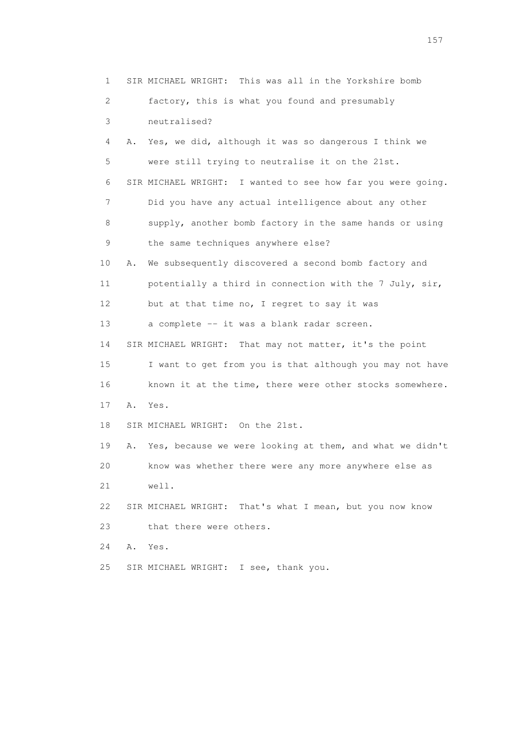1 SIR MICHAEL WRIGHT: This was all in the Yorkshire bomb
2 factory, this is what you found and presumably
3 neutralised?
4 A. Yes, we did, although it was so dangerous I think we
5 were still trying to neutralise it on the 21st.
6 SIR MICHAEL WRIGHT: I wanted to see how far you were going.
7 Did you have any actual intelligence about any other
8 supply, another bomb factory in the same hands or using
9 the same techniques anywhere else?
10 A. We subsequently discovered a second bomb factory and
11 potentially a third in connection with the 7 July, sir,
12 but at that time no, I regret to say it was
13 a complete -- it was a blank radar screen.
14 SIR MICHAEL WRIGHT: That may not matter, it's the point
15 I want to get from you is that although you may not have
16 known it at the time, there were other stocks somewhere.
17 A. Yes.
18 SIR MICHAEL WRIGHT: On the 21st.
19 A. Yes, because we were looking at them, and what we didn't
20 know was whether there were any more anywhere else as
21 well.
22 SIR MICHAEL WRIGHT: That's what I mean, but you now know
23 that there were others.
24 A. Yes.
25 SIR MICHAEL WRIGHT: I see, thank you.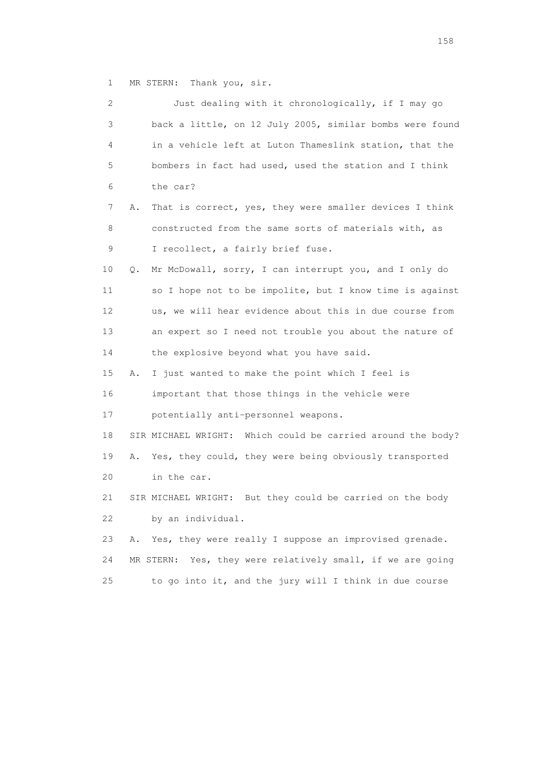1 MR STERN: Thank you, sir.

2 Just dealing with it chronologically, if I may go
3 back a little, on 12 July 2005, similar bombs were found
4 in a vehicle left at Luton Thameslink station, that the
5 bombers in fact had used, used the station and I think
6 the car?

7 A. That is correct, yes, they were smaller devices I think
8 constructed from the same sorts of materials with, as
9 I recollect, a fairly brief fuse.

10 Q. Mr McDowall, sorry, I can interrupt you, and I only do
11 so I hope not to be impolite, but I know time is against
12 us, we will hear evidence about this in due course from
13 an expert so I need not trouble you about the nature of
14 the explosive beyond what you have said.

15 A. I just wanted to make the point which I feel is
16 important that those things in the vehicle were
17 potentially anti-personnel weapons.

18 SIR MICHAEL WRIGHT: Which could be carried around the body?

19 A. Yes, they could, they were being obviously transported
20 in the car.

21 SIR MICHAEL WRIGHT: But they could be carried on the body
22 by an individual.

23 A. Yes, they were really I suppose an improvised grenade.

24 MR STERN: Yes, they were relatively small, if we are going
25 to go into it, and the jury will I think in due course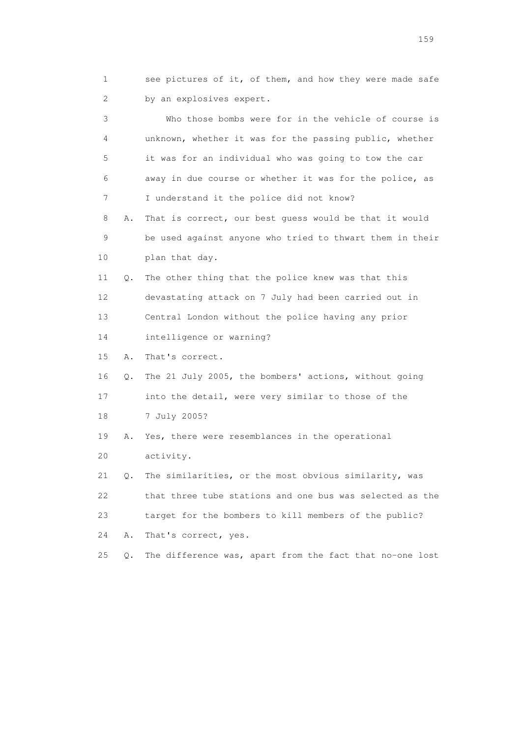1 see pictures of it, of them, and how they were made safe
2 by an explosives expert.

3 Who those bombs were for in the vehicle of course is
4 unknown, whether it was for the passing public, whether
5 it was for an individual who was going to tow the car
6 away in due course or whether it was for the police, as
7 I understand it the police did not know?

8 A. That is correct, our best guess would be that it would
9 be used against anyone who tried to thwart them in their
10 plan that day.

11 Q. The other thing that the police knew was that this
12 devastating attack on 7 July had been carried out in
13 Central London without the police having any prior
14 intelligence or warning?

15 A. That's correct.

16 Q. The 21 July 2005, the bombers' actions, without going
17 into the detail, were very similar to those of the
18 7 July 2005?

19 A. Yes, there were resemblances in the operational
20 activity.

21 Q. The similarities, or the most obvious similarity, was
22 that three tube stations and one bus was selected as the
23 target for the bombers to kill members of the public?

24 A. That's correct, yes.

25 Q. The difference was, apart from the fact that no-one lost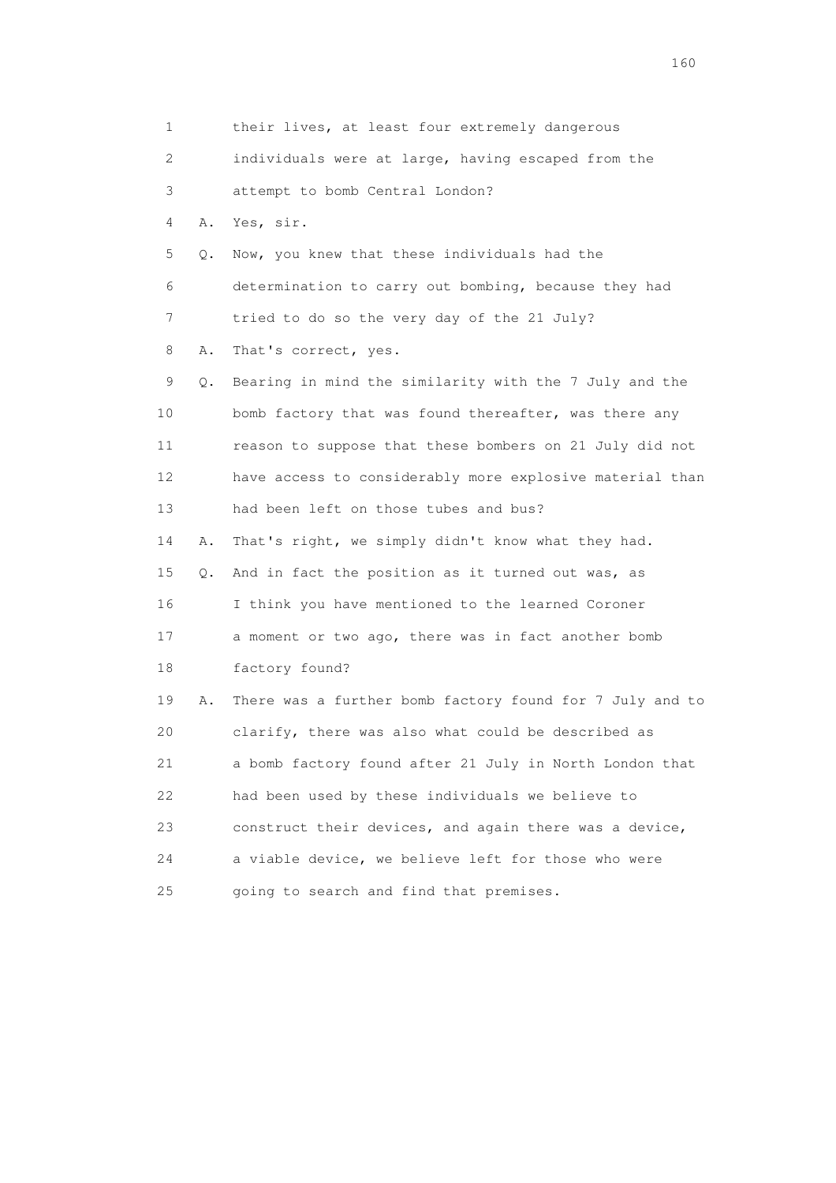1 their lives, at least four extremely dangerous
2 individuals were at large, having escaped from the
3 attempt to bomb Central London?
4 A. Yes, sir.
5 Q. Now, you knew that these individuals had the
6 determination to carry out bombing, because they had
7 tried to do so the very day of the 21 July?
8 A. That's correct, yes.
9 Q. Bearing in mind the similarity with the 7 July and the
10 bomb factory that was found thereafter, was there any
11 reason to suppose that these bombers on 21 July did not
12 have access to considerably more explosive material than
13 had been left on those tubes and bus?
14 A. That's right, we simply didn't know what they had.
15 Q. And in fact the position as it turned out was, as
16 I think you have mentioned to the learned Coroner
17 a moment or two ago, there was in fact another bomb
18 factory found?
19 A. There was a further bomb factory found for 7 July and to
20 clarify, there was also what could be described as
21 a bomb factory found after 21 July in North London that
22 had been used by these individuals we believe to
23 construct their devices, and again there was a device,
24 a viable device, we believe left for those who were
25 going to search and find that premises.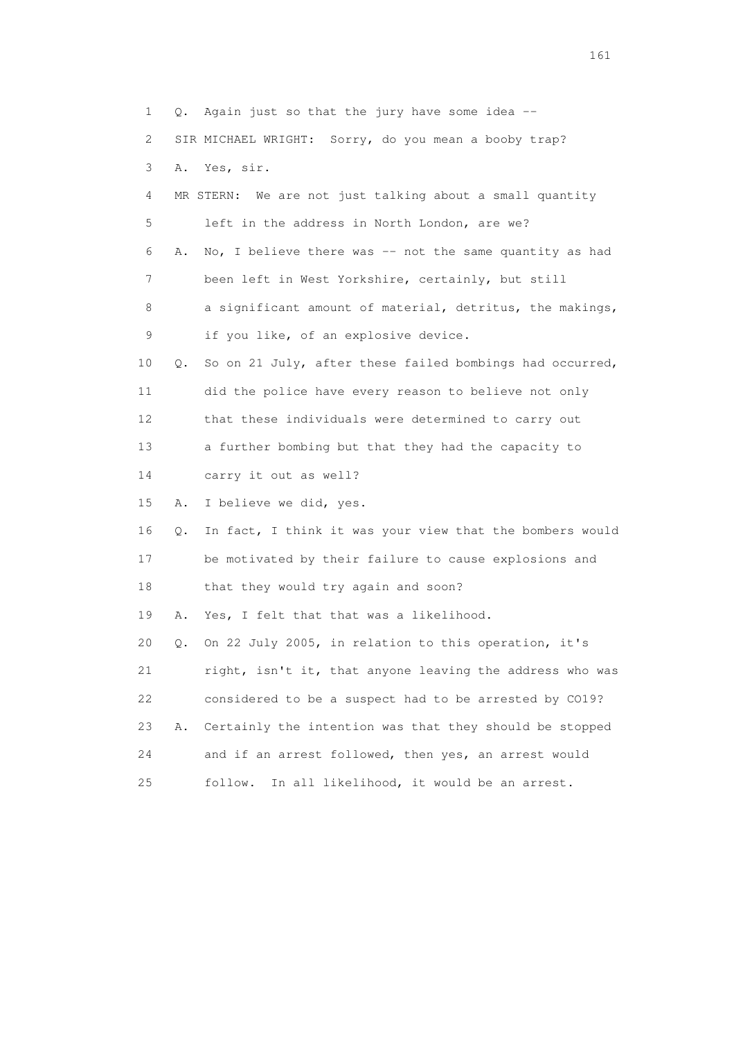1 Q. Again just so that the jury have some idea --

2 SIR MICHAEL WRIGHT: Sorry, do you mean a booby trap?

3 A. Yes, sir.

4 MR STERN: We are not just talking about a small quantity

5 left in the address in North London, are we?

6 A. No, I believe there was -- not the same quantity as had

7 been left in West Yorkshire, certainly, but still

8 a significant amount of material, detritus, the makings,

9 if you like, of an explosive device.

10 Q. So on 21 July, after these failed bombings had occurred,

11 did the police have every reason to believe not only

12 that these individuals were determined to carry out

13 a further bombing but that they had the capacity to

14 carry it out as well?

15 A. I believe we did, yes.

16 Q. In fact, I think it was your view that the bombers would

17 be motivated by their failure to cause explosions and

18 that they would try again and soon?

19 A. Yes, I felt that that was a likelihood.

20 Q. On 22 July 2005, in relation to this operation, it's

21 right, isn't it, that anyone leaving the address who was

22 considered to be a suspect had to be arrested by CO19?

23 A. Certainly the intention was that they should be stopped

24 and if an arrest followed, then yes, an arrest would

25 follow. In all likelihood, it would be an arrest.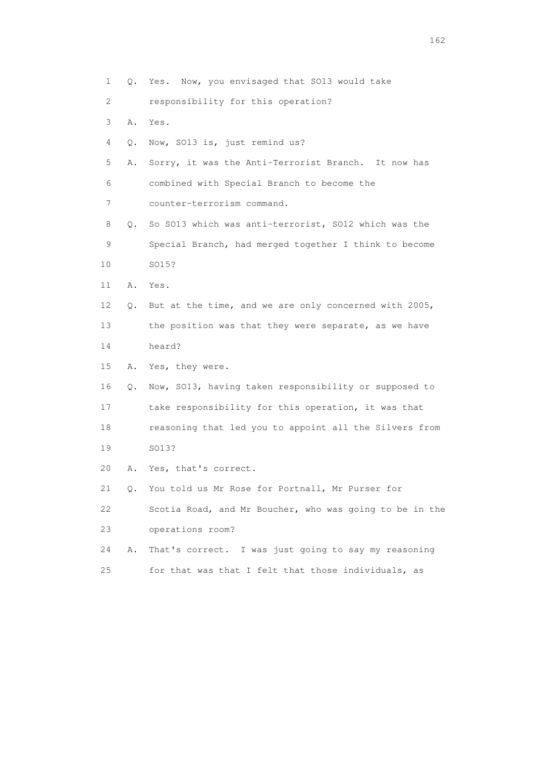1 Q. Yes. Now, you envisaged that SO13 would take
2 responsibility for this operation?
3 A. Yes.
4 Q. Now, SO13 is, just remind us?
5 A. Sorry, it was the Anti-Terrorist Branch. It now has
6 combined with Special Branch to become the
7 counter-terrorism command.
8 Q. So SO13 which was anti-terrorist, SO12 which was the
9 Special Branch, had merged together I think to become
10 SO15?
11 A. Yes.
12 Q. But at the time, and we are only concerned with 2005,
13 the position was that they were separate, as we have
14 heard?
15 A. Yes, they were.
16 Q. Now, SO13, having taken responsibility or supposed to
17 take responsibility for this operation, it was that
18 reasoning that led you to appoint all the Silvers from
19 SO13?
20 A. Yes, that's correct.
21 Q. You told us Mr Rose for Portnall, Mr Purser for
22 Scotia Road, and Mr Boucher, who was going to be in the
23 operations room?
24 A. That's correct. I was just going to say my reasoning
25 for that was that I felt that those individuals, as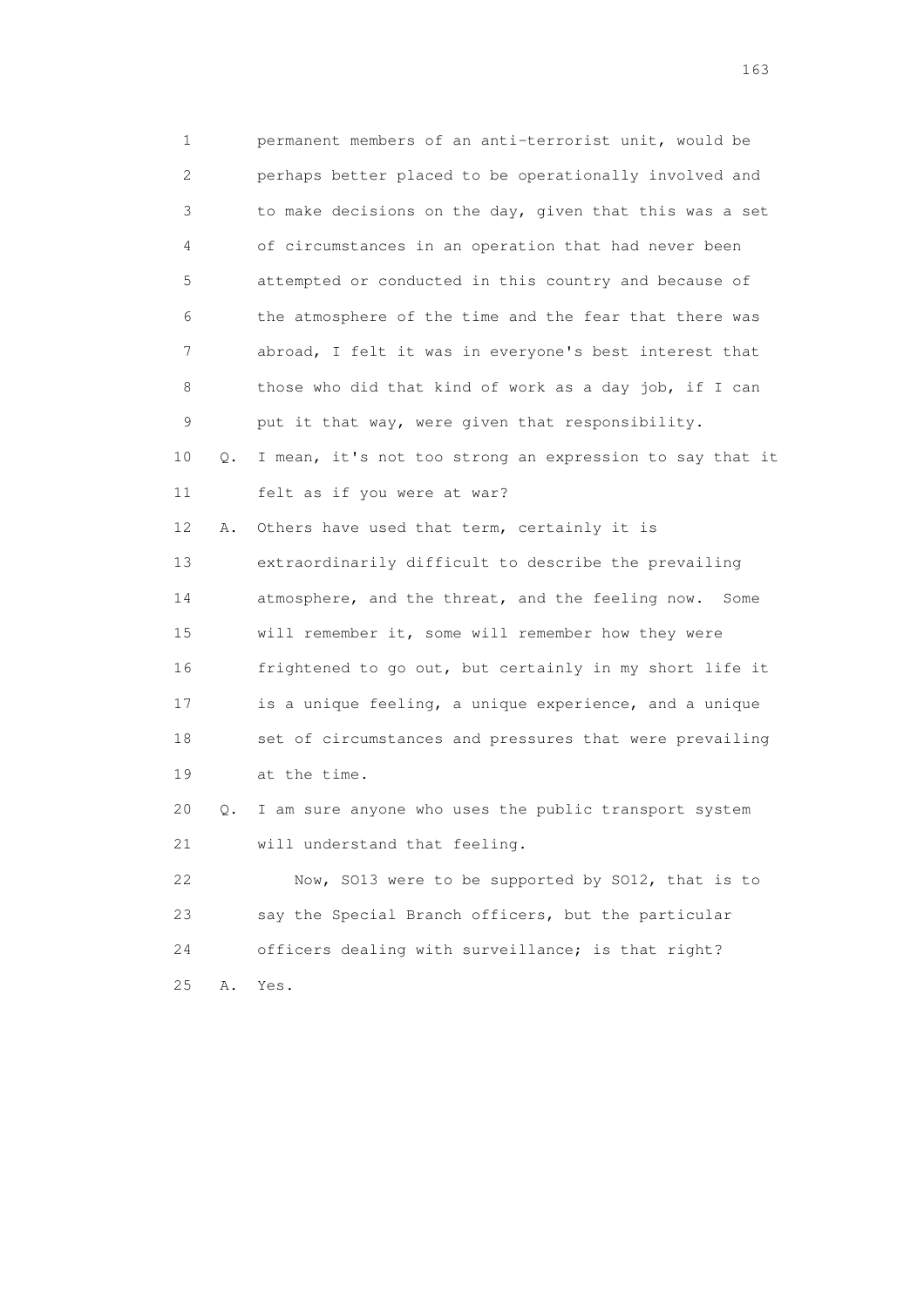1 permanent members of an anti-terrorist unit, would be
2 perhaps better placed to be operationally involved and
3 to make decisions on the day, given that this was a set
4 of circumstances in an operation that had never been
5 attempted or conducted in this country and because of
6 the atmosphere of the time and the fear that there was
7 abroad, I felt it was in everyone's best interest that
8 those who did that kind of work as a day job, if I can
9 put it that way, were given that responsibility.

10 Q. I mean, it's not too strong an expression to say that it
11 felt as if you were at war?

12 A. Others have used that term, certainly it is
13 extraordinarily difficult to describe the prevailing
14 atmosphere, and the threat, and the feeling now. Some
15 will remember it, some will remember how they were
16 frightened to go out, but certainly in my short life it
17 is a unique feeling, a unique experience, and a unique
18 set of circumstances and pressures that were prevailing
19 at the time.

20 Q. I am sure anyone who uses the public transport system
21 will understand that feeling.

22 Now, SO13 were to be supported by SO12, that is to
23 say the Special Branch officers, but the particular
24 officers dealing with surveillance; is that right?

25 A. Yes.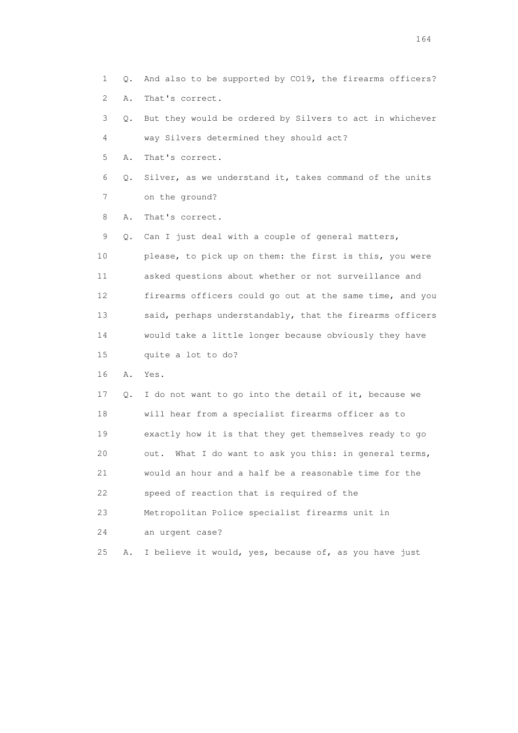1 Q. And also to be supported by CO19, the firearms officers?

2 A. That's correct.

3 Q. But they would be ordered by Silvers to act in whichever

4 way Silvers determined they should act?

5 A. That's correct.

6 Q. Silver, as we understand it, takes command of the units

7 on the ground?

8 A. That's correct.

9 Q. Can I just deal with a couple of general matters,

10 please, to pick up on them: the first is this, you were

11 asked questions about whether or not surveillance and

12 firearms officers could go out at the same time, and you

13 said, perhaps understandably, that the firearms officers

14 would take a little longer because obviously they have

15 quite a lot to do?

16 A. Yes.

17 Q. I do not want to go into the detail of it, because we

18 will hear from a specialist firearms officer as to

19 exactly how it is that they get themselves ready to go

20 out. What I do want to ask you this: in general terms,

21 would an hour and a half be a reasonable time for the

22 speed of reaction that is required of the

23 Metropolitan Police specialist firearms unit in

24 an urgent case?

25 A. I believe it would, yes, because of, as you have just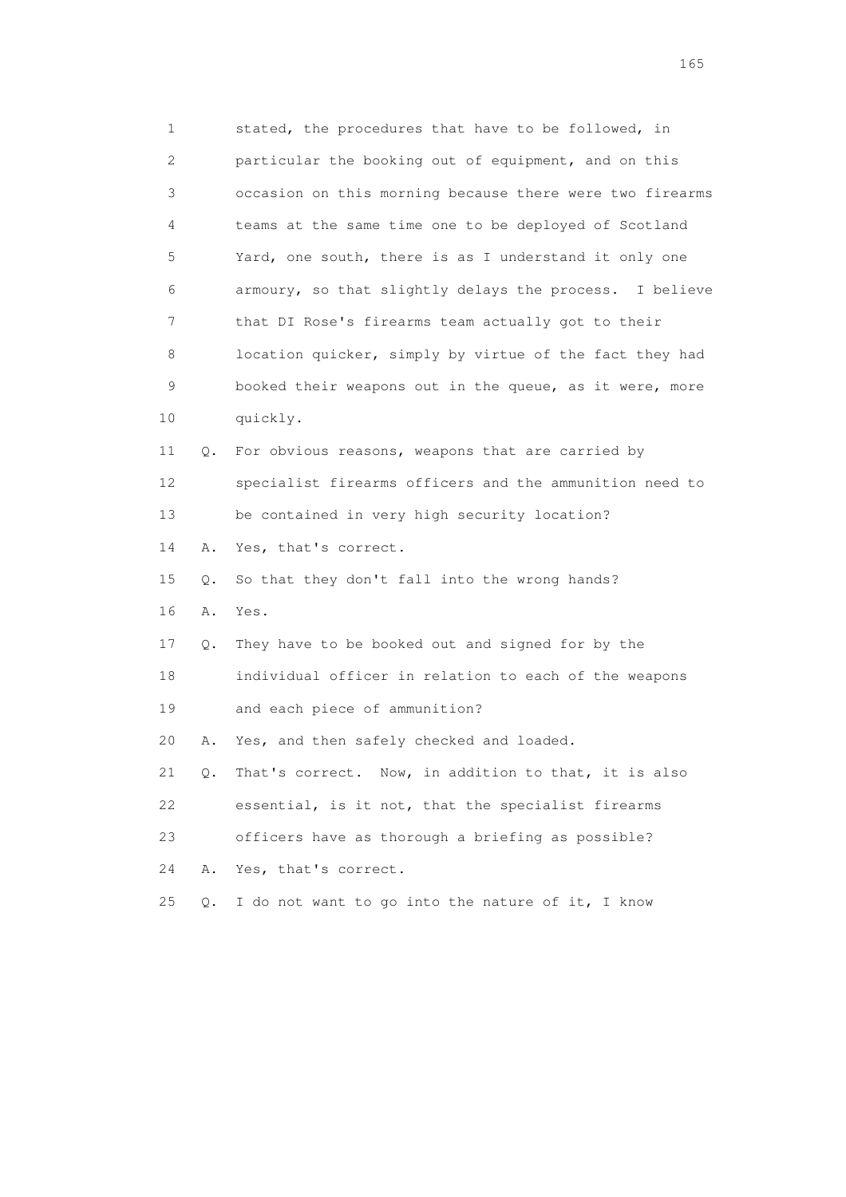1 stated, the procedures that have to be followed, in
2 particular the booking out of equipment, and on this
3 occasion on this morning because there were two firearms
4 teams at the same time one to be deployed of Scotland
5 Yard, one south, there is as I understand it only one
6 armoury, so that slightly delays the process. I believe
7 that DI Rose's firearms team actually got to their
8 location quicker, simply by virtue of the fact they had
9 booked their weapons out in the queue, as it were, more
10 quickly.
11 Q. For obvious reasons, weapons that are carried by
12 specialist firearms officers and the ammunition need to
13 be contained in very high security location?
14 A. Yes, that's correct.
15 Q. So that they don't fall into the wrong hands?
16 A. Yes.
17 Q. They have to be booked out and signed for by the
18 individual officer in relation to each of the weapons
19 and each piece of ammunition?
20 A. Yes, and then safely checked and loaded.
21 Q. That's correct. Now, in addition to that, it is also
22 essential, is it not, that the specialist firearms
23 officers have as thorough a briefing as possible?
24 A. Yes, that's correct.
25 Q. I do not want to go into the nature of it, I know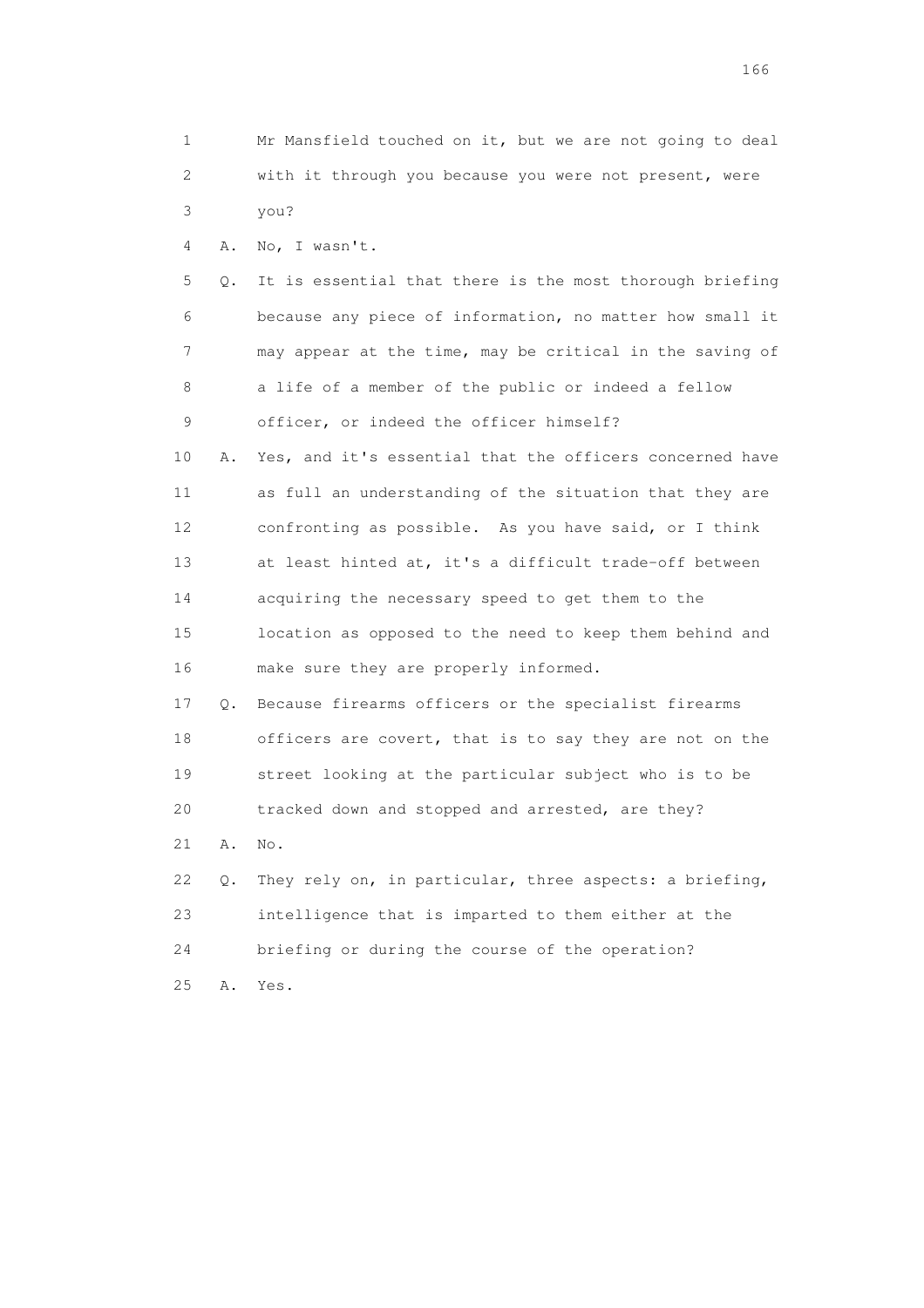1 Mr Mansfield touched on it, but we are not going to deal
2 with it through you because you were not present, were
3 you?

4 A. No, I wasn't.

5 Q. It is essential that there is the most thorough briefing
6 because any piece of information, no matter how small it
7 may appear at the time, may be critical in the saving of
8 a life of a member of the public or indeed a fellow
9 officer, or indeed the officer himself?

10 A. Yes, and it's essential that the officers concerned have
11 as full an understanding of the situation that they are
12 confronting as possible. As you have said, or I think
13 at least hinted at, it's a difficult trade-off between
14 acquiring the necessary speed to get them to the
15 location as opposed to the need to keep them behind and
16 make sure they are properly informed.

17 Q. Because firearms officers or the specialist firearms
18 officers are covert, that is to say they are not on the
19 street looking at the particular subject who is to be
20 tracked down and stopped and arrested, are they?

21 A. No.

22 Q. They rely on, in particular, three aspects: a briefing,
23 intelligence that is imparted to them either at the
24 briefing or during the course of the operation?

25 A. Yes.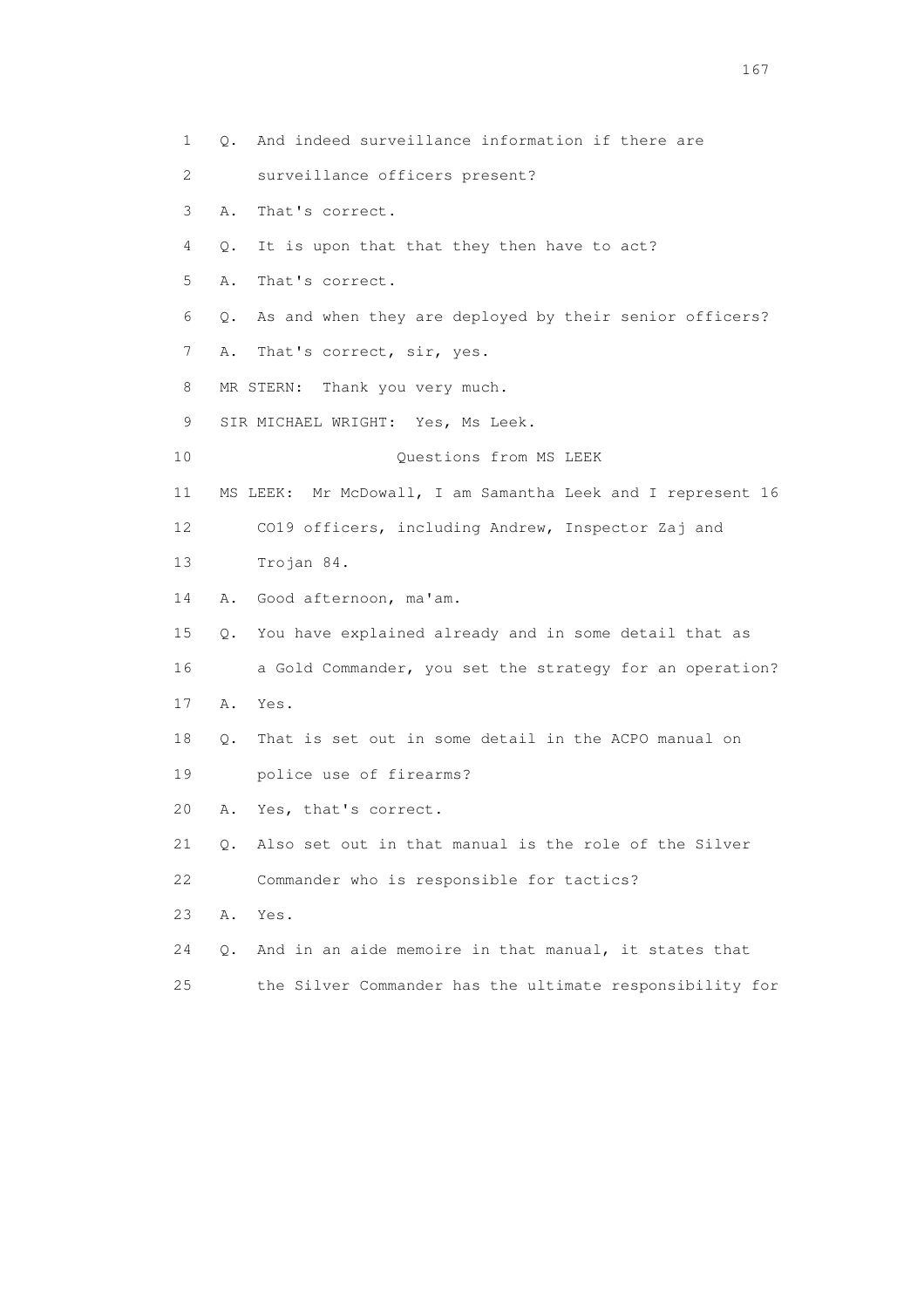1 Q. And indeed surveillance information if there are
2 surveillance officers present?
3 A. That's correct.
4 Q. It is upon that that they then have to act?
5 A. That's correct.
6 Q. As and when they are deployed by their senior officers?
7 A. That's correct, sir, yes.
8 MR STERN: Thank you very much.
9 SIR MICHAEL WRIGHT: Yes, Ms Leek.
10 Questions from MS LEEK
11 MS LEEK: Mr McDowall, I am Samantha Leek and I represent 16
12 CO19 officers, including Andrew, Inspector Zaj and
13 Trojan 84.
14 A. Good afternoon, ma'am.
15 Q. You have explained already and in some detail that as
16 a Gold Commander, you set the strategy for an operation?
17 A. Yes.
18 Q. That is set out in some detail in the ACPO manual on
19 police use of firearms?
20 A. Yes, that's correct.
21 Q. Also set out in that manual is the role of the Silver
22 Commander who is responsible for tactics?
23 A. Yes.
24 Q. And in an aide memoire in that manual, it states that
25 the Silver Commander has the ultimate responsibility for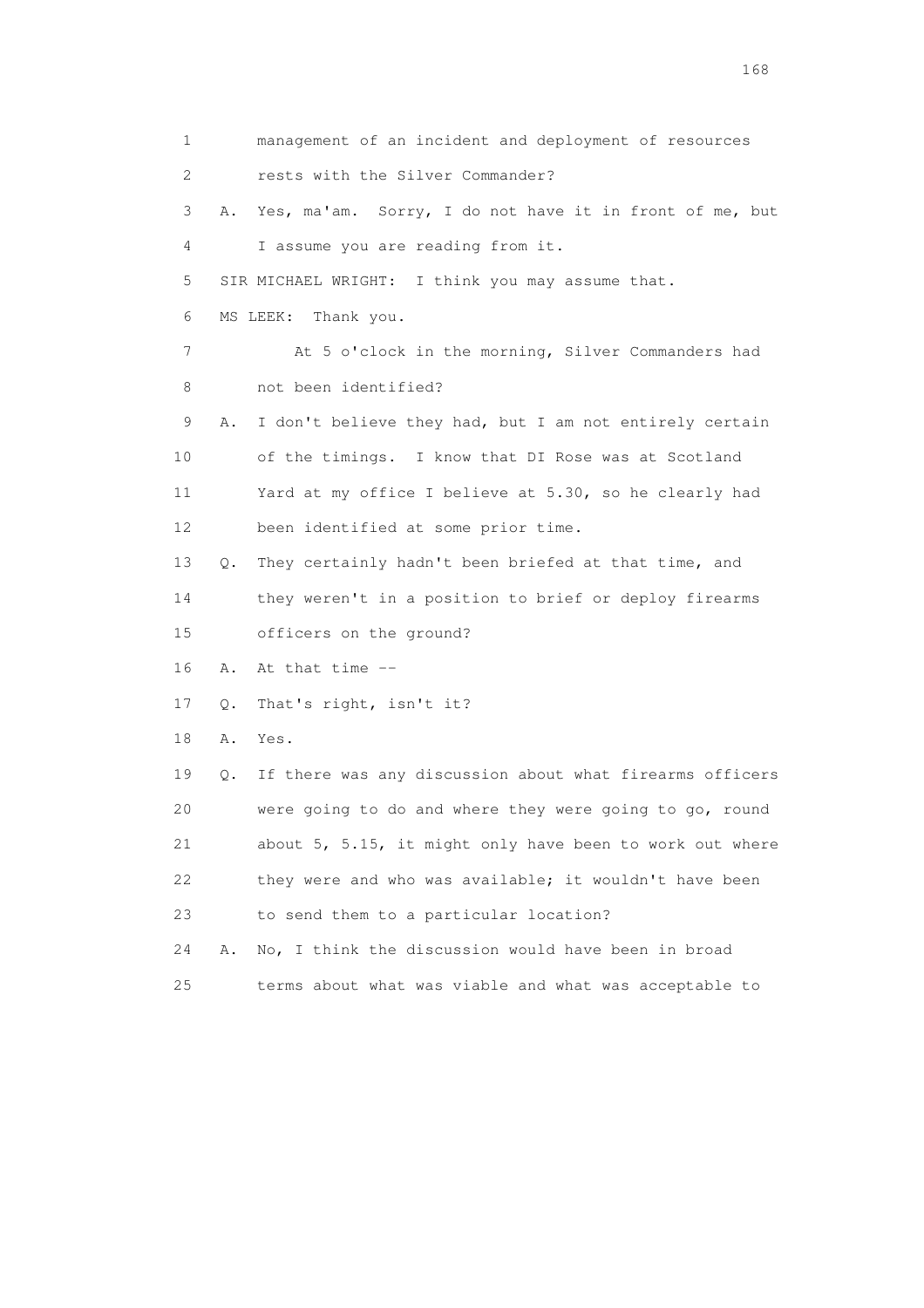1 management of an incident and deployment of resources

2 rests with the Silver Commander?

3 A. Yes, ma'am. Sorry, I do not have it in front of me, but

4 I assume you are reading from it.

5 SIR MICHAEL WRIGHT: I think you may assume that.

6 MS LEEK: Thank you.

7 At 5 o'clock in the morning, Silver Commanders had

8 not been identified?

9 A. I don't believe they had, but I am not entirely certain

10 of the timings. I know that DI Rose was at Scotland

11 Yard at my office I believe at 5.30, so he clearly had

12 been identified at some prior time.

13 Q. They certainly hadn't been briefed at that time, and

14 they weren't in a position to brief or deploy firearms

15 officers on the ground?

16 A. At that time --

17 Q. That's right, isn't it?

18 A. Yes.

19 Q. If there was any discussion about what firearms officers

20 were going to do and where they were going to go, round

21 about 5, 5.15, it might only have been to work out where

22 they were and who was available; it wouldn't have been

23 to send them to a particular location?

24 A. No, I think the discussion would have been in broad

25 terms about what was viable and what was acceptable to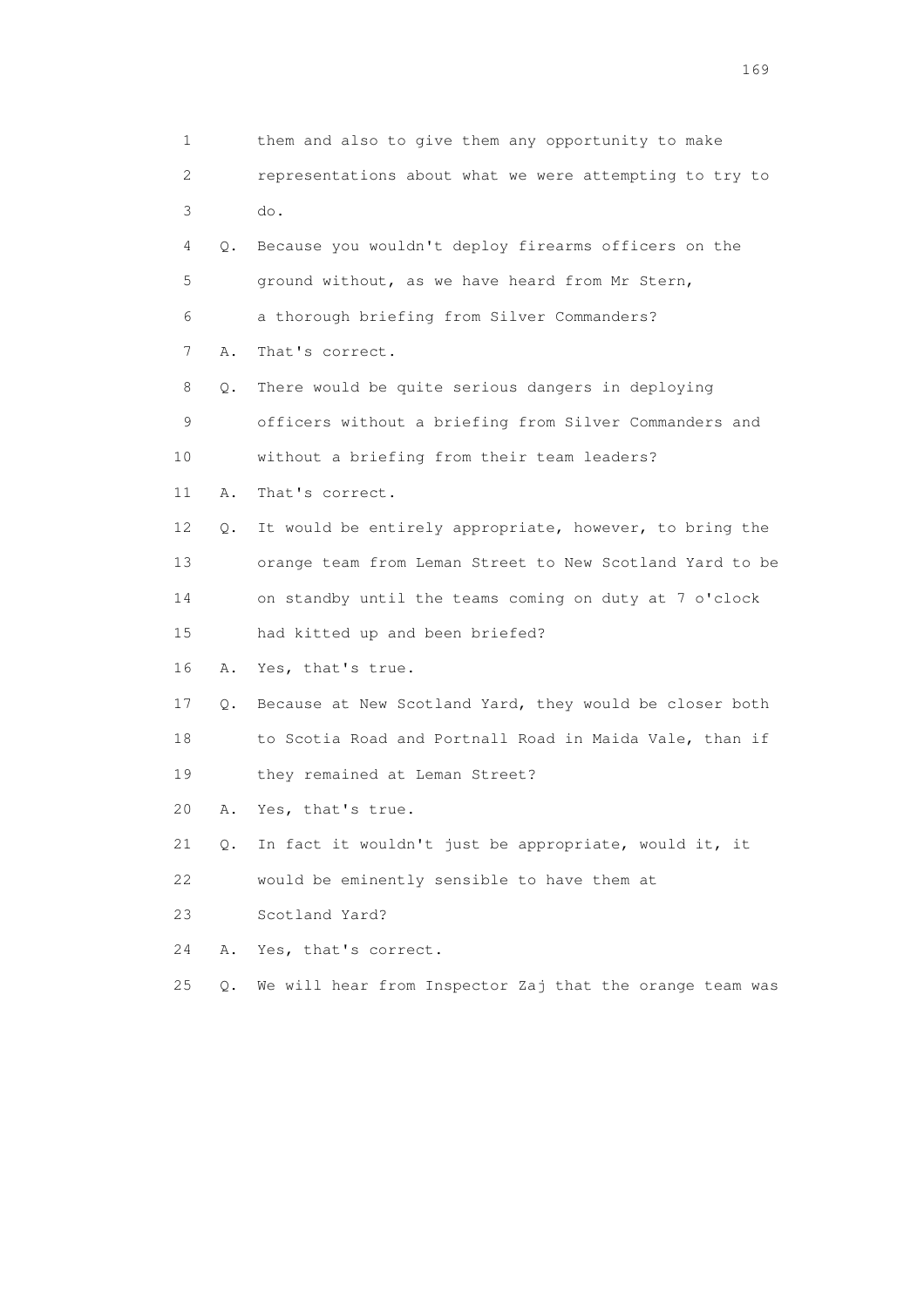1 them and also to give them any opportunity to make
2 representations about what we were attempting to try to
3 do.
4 Q. Because you wouldn't deploy firearms officers on the
5 ground without, as we have heard from Mr Stern,
6 a thorough briefing from Silver Commanders?
7 A. That's correct.
8 Q. There would be quite serious dangers in deploying
9 officers without a briefing from Silver Commanders and
10 without a briefing from their team leaders?
11 A. That's correct.
12 Q. It would be entirely appropriate, however, to bring the
13 orange team from Leman Street to New Scotland Yard to be
14 on standby until the teams coming on duty at 7 o'clock
15 had kitted up and been briefed?
16 A. Yes, that's true.
17 Q. Because at New Scotland Yard, they would be closer both
18 to Scotia Road and Portnall Road in Maida Vale, than if
19 they remained at Leman Street?
20 A. Yes, that's true.
21 Q. In fact it wouldn't just be appropriate, would it, it
22 would be eminently sensible to have them at
23 Scotland Yard?
24 A. Yes, that's correct.
25 Q. We will hear from Inspector Zaj that the orange team was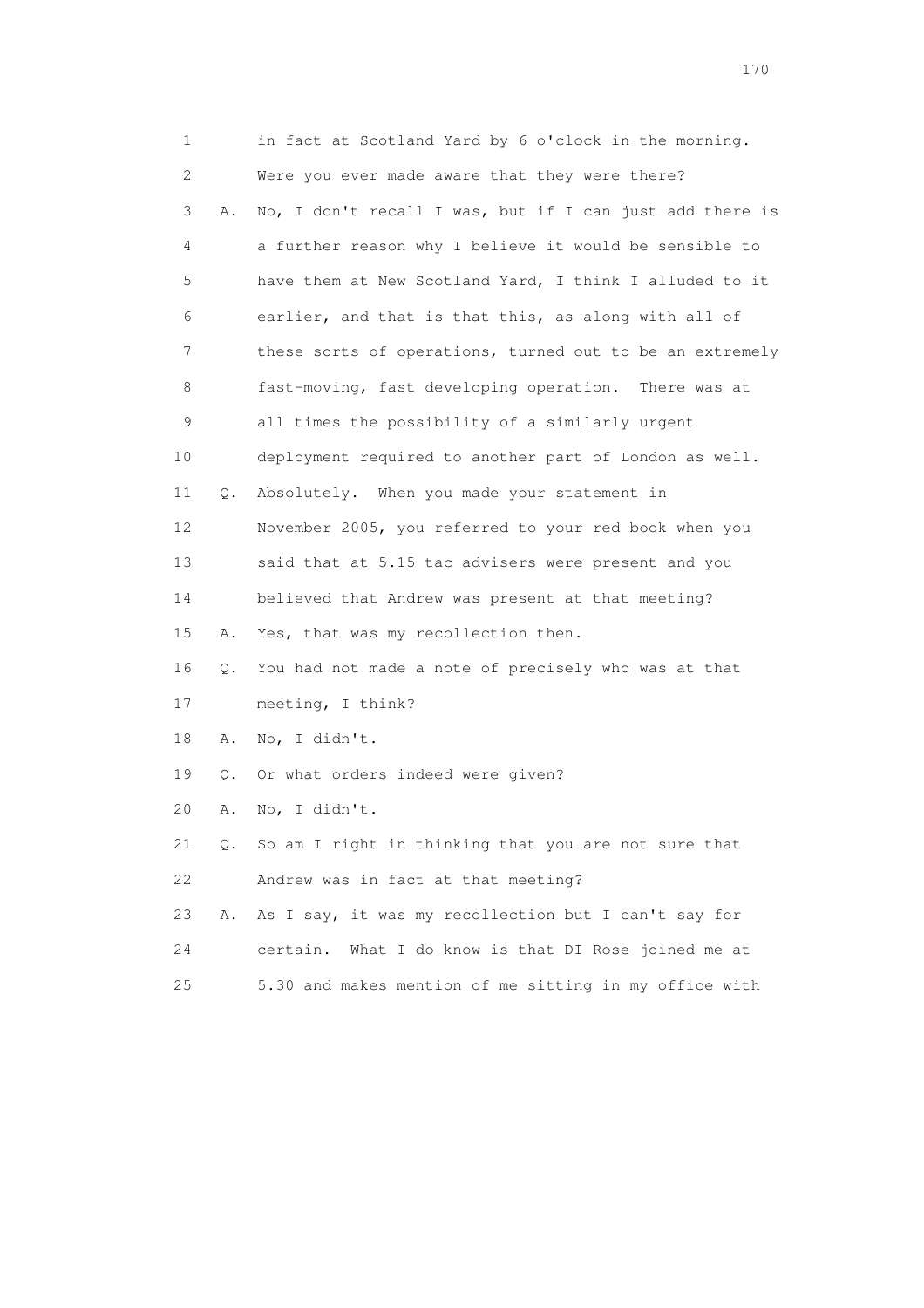1 in fact at Scotland Yard by 6 o'clock in the morning.
2 Were you ever made aware that they were there?
3 A. No, I don't recall I was, but if I can just add there is
4 a further reason why I believe it would be sensible to
5 have them at New Scotland Yard, I think I alluded to it
6 earlier, and that is that this, as along with all of
7 these sorts of operations, turned out to be an extremely
8 fast-moving, fast developing operation. There was at
9 all times the possibility of a similarly urgent
10 deployment required to another part of London as well.
11 Q. Absolutely. When you made your statement in
12 November 2005, you referred to your red book when you
13 said that at 5.15 tac advisers were present and you
14 believed that Andrew was present at that meeting?
15 A. Yes, that was my recollection then.
16 Q. You had not made a note of precisely who was at that
17 meeting, I think?
18 A. No, I didn't.
19 Q. Or what orders indeed were given?
20 A. No, I didn't.
21 Q. So am I right in thinking that you are not sure that
22 Andrew was in fact at that meeting?
23 A. As I say, it was my recollection but I can't say for
24 certain. What I do know is that DI Rose joined me at
25 5.30 and makes mention of me sitting in my office with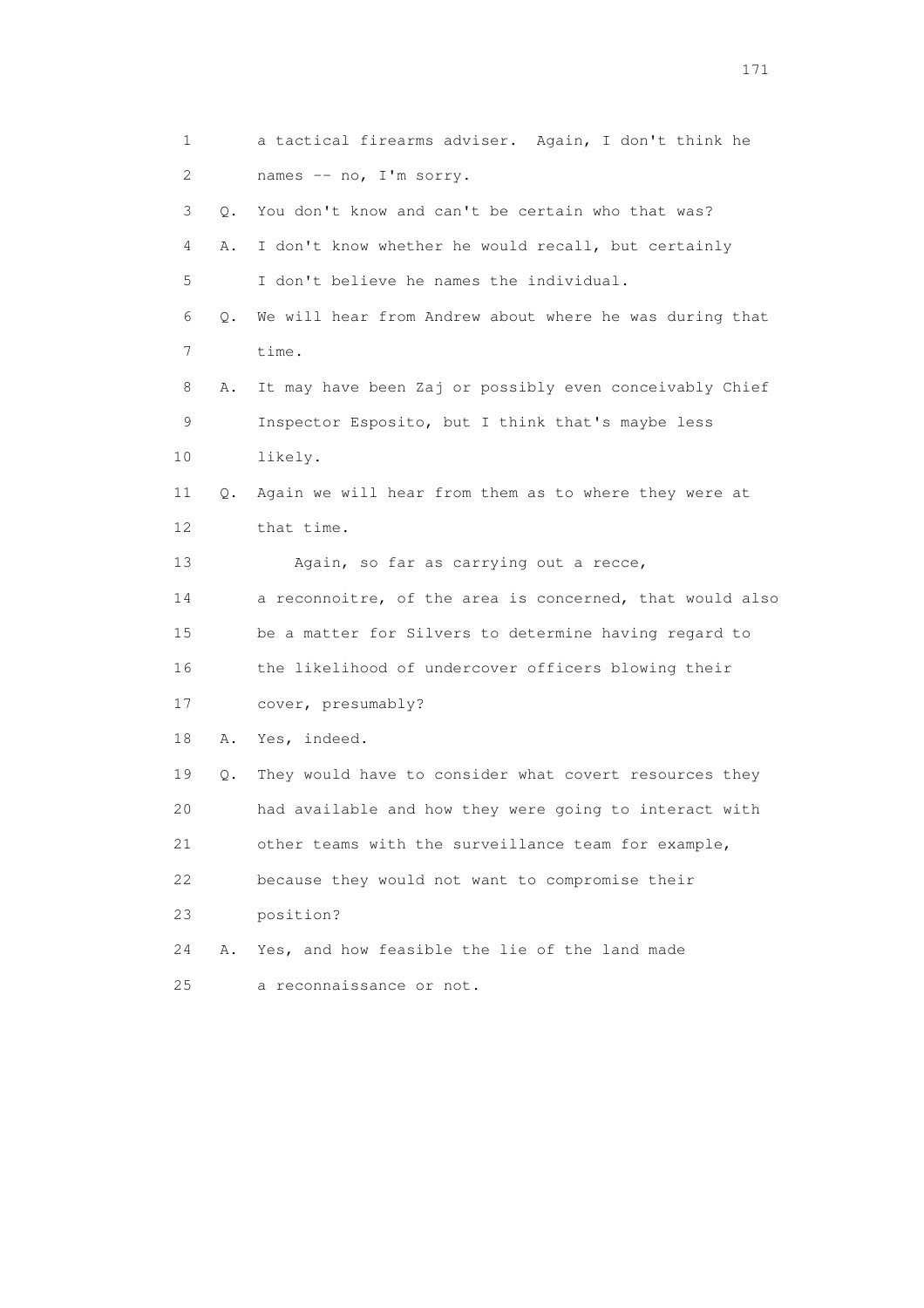1 a tactical firearms adviser. Again, I don't think he
2 names -- no, I'm sorry.
3 Q. You don't know and can't be certain who that was?
4 A. I don't know whether he would recall, but certainly
5 I don't believe he names the individual.
6 Q. We will hear from Andrew about where he was during that
7 time.
8 A. It may have been Zaj or possibly even conceivably Chief
9 Inspector Esposito, but I think that's maybe less
10 likely.
11 Q. Again we will hear from them as to where they were at
12 that time.
13 Again, so far as carrying out a recce,
14 a reconnoitre, of the area is concerned, that would also
15 be a matter for Silvers to determine having regard to
16 the likelihood of undercover officers blowing their
17 cover, presumably?
18 A. Yes, indeed.
19 Q. They would have to consider what covert resources they
20 had available and how they were going to interact with
21 other teams with the surveillance team for example,
22 because they would not want to compromise their
23 position?
24 A. Yes, and how feasible the lie of the land made
25 a reconnaissance or not.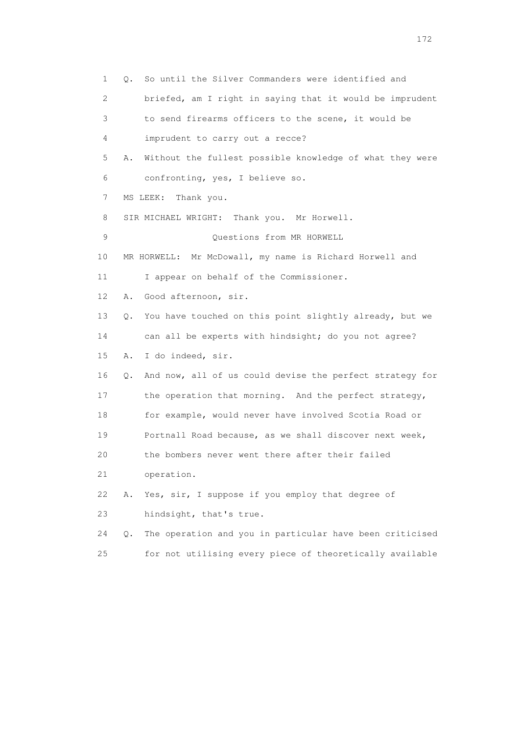1 Q. So until the Silver Commanders were identified and
2 briefed, am I right in saying that it would be imprudent
3 to send firearms officers to the scene, it would be
4 imprudent to carry out a recce?
5 A. Without the fullest possible knowledge of what they were
6 confronting, yes, I believe so.
7 MS LEEK: Thank you.
8 SIR MICHAEL WRIGHT: Thank you. Mr Horwell.
9 Questions from MR HORWELL
10 MR HORWELL: Mr McDowall, my name is Richard Horwell and
11 I appear on behalf of the Commissioner.
12 A. Good afternoon, sir.
13 Q. You have touched on this point slightly already, but we
14 can all be experts with hindsight; do you not agree?
15 A. I do indeed, sir.
16 Q. And now, all of us could devise the perfect strategy for
17 the operation that morning. And the perfect strategy,
18 for example, would never have involved Scotia Road or
19 Portnall Road because, as we shall discover next week,
20 the bombers never went there after their failed
21 operation.
22 A. Yes, sir, I suppose if you employ that degree of
23 hindsight, that's true.
24 Q. The operation and you in particular have been criticised
25 for not utilising every piece of theoretically available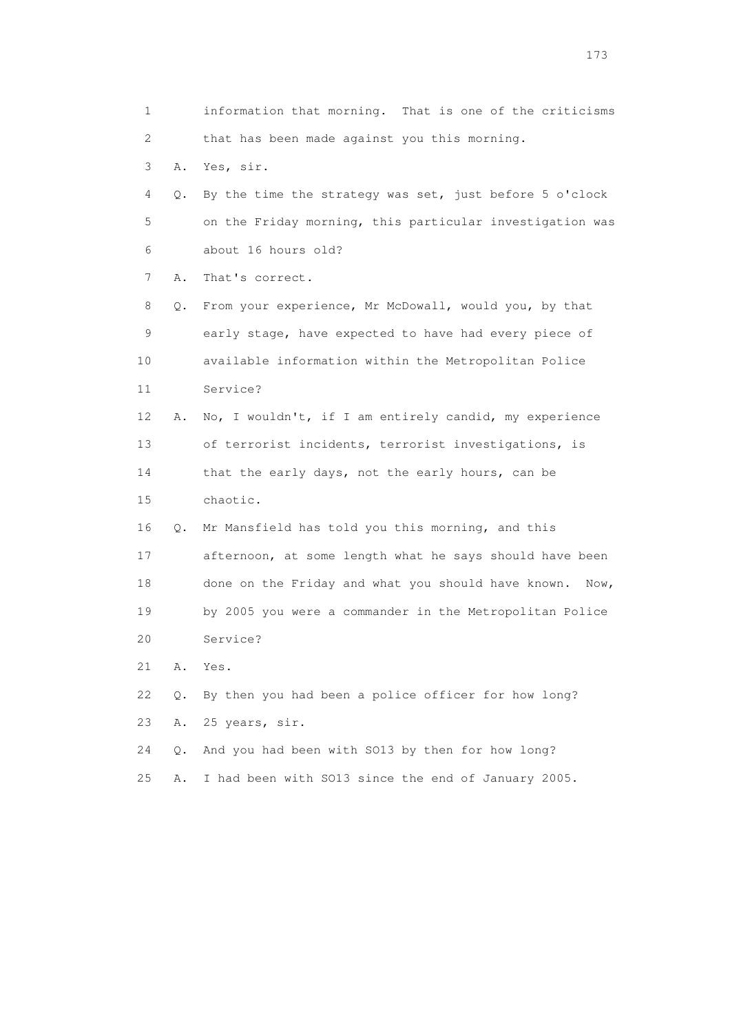1 information that morning. That is one of the criticisms
2 that has been made against you this morning.

3 A. Yes, sir.

4 Q. By the time the strategy was set, just before 5 o'clock
5 on the Friday morning, this particular investigation was
6 about 16 hours old?

7 A. That's correct.

8 Q. From your experience, Mr McDowall, would you, by that
9 early stage, have expected to have had every piece of
10 available information within the Metropolitan Police
11 Service?

12 A. No, I wouldn't, if I am entirely candid, my experience
13 of terrorist incidents, terrorist investigations, is
14 that the early days, not the early hours, can be
15 chaotic.

16 Q. Mr Mansfield has told you this morning, and this
17 afternoon, at some length what he says should have been
18 done on the Friday and what you should have known. Now,
19 by 2005 you were a commander in the Metropolitan Police
20 Service?

21 A. Yes.

22 Q. By then you had been a police officer for how long?

23 A. 25 years, sir.

24 Q. And you had been with SO13 by then for how long?

25 A. I had been with SO13 since the end of January 2005.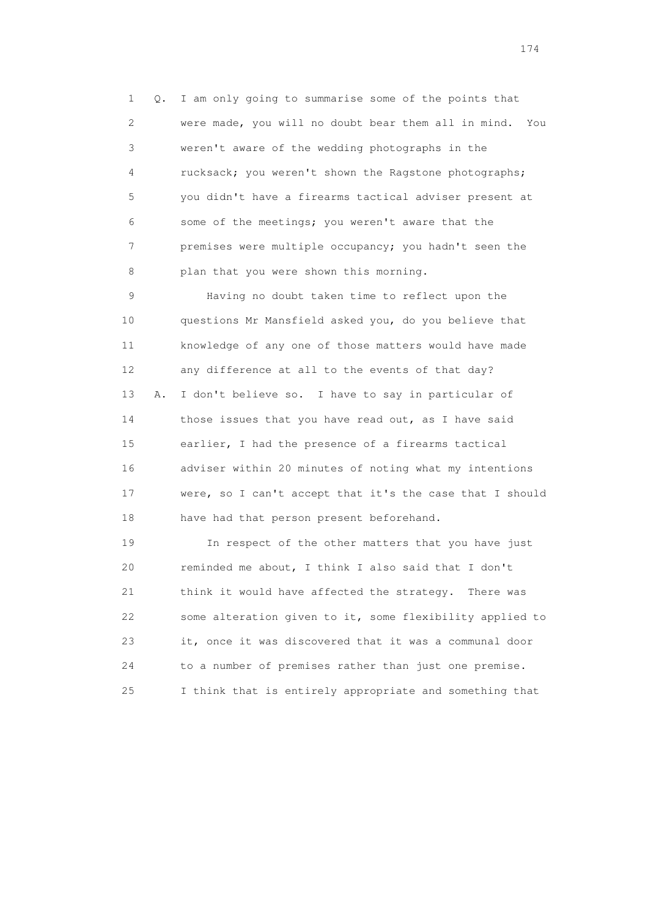1 Q. I am only going to summarise some of the points that
2 were made, you will no doubt bear them all in mind. You
3 weren't aware of the wedding photographs in the
4 rucksack; you weren't shown the Ragstone photographs;
5 you didn't have a firearms tactical adviser present at
6 some of the meetings; you weren't aware that the
7 premises were multiple occupancy; you hadn't seen the
8 plan that you were shown this morning.

9 Having no doubt taken time to reflect upon the
10 questions Mr Mansfield asked you, do you believe that
11 knowledge of any one of those matters would have made
12 any difference at all to the events of that day?

13 A. I don't believe so. I have to say in particular of
14 those issues that you have read out, as I have said
15 earlier, I had the presence of a firearms tactical
16 adviser within 20 minutes of noting what my intentions
17 were, so I can't accept that it's the case that I should
18 have had that person present beforehand.

19 In respect of the other matters that you have just
20 reminded me about, I think I also said that I don't
21 think it would have affected the strategy. There was
22 some alteration given to it, some flexibility applied to
23 it, once it was discovered that it was a communal door
24 to a number of premises rather than just one premise.
25 I think that is entirely appropriate and something that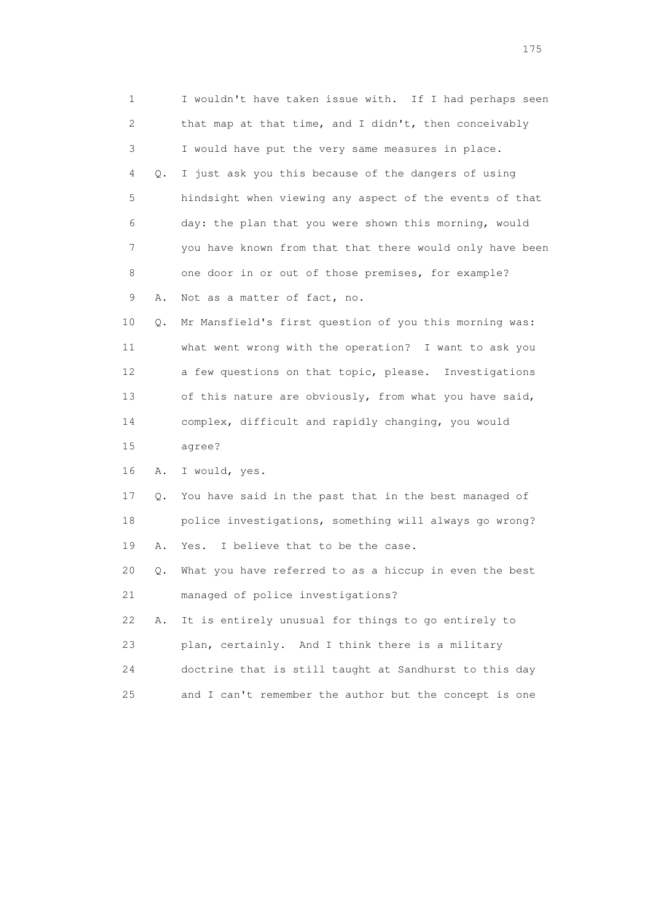1 I wouldn't have taken issue with. If I had perhaps seen
2 that map at that time, and I didn't, then conceivably
3 I would have put the very same measures in place.

4 Q. I just ask you this because of the dangers of using
5 hindsight when viewing any aspect of the events of that
6 day: the plan that you were shown this morning, would
7 you have known from that that there would only have been
8 one door in or out of those premises, for example?

9 A. Not as a matter of fact, no.

10 Q. Mr Mansfield's first question of you this morning was:
11 what went wrong with the operation? I want to ask you
12 a few questions on that topic, please. Investigations
13 of this nature are obviously, from what you have said,
14 complex, difficult and rapidly changing, you would
15 agree?

16 A. I would, yes.

17 Q. You have said in the past that in the best managed of
18 police investigations, something will always go wrong?

19 A. Yes. I believe that to be the case.

20 Q. What you have referred to as a hiccup in even the best
21 managed of police investigations?

22 A. It is entirely unusual for things to go entirely to
23 plan, certainly. And I think there is a military
24 doctrine that is still taught at Sandhurst to this day
25 and I can't remember the author but the concept is one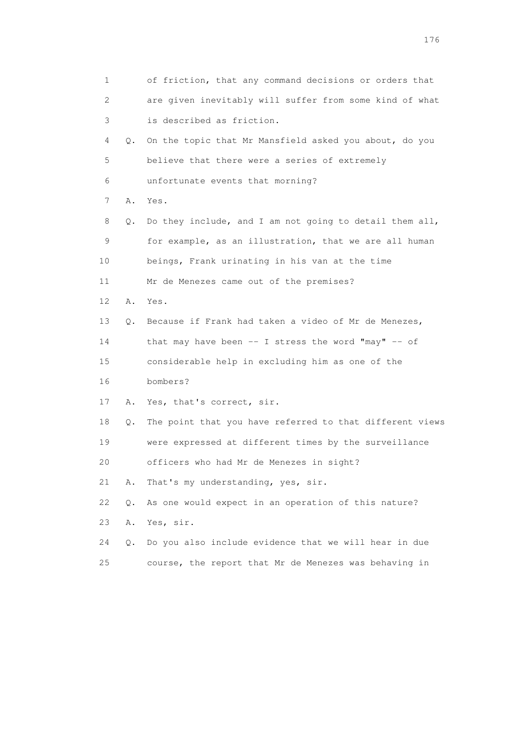1 of friction, that any command decisions or orders that
2 are given inevitably will suffer from some kind of what
3 is described as friction.

4 Q. On the topic that Mr Mansfield asked you about, do you
5 believe that there were a series of extremely
6 unfortunate events that morning?

7 A. Yes.

8 Q. Do they include, and I am not going to detail them all,
9 for example, as an illustration, that we are all human
10 beings, Frank urinating in his van at the time
11 Mr de Menezes came out of the premises?

12 A. Yes.

13 Q. Because if Frank had taken a video of Mr de Menezes,
14 that may have been -- I stress the word "may" -- of
15 considerable help in excluding him as one of the
16 bombers?

17 A. Yes, that's correct, sir.

18 Q. The point that you have referred to that different views
19 were expressed at different times by the surveillance
20 officers who had Mr de Menezes in sight?

21 A. That's my understanding, yes, sir.

22 Q. As one would expect in an operation of this nature?

23 A. Yes, sir.

24 Q. Do you also include evidence that we will hear in due
25 course, the report that Mr de Menezes was behaving in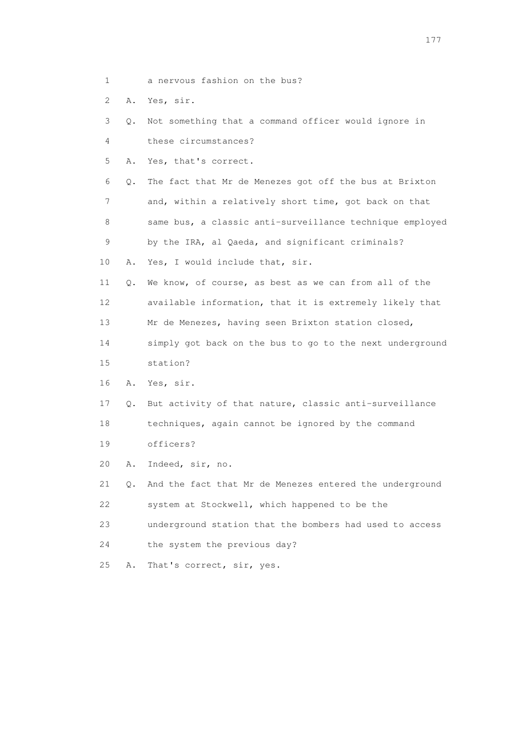1 a nervous fashion on the bus?

2 A. Yes, sir.

3 Q. Not something that a command officer would ignore in

4 these circumstances?

5 A. Yes, that's correct.

6 Q. The fact that Mr de Menezes got off the bus at Brixton

7 and, within a relatively short time, got back on that

8 same bus, a classic anti-surveillance technique employed

9 by the IRA, al Qaeda, and significant criminals?

10 A. Yes, I would include that, sir.

11 Q. We know, of course, as best as we can from all of the

12 available information, that it is extremely likely that

13 Mr de Menezes, having seen Brixton station closed,

14 simply got back on the bus to go to the next underground

15 station?

16 A. Yes, sir.

17 Q. But activity of that nature, classic anti-surveillance

18 techniques, again cannot be ignored by the command

19 officers?

20 A. Indeed, sir, no.

21 Q. And the fact that Mr de Menezes entered the underground

22 system at Stockwell, which happened to be the

23 underground station that the bombers had used to access

24 the system the previous day?

25 A. That's correct, sir, yes.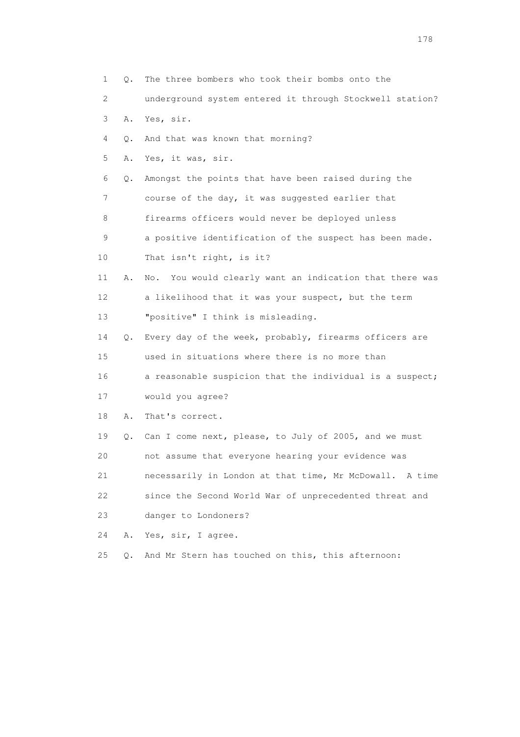1 Q. The three bombers who took their bombs onto the
2 underground system entered it through Stockwell station?
3 A. Yes, sir.
4 Q. And that was known that morning?
5 A. Yes, it was, sir.
6 Q. Amongst the points that have been raised during the
7 course of the day, it was suggested earlier that
8 firearms officers would never be deployed unless
9 a positive identification of the suspect has been made.
10 That isn't right, is it?
11 A. No. You would clearly want an indication that there was
12 a likelihood that it was your suspect, but the term
13 "positive" I think is misleading.
14 Q. Every day of the week, probably, firearms officers are
15 used in situations where there is no more than
16 a reasonable suspicion that the individual is a suspect;
17 would you agree?
18 A. That's correct.
19 Q. Can I come next, please, to July of 2005, and we must
20 not assume that everyone hearing your evidence was
21 necessarily in London at that time, Mr McDowall. A time
22 since the Second World War of unprecedented threat and
23 danger to Londoners?
24 A. Yes, sir, I agree.
25 Q. And Mr Stern has touched on this, this afternoon: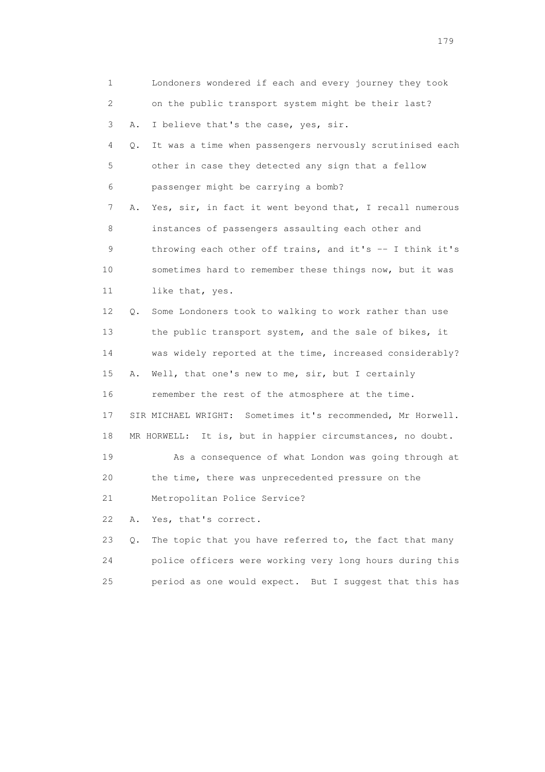1 Londoners wondered if each and every journey they took
2 on the public transport system might be their last?
3 A. I believe that's the case, yes, sir.
4 Q. It was a time when passengers nervously scrutinised each
5 other in case they detected any sign that a fellow
6 passenger might be carrying a bomb?
7 A. Yes, sir, in fact it went beyond that, I recall numerous
8 instances of passengers assaulting each other and
9 throwing each other off trains, and it's -- I think it's
10 sometimes hard to remember these things now, but it was
11 like that, yes.
12 Q. Some Londoners took to walking to work rather than use
13 the public transport system, and the sale of bikes, it
14 was widely reported at the time, increased considerably?
15 A. Well, that one's new to me, sir, but I certainly
16 remember the rest of the atmosphere at the time.
17 SIR MICHAEL WRIGHT: Sometimes it's recommended, Mr Horwell.
18 MR HORWELL: It is, but in happier circumstances, no doubt.
19 As a consequence of what London was going through at
20 the time, there was unprecedented pressure on the
21 Metropolitan Police Service?
22 A. Yes, that's correct.
23 Q. The topic that you have referred to, the fact that many
24 police officers were working very long hours during this
25 period as one would expect. But I suggest that this has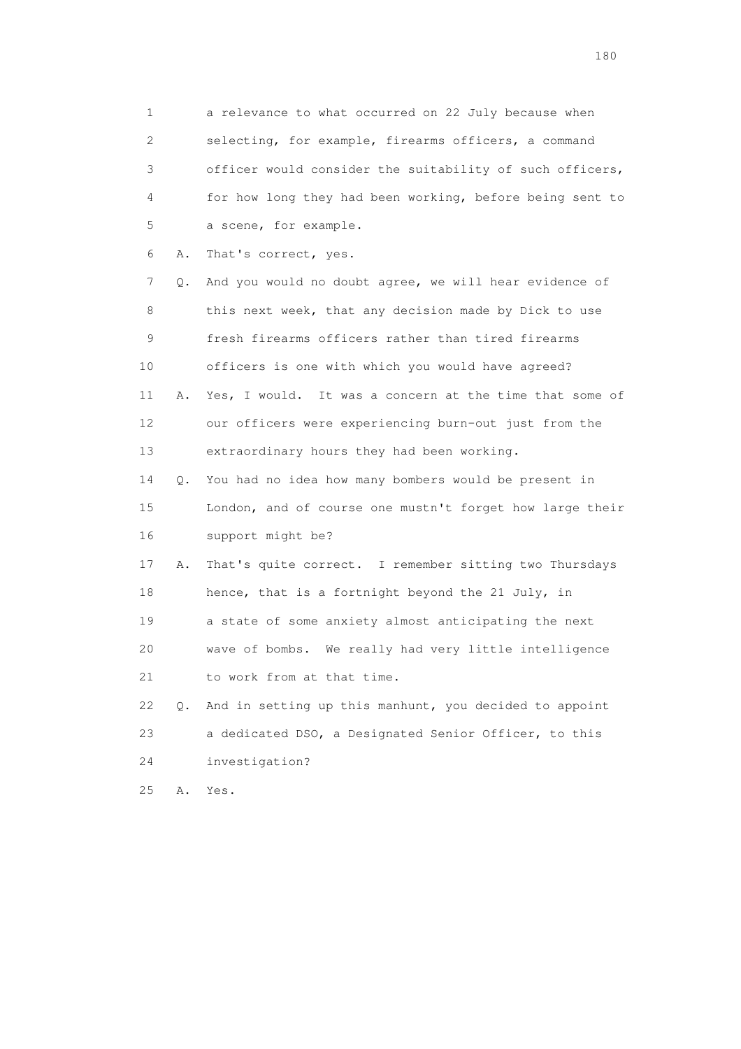1 a relevance to what occurred on 22 July because when
2 selecting, for example, firearms officers, a command
3 officer would consider the suitability of such officers,
4 for how long they had been working, before being sent to
5 a scene, for example.

6 A. That's correct, yes.

7 Q. And you would no doubt agree, we will hear evidence of
8 this next week, that any decision made by Dick to use
9 fresh firearms officers rather than tired firearms
10 officers is one with which you would have agreed?

11 A. Yes, I would. It was a concern at the time that some of
12 our officers were experiencing burn-out just from the
13 extraordinary hours they had been working.

14 Q. You had no idea how many bombers would be present in
15 London, and of course one mustn't forget how large their
16 support might be?

17 A. That's quite correct. I remember sitting two Thursdays
18 hence, that is a fortnight beyond the 21 July, in
19 a state of some anxiety almost anticipating the next
20 wave of bombs. We really had very little intelligence
21 to work from at that time.

22 Q. And in setting up this manhunt, you decided to appoint
23 a dedicated DSO, a Designated Senior Officer, to this
24 investigation?

25 A. Yes.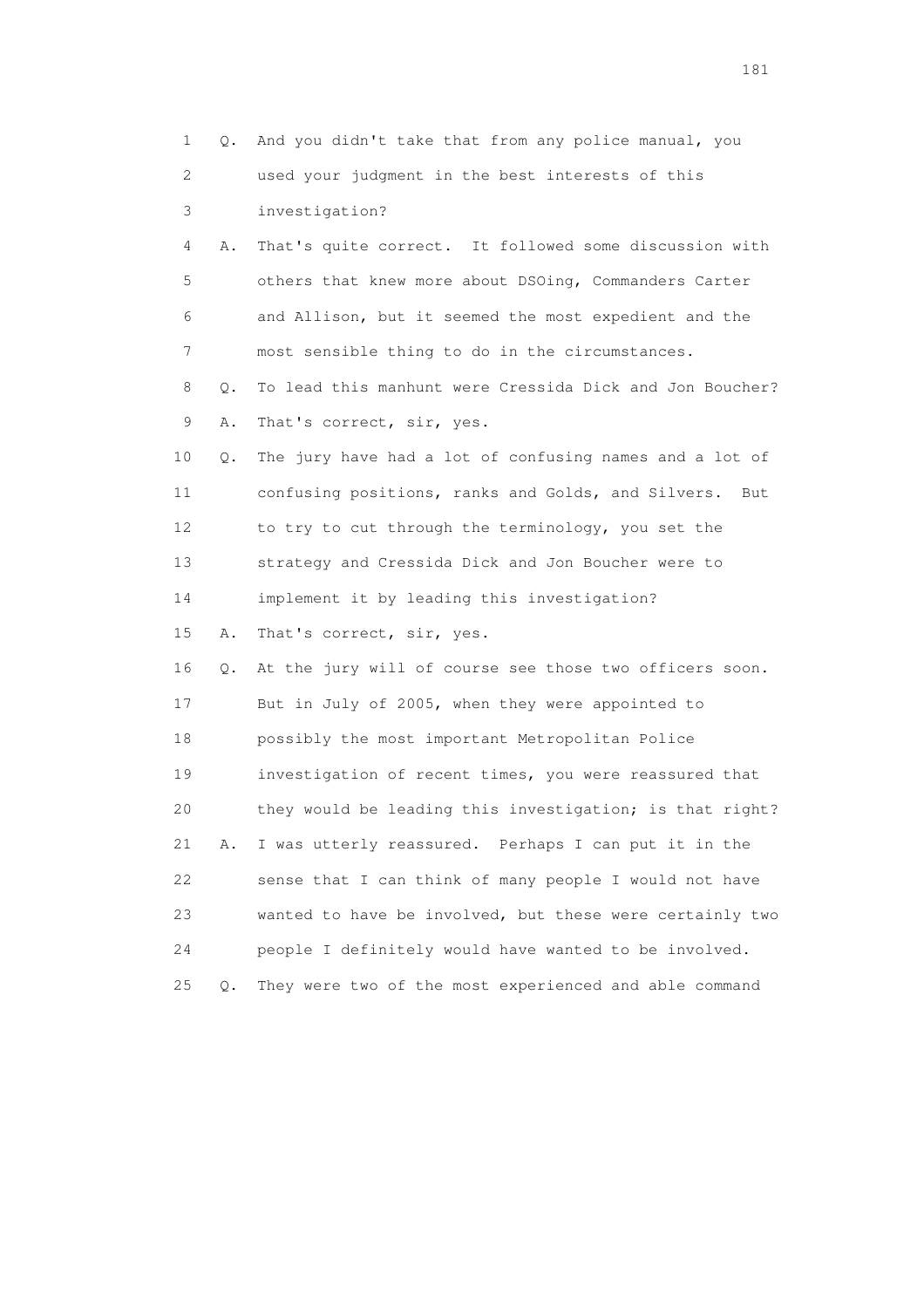1 Q. And you didn't take that from any police manual, you
2 used your judgment in the best interests of this
3 investigation?
4 A. That's quite correct. It followed some discussion with
5 others that knew more about DSOing, Commanders Carter
6 and Allison, but it seemed the most expedient and the
7 most sensible thing to do in the circumstances.
8 Q. To lead this manhunt were Cressida Dick and Jon Boucher?
9 A. That's correct, sir, yes.
10 Q. The jury have had a lot of confusing names and a lot of
11 confusing positions, ranks and Golds, and Silvers. But
12 to try to cut through the terminology, you set the
13 strategy and Cressida Dick and Jon Boucher were to
14 implement it by leading this investigation?
15 A. That's correct, sir, yes.
16 Q. At the jury will of course see those two officers soon.
17 But in July of 2005, when they were appointed to
18 possibly the most important Metropolitan Police
19 investigation of recent times, you were reassured that
20 they would be leading this investigation; is that right?
21 A. I was utterly reassured. Perhaps I can put it in the
22 sense that I can think of many people I would not have
23 wanted to have be involved, but these were certainly two
24 people I definitely would have wanted to be involved.
25 Q. They were two of the most experienced and able command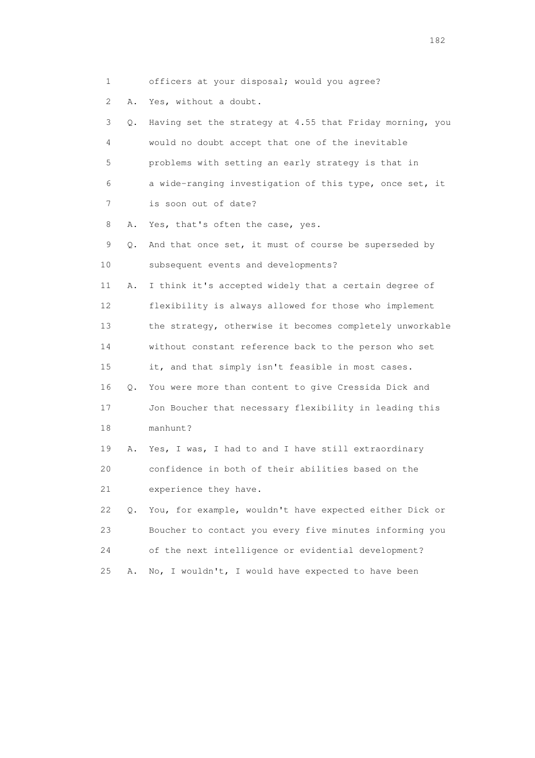1 officers at your disposal; would you agree?

2 A. Yes, without a doubt.

3 Q. Having set the strategy at 4.55 that Friday morning, you

4 would no doubt accept that one of the inevitable

5 problems with setting an early strategy is that in

6 a wide-ranging investigation of this type, once set, it

7 is soon out of date?

8 A. Yes, that's often the case, yes.

9 Q. And that once set, it must of course be superseded by

10 subsequent events and developments?

11 A. I think it's accepted widely that a certain degree of

12 flexibility is always allowed for those who implement

13 the strategy, otherwise it becomes completely unworkable

14 without constant reference back to the person who set

15 it, and that simply isn't feasible in most cases.

16 Q. You were more than content to give Cressida Dick and

17 Jon Boucher that necessary flexibility in leading this

18 manhunt?

19 A. Yes, I was, I had to and I have still extraordinary

20 confidence in both of their abilities based on the

21 experience they have.

22 Q. You, for example, wouldn't have expected either Dick or

23 Boucher to contact you every five minutes informing you

24 of the next intelligence or evidential development?

25 A. No, I wouldn't, I would have expected to have been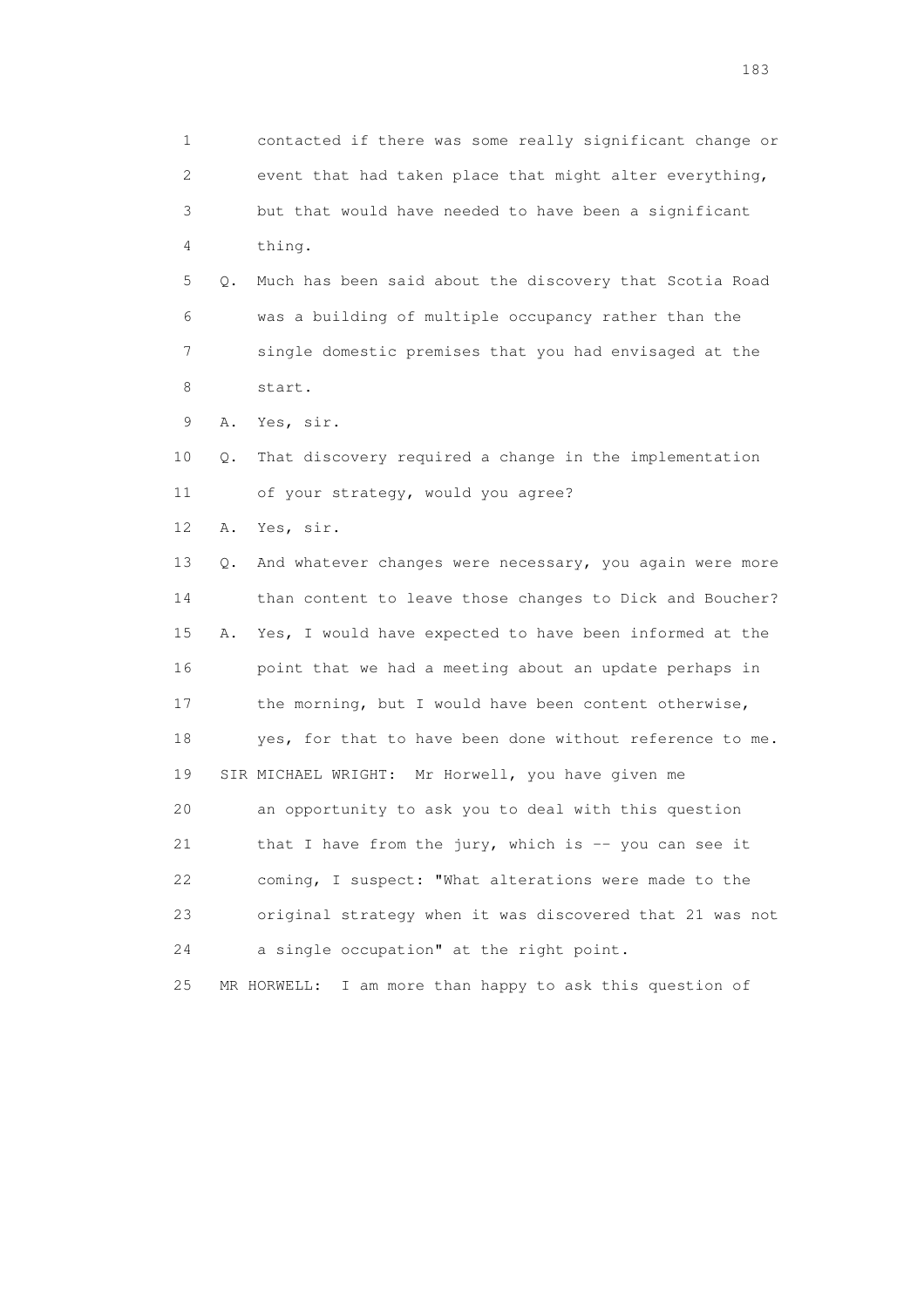1 contacted if there was some really significant change or
2 event that had taken place that might alter everything,
3 but that would have needed to have been a significant
4 thing.
5 Q. Much has been said about the discovery that Scotia Road
6 was a building of multiple occupancy rather than the
7 single domestic premises that you had envisaged at the
8 start.
9 A. Yes, sir.
10 Q. That discovery required a change in the implementation
11 of your strategy, would you agree?
12 A. Yes, sir.
13 Q. And whatever changes were necessary, you again were more
14 than content to leave those changes to Dick and Boucher?
15 A. Yes, I would have expected to have been informed at the
16 point that we had a meeting about an update perhaps in
17 the morning, but I would have been content otherwise,
18 yes, for that to have been done without reference to me.
19 SIR MICHAEL WRIGHT: Mr Horwell, you have given me
20 an opportunity to ask you to deal with this question
21 that I have from the jury, which is -- you can see it
22 coming, I suspect: "What alterations were made to the
23 original strategy when it was discovered that 21 was not
24 a single occupation" at the right point.
25 MR HORWELL: I am more than happy to ask this question of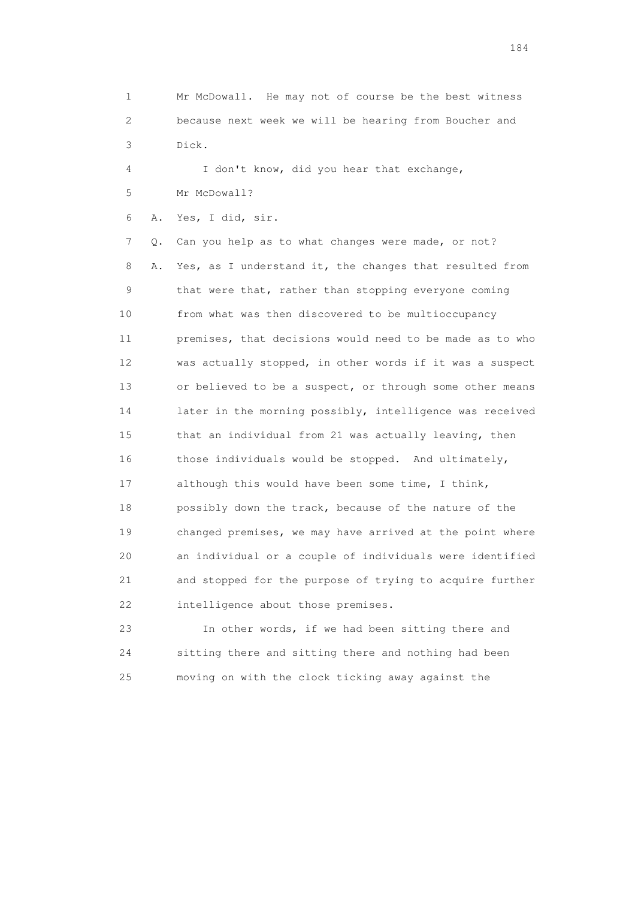1 Mr McDowall. He may not of course be the best witness
2 because next week we will be hearing from Boucher and
3 Dick.

4 I don't know, did you hear that exchange,
5 Mr McDowall?

6 A. Yes, I did, sir.

7 Q. Can you help as to what changes were made, or not?

8 A. Yes, as I understand it, the changes that resulted from
9 that were that, rather than stopping everyone coming
10 from what was then discovered to be multioccupancy
11 premises, that decisions would need to be made as to who
12 was actually stopped, in other words if it was a suspect
13 or believed to be a suspect, or through some other means
14 later in the morning possibly, intelligence was received
15 that an individual from 21 was actually leaving, then
16 those individuals would be stopped. And ultimately,
17 although this would have been some time, I think,
18 possibly down the track, because of the nature of the
19 changed premises, we may have arrived at the point where
20 an individual or a couple of individuals were identified
21 and stopped for the purpose of trying to acquire further
22 intelligence about those premises.

23 In other words, if we had been sitting there and
24 sitting there and sitting there and nothing had been
25 moving on with the clock ticking away against the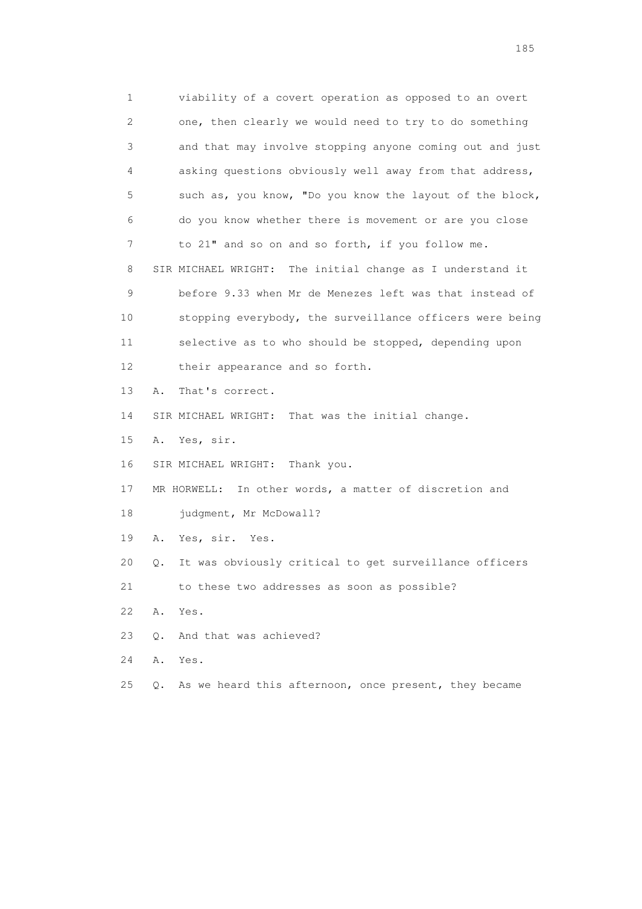1 viability of a covert operation as opposed to an overt
2 one, then clearly we would need to try to do something
3 and that may involve stopping anyone coming out and just
4 asking questions obviously well away from that address,
5 such as, you know, "Do you know the layout of the block,
6 do you know whether there is movement or are you close
7 to 21" and so on and so forth, if you follow me.

8 SIR MICHAEL WRIGHT: The initial change as I understand it
9 before 9.33 when Mr de Menezes left was that instead of
10 stopping everybody, the surveillance officers were being
11 selective as to who should be stopped, depending upon
12 their appearance and so forth.

13 A. That's correct.

14 SIR MICHAEL WRIGHT: That was the initial change.

15 A. Yes, sir.

16 SIR MICHAEL WRIGHT: Thank you.

17 MR HORWELL: In other words, a matter of discretion and
18 judgment, Mr McDowall?

19 A. Yes, sir. Yes.

20 Q. It was obviously critical to get surveillance officers
21 to these two addresses as soon as possible?

22 A. Yes.

23 Q. And that was achieved?

24 A. Yes.

25 Q. As we heard this afternoon, once present, they became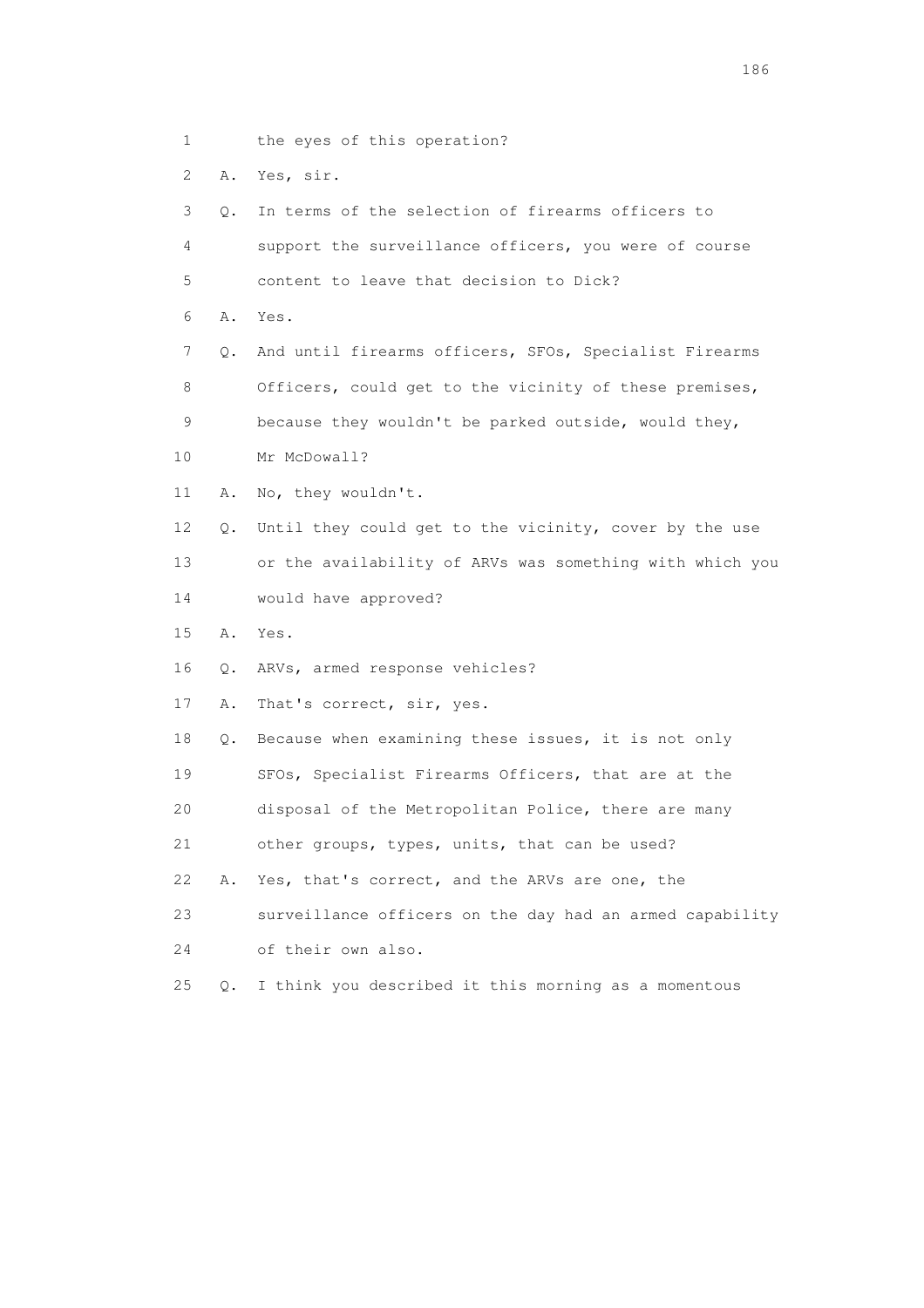1 the eyes of this operation?

2 A. Yes, sir.

3 Q. In terms of the selection of firearms officers to

4 support the surveillance officers, you were of course

5 content to leave that decision to Dick?

6 A. Yes.

7 Q. And until firearms officers, SFOs, Specialist Firearms

8 Officers, could get to the vicinity of these premises,

9 because they wouldn't be parked outside, would they,

10 Mr McDowall?

11 A. No, they wouldn't.

12 Q. Until they could get to the vicinity, cover by the use

13 or the availability of ARVs was something with which you

14 would have approved?

15 A. Yes.

16 Q. ARVs, armed response vehicles?

17 A. That's correct, sir, yes.

18 Q. Because when examining these issues, it is not only

19 SFOs, Specialist Firearms Officers, that are at the

20 disposal of the Metropolitan Police, there are many

21 other groups, types, units, that can be used?

22 A. Yes, that's correct, and the ARVs are one, the

23 surveillance officers on the day had an armed capability

24 of their own also.

25 Q. I think you described it this morning as a momentous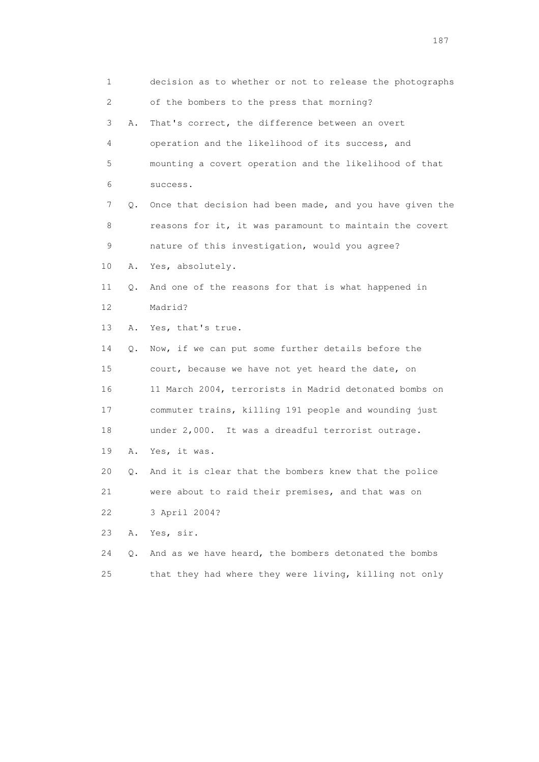1 decision as to whether or not to release the photographs
2 of the bombers to the press that morning?

3 A. That's correct, the difference between an overt
4 operation and the likelihood of its success, and
5 mounting a covert operation and the likelihood of that
6 success.

7 Q. Once that decision had been made, and you have given the
8 reasons for it, it was paramount to maintain the covert
9 nature of this investigation, would you agree?

10 A. Yes, absolutely.

11 Q. And one of the reasons for that is what happened in
12 Madrid?

13 A. Yes, that's true.

14 Q. Now, if we can put some further details before the
15 court, because we have not yet heard the date, on
16 11 March 2004, terrorists in Madrid detonated bombs on
17 commuter trains, killing 191 people and wounding just
18 under 2,000. It was a dreadful terrorist outrage.

19 A. Yes, it was.

20 Q. And it is clear that the bombers knew that the police
21 were about to raid their premises, and that was on
22 3 April 2004?

23 A. Yes, sir.

24 Q. And as we have heard, the bombers detonated the bombs
25 that they had where they were living, killing not only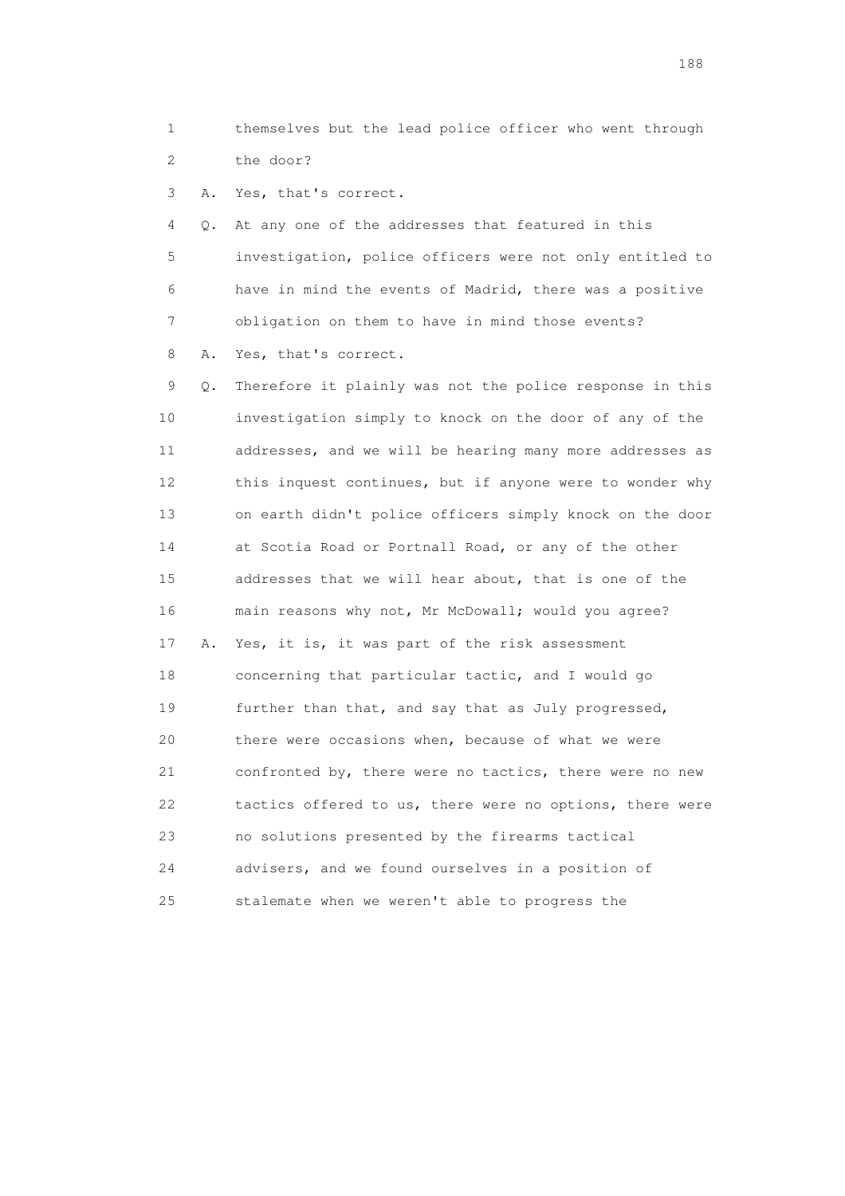1 themselves but the lead police officer who went through
2 the door?

3 A. Yes, that's correct.

4 Q. At any one of the addresses that featured in this
5 investigation, police officers were not only entitled to
6 have in mind the events of Madrid, there was a positive
7 obligation on them to have in mind those events?

8 A. Yes, that's correct.

9 Q. Therefore it plainly was not the police response in this
10 investigation simply to knock on the door of any of the
11 addresses, and we will be hearing many more addresses as
12 this inquest continues, but if anyone were to wonder why
13 on earth didn't police officers simply knock on the door
14 at Scotia Road or Portnall Road, or any of the other
15 addresses that we will hear about, that is one of the
16 main reasons why not, Mr McDowall; would you agree?

17 A. Yes, it is, it was part of the risk assessment
18 concerning that particular tactic, and I would go
19 further than that, and say that as July progressed,
20 there were occasions when, because of what we were
21 confronted by, there were no tactics, there were no new
22 tactics offered to us, there were no options, there were
23 no solutions presented by the firearms tactical
24 advisers, and we found ourselves in a position of
25 stalemate when we weren't able to progress the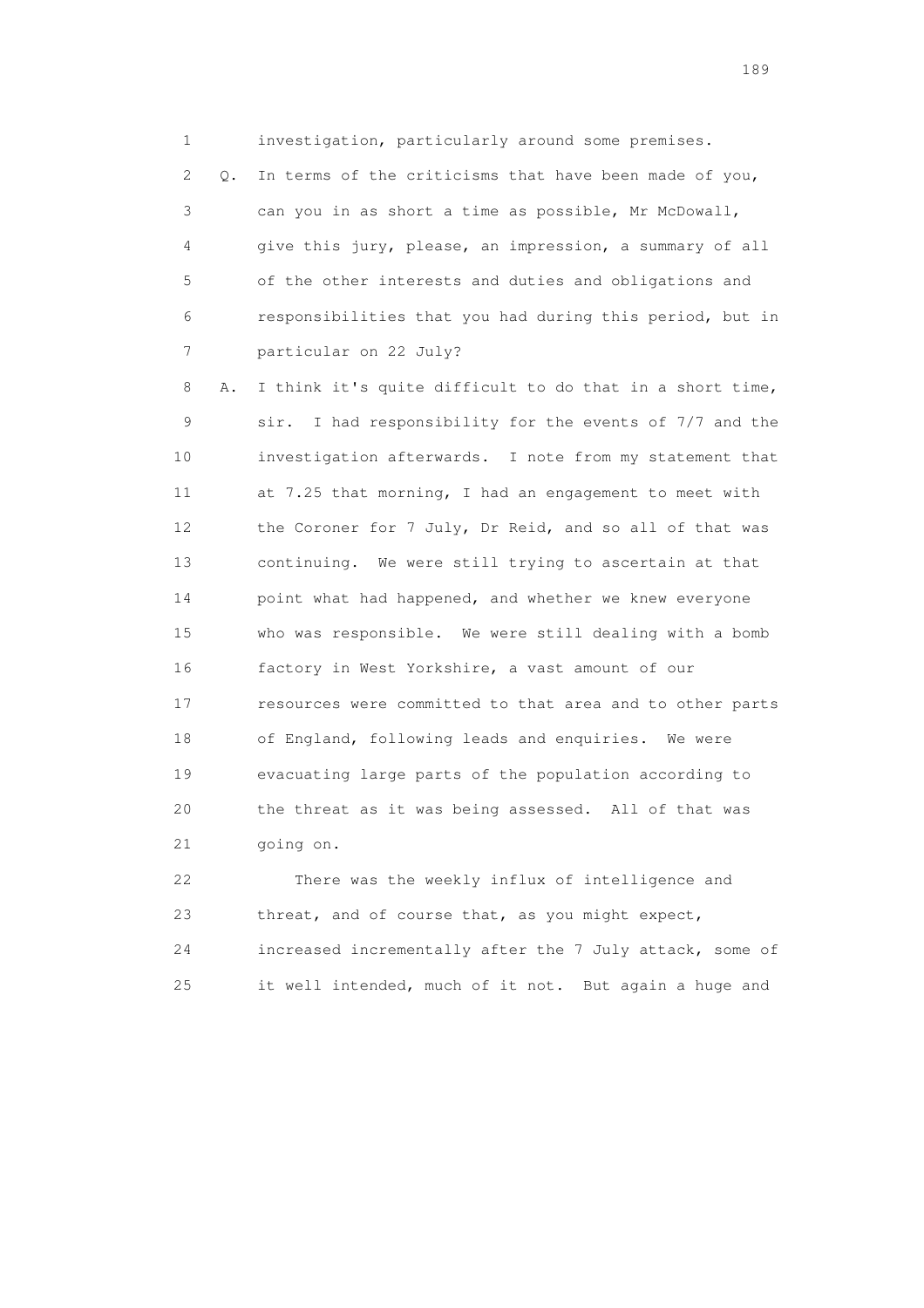1 investigation, particularly around some premises.

2 Q. In terms of the criticisms that have been made of you,
3 can you in as short a time as possible, Mr McDowall,
4 give this jury, please, an impression, a summary of all
5 of the other interests and duties and obligations and
6 responsibilities that you had during this period, but in
7 particular on 22 July?

8 A. I think it's quite difficult to do that in a short time,
9 sir. I had responsibility for the events of 7/7 and the
10 investigation afterwards. I note from my statement that
11 at 7.25 that morning, I had an engagement to meet with
12 the Coroner for 7 July, Dr Reid, and so all of that was
13 continuing. We were still trying to ascertain at that
14 point what had happened, and whether we knew everyone
15 who was responsible. We were still dealing with a bomb
16 factory in West Yorkshire, a vast amount of our
17 resources were committed to that area and to other parts
18 of England, following leads and enquiries. We were
19 evacuating large parts of the population according to
20 the threat as it was being assessed. All of that was
21 going on.

22 There was the weekly influx of intelligence and
23 threat, and of course that, as you might expect,
24 increased incrementally after the 7 July attack, some of
25 it well intended, much of it not. But again a huge and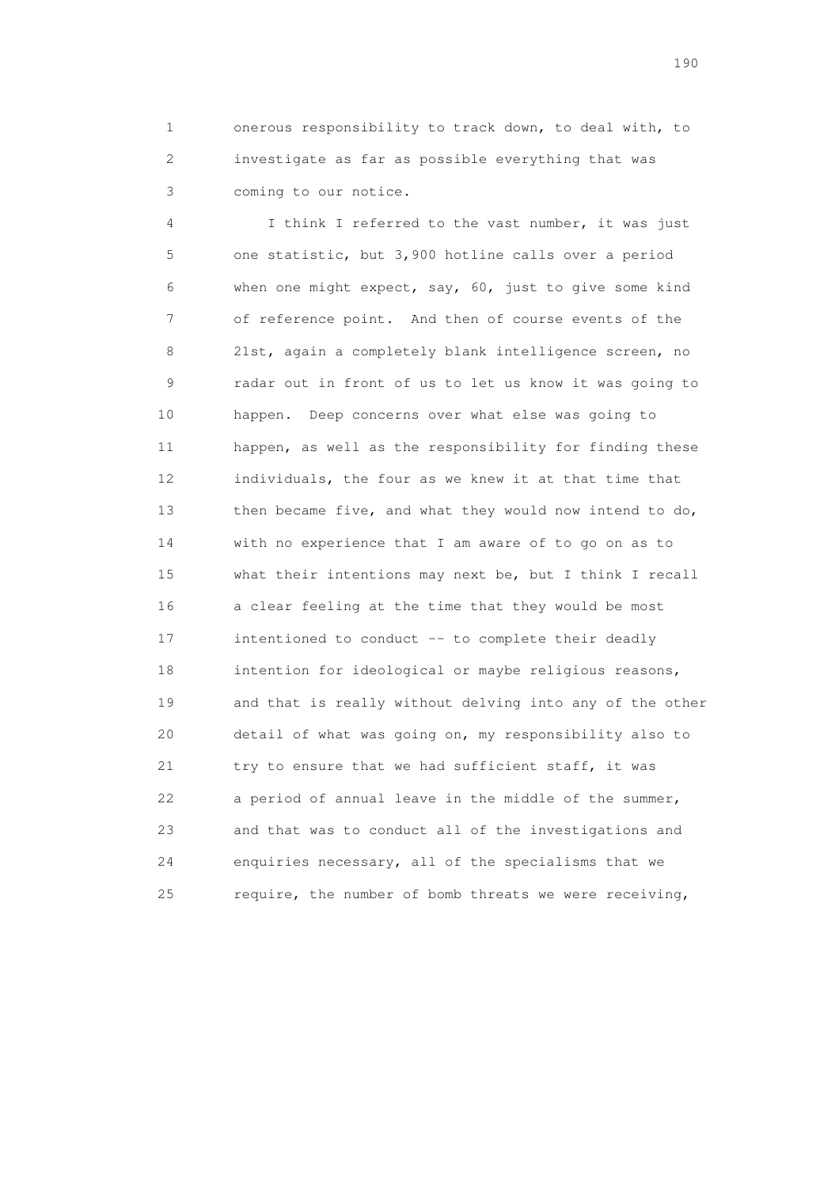1 onerous responsibility to track down, to deal with, to
2 investigate as far as possible everything that was
3 coming to our notice.

4 I think I referred to the vast number, it was just
5 one statistic, but 3,900 hotline calls over a period
6 when one might expect, say, 60, just to give some kind
7 of reference point. And then of course events of the
8 21st, again a completely blank intelligence screen, no
9 radar out in front of us to let us know it was going to
10 happen. Deep concerns over what else was going to
11 happen, as well as the responsibility for finding these
12 individuals, the four as we knew it at that time that
13 then became five, and what they would now intend to do,
14 with no experience that I am aware of to go on as to
15 what their intentions may next be, but I think I recall
16 a clear feeling at the time that they would be most
17 intentioned to conduct -- to complete their deadly
18 intention for ideological or maybe religious reasons,
19 and that is really without delving into any of the other
20 detail of what was going on, my responsibility also to
21 try to ensure that we had sufficient staff, it was
22 a period of annual leave in the middle of the summer,
23 and that was to conduct all of the investigations and
24 enquiries necessary, all of the specialisms that we
25 require, the number of bomb threats we were receiving,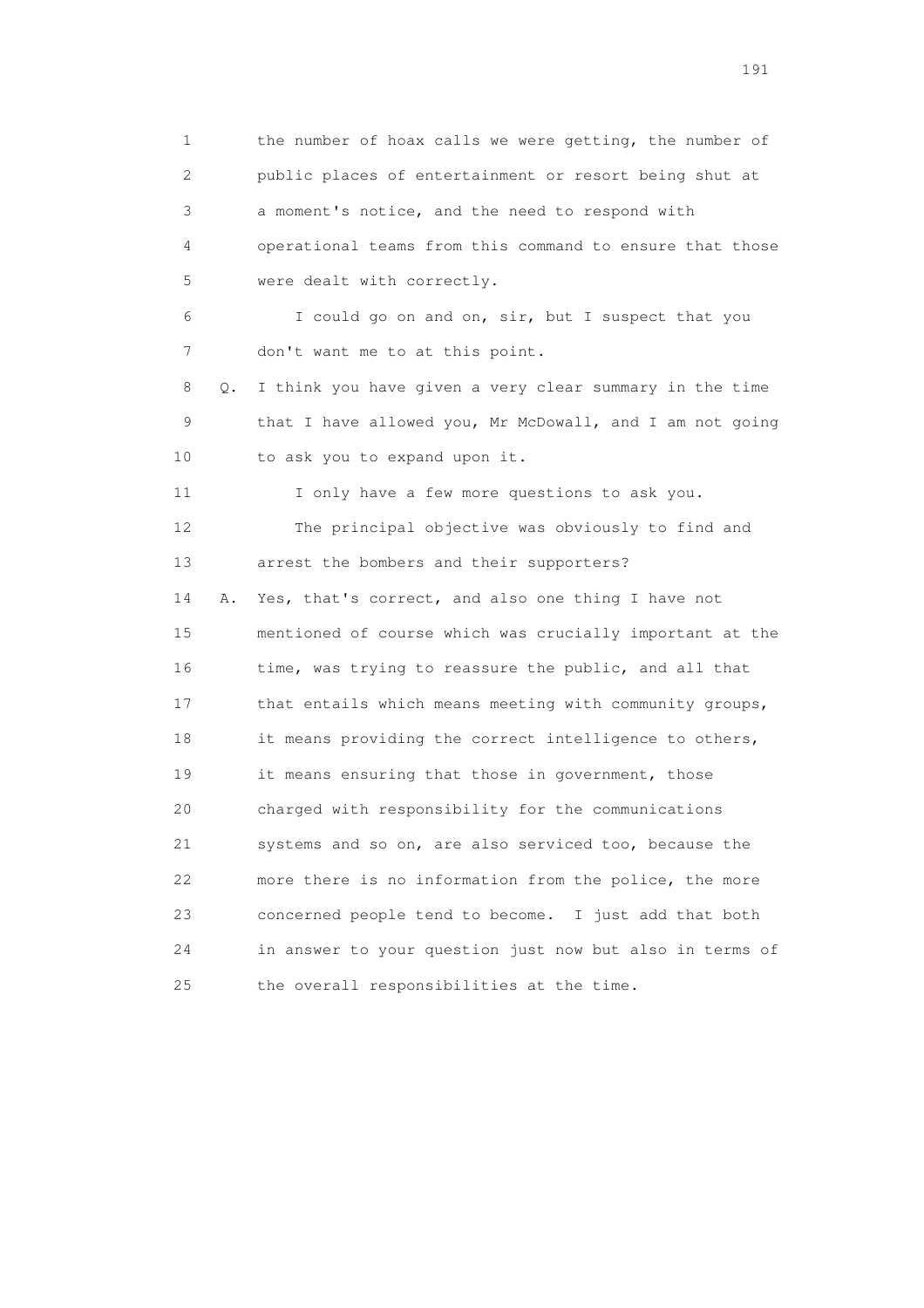1 the number of hoax calls we were getting, the number of
2 public places of entertainment or resort being shut at
3 a moment's notice, and the need to respond with
4 operational teams from this command to ensure that those
5 were dealt with correctly.

6 I could go on and on, sir, but I suspect that you
7 don't want me to at this point.

8 Q. I think you have given a very clear summary in the time
9 that I have allowed you, Mr McDowall, and I am not going
10 to ask you to expand upon it.

11 I only have a few more questions to ask you.

12 The principal objective was obviously to find and
13 arrest the bombers and their supporters?

14 A. Yes, that's correct, and also one thing I have not
15 mentioned of course which was crucially important at the
16 time, was trying to reassure the public, and all that
17 that entails which means meeting with community groups,
18 it means providing the correct intelligence to others,
19 it means ensuring that those in government, those
20 charged with responsibility for the communications
21 systems and so on, are also serviced too, because the
22 more there is no information from the police, the more
23 concerned people tend to become. I just add that both
24 in answer to your question just now but also in terms of
25 the overall responsibilities at the time.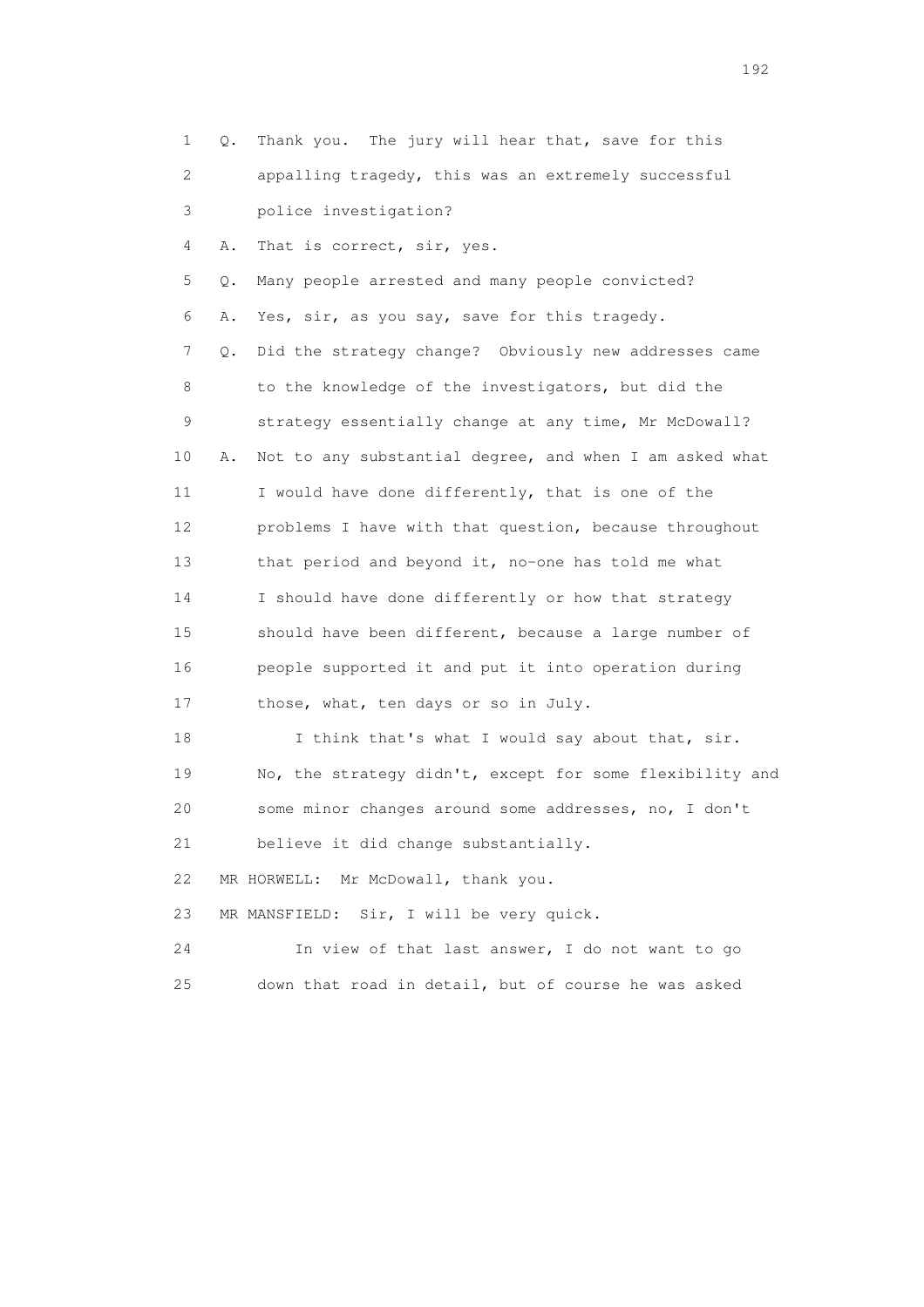1 Q. Thank you. The jury will hear that, save for this
2 appalling tragedy, this was an extremely successful
3 police investigation?

4 A. That is correct, sir, yes.

5 Q. Many people arrested and many people convicted?

6 A. Yes, sir, as you say, save for this tragedy.

7 Q. Did the strategy change? Obviously new addresses came
8 to the knowledge of the investigators, but did the
9 strategy essentially change at any time, Mr McDowall?

10 A. Not to any substantial degree, and when I am asked what
11 I would have done differently, that is one of the
12 problems I have with that question, because throughout
13 that period and beyond it, no-one has told me what
14 I should have done differently or how that strategy
15 should have been different, because a large number of
16 people supported it and put it into operation during
17 those, what, ten days or so in July.

18 I think that's what I would say about that, sir.
19 No, the strategy didn't, except for some flexibility and
20 some minor changes around some addresses, no, I don't
21 believe it did change substantially.

22 MR HORWELL: Mr McDowall, thank you.

23 MR MANSFIELD: Sir, I will be very quick.

24 In view of that last answer, I do not want to go
25 down that road in detail, but of course he was asked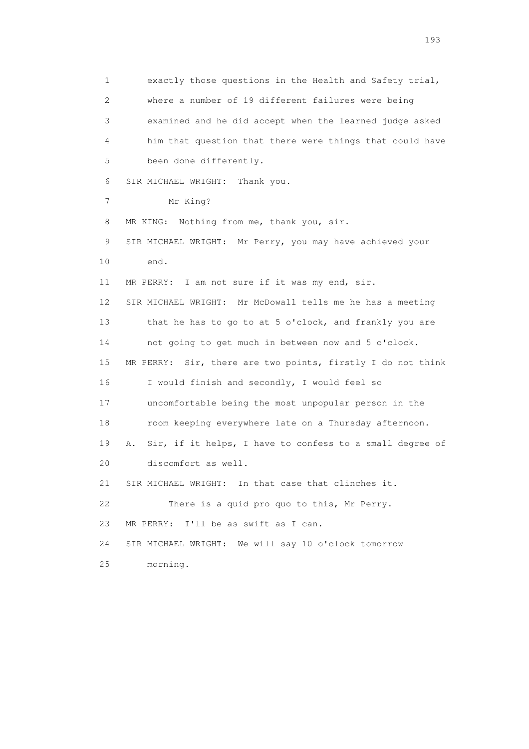1 exactly those questions in the Health and Safety trial,

2 where a number of 19 different failures were being

3 examined and he did accept when the learned judge asked

4 him that question that there were things that could have

5 been done differently.

6 SIR MICHAEL WRIGHT: Thank you.

7 Mr King?

8 MR KING: Nothing from me, thank you, sir.

9 SIR MICHAEL WRIGHT: Mr Perry, you may have achieved your

10 end.

11 MR PERRY: I am not sure if it was my end, sir.

12 SIR MICHAEL WRIGHT: Mr McDowall tells me he has a meeting

13 that he has to go to at 5 o'clock, and frankly you are

14 not going to get much in between now and 5 o'clock.

15 MR PERRY: Sir, there are two points, firstly I do not think

16 I would finish and secondly, I would feel so

17 uncomfortable being the most unpopular person in the

18 room keeping everywhere late on a Thursday afternoon.

19 A. Sir, if it helps, I have to confess to a small degree of

20 discomfort as well.

21 SIR MICHAEL WRIGHT: In that case that clinches it.

22 There is a quid pro quo to this, Mr Perry.

23 MR PERRY: I'll be as swift as I can.

24 SIR MICHAEL WRIGHT: We will say 10 o'clock tomorrow

25 morning.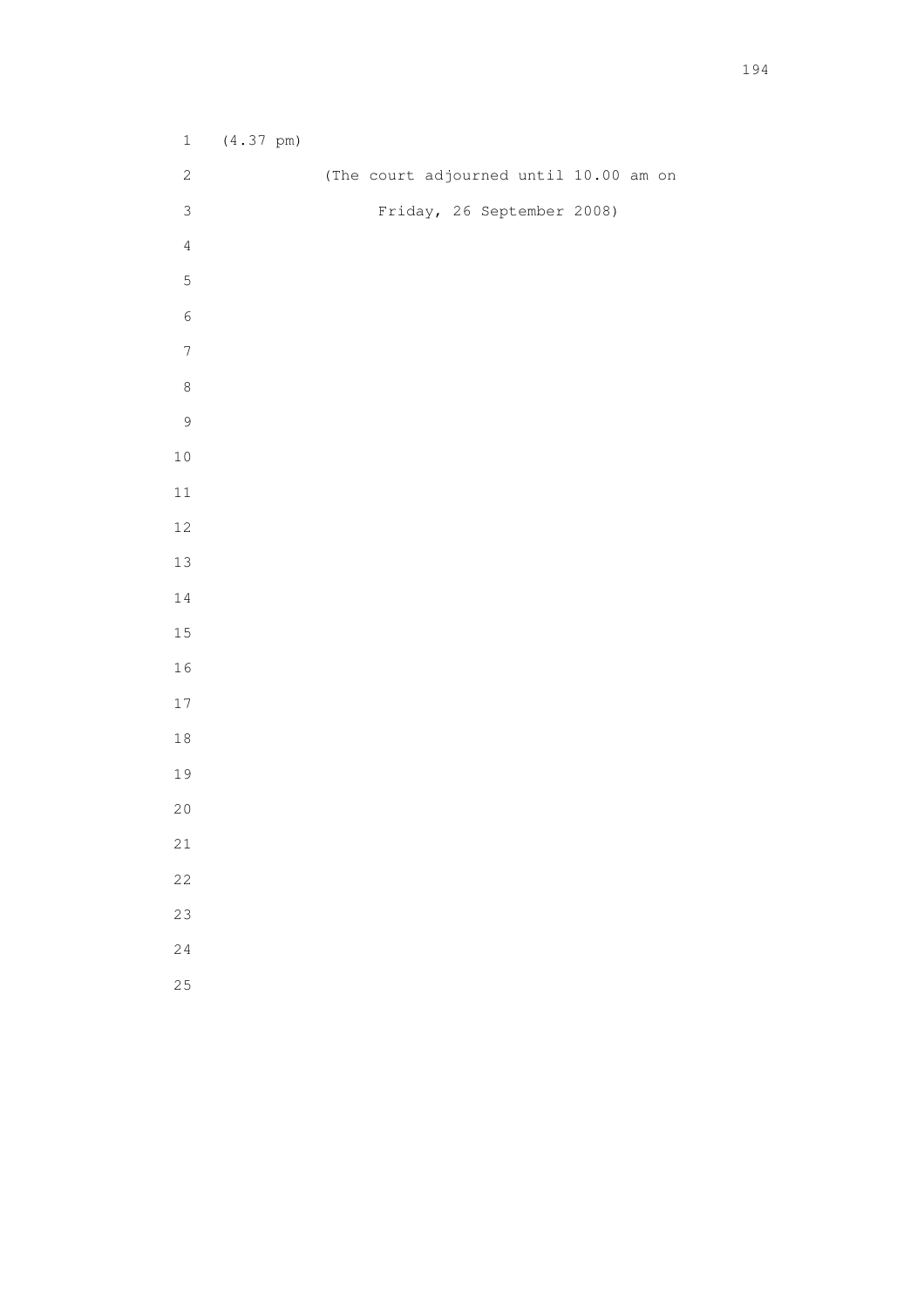(4.37 pm)

(The court adjourned until 10.00 am on

Friday, 26 September 2008)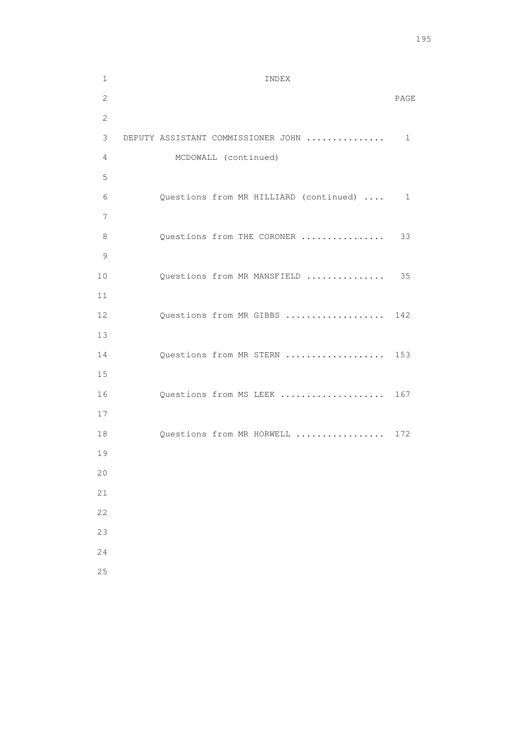# INDEX

| | PAGE |
|---|---|
| DEPUTY ASSISTANT COMMISSIONER JOHN MCDOWALL (continued) | 1 |
| Questions from MR HILLIARD (continued) | 1 |
| Questions from THE CORONER | 33 |
| Questions from MR MANSFIELD | 35 |
| Questions from MR GIBBS | 142 |
| Questions from MR STERN | 153 |
| Questions from MS LEEK | 167 |
| Questions from MR HORWELL | 172 |